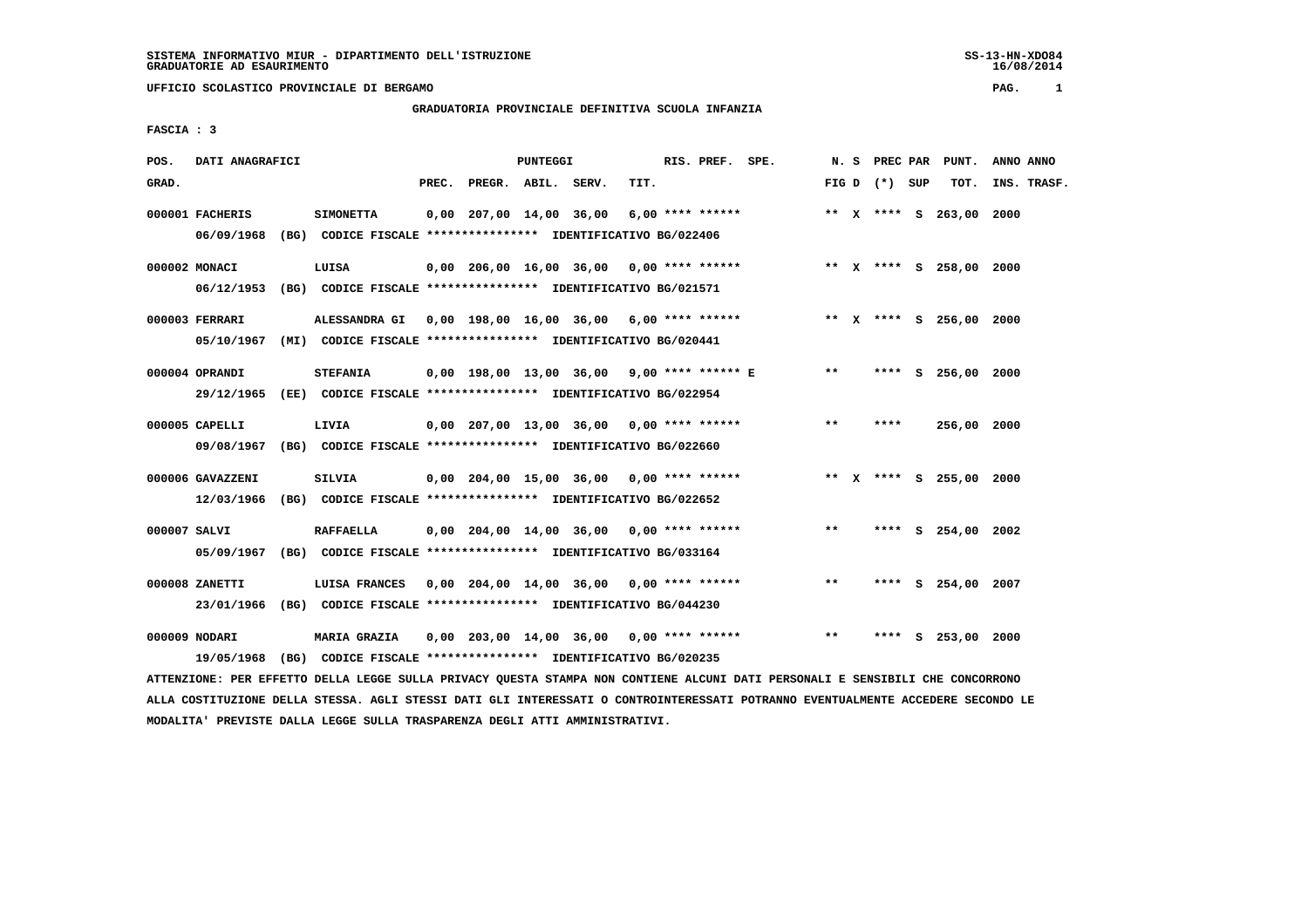SISTEMA INFORMATIVO MIUR - DIPARTIMENTO DELL'ISTRUZIONE
GRADUATORIE AD ESAURIMENTO

UFFICIO SCOLASTICO PROVINCIALE DI BERGAMO

## GRADUATORIA PROVINCIALE DEFINITIVA SCUOLA INFANZIA

FASCIA : 3

| POS. GRAD. | DATI ANAGRAFICI | | PREC. | PREGR. | ABIL. | SERV. | TIT. | RIS. PREF. SPE. | N. S FIG D | PREC PAR (*) SUP | PUNT. TOT. | ANNO INS. | ANNO TRASF. |
|---|---|---|---|---|---|---|---|---|---|---|---|---|---|
| 000001 | FACHERIS | SIMONETTA | 0,00 | 207,00 | 14,00 | 36,00 | 6,00 | **** ****** | ** X | **** S | 263,00 | 2000 | |
| | 06/09/1968 (BG) CODICE FISCALE **************** IDENTIFICATIVO BG/022406 | | | | | | | | | | | | |
| 000002 | MONACI | LUISA | 0,00 | 206,00 | 16,00 | 36,00 | 0,00 | **** ****** | ** X | **** S | 258,00 | 2000 | |
| | 06/12/1953 (BG) CODICE FISCALE **************** IDENTIFICATIVO BG/021571 | | | | | | | | | | | | |
| 000003 | FERRARI | ALESSANDRA GI | 0,00 | 198,00 | 16,00 | 36,00 | 6,00 | **** ****** | ** X | **** S | 256,00 | 2000 | |
| | 05/10/1967 (MI) CODICE FISCALE **************** IDENTIFICATIVO BG/020441 | | | | | | | | | | | | |
| 000004 | OPRANDI | STEFANIA | 0,00 | 198,00 | 13,00 | 36,00 | 9,00 | **** ****** E | ** | **** S | 256,00 | 2000 | |
| | 29/12/1965 (EE) CODICE FISCALE **************** IDENTIFICATIVO BG/022954 | | | | | | | | | | | | |
| 000005 | CAPELLI | LIVIA | 0,00 | 207,00 | 13,00 | 36,00 | 0,00 | **** ****** | ** | **** | 256,00 | 2000 | |
| | 09/08/1967 (BG) CODICE FISCALE **************** IDENTIFICATIVO BG/022660 | | | | | | | | | | | | |
| 000006 | GAVAZZENI | SILVIA | 0,00 | 204,00 | 15,00 | 36,00 | 0,00 | **** ****** | ** X | **** S | 255,00 | 2000 | |
| | 12/03/1966 (BG) CODICE FISCALE **************** IDENTIFICATIVO BG/022652 | | | | | | | | | | | | |
| 000007 | SALVI | RAFFAELLA | 0,00 | 204,00 | 14,00 | 36,00 | 0,00 | **** ****** | ** | **** S | 254,00 | 2002 | |
| | 05/09/1967 (BG) CODICE FISCALE **************** IDENTIFICATIVO BG/033164 | | | | | | | | | | | | |
| 000008 | ZANETTI | LUISA FRANCES | 0,00 | 204,00 | 14,00 | 36,00 | 0,00 | **** ****** | ** | **** S | 254,00 | 2007 | |
| | 23/01/1966 (BG) CODICE FISCALE **************** IDENTIFICATIVO BG/044230 | | | | | | | | | | | | |
| 000009 | NODARI | MARIA GRAZIA | 0,00 | 203,00 | 14,00 | 36,00 | 0,00 | **** ****** | ** | **** S | 253,00 | 2000 | |
| | 19/05/1968 (BG) CODICE FISCALE **************** IDENTIFICATIVO BG/020235 | | | | | | | | | | | | |

ATTENZIONE: PER EFFETTO DELLA LEGGE SULLA PRIVACY QUESTA STAMPA NON CONTIENE ALCUNI DATI PERSONALI E SENSIBILI CHE CONCORRONO ALLA COSTITUZIONE DELLA STESSA. AGLI STESSI DATI GLI INTERESSATI O CONTROINTERESSATI POTRANNO EVENTUALMENTE ACCEDERE SECONDO LE MODALITA' PREVISTE DALLA LEGGE SULLA TRASPARENZA DEGLI ATTI AMMINISTRATIVI.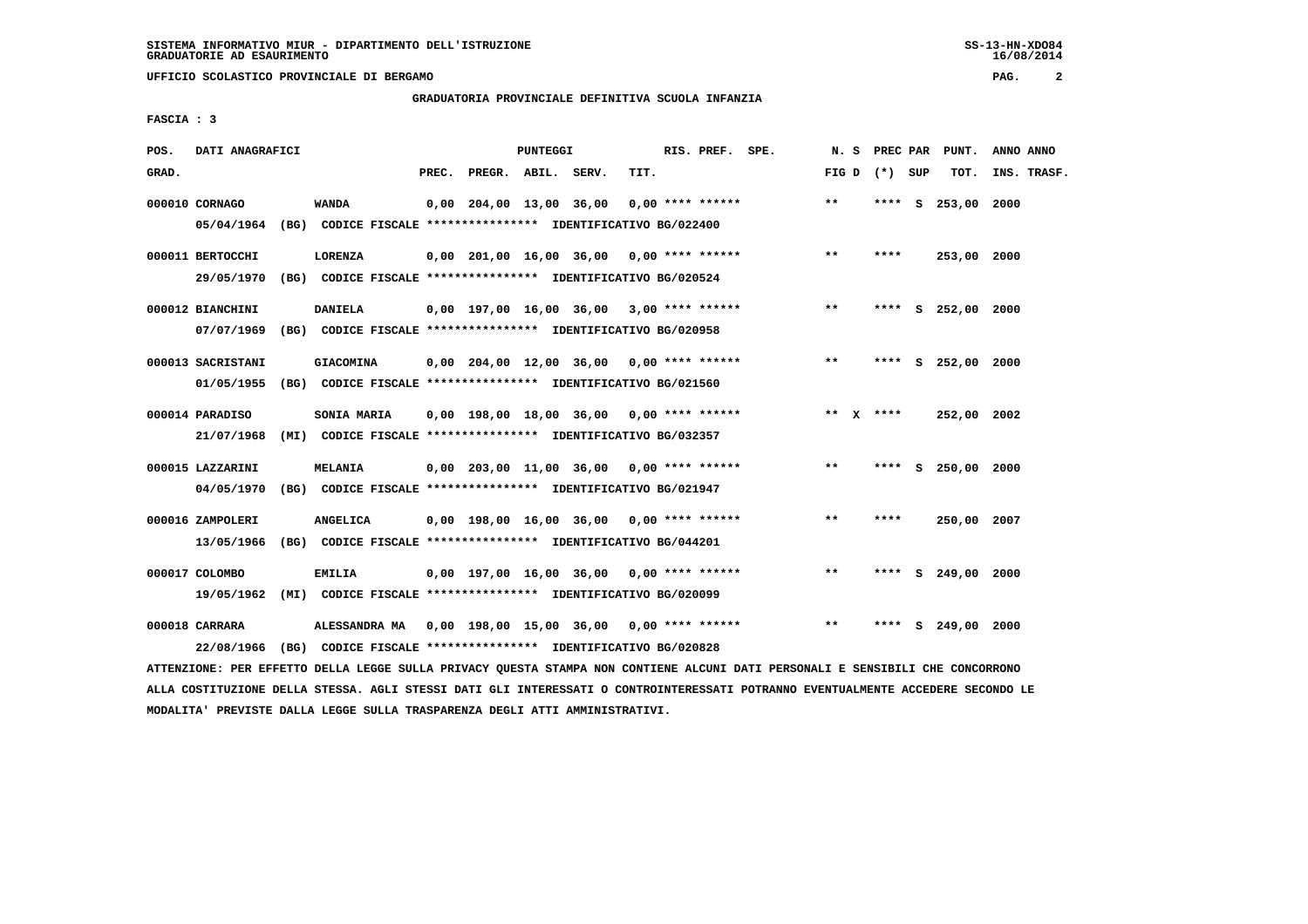SISTEMA INFORMATIVO MIUR - DIPARTIMENTO DELL'ISTRUZIONE
GRADUATORIE AD ESAURIMENTO

UFFICIO SCOLASTICO PROVINCIALE DI BERGAMO

## GRADUATORIA PROVINCIALE DEFINITIVA SCUOLA INFANZIA

FASCIA : 3

| POS. GRAD. | DATI ANAGRAFICI | | PREC. | PREGR. | ABIL. | SERV. | TIT. | RIS. PREF. | SPE. | N. S FIG D | PREC PAR (*) SUP | PUNT. TOT. | ANNO INS. | ANNO TRASF. |
|---|---|---|---|---|---|---|---|---|---|---|---|---|---|---|
| 000010 | CORNAGO | WANDA | 0,00 | 204,00 | 13,00 | 36,00 | 0,00 | **** ****** | | ** | **** S | 253,00 | 2000 | |
| | 05/04/1964 (BG) | CODICE FISCALE **************** IDENTIFICATIVO BG/022400 | | | | | | | | | | | | |
| 000011 | BERTOCCHI | LORENZA | 0,00 | 201,00 | 16,00 | 36,00 | 0,00 | **** ****** | | ** | **** | 253,00 | 2000 | |
| | 29/05/1970 (BG) | CODICE FISCALE **************** IDENTIFICATIVO BG/020524 | | | | | | | | | | | | |
| 000012 | BIANCHINI | DANIELA | 0,00 | 197,00 | 16,00 | 36,00 | 3,00 | **** ****** | | ** | **** S | 252,00 | 2000 | |
| | 07/07/1969 (BG) | CODICE FISCALE **************** IDENTIFICATIVO BG/020958 | | | | | | | | | | | | |
| 000013 | SACRISTANI | GIACOMINA | 0,00 | 204,00 | 12,00 | 36,00 | 0,00 | **** ****** | | ** | **** S | 252,00 | 2000 | |
| | 01/05/1955 (BG) | CODICE FISCALE **************** IDENTIFICATIVO BG/021560 | | | | | | | | | | | | |
| 000014 | PARADISO | SONIA MARIA | 0,00 | 198,00 | 18,00 | 36,00 | 0,00 | **** ****** | | ** X | **** | 252,00 | 2002 | |
| | 21/07/1968 (MI) | CODICE FISCALE **************** IDENTIFICATIVO BG/032357 | | | | | | | | | | | | |
| 000015 | LAZZARINI | MELANIA | 0,00 | 203,00 | 11,00 | 36,00 | 0,00 | **** ****** | | ** | **** S | 250,00 | 2000 | |
| | 04/05/1970 (BG) | CODICE FISCALE **************** IDENTIFICATIVO BG/021947 | | | | | | | | | | | | |
| 000016 | ZAMPOLERI | ANGELICA | 0,00 | 198,00 | 16,00 | 36,00 | 0,00 | **** ****** | | ** | **** | 250,00 | 2007 | |
| | 13/05/1966 (BG) | CODICE FISCALE **************** IDENTIFICATIVO BG/044201 | | | | | | | | | | | | |
| 000017 | COLOMBO | EMILIA | 0,00 | 197,00 | 16,00 | 36,00 | 0,00 | **** ****** | | ** | **** S | 249,00 | 2000 | |
| | 19/05/1962 (MI) | CODICE FISCALE **************** IDENTIFICATIVO BG/020099 | | | | | | | | | | | | |
| 000018 | CARRARA | ALESSANDRA MA | 0,00 | 198,00 | 15,00 | 36,00 | 0,00 | **** ****** | | ** | **** S | 249,00 | 2000 | |
| | 22/08/1966 (BG) | CODICE FISCALE **************** IDENTIFICATIVO BG/020828 | | | | | | | | | | | | |

ATTENZIONE: PER EFFETTO DELLA LEGGE SULLA PRIVACY QUESTA STAMPA NON CONTIENE ALCUNI DATI PERSONALI E SENSIBILI CHE CONCORRONO ALLA COSTITUZIONE DELLA STESSA. AGLI STESSI DATI GLI INTERESSATI O CONTROINTERESSATI POTRANNO EVENTUALMENTE ACCEDERE SECONDO LE MODALITA' PREVISTE DALLA LEGGE SULLA TRASPARENZA DEGLI ATTI AMMINISTRATIVI.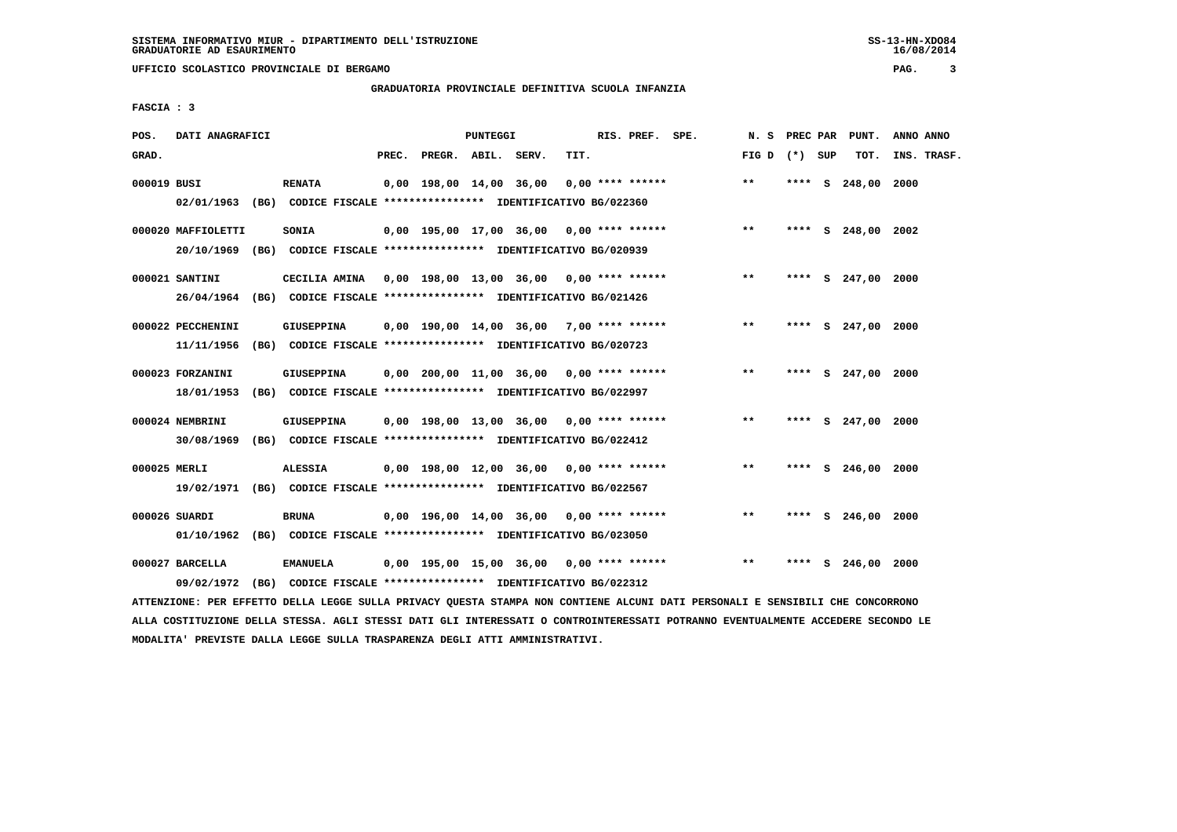SISTEMA INFORMATIVO MIUR - DIPARTIMENTO DELL'ISTRUZIONE
GRADUATORIE AD ESAURIMENTO

UFFICIO SCOLASTICO PROVINCIALE DI BERGAMO

## GRADUATORIA PROVINCIALE DEFINITIVA SCUOLA INFANZIA

FASCIA : 3

| POS. GRAD. | DATI ANAGRAFICI | | PREC. | PREGR. | ABIL. | SERV. | TIT. | RIS. PREF. | SPE. | N. S FIG D | PREC PAR (*) | SUP | PUNT. TOT. | ANNO INS. | ANNO TRASF. |
|---|---|---|---|---|---|---|---|---|---|---|---|---|---|---|---|
| 000019 | BUSI | RENATA | 0,00 | 198,00 | 14,00 | 36,00 | 0,00 | **** ****** | | ** | **** | S | 248,00 | 2000 | |
| | 02/01/1963 (BG) CODICE FISCALE **************** IDENTIFICATIVO BG/022360 | | | | | | | | | | | | | | |
| 000020 | MAFFIOLETTI | SONIA | 0,00 | 195,00 | 17,00 | 36,00 | 0,00 | **** ****** | | ** | **** | S | 248,00 | 2002 | |
| | 20/10/1969 (BG) CODICE FISCALE **************** IDENTIFICATIVO BG/020939 | | | | | | | | | | | | | | |
| 000021 | SANTINI | CECILIA AMINA | 0,00 | 198,00 | 13,00 | 36,00 | 0,00 | **** ****** | | ** | **** | S | 247,00 | 2000 | |
| | 26/04/1964 (BG) CODICE FISCALE **************** IDENTIFICATIVO BG/021426 | | | | | | | | | | | | | | |
| 000022 | PECCHENINI | GIUSEPPINA | 0,00 | 190,00 | 14,00 | 36,00 | 7,00 | **** ****** | | ** | **** | S | 247,00 | 2000 | |
| | 11/11/1956 (BG) CODICE FISCALE **************** IDENTIFICATIVO BG/020723 | | | | | | | | | | | | | | |
| 000023 | FORZANINI | GIUSEPPINA | 0,00 | 200,00 | 11,00 | 36,00 | 0,00 | **** ****** | | ** | **** | S | 247,00 | 2000 | |
| | 18/01/1953 (BG) CODICE FISCALE **************** IDENTIFICATIVO BG/022997 | | | | | | | | | | | | | | |
| 000024 | NEMBRINI | GIUSEPPINA | 0,00 | 198,00 | 13,00 | 36,00 | 0,00 | **** ****** | | ** | **** | S | 247,00 | 2000 | |
| | 30/08/1969 (BG) CODICE FISCALE **************** IDENTIFICATIVO BG/022412 | | | | | | | | | | | | | | |
| 000025 | MERLI | ALESSIA | 0,00 | 198,00 | 12,00 | 36,00 | 0,00 | **** ****** | | ** | **** | S | 246,00 | 2000 | |
| | 19/02/1971 (BG) CODICE FISCALE **************** IDENTIFICATIVO BG/022567 | | | | | | | | | | | | | | |
| 000026 | SUARDI | BRUNA | 0,00 | 196,00 | 14,00 | 36,00 | 0,00 | **** ****** | | ** | **** | S | 246,00 | 2000 | |
| | 01/10/1962 (BG) CODICE FISCALE **************** IDENTIFICATIVO BG/023050 | | | | | | | | | | | | | | |
| 000027 | BARCELLA | EMANUELA | 0,00 | 195,00 | 15,00 | 36,00 | 0,00 | **** ****** | | ** | **** | S | 246,00 | 2000 | |
| | 09/02/1972 (BG) CODICE FISCALE **************** IDENTIFICATIVO BG/022312 | | | | | | | | | | | | | | |

ATTENZIONE: PER EFFETTO DELLA LEGGE SULLA PRIVACY QUESTA STAMPA NON CONTIENE ALCUNI DATI PERSONALI E SENSIBILI CHE CONCORRONO ALLA COSTITUZIONE DELLA STESSA. AGLI STESSI DATI GLI INTERESSATI O CONTROINTERESSATI POTRANNO EVENTUALMENTE ACCEDERE SECONDO LE MODALITA' PREVISTE DALLA LEGGE SULLA TRASPARENZA DEGLI ATTI AMMINISTRATIVI.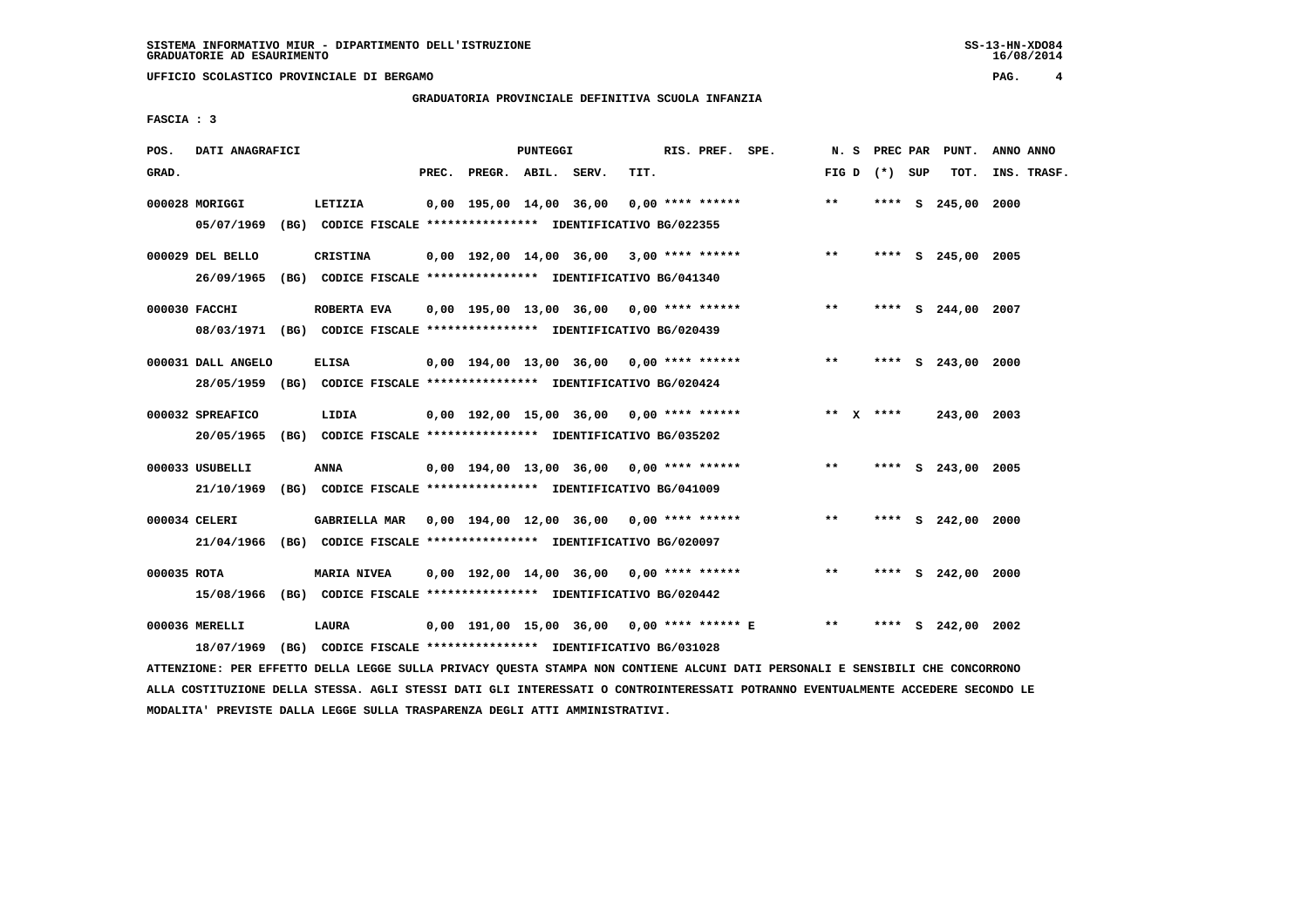UFFICIO SCOLASTICO PROVINCIALE DI BERGAMO

GRADUATORIA PROVINCIALE DEFINITIVA SCUOLA INFANZIA

FASCIA : 3

| POS. GRAD. | DATI ANAGRAFICI | | PREC. | PREGR. | ABIL. | SERV. | TIT. | RIS. PREF. SPE. | N. S FIG D | PREC PAR (*) SUP | PUNT. TOT. | ANNO ANNO INS. TRASF. |
|---|---|---|---|---|---|---|---|---|---|---|---|---|
| 000028 | MORIGGI | LETIZIA | 0,00 | 195,00 | 14,00 | 36,00 | 0,00 | **** ****** | ** | **** S | 245,00 | 2000 |
| | 05/07/1969 (BG) CODICE FISCALE **************** IDENTIFICATIVO BG/022355 | | | | | | | | | | | |
| 000029 | DEL BELLO | CRISTINA | 0,00 | 192,00 | 14,00 | 36,00 | 3,00 | **** ****** | ** | **** S | 245,00 | 2005 |
| | 26/09/1965 (BG) CODICE FISCALE **************** IDENTIFICATIVO BG/041340 | | | | | | | | | | | |
| 000030 | FACCHI | ROBERTA EVA | 0,00 | 195,00 | 13,00 | 36,00 | 0,00 | **** ****** | ** | **** S | 244,00 | 2007 |
| | 08/03/1971 (BG) CODICE FISCALE **************** IDENTIFICATIVO BG/020439 | | | | | | | | | | | |
| 000031 | DALL ANGELO | ELISA | 0,00 | 194,00 | 13,00 | 36,00 | 0,00 | **** ****** | ** | **** S | 243,00 | 2000 |
| | 28/05/1959 (BG) CODICE FISCALE **************** IDENTIFICATIVO BG/020424 | | | | | | | | | | | |
| 000032 | SPREAFICO | LIDIA | 0,00 | 192,00 | 15,00 | 36,00 | 0,00 | **** ****** | ** X | **** | 243,00 | 2003 |
| | 20/05/1965 (BG) CODICE FISCALE **************** IDENTIFICATIVO BG/035202 | | | | | | | | | | | |
| 000033 | USUBELLI | ANNA | 0,00 | 194,00 | 13,00 | 36,00 | 0,00 | **** ****** | ** | **** S | 243,00 | 2005 |
| | 21/10/1969 (BG) CODICE FISCALE **************** IDENTIFICATIVO BG/041009 | | | | | | | | | | | |
| 000034 | CELERI | GABRIELLA MAR | 0,00 | 194,00 | 12,00 | 36,00 | 0,00 | **** ****** | ** | **** S | 242,00 | 2000 |
| | 21/04/1966 (BG) CODICE FISCALE **************** IDENTIFICATIVO BG/020097 | | | | | | | | | | | |
| 000035 | ROTA | MARIA NIVEA | 0,00 | 192,00 | 14,00 | 36,00 | 0,00 | **** ****** | ** | **** S | 242,00 | 2000 |
| | 15/08/1966 (BG) CODICE FISCALE **************** IDENTIFICATIVO BG/020442 | | | | | | | | | | | |
| 000036 | MERELLI | LAURA | 0,00 | 191,00 | 15,00 | 36,00 | 0,00 | **** ****** E | ** | **** S | 242,00 | 2002 |
| | 18/07/1969 (BG) CODICE FISCALE **************** IDENTIFICATIVO BG/031028 | | | | | | | | | | | |

ATTENZIONE: PER EFFETTO DELLA LEGGE SULLA PRIVACY QUESTA STAMPA NON CONTIENE ALCUNI DATI PERSONALI E SENSIBILI CHE CONCORRONO ALLA COSTITUZIONE DELLA STESSA. AGLI STESSI DATI GLI INTERESSATI O CONTROINTERESSATI POTRANNO EVENTUALMENTE ACCEDERE SECONDO LE MODALITA' PREVISTE DALLA LEGGE SULLA TRASPARENZA DEGLI ATTI AMMINISTRATIVI.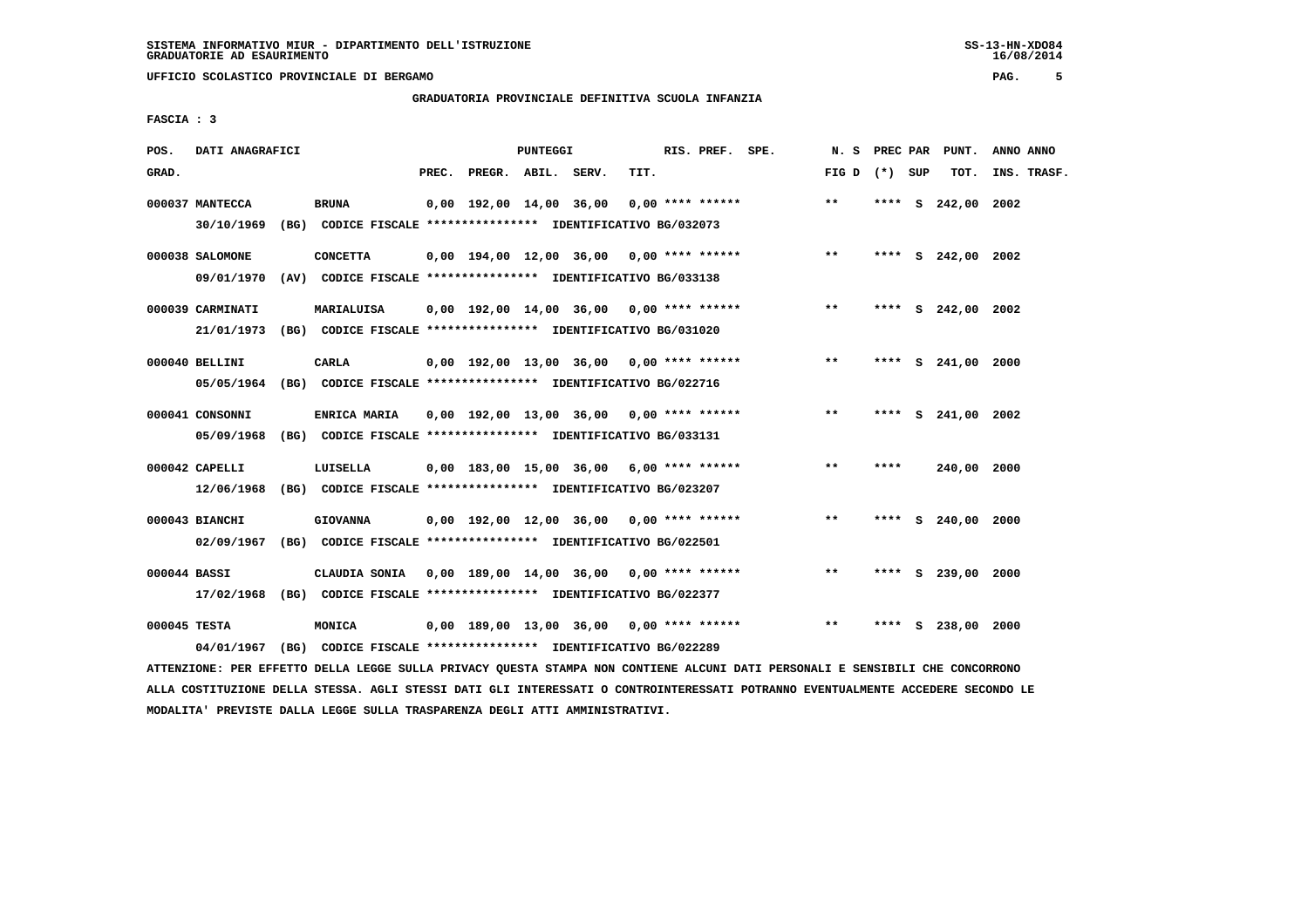**SISTEMA INFORMATIVO MIUR - DIPARTIMENTO DELL'ISTRUZIONE**
**GRADUATORIE AD ESAURIMENTO**

**UFFICIO SCOLASTICO PROVINCIALE DI BERGAMO**

**GRADUATORIA PROVINCIALE DEFINITIVA SCUOLA INFANZIA**

**FASCIA : 3**

| POS. GRAD. | DATI ANAGRAFICI | | PREC. | PREGR. | ABIL. | SERV. | TIT. | RIS. PREF. | SPE. | N. S FIG D | PREC PAR (*) | SUP | PUNT. TOT. | ANNO INS. | ANNO TRASF. |
|---|---|---|---|---|---|---|---|---|---|---|---|---|---|---|---|
| 000037 | MANTECCA | BRUNA | 0,00 | 192,00 | 14,00 | 36,00 | 0,00 | **** ****** | | ** | **** | S | 242,00 | 2002 | |
| | 30/10/1969 (BG) CODICE FISCALE **************** IDENTIFICATIVO BG/032073 | | | | | | | | | | | | | | |
| 000038 | SALOMONE | CONCETTA | 0,00 | 194,00 | 12,00 | 36,00 | 0,00 | **** ****** | | ** | **** | S | 242,00 | 2002 | |
| | 09/01/1970 (AV) CODICE FISCALE **************** IDENTIFICATIVO BG/033138 | | | | | | | | | | | | | | |
| 000039 | CARMINATI | MARIALUISA | 0,00 | 192,00 | 14,00 | 36,00 | 0,00 | **** ****** | | ** | **** | S | 242,00 | 2002 | |
| | 21/01/1973 (BG) CODICE FISCALE **************** IDENTIFICATIVO BG/031020 | | | | | | | | | | | | | | |
| 000040 | BELLINI | CARLA | 0,00 | 192,00 | 13,00 | 36,00 | 0,00 | **** ****** | | ** | **** | S | 241,00 | 2000 | |
| | 05/05/1964 (BG) CODICE FISCALE **************** IDENTIFICATIVO BG/022716 | | | | | | | | | | | | | | |
| 000041 | CONSONNI | ENRICA MARIA | 0,00 | 192,00 | 13,00 | 36,00 | 0,00 | **** ****** | | ** | **** | S | 241,00 | 2002 | |
| | 05/09/1968 (BG) CODICE FISCALE **************** IDENTIFICATIVO BG/033131 | | | | | | | | | | | | | | |
| 000042 | CAPELLI | LUISELLA | 0,00 | 183,00 | 15,00 | 36,00 | 6,00 | **** ****** | | ** | **** | | 240,00 | 2000 | |
| | 12/06/1968 (BG) CODICE FISCALE **************** IDENTIFICATIVO BG/023207 | | | | | | | | | | | | | | |
| 000043 | BIANCHI | GIOVANNA | 0,00 | 192,00 | 12,00 | 36,00 | 0,00 | **** ****** | | ** | **** | S | 240,00 | 2000 | |
| | 02/09/1967 (BG) CODICE FISCALE **************** IDENTIFICATIVO BG/022501 | | | | | | | | | | | | | | |
| 000044 | BASSI | CLAUDIA SONIA | 0,00 | 189,00 | 14,00 | 36,00 | 0,00 | **** ****** | | ** | **** | S | 239,00 | 2000 | |
| | 17/02/1968 (BG) CODICE FISCALE **************** IDENTIFICATIVO BG/022377 | | | | | | | | | | | | | | |
| 000045 | TESTA | MONICA | 0,00 | 189,00 | 13,00 | 36,00 | 0,00 | **** ****** | | ** | **** | S | 238,00 | 2000 | |
| | 04/01/1967 (BG) CODICE FISCALE **************** IDENTIFICATIVO BG/022289 | | | | | | | | | | | | | | |

ATTENZIONE: PER EFFETTO DELLA LEGGE SULLA PRIVACY QUESTA STAMPA NON CONTIENE ALCUNI DATI PERSONALI E SENSIBILI CHE CONCORRONO ALLA COSTITUZIONE DELLA STESSA. AGLI STESSI DATI GLI INTERESSATI O CONTROINTERESSATI POTRANNO EVENTUALMENTE ACCEDERE SECONDO LE MODALITA' PREVISTE DALLA LEGGE SULLA TRASPARENZA DEGLI ATTI AMMINISTRATIVI.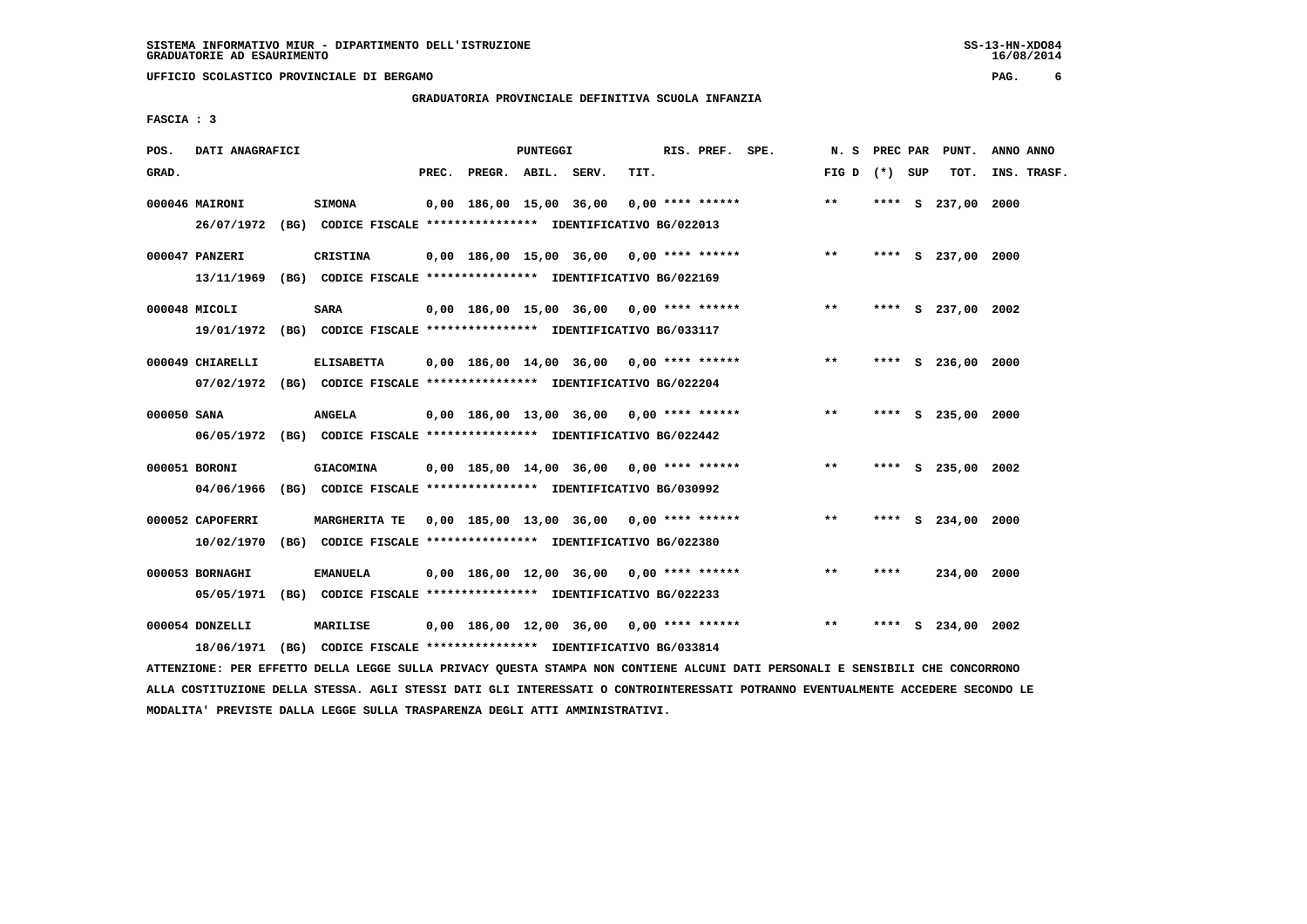SISTEMA INFORMATIVO MIUR - DIPARTIMENTO DELL'ISTRUZIONE
GRADUATORIE AD ESAURIMENTO

UFFICIO SCOLASTICO PROVINCIALE DI BERGAMO

GRADUATORIA PROVINCIALE DEFINITIVA SCUOLA INFANZIA

FASCIA : 3

| POS. GRAD. | DATI ANAGRAFICI | | PREC. | PREGR. | ABIL. | SERV. | TIT. | RIS. PREF. SPE. | N. S FIG D | PREC PAR (*) SUP | PUNT. TOT. | ANNO ANNO INS. TRASF. |
|---|---|---|---|---|---|---|---|---|---|---|---|---|
| 000046 | MAIRONI | SIMONA | 0,00 | 186,00 | 15,00 | 36,00 | 0,00 | **** ****** | ** | **** S | 237,00 | 2000 |
| | 26/07/1972 (BG) CODICE FISCALE **************** IDENTIFICATIVO BG/022013 | | | | | | | | | | | |
| 000047 | PANZERI | CRISTINA | 0,00 | 186,00 | 15,00 | 36,00 | 0,00 | **** ****** | ** | **** S | 237,00 | 2000 |
| | 13/11/1969 (BG) CODICE FISCALE **************** IDENTIFICATIVO BG/022169 | | | | | | | | | | | |
| 000048 | MICOLI | SARA | 0,00 | 186,00 | 15,00 | 36,00 | 0,00 | **** ****** | ** | **** S | 237,00 | 2002 |
| | 19/01/1972 (BG) CODICE FISCALE **************** IDENTIFICATIVO BG/033117 | | | | | | | | | | | |
| 000049 | CHIARELLI | ELISABETTA | 0,00 | 186,00 | 14,00 | 36,00 | 0,00 | **** ****** | ** | **** S | 236,00 | 2000 |
| | 07/02/1972 (BG) CODICE FISCALE **************** IDENTIFICATIVO BG/022204 | | | | | | | | | | | |
| 000050 | SANA | ANGELA | 0,00 | 186,00 | 13,00 | 36,00 | 0,00 | **** ****** | ** | **** S | 235,00 | 2000 |
| | 06/05/1972 (BG) CODICE FISCALE **************** IDENTIFICATIVO BG/022442 | | | | | | | | | | | |
| 000051 | BORONI | GIACOMINA | 0,00 | 185,00 | 14,00 | 36,00 | 0,00 | **** ****** | ** | **** S | 235,00 | 2002 |
| | 04/06/1966 (BG) CODICE FISCALE **************** IDENTIFICATIVO BG/030992 | | | | | | | | | | | |
| 000052 | CAPOFERRI | MARGHERITA TE | 0,00 | 185,00 | 13,00 | 36,00 | 0,00 | **** ****** | ** | **** S | 234,00 | 2000 |
| | 10/02/1970 (BG) CODICE FISCALE **************** IDENTIFICATIVO BG/022380 | | | | | | | | | | | |
| 000053 | BORNAGHI | EMANUELA | 0,00 | 186,00 | 12,00 | 36,00 | 0,00 | **** ****** | ** | **** | 234,00 | 2000 |
| | 05/05/1971 (BG) CODICE FISCALE **************** IDENTIFICATIVO BG/022233 | | | | | | | | | | | |
| 000054 | DONZELLI | MARILISE | 0,00 | 186,00 | 12,00 | 36,00 | 0,00 | **** ****** | ** | **** S | 234,00 | 2002 |
| | 18/06/1971 (BG) CODICE FISCALE **************** IDENTIFICATIVO BG/033814 | | | | | | | | | | | |

ATTENZIONE: PER EFFETTO DELLA LEGGE SULLA PRIVACY QUESTA STAMPA NON CONTIENE ALCUNI DATI PERSONALI E SENSIBILI CHE CONCORRONO ALLA COSTITUZIONE DELLA STESSA. AGLI STESSI DATI GLI INTERESSATI O CONTROINTERESSATI POTRANNO EVENTUALMENTE ACCEDERE SECONDO LE MODALITA' PREVISTE DALLA LEGGE SULLA TRASPARENZA DEGLI ATTI AMMINISTRATIVI.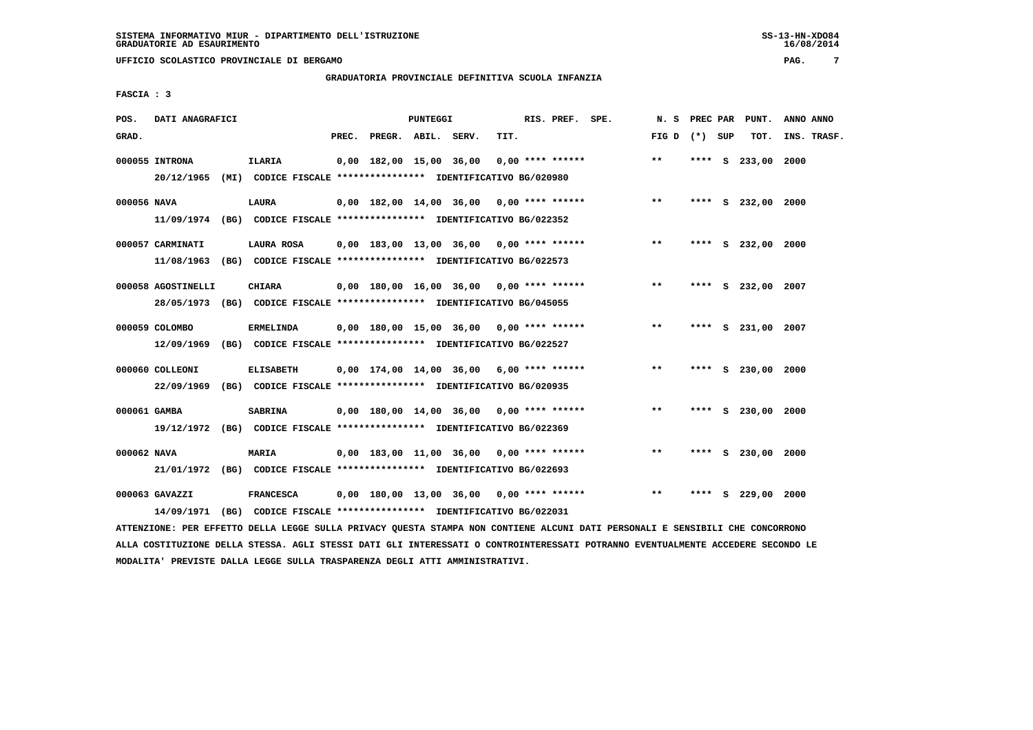SISTEMA INFORMATIVO MIUR - DIPARTIMENTO DELL'ISTRUZIONE
GRADUATORIE AD ESAURIMENTO

UFFICIO SCOLASTICO PROVINCIALE DI BERGAMO

GRADUATORIA PROVINCIALE DEFINITIVA SCUOLA INFANZIA

FASCIA : 3

| POS. GRAD. | DATI ANAGRAFICI | | PREC. | PREGR. | ABIL. | SERV. | TIT. | RIS. PREF. SPE. | N. S FIG D | PREC PAR (*) SUP | PUNT. TOT. | ANNO INS. | ANNO TRASF. |
|---|---|---|---|---|---|---|---|---|---|---|---|---|---|
| 000055 | INTRONA | ILARIA | 0,00 | 182,00 | 15,00 | 36,00 | 0,00 | **** ****** | ** | **** S | 233,00 | 2000 | |
| | 20/12/1965 (MI) CODICE FISCALE **************** IDENTIFICATIVO BG/020980 | | | | | | | | | | | | |
| 000056 | NAVA | LAURA | 0,00 | 182,00 | 14,00 | 36,00 | 0,00 | **** ****** | ** | **** S | 232,00 | 2000 | |
| | 11/09/1974 (BG) CODICE FISCALE **************** IDENTIFICATIVO BG/022352 | | | | | | | | | | | | |
| 000057 | CARMINATI | LAURA ROSA | 0,00 | 183,00 | 13,00 | 36,00 | 0,00 | **** ****** | ** | **** S | 232,00 | 2000 | |
| | 11/08/1963 (BG) CODICE FISCALE **************** IDENTIFICATIVO BG/022573 | | | | | | | | | | | | |
| 000058 | AGOSTINELLI | CHIARA | 0,00 | 180,00 | 16,00 | 36,00 | 0,00 | **** ****** | ** | **** S | 232,00 | 2007 | |
| | 28/05/1973 (BG) CODICE FISCALE **************** IDENTIFICATIVO BG/045055 | | | | | | | | | | | | |
| 000059 | COLOMBO | ERMELINDA | 0,00 | 180,00 | 15,00 | 36,00 | 0,00 | **** ****** | ** | **** S | 231,00 | 2007 | |
| | 12/09/1969 (BG) CODICE FISCALE **************** IDENTIFICATIVO BG/022527 | | | | | | | | | | | | |
| 000060 | COLLEONI | ELISABETH | 0,00 | 174,00 | 14,00 | 36,00 | 6,00 | **** ****** | ** | **** S | 230,00 | 2000 | |
| | 22/09/1969 (BG) CODICE FISCALE **************** IDENTIFICATIVO BG/020935 | | | | | | | | | | | | |
| 000061 | GAMBA | SABRINA | 0,00 | 180,00 | 14,00 | 36,00 | 0,00 | **** ****** | ** | **** S | 230,00 | 2000 | |
| | 19/12/1972 (BG) CODICE FISCALE **************** IDENTIFICATIVO BG/022369 | | | | | | | | | | | | |
| 000062 | NAVA | MARIA | 0,00 | 183,00 | 11,00 | 36,00 | 0,00 | **** ****** | ** | **** S | 230,00 | 2000 | |
| | 21/01/1972 (BG) CODICE FISCALE **************** IDENTIFICATIVO BG/022693 | | | | | | | | | | | | |
| 000063 | GAVAZZI | FRANCESCA | 0,00 | 180,00 | 13,00 | 36,00 | 0,00 | **** ****** | ** | **** S | 229,00 | 2000 | |
| | 14/09/1971 (BG) CODICE FISCALE **************** IDENTIFICATIVO BG/022031 | | | | | | | | | | | | |

ATTENZIONE: PER EFFETTO DELLA LEGGE SULLA PRIVACY QUESTA STAMPA NON CONTIENE ALCUNI DATI PERSONALI E SENSIBILI CHE CONCORRONO ALLA COSTITUZIONE DELLA STESSA. AGLI STESSI DATI GLI INTERESSATI O CONTROINTERESSATI POTRANNO EVENTUALMENTE ACCEDERE SECONDO LE MODALITA' PREVISTE DALLA LEGGE SULLA TRASPARENZA DEGLI ATTI AMMINISTRATIVI.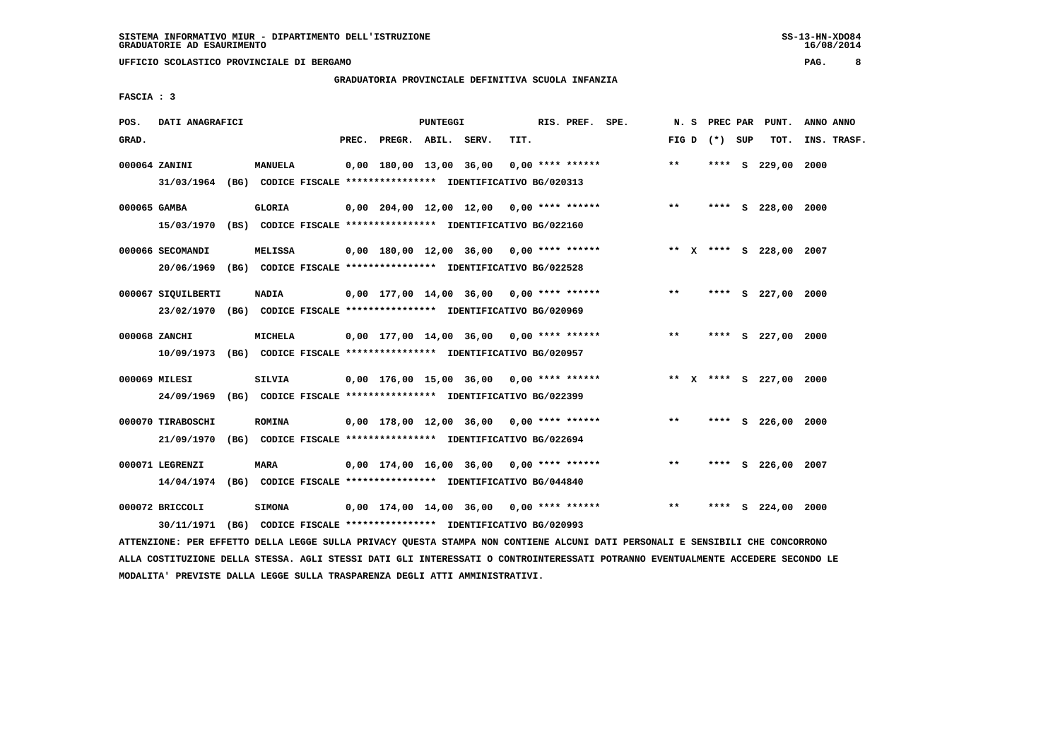SISTEMA INFORMATIVO MIUR - DIPARTIMENTO DELL'ISTRUZIONE
GRADUATORIE AD ESAURIMENTO

UFFICIO SCOLASTICO PROVINCIALE DI BERGAMO

GRADUATORIA PROVINCIALE DEFINITIVA SCUOLA INFANZIA

FASCIA : 3

| POS. GRAD. | DATI ANAGRAFICI | | PREC. | PREGR. | ABIL. | SERV. | TIT. | RIS. PREF. | SPE. | N. S FIG D | PREC PAR (*) | SUP | PUNT. TOT. | ANNO INS. | ANNO TRASF. |
|---|---|---|---|---|---|---|---|---|---|---|---|---|---|---|---|
| 000064 | ZANINI | MANUELA | 0,00 | 180,00 | 13,00 | 36,00 | 0,00 | **** ****** | | ** | **** | S | 229,00 | 2000 | |
| | 31/03/1964 (BG) CODICE FISCALE **************** IDENTIFICATIVO BG/020313 | | | | | | | | | | | | | | |
| 000065 | GAMBA | GLORIA | 0,00 | 204,00 | 12,00 | 12,00 | 0,00 | **** ****** | | ** | **** | S | 228,00 | 2000 | |
| | 15/03/1970 (BS) CODICE FISCALE **************** IDENTIFICATIVO BG/022160 | | | | | | | | | | | | | | |
| 000066 | SECOMANDI | MELISSA | 0,00 | 180,00 | 12,00 | 36,00 | 0,00 | **** ****** | | ** X | **** | S | 228,00 | 2007 | |
| | 20/06/1969 (BG) CODICE FISCALE **************** IDENTIFICATIVO BG/022528 | | | | | | | | | | | | | | |
| 000067 | SIQUILBERTI | NADIA | 0,00 | 177,00 | 14,00 | 36,00 | 0,00 | **** ****** | | ** | **** | S | 227,00 | 2000 | |
| | 23/02/1970 (BG) CODICE FISCALE **************** IDENTIFICATIVO BG/020969 | | | | | | | | | | | | | | |
| 000068 | ZANCHI | MICHELA | 0,00 | 177,00 | 14,00 | 36,00 | 0,00 | **** ****** | | ** | **** | S | 227,00 | 2000 | |
| | 10/09/1973 (BG) CODICE FISCALE **************** IDENTIFICATIVO BG/020957 | | | | | | | | | | | | | | |
| 000069 | MILESI | SILVIA | 0,00 | 176,00 | 15,00 | 36,00 | 0,00 | **** ****** | | ** X | **** | S | 227,00 | 2000 | |
| | 24/09/1969 (BG) CODICE FISCALE **************** IDENTIFICATIVO BG/022399 | | | | | | | | | | | | | | |
| 000070 | TIRABOSCHI | ROMINA | 0,00 | 178,00 | 12,00 | 36,00 | 0,00 | **** ****** | | ** | **** | S | 226,00 | 2000 | |
| | 21/09/1970 (BG) CODICE FISCALE **************** IDENTIFICATIVO BG/022694 | | | | | | | | | | | | | | |
| 000071 | LEGRENZI | MARA | 0,00 | 174,00 | 16,00 | 36,00 | 0,00 | **** ****** | | ** | **** | S | 226,00 | 2007 | |
| | 14/04/1974 (BG) CODICE FISCALE **************** IDENTIFICATIVO BG/044840 | | | | | | | | | | | | | | |
| 000072 | BRICCOLI | SIMONA | 0,00 | 174,00 | 14,00 | 36,00 | 0,00 | **** ****** | | ** | **** | S | 224,00 | 2000 | |
| | 30/11/1971 (BG) CODICE FISCALE **************** IDENTIFICATIVO BG/020993 | | | | | | | | | | | | | | |

ATTENZIONE: PER EFFETTO DELLA LEGGE SULLA PRIVACY QUESTA STAMPA NON CONTIENE ALCUNI DATI PERSONALI E SENSIBILI CHE CONCORRONO ALLA COSTITUZIONE DELLA STESSA. AGLI STESSI DATI GLI INTERESSATI O CONTROINTERESSATI POTRANNO EVENTUALMENTE ACCEDERE SECONDO LE MODALITA' PREVISTE DALLA LEGGE SULLA TRASPARENZA DEGLI ATTI AMMINISTRATIVI.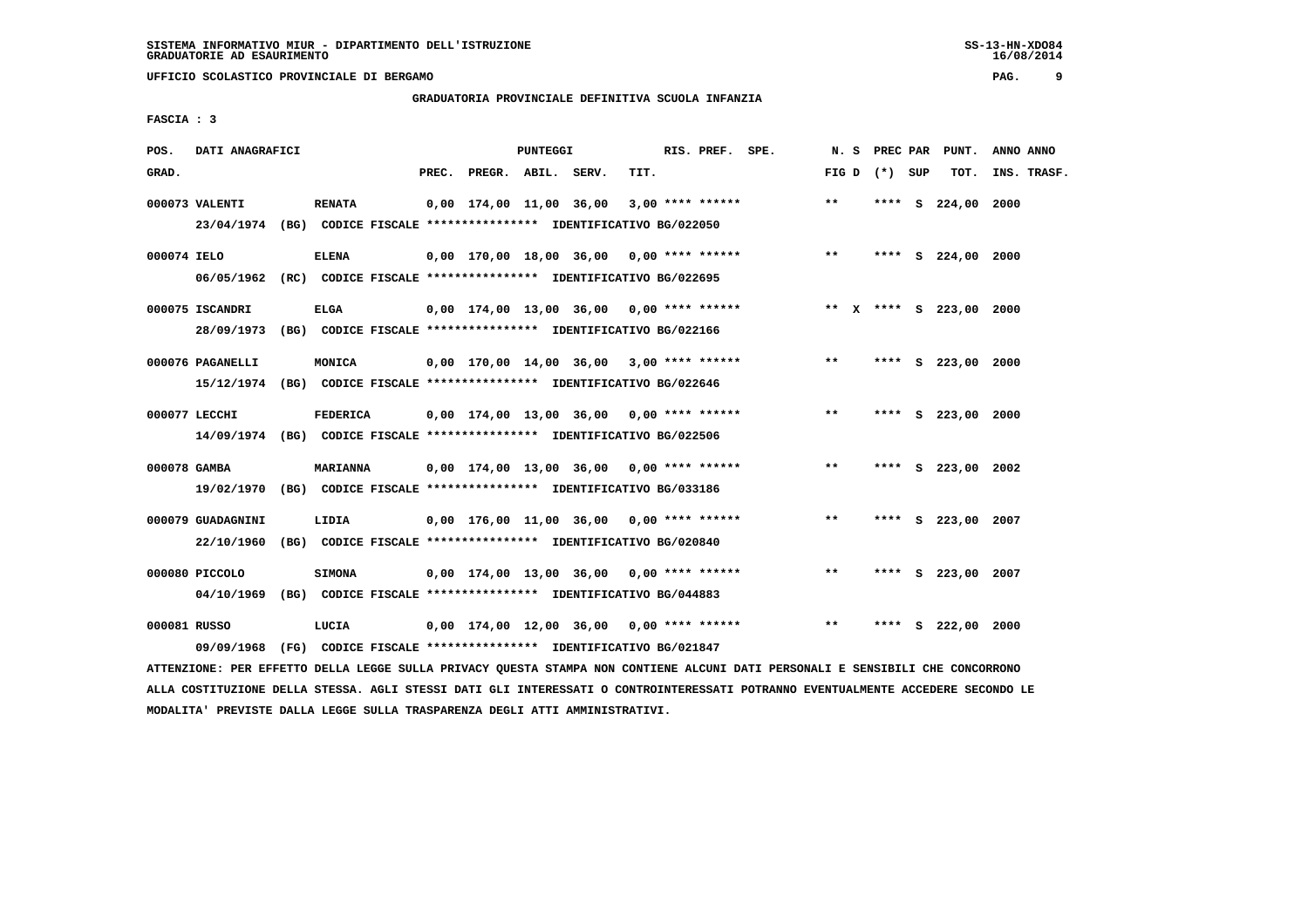SISTEMA INFORMATIVO MIUR - DIPARTIMENTO DELL'ISTRUZIONE
GRADUATORIE AD ESAURIMENTO

UFFICIO SCOLASTICO PROVINCIALE DI BERGAMO

GRADUATORIA PROVINCIALE DEFINITIVA SCUOLA INFANZIA

FASCIA : 3

| POS. GRAD. | DATI ANAGRAFICI | | PREC. | PREGR. | ABIL. | SERV. | TIT. | RIS. PREF. SPE. | N. S FIG D | PREC PAR (*) SUP | PUNT. TOT. | ANNO ANNO INS. TRASF. |
|---|---|---|---|---|---|---|---|---|---|---|---|---|
| 000073 | VALENTI | RENATA | 0,00 | 174,00 | 11,00 | 36,00 | 3,00 | **** ****** | ** | **** S | 224,00 | 2000 |
| | 23/04/1974 (BG) CODICE FISCALE **************** IDENTIFICATIVO BG/022050 | | | | | | | | | | | |
| 000074 | IELO | ELENA | 0,00 | 170,00 | 18,00 | 36,00 | 0,00 | **** ****** | ** | **** S | 224,00 | 2000 |
| | 06/05/1962 (RC) CODICE FISCALE **************** IDENTIFICATIVO BG/022695 | | | | | | | | | | | |
| 000075 | ISCANDRI | ELGA | 0,00 | 174,00 | 13,00 | 36,00 | 0,00 | **** ****** | ** X | **** S | 223,00 | 2000 |
| | 28/09/1973 (BG) CODICE FISCALE **************** IDENTIFICATIVO BG/022166 | | | | | | | | | | | |
| 000076 | PAGANELLI | MONICA | 0,00 | 170,00 | 14,00 | 36,00 | 3,00 | **** ****** | ** | **** S | 223,00 | 2000 |
| | 15/12/1974 (BG) CODICE FISCALE **************** IDENTIFICATIVO BG/022646 | | | | | | | | | | | |
| 000077 | LECCHI | FEDERICA | 0,00 | 174,00 | 13,00 | 36,00 | 0,00 | **** ****** | ** | **** S | 223,00 | 2000 |
| | 14/09/1974 (BG) CODICE FISCALE **************** IDENTIFICATIVO BG/022506 | | | | | | | | | | | |
| 000078 | GAMBA | MARIANNA | 0,00 | 174,00 | 13,00 | 36,00 | 0,00 | **** ****** | ** | **** S | 223,00 | 2002 |
| | 19/02/1970 (BG) CODICE FISCALE **************** IDENTIFICATIVO BG/033186 | | | | | | | | | | | |
| 000079 | GUADAGNINI | LIDIA | 0,00 | 176,00 | 11,00 | 36,00 | 0,00 | **** ****** | ** | **** S | 223,00 | 2007 |
| | 22/10/1960 (BG) CODICE FISCALE **************** IDENTIFICATIVO BG/020840 | | | | | | | | | | | |
| 000080 | PICCOLO | SIMONA | 0,00 | 174,00 | 13,00 | 36,00 | 0,00 | **** ****** | ** | **** S | 223,00 | 2007 |
| | 04/10/1969 (BG) CODICE FISCALE **************** IDENTIFICATIVO BG/044883 | | | | | | | | | | | |
| 000081 | RUSSO | LUCIA | 0,00 | 174,00 | 12,00 | 36,00 | 0,00 | **** ****** | ** | **** S | 222,00 | 2000 |
| | 09/09/1968 (FG) CODICE FISCALE **************** IDENTIFICATIVO BG/021847 | | | | | | | | | | | |

ATTENZIONE: PER EFFETTO DELLA LEGGE SULLA PRIVACY QUESTA STAMPA NON CONTIENE ALCUNI DATI PERSONALI E SENSIBILI CHE CONCORRONO ALLA COSTITUZIONE DELLA STESSA. AGLI STESSI DATI GLI INTERESSATI O CONTROINTERESSATI POTRANNO EVENTUALMENTE ACCEDERE SECONDO LE MODALITA' PREVISTE DALLA LEGGE SULLA TRASPARENZA DEGLI ATTI AMMINISTRATIVI.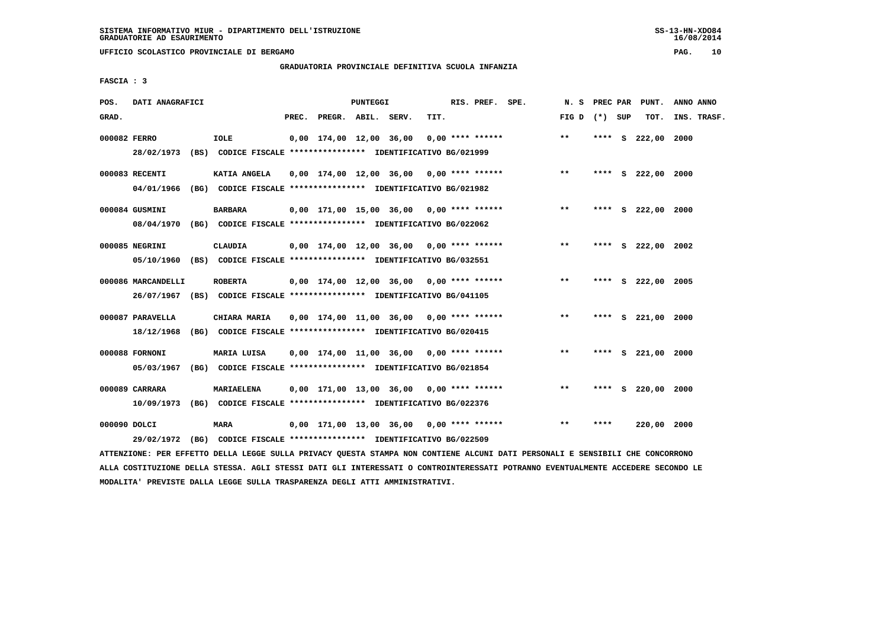SISTEMA INFORMATIVO MIUR - DIPARTIMENTO DELL'ISTRUZIONE
GRADUATORIE AD ESAURIMENTO

UFFICIO SCOLASTICO PROVINCIALE DI BERGAMO

GRADUATORIA PROVINCIALE DEFINITIVA SCUOLA INFANZIA

FASCIA : 3

| POS. GRAD. | DATI ANAGRAFICI | | PREC. | PREGR. | ABIL. | SERV. | TIT. | RIS. PREF. SPE. | N. S FIG D | PREC PAR (*) SUP | PUNT. TOT. | ANNO INS. | ANNO TRASF. |
|---|---|---|---|---|---|---|---|---|---|---|---|---|---|
| 000082 | FERRO | IOLE | 0,00 | 174,00 | 12,00 | 36,00 | 0,00 | **** ****** | ** | **** S | 222,00 | 2000 | |
| | 28/02/1973 (BS) CODICE FISCALE **************** IDENTIFICATIVO BG/021999 | | | | | | | | | | | | |
| 000083 | RECENTI | KATIA ANGELA | 0,00 | 174,00 | 12,00 | 36,00 | 0,00 | **** ****** | ** | **** S | 222,00 | 2000 | |
| | 04/01/1966 (BG) CODICE FISCALE **************** IDENTIFICATIVO BG/021982 | | | | | | | | | | | | |
| 000084 | GUSMINI | BARBARA | 0,00 | 171,00 | 15,00 | 36,00 | 0,00 | **** ****** | ** | **** S | 222,00 | 2000 | |
| | 08/04/1970 (BG) CODICE FISCALE **************** IDENTIFICATIVO BG/022062 | | | | | | | | | | | | |
| 000085 | NEGRINI | CLAUDIA | 0,00 | 174,00 | 12,00 | 36,00 | 0,00 | **** ****** | ** | **** S | 222,00 | 2002 | |
| | 05/10/1960 (BS) CODICE FISCALE **************** IDENTIFICATIVO BG/032551 | | | | | | | | | | | | |
| 000086 | MARCANDELLI | ROBERTA | 0,00 | 174,00 | 12,00 | 36,00 | 0,00 | **** ****** | ** | **** S | 222,00 | 2005 | |
| | 26/07/1967 (BS) CODICE FISCALE **************** IDENTIFICATIVO BG/041105 | | | | | | | | | | | | |
| 000087 | PARAVELLA | CHIARA MARIA | 0,00 | 174,00 | 11,00 | 36,00 | 0,00 | **** ****** | ** | **** S | 221,00 | 2000 | |
| | 18/12/1968 (BG) CODICE FISCALE **************** IDENTIFICATIVO BG/020415 | | | | | | | | | | | | |
| 000088 | FORNONI | MARIA LUISA | 0,00 | 174,00 | 11,00 | 36,00 | 0,00 | **** ****** | ** | **** S | 221,00 | 2000 | |
| | 05/03/1967 (BG) CODICE FISCALE **************** IDENTIFICATIVO BG/021854 | | | | | | | | | | | | |
| 000089 | CARRARA | MARIAELENA | 0,00 | 171,00 | 13,00 | 36,00 | 0,00 | **** ****** | ** | **** S | 220,00 | 2000 | |
| | 10/09/1973 (BG) CODICE FISCALE **************** IDENTIFICATIVO BG/022376 | | | | | | | | | | | | |
| 000090 | DOLCI | MARA | 0,00 | 171,00 | 13,00 | 36,00 | 0,00 | **** ****** | ** | **** | 220,00 | 2000 | |
| | 29/02/1972 (BG) CODICE FISCALE **************** IDENTIFICATIVO BG/022509 | | | | | | | | | | | | |

ATTENZIONE: PER EFFETTO DELLA LEGGE SULLA PRIVACY QUESTA STAMPA NON CONTIENE ALCUNI DATI PERSONALI E SENSIBILI CHE CONCORRONO ALLA COSTITUZIONE DELLA STESSA. AGLI STESSI DATI GLI INTERESSATI O CONTROINTERESSATI POTRANNO EVENTUALMENTE ACCEDERE SECONDO LE MODALITA' PREVISTE DALLA LEGGE SULLA TRASPARENZA DEGLI ATTI AMMINISTRATIVI.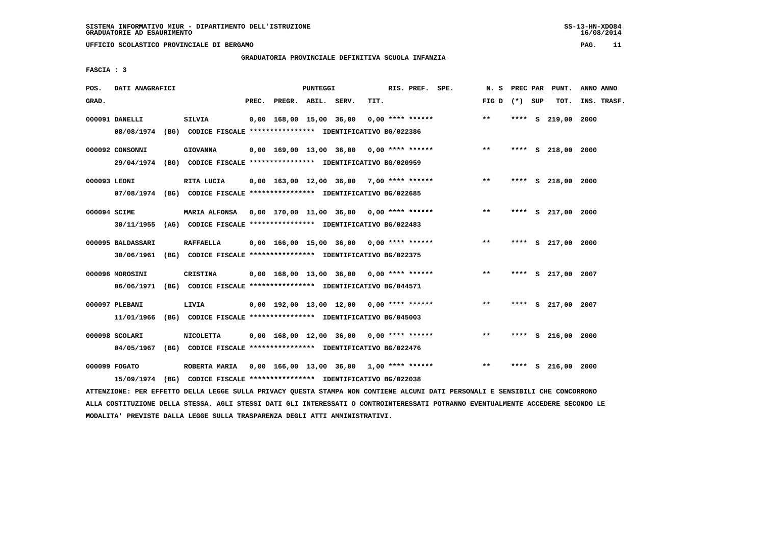SISTEMA INFORMATIVO MIUR - DIPARTIMENTO DELL'ISTRUZIONE
GRADUATORIE AD ESAURIMENTO

UFFICIO SCOLASTICO PROVINCIALE DI BERGAMO

## GRADUATORIA PROVINCIALE DEFINITIVA SCUOLA INFANZIA

FASCIA : 3

| POS. GRAD. | DATI ANAGRAFICI | | PREC. | PREGR. | ABIL. | SERV. | TIT. | RIS. PREF. SPE. | N. S FIG D | PREC PAR (*) SUP | PUNT. TOT. | ANNO ANNO INS. TRASF. |
|---|---|---|---|---|---|---|---|---|---|---|---|---|
| 000091 | DANELLI | SILVIA | 0,00 | 168,00 | 15,00 | 36,00 | 0,00 | **** ****** | ** | **** S | 219,00 | 2000 |
| | 08/08/1974 (BG) CODICE FISCALE **************** IDENTIFICATIVO BG/022386 | | | | | | | | | | | |
| 000092 | CONSONNI | GIOVANNA | 0,00 | 169,00 | 13,00 | 36,00 | 0,00 | **** ****** | ** | **** S | 218,00 | 2000 |
| | 29/04/1974 (BG) CODICE FISCALE **************** IDENTIFICATIVO BG/020959 | | | | | | | | | | | |
| 000093 | LEONI | RITA LUCIA | 0,00 | 163,00 | 12,00 | 36,00 | 7,00 | **** ****** | ** | **** S | 218,00 | 2000 |
| | 07/08/1974 (BG) CODICE FISCALE **************** IDENTIFICATIVO BG/022685 | | | | | | | | | | | |
| 000094 | SCIME | MARIA ALFONSA | 0,00 | 170,00 | 11,00 | 36,00 | 0,00 | **** ****** | ** | **** S | 217,00 | 2000 |
| | 30/11/1955 (AG) CODICE FISCALE **************** IDENTIFICATIVO BG/022483 | | | | | | | | | | | |
| 000095 | BALDASSARI | RAFFAELLA | 0,00 | 166,00 | 15,00 | 36,00 | 0,00 | **** ****** | ** | **** S | 217,00 | 2000 |
| | 30/06/1961 (BG) CODICE FISCALE **************** IDENTIFICATIVO BG/022375 | | | | | | | | | | | |
| 000096 | MOROSINI | CRISTINA | 0,00 | 168,00 | 13,00 | 36,00 | 0,00 | **** ****** | ** | **** S | 217,00 | 2007 |
| | 06/06/1971 (BG) CODICE FISCALE **************** IDENTIFICATIVO BG/044571 | | | | | | | | | | | |
| 000097 | PLEBANI | LIVIA | 0,00 | 192,00 | 13,00 | 12,00 | 0,00 | **** ****** | ** | **** S | 217,00 | 2007 |
| | 11/01/1966 (BG) CODICE FISCALE **************** IDENTIFICATIVO BG/045003 | | | | | | | | | | | |
| 000098 | SCOLARI | NICOLETTA | 0,00 | 168,00 | 12,00 | 36,00 | 0,00 | **** ****** | ** | **** S | 216,00 | 2000 |
| | 04/05/1967 (BG) CODICE FISCALE **************** IDENTIFICATIVO BG/022476 | | | | | | | | | | | |
| 000099 | FOGATO | ROBERTA MARIA | 0,00 | 166,00 | 13,00 | 36,00 | 1,00 | **** ****** | ** | **** S | 216,00 | 2000 |
| | 15/09/1974 (BG) CODICE FISCALE **************** IDENTIFICATIVO BG/022038 | | | | | | | | | | | |

ATTENZIONE: PER EFFETTO DELLA LEGGE SULLA PRIVACY QUESTA STAMPA NON CONTIENE ALCUNI DATI PERSONALI E SENSIBILI CHE CONCORRONO ALLA COSTITUZIONE DELLA STESSA. AGLI STESSI DATI GLI INTERESSATI O CONTROINTERESSATI POTRANNO EVENTUALMENTE ACCEDERE SECONDO LE MODALITA' PREVISTE DALLA LEGGE SULLA TRASPARENZA DEGLI ATTI AMMINISTRATIVI.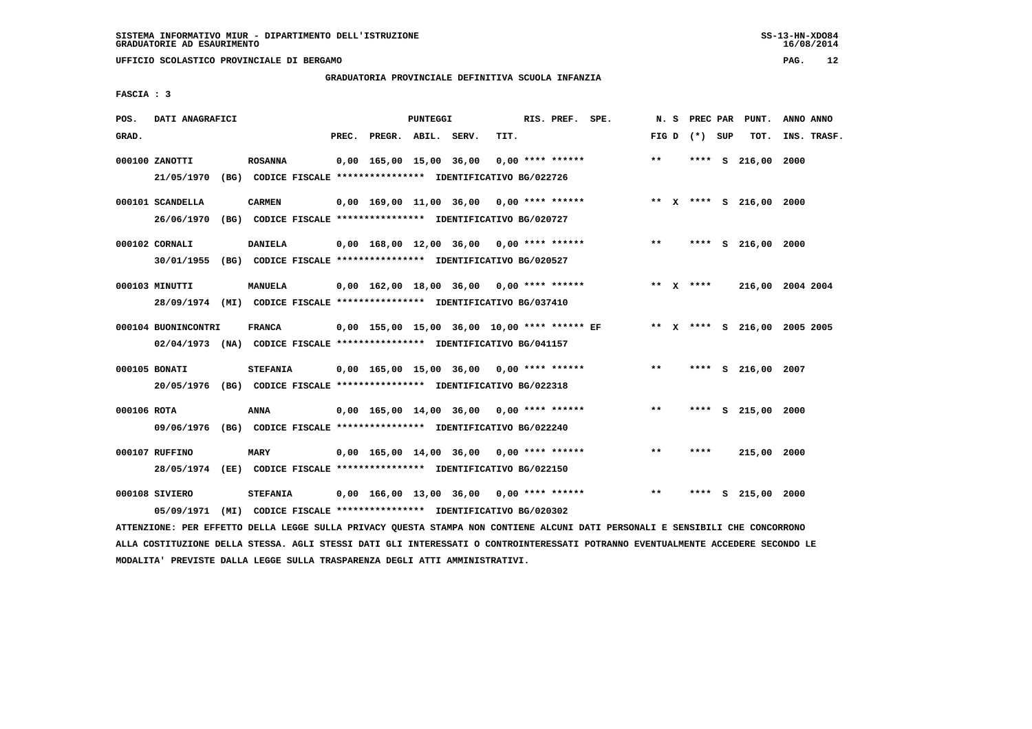SISTEMA INFORMATIVO MIUR - DIPARTIMENTO DELL'ISTRUZIONE
GRADUATORIE AD ESAURIMENTO

UFFICIO SCOLASTICO PROVINCIALE DI BERGAMO

GRADUATORIA PROVINCIALE DEFINITIVA SCUOLA INFANZIA

FASCIA : 3

| POS. GRAD. | DATI ANAGRAFICI | | PREC. | PREGR. | ABIL. | SERV. | TIT. | RIS. PREF. | SPE. | N. S FIG D | PREC PAR (*) SUP | PUNT. TOT. | ANNO ANNO INS. TRASF. |
|---|---|---|---|---|---|---|---|---|---|---|---|---|---|
| 000100 | ZANOTTI | ROSANNA | 0,00 | 165,00 | 15,00 | 36,00 | 0,00 | **** ****** | | ** | **** S | 216,00 | 2000 |
| | 21/05/1970 (BG) CODICE FISCALE **************** IDENTIFICATIVO BG/022726 | | | | | | | | | | | | |
| 000101 | SCANDELLA | CARMEN | 0,00 | 169,00 | 11,00 | 36,00 | 0,00 | **** ****** | | ** X | **** S | 216,00 | 2000 |
| | 26/06/1970 (BG) CODICE FISCALE **************** IDENTIFICATIVO BG/020727 | | | | | | | | | | | | |
| 000102 | CORNALI | DANIELA | 0,00 | 168,00 | 12,00 | 36,00 | 0,00 | **** ****** | | ** | **** S | 216,00 | 2000 |
| | 30/01/1955 (BG) CODICE FISCALE **************** IDENTIFICATIVO BG/020527 | | | | | | | | | | | | |
| 000103 | MINUTTI | MANUELA | 0,00 | 162,00 | 18,00 | 36,00 | 0,00 | **** ****** | | ** X | **** | 216,00 | 2004 2004 |
| | 28/09/1974 (MI) CODICE FISCALE **************** IDENTIFICATIVO BG/037410 | | | | | | | | | | | | |
| 000104 | BUONINCONTRI | FRANCA | 0,00 | 155,00 | 15,00 | 36,00 | 10,00 | **** ****** | EF | ** X | **** S | 216,00 | 2005 2005 |
| | 02/04/1973 (NA) CODICE FISCALE **************** IDENTIFICATIVO BG/041157 | | | | | | | | | | | | |
| 000105 | BONATI | STEFANIA | 0,00 | 165,00 | 15,00 | 36,00 | 0,00 | **** ****** | | ** | **** S | 216,00 | 2007 |
| | 20/05/1976 (BG) CODICE FISCALE **************** IDENTIFICATIVO BG/022318 | | | | | | | | | | | | |
| 000106 | ROTA | ANNA | 0,00 | 165,00 | 14,00 | 36,00 | 0,00 | **** ****** | | ** | **** S | 215,00 | 2000 |
| | 09/06/1976 (BG) CODICE FISCALE **************** IDENTIFICATIVO BG/022240 | | | | | | | | | | | | |
| 000107 | RUFFINO | MARY | 0,00 | 165,00 | 14,00 | 36,00 | 0,00 | **** ****** | | ** | **** | 215,00 | 2000 |
| | 28/05/1974 (EE) CODICE FISCALE **************** IDENTIFICATIVO BG/022150 | | | | | | | | | | | | |
| 000108 | SIVIERO | STEFANIA | 0,00 | 166,00 | 13,00 | 36,00 | 0,00 | **** ****** | | ** | **** S | 215,00 | 2000 |
| | 05/09/1971 (MI) CODICE FISCALE **************** IDENTIFICATIVO BG/020302 | | | | | | | | | | | | |

ATTENZIONE: PER EFFETTO DELLA LEGGE SULLA PRIVACY QUESTA STAMPA NON CONTIENE ALCUNI DATI PERSONALI E SENSIBILI CHE CONCORRONO ALLA COSTITUZIONE DELLA STESSA. AGLI STESSI DATI GLI INTERESSATI O CONTROINTERESSATI POTRANNO EVENTUALMENTE ACCEDERE SECONDO LE MODALITA' PREVISTE DALLA LEGGE SULLA TRASPARENZA DEGLI ATTI AMMINISTRATIVI.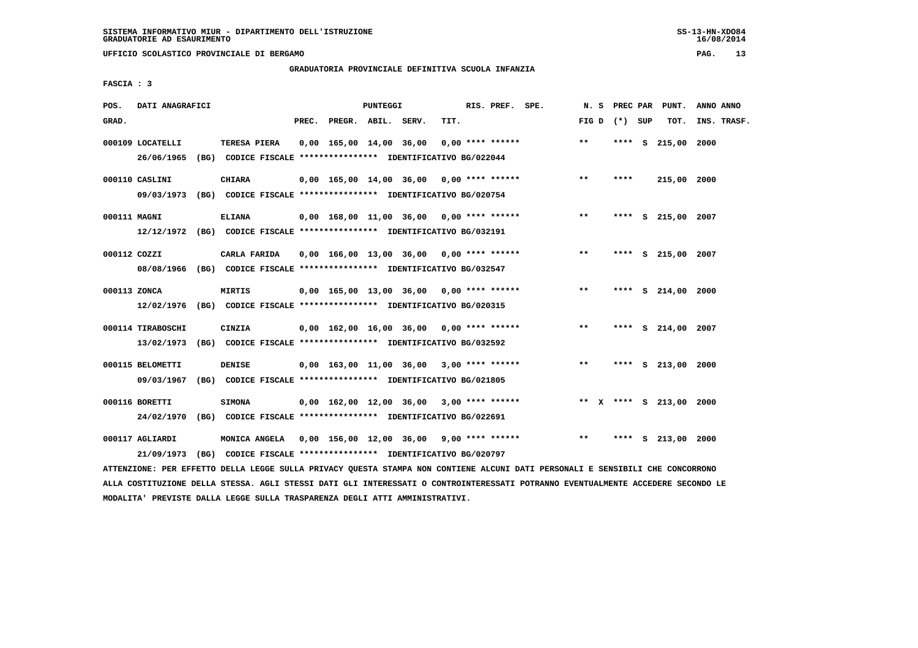SISTEMA INFORMATIVO MIUR - DIPARTIMENTO DELL'ISTRUZIONE
GRADUATORIE AD ESAURIMENTO

UFFICIO SCOLASTICO PROVINCIALE DI BERGAMO

GRADUATORIA PROVINCIALE DEFINITIVA SCUOLA INFANZIA

FASCIA : 3

| POS. GRAD. | DATI ANAGRAFICI | | PREC. | PREGR. | ABIL. | SERV. | TIT. | RIS. PREF. SPE. | N. S FIG D | PREC PAR (*) SUP | PUNT. TOT. | ANNO ANNO INS. TRASF. |
|---|---|---|---|---|---|---|---|---|---|---|---|---|
| 000109 | LOCATELLI | TERESA PIERA | 0,00 | 165,00 | 14,00 | 36,00 | 0,00 | **** ****** | ** | **** S | 215,00 | 2000 |
| | 26/06/1965 (BG) CODICE FISCALE **************** IDENTIFICATIVO BG/022044 | | | | | | | | | | | |
| 000110 | CASLINI | CHIARA | 0,00 | 165,00 | 14,00 | 36,00 | 0,00 | **** ****** | ** | **** | 215,00 | 2000 |
| | 09/03/1973 (BG) CODICE FISCALE **************** IDENTIFICATIVO BG/020754 | | | | | | | | | | | |
| 000111 | MAGNI | ELIANA | 0,00 | 168,00 | 11,00 | 36,00 | 0,00 | **** ****** | ** | **** S | 215,00 | 2007 |
| | 12/12/1972 (BG) CODICE FISCALE **************** IDENTIFICATIVO BG/032191 | | | | | | | | | | | |
| 000112 | COZZI | CARLA FARIDA | 0,00 | 166,00 | 13,00 | 36,00 | 0,00 | **** ****** | ** | **** S | 215,00 | 2007 |
| | 08/08/1966 (BG) CODICE FISCALE **************** IDENTIFICATIVO BG/032547 | | | | | | | | | | | |
| 000113 | ZONCA | MIRTIS | 0,00 | 165,00 | 13,00 | 36,00 | 0,00 | **** ****** | ** | **** S | 214,00 | 2000 |
| | 12/02/1976 (BG) CODICE FISCALE **************** IDENTIFICATIVO BG/020315 | | | | | | | | | | | |
| 000114 | TIRABOSCHI | CINZIA | 0,00 | 162,00 | 16,00 | 36,00 | 0,00 | **** ****** | ** | **** S | 214,00 | 2007 |
| | 13/02/1973 (BG) CODICE FISCALE **************** IDENTIFICATIVO BG/032592 | | | | | | | | | | | |
| 000115 | BELOMETTI | DENISE | 0,00 | 163,00 | 11,00 | 36,00 | 3,00 | **** ****** | ** | **** S | 213,00 | 2000 |
| | 09/03/1967 (BG) CODICE FISCALE **************** IDENTIFICATIVO BG/021805 | | | | | | | | | | | |
| 000116 | BORETTI | SIMONA | 0,00 | 162,00 | 12,00 | 36,00 | 3,00 | **** ****** | ** X | **** S | 213,00 | 2000 |
| | 24/02/1970 (BG) CODICE FISCALE **************** IDENTIFICATIVO BG/022691 | | | | | | | | | | | |
| 000117 | AGLIARDI | MONICA ANGELA | 0,00 | 156,00 | 12,00 | 36,00 | 9,00 | **** ****** | ** | **** S | 213,00 | 2000 |
| | 21/09/1973 (BG) CODICE FISCALE **************** IDENTIFICATIVO BG/020797 | | | | | | | | | | | |

ATTENZIONE: PER EFFETTO DELLA LEGGE SULLA PRIVACY QUESTA STAMPA NON CONTIENE ALCUNI DATI PERSONALI E SENSIBILI CHE CONCORRONO ALLA COSTITUZIONE DELLA STESSA. AGLI STESSI DATI GLI INTERESSATI O CONTROINTERESSATI POTRANNO EVENTUALMENTE ACCEDERE SECONDO LE MODALITA' PREVISTE DALLA LEGGE SULLA TRASPARENZA DEGLI ATTI AMMINISTRATIVI.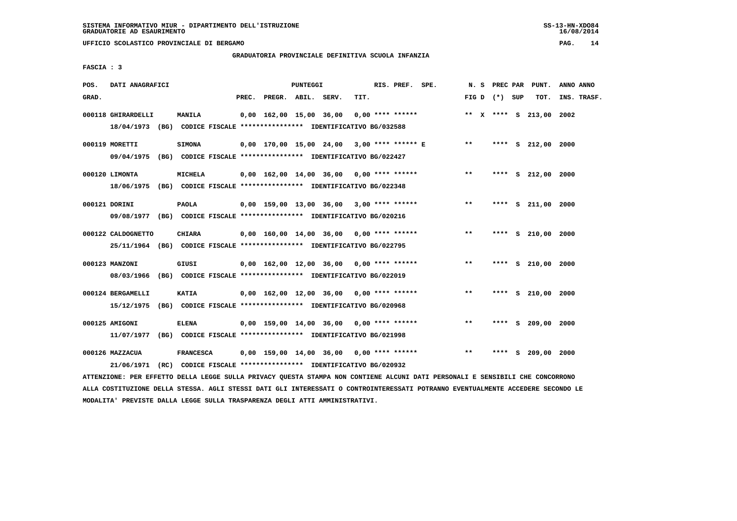SISTEMA INFORMATIVO MIUR - DIPARTIMENTO DELL'ISTRUZIONE
GRADUATORIE AD ESAURIMENTO

UFFICIO SCOLASTICO PROVINCIALE DI BERGAMO

GRADUATORIA PROVINCIALE DEFINITIVA SCUOLA INFANZIA

FASCIA : 3

| POS. GRAD. | DATI ANAGRAFICI | | PREC. | PREGR. | ABIL. | SERV. | TIT. | RIS. PREF. | SPE. | N. S FIG D | PREC PAR (*) | SUP | PUNT. TOT. | ANNO INS. | ANNO TRASF. |
|---|---|---|---|---|---|---|---|---|---|---|---|---|---|---|---|
| 000118 | GHIRARDELLI | MANILA | 0,00 | 162,00 | 15,00 | 36,00 | 0,00 | **** ****** | | ** X | **** | S | 213,00 | 2002 | |
| | 18/04/1973 (BG) CODICE FISCALE **************** IDENTIFICATIVO BG/032588 | | | | | | | | | | | | | | |
| 000119 | MORETTI | SIMONA | 0,00 | 170,00 | 15,00 | 24,00 | 3,00 | **** ****** | E | ** | **** | S | 212,00 | 2000 | |
| | 09/04/1975 (BG) CODICE FISCALE **************** IDENTIFICATIVO BG/022427 | | | | | | | | | | | | | | |
| 000120 | LIMONTA | MICHELA | 0,00 | 162,00 | 14,00 | 36,00 | 0,00 | **** ****** | | ** | **** | S | 212,00 | 2000 | |
| | 18/06/1975 (BG) CODICE FISCALE **************** IDENTIFICATIVO BG/022348 | | | | | | | | | | | | | | |
| 000121 | DORINI | PAOLA | 0,00 | 159,00 | 13,00 | 36,00 | 3,00 | **** ****** | | ** | **** | S | 211,00 | 2000 | |
| | 09/08/1977 (BG) CODICE FISCALE **************** IDENTIFICATIVO BG/020216 | | | | | | | | | | | | | | |
| 000122 | CALDOGNETTO | CHIARA | 0,00 | 160,00 | 14,00 | 36,00 | 0,00 | **** ****** | | ** | **** | S | 210,00 | 2000 | |
| | 25/11/1964 (BG) CODICE FISCALE **************** IDENTIFICATIVO BG/022795 | | | | | | | | | | | | | | |
| 000123 | MANZONI | GIUSI | 0,00 | 162,00 | 12,00 | 36,00 | 0,00 | **** ****** | | ** | **** | S | 210,00 | 2000 | |
| | 08/03/1966 (BG) CODICE FISCALE **************** IDENTIFICATIVO BG/022019 | | | | | | | | | | | | | | |
| 000124 | BERGAMELLI | KATIA | 0,00 | 162,00 | 12,00 | 36,00 | 0,00 | **** ****** | | ** | **** | S | 210,00 | 2000 | |
| | 15/12/1975 (BG) CODICE FISCALE **************** IDENTIFICATIVO BG/020968 | | | | | | | | | | | | | | |
| 000125 | AMIGONI | ELENA | 0,00 | 159,00 | 14,00 | 36,00 | 0,00 | **** ****** | | ** | **** | S | 209,00 | 2000 | |
| | 11/07/1977 (BG) CODICE FISCALE **************** IDENTIFICATIVO BG/021998 | | | | | | | | | | | | | | |
| 000126 | MAZZACUA | FRANCESCA | 0,00 | 159,00 | 14,00 | 36,00 | 0,00 | **** ****** | | ** | **** | S | 209,00 | 2000 | |
| | 21/06/1971 (RC) CODICE FISCALE **************** IDENTIFICATIVO BG/020932 | | | | | | | | | | | | | | |

ATTENZIONE: PER EFFETTO DELLA LEGGE SULLA PRIVACY QUESTA STAMPA NON CONTIENE ALCUNI DATI PERSONALI E SENSIBILI CHE CONCORRONO ALLA COSTITUZIONE DELLA STESSA. AGLI STESSI DATI GLI INTERESSATI O CONTROINTERESSATI POTRANNO EVENTUALMENTE ACCEDERE SECONDO LE MODALITA' PREVISTE DALLA LEGGE SULLA TRASPARENZA DEGLI ATTI AMMINISTRATIVI.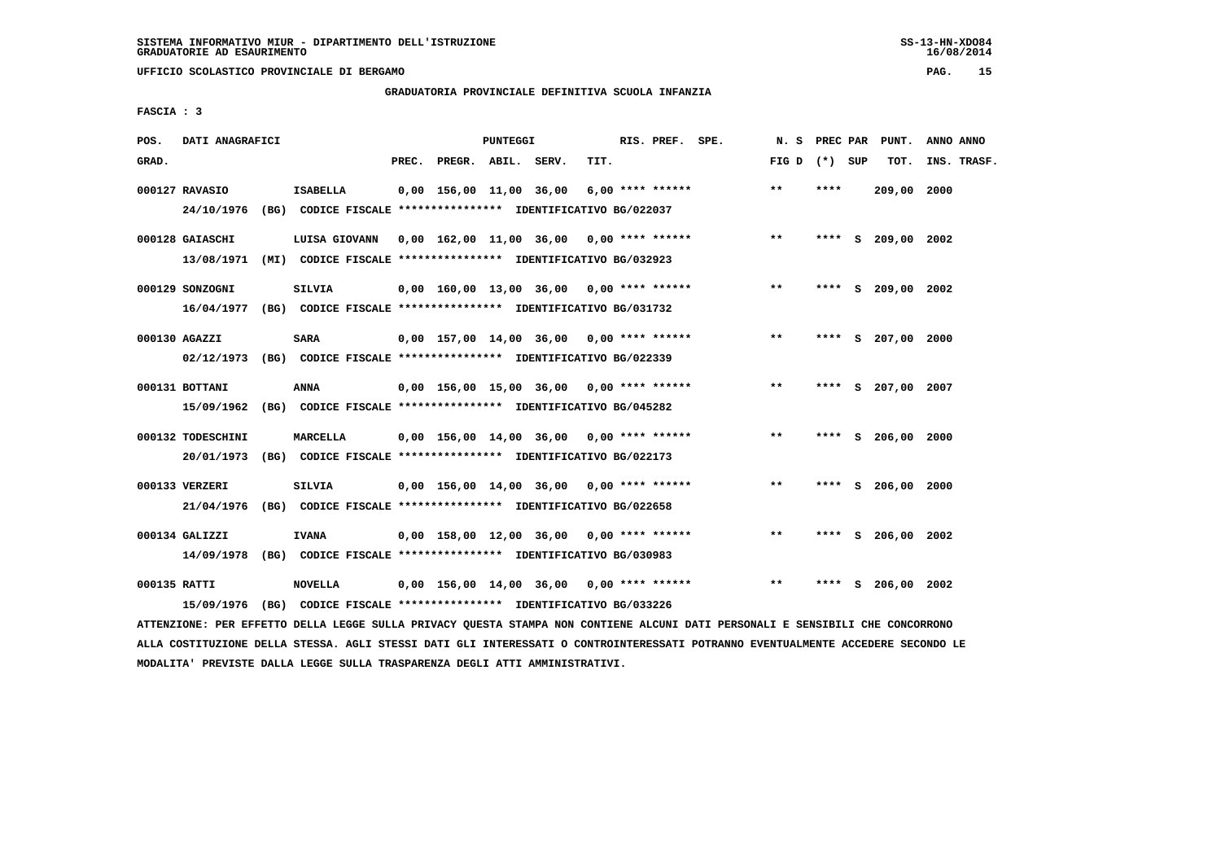SISTEMA INFORMATIVO MIUR - DIPARTIMENTO DELL'ISTRUZIONE
GRADUATORIE AD ESAURIMENTO

UFFICIO SCOLASTICO PROVINCIALE DI BERGAMO

GRADUATORIA PROVINCIALE DEFINITIVA SCUOLA INFANZIA

FASCIA : 3

| POS. GRAD. | DATI ANAGRAFICI | | PREC. | PREGR. | ABIL. | SERV. | TIT. | RIS. PREF. | SPE. | N. S FIG D | PREC PAR (*) | SUP | PUNT. TOT. | ANNO INS. | ANNO TRASF. |
|---|---|---|---|---|---|---|---|---|---|---|---|---|---|---|---|
| 000127 | RAVASIO | ISABELLA | 0,00 | 156,00 | 11,00 | 36,00 | 6,00 | **** ****** | | ** | **** | | 209,00 | 2000 | |
| | 24/10/1976 (BG) CODICE FISCALE **************** IDENTIFICATIVO BG/022037 | | | | | | | | | | | | | | |
| 000128 | GAIASCHI | LUISA GIOVANN | 0,00 | 162,00 | 11,00 | 36,00 | 0,00 | **** ****** | | ** | **** | S | 209,00 | 2002 | |
| | 13/08/1971 (MI) CODICE FISCALE **************** IDENTIFICATIVO BG/032923 | | | | | | | | | | | | | | |
| 000129 | SONZOGNI | SILVIA | 0,00 | 160,00 | 13,00 | 36,00 | 0,00 | **** ****** | | ** | **** | S | 209,00 | 2002 | |
| | 16/04/1977 (BG) CODICE FISCALE **************** IDENTIFICATIVO BG/031732 | | | | | | | | | | | | | | |
| 000130 | AGAZZI | SARA | 0,00 | 157,00 | 14,00 | 36,00 | 0,00 | **** ****** | | ** | **** | S | 207,00 | 2000 | |
| | 02/12/1973 (BG) CODICE FISCALE **************** IDENTIFICATIVO BG/022339 | | | | | | | | | | | | | | |
| 000131 | BOTTANI | ANNA | 0,00 | 156,00 | 15,00 | 36,00 | 0,00 | **** ****** | | ** | **** | S | 207,00 | 2007 | |
| | 15/09/1962 (BG) CODICE FISCALE **************** IDENTIFICATIVO BG/045282 | | | | | | | | | | | | | | |
| 000132 | TODESCHINI | MARCELLA | 0,00 | 156,00 | 14,00 | 36,00 | 0,00 | **** ****** | | ** | **** | S | 206,00 | 2000 | |
| | 20/01/1973 (BG) CODICE FISCALE **************** IDENTIFICATIVO BG/022173 | | | | | | | | | | | | | | |
| 000133 | VERZERI | SILVIA | 0,00 | 156,00 | 14,00 | 36,00 | 0,00 | **** ****** | | ** | **** | S | 206,00 | 2000 | |
| | 21/04/1976 (BG) CODICE FISCALE **************** IDENTIFICATIVO BG/022658 | | | | | | | | | | | | | | |
| 000134 | GALIZZI | IVANA | 0,00 | 158,00 | 12,00 | 36,00 | 0,00 | **** ****** | | ** | **** | S | 206,00 | 2002 | |
| | 14/09/1978 (BG) CODICE FISCALE **************** IDENTIFICATIVO BG/030983 | | | | | | | | | | | | | | |
| 000135 | RATTI | NOVELLA | 0,00 | 156,00 | 14,00 | 36,00 | 0,00 | **** ****** | | ** | **** | S | 206,00 | 2002 | |
| | 15/09/1976 (BG) CODICE FISCALE **************** IDENTIFICATIVO BG/033226 | | | | | | | | | | | | | | |

ATTENZIONE: PER EFFETTO DELLA LEGGE SULLA PRIVACY QUESTA STAMPA NON CONTIENE ALCUNI DATI PERSONALI E SENSIBILI CHE CONCORRONO ALLA COSTITUZIONE DELLA STESSA. AGLI STESSI DATI GLI INTERESSATI O CONTROINTERESSATI POTRANNO EVENTUALMENTE ACCEDERE SECONDO LE MODALITA' PREVISTE DALLA LEGGE SULLA TRASPARENZA DEGLI ATTI AMMINISTRATIVI.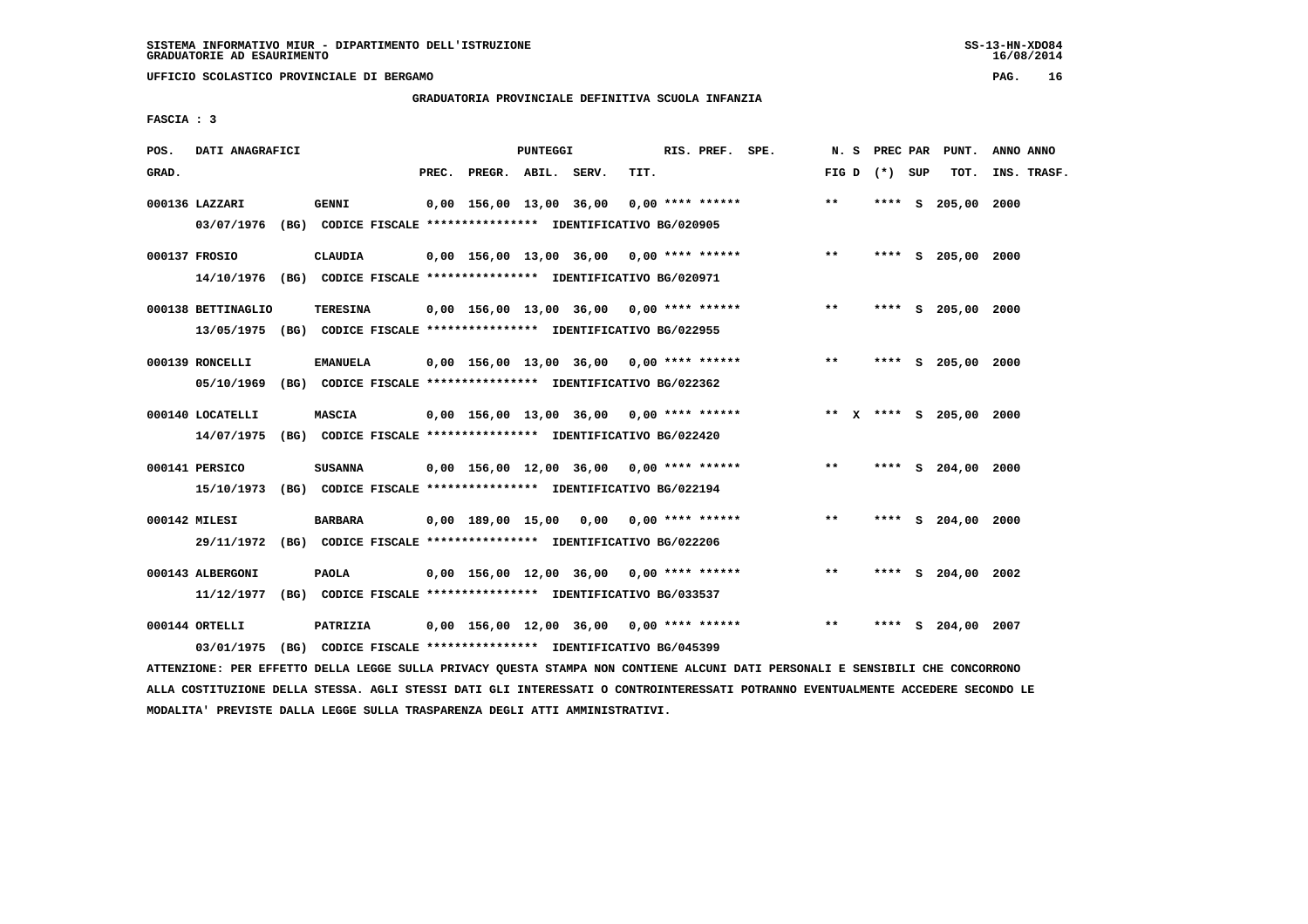SISTEMA INFORMATIVO MIUR - DIPARTIMENTO DELL'ISTRUZIONE
GRADUATORIE AD ESAURIMENTO

UFFICIO SCOLASTICO PROVINCIALE DI BERGAMO

GRADUATORIA PROVINCIALE DEFINITIVA SCUOLA INFANZIA

FASCIA : 3

| POS. GRAD. | DATI ANAGRAFICI | | PREC. | PREGR. | ABIL. | SERV. | TIT. | RIS. PREF. | SPE. | N. S FIG D | PREC PAR (*) | SUP | PUNT. TOT. | ANNO INS. | ANNO TRASF. |
|---|---|---|---|---|---|---|---|---|---|---|---|---|---|---|---|
| 000136 | LAZZARI | GENNI | 0,00 | 156,00 | 13,00 | 36,00 | 0,00 | **** ****** | | ** | **** | S | 205,00 | 2000 | |
| | 03/07/1976 (BG) CODICE FISCALE **************** IDENTIFICATIVO BG/020905 | | | | | | | | | | | | | | |
| 000137 | FROSIO | CLAUDIA | 0,00 | 156,00 | 13,00 | 36,00 | 0,00 | **** ****** | | ** | **** | S | 205,00 | 2000 | |
| | 14/10/1976 (BG) CODICE FISCALE **************** IDENTIFICATIVO BG/020971 | | | | | | | | | | | | | | |
| 000138 | BETTINAGLIO | TERESINA | 0,00 | 156,00 | 13,00 | 36,00 | 0,00 | **** ****** | | ** | **** | S | 205,00 | 2000 | |
| | 13/05/1975 (BG) CODICE FISCALE **************** IDENTIFICATIVO BG/022955 | | | | | | | | | | | | | | |
| 000139 | RONCELLI | EMANUELA | 0,00 | 156,00 | 13,00 | 36,00 | 0,00 | **** ****** | | ** | **** | S | 205,00 | 2000 | |
| | 05/10/1969 (BG) CODICE FISCALE **************** IDENTIFICATIVO BG/022362 | | | | | | | | | | | | | | |
| 000140 | LOCATELLI | MASCIA | 0,00 | 156,00 | 13,00 | 36,00 | 0,00 | **** ****** | | ** X | **** | S | 205,00 | 2000 | |
| | 14/07/1975 (BG) CODICE FISCALE **************** IDENTIFICATIVO BG/022420 | | | | | | | | | | | | | | |
| 000141 | PERSICO | SUSANNA | 0,00 | 156,00 | 12,00 | 36,00 | 0,00 | **** ****** | | ** | **** | S | 204,00 | 2000 | |
| | 15/10/1973 (BG) CODICE FISCALE **************** IDENTIFICATIVO BG/022194 | | | | | | | | | | | | | | |
| 000142 | MILESI | BARBARA | 0,00 | 189,00 | 15,00 | 0,00 | 0,00 | **** ****** | | ** | **** | S | 204,00 | 2000 | |
| | 29/11/1972 (BG) CODICE FISCALE **************** IDENTIFICATIVO BG/022206 | | | | | | | | | | | | | | |
| 000143 | ALBERGONI | PAOLA | 0,00 | 156,00 | 12,00 | 36,00 | 0,00 | **** ****** | | ** | **** | S | 204,00 | 2002 | |
| | 11/12/1977 (BG) CODICE FISCALE **************** IDENTIFICATIVO BG/033537 | | | | | | | | | | | | | | |
| 000144 | ORTELLI | PATRIZIA | 0,00 | 156,00 | 12,00 | 36,00 | 0,00 | **** ****** | | ** | **** | S | 204,00 | 2007 | |
| | 03/01/1975 (BG) CODICE FISCALE **************** IDENTIFICATIVO BG/045399 | | | | | | | | | | | | | | |

ATTENZIONE: PER EFFETTO DELLA LEGGE SULLA PRIVACY QUESTA STAMPA NON CONTIENE ALCUNI DATI PERSONALI E SENSIBILI CHE CONCORRONO ALLA COSTITUZIONE DELLA STESSA. AGLI STESSI DATI GLI INTERESSATI O CONTROINTERESSATI POTRANNO EVENTUALMENTE ACCEDERE SECONDO LE MODALITA' PREVISTE DALLA LEGGE SULLA TRASPARENZA DEGLI ATTI AMMINISTRATIVI.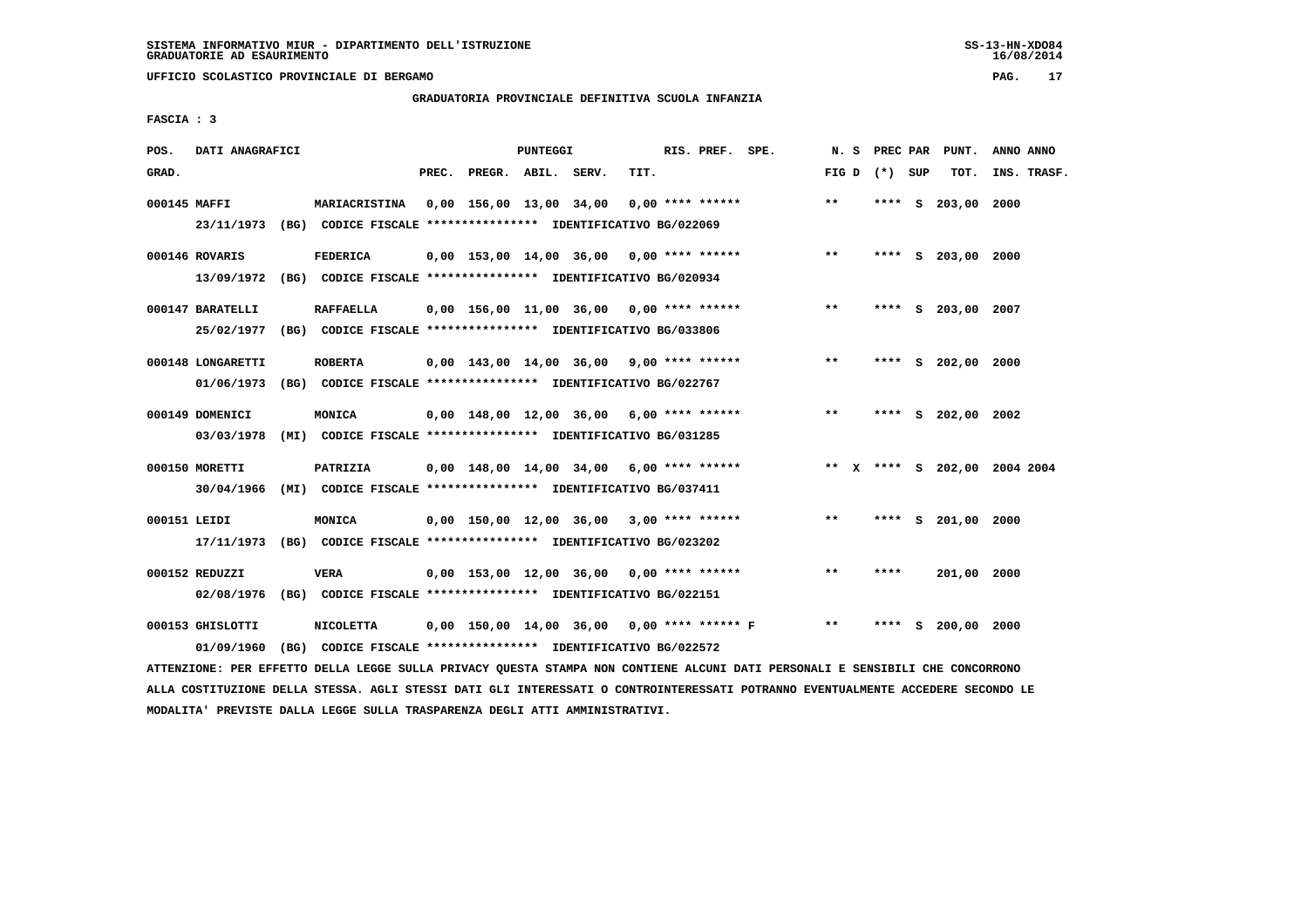SISTEMA INFORMATIVO MIUR - DIPARTIMENTO DELL'ISTRUZIONE
GRADUATORIE AD ESAURIMENTO

UFFICIO SCOLASTICO PROVINCIALE DI BERGAMO

GRADUATORIA PROVINCIALE DEFINITIVA SCUOLA INFANZIA

FASCIA : 3

| POS. GRAD. | DATI ANAGRAFICI | | PREC. | PREGR. | ABIL. | SERV. | TIT. | RIS. PREF. | SPE. | N. S FIG D | PREC PAR (*) | SUP | PUNT. TOT. | ANNO INS. | ANNO TRASF. |
|---|---|---|---|---|---|---|---|---|---|---|---|---|---|---|---|
| 000145 | MAFFI | MARIACRISTINA | 0,00 | 156,00 | 13,00 | 34,00 | 0,00 | **** ****** | | ** | **** | S | 203,00 | 2000 | |
| | 23/11/1973 (BG) CODICE FISCALE **************** IDENTIFICATIVO BG/022069 | | | | | | | | | | | | | | |
| 000146 | ROVARIS | FEDERICA | 0,00 | 153,00 | 14,00 | 36,00 | 0,00 | **** ****** | | ** | **** | S | 203,00 | 2000 | |
| | 13/09/1972 (BG) CODICE FISCALE **************** IDENTIFICATIVO BG/020934 | | | | | | | | | | | | | | |
| 000147 | BARATELLI | RAFFAELLA | 0,00 | 156,00 | 11,00 | 36,00 | 0,00 | **** ****** | | ** | **** | S | 203,00 | 2007 | |
| | 25/02/1977 (BG) CODICE FISCALE **************** IDENTIFICATIVO BG/033806 | | | | | | | | | | | | | | |
| 000148 | LONGARETTI | ROBERTA | 0,00 | 143,00 | 14,00 | 36,00 | 9,00 | **** ****** | | ** | **** | S | 202,00 | 2000 | |
| | 01/06/1973 (BG) CODICE FISCALE **************** IDENTIFICATIVO BG/022767 | | | | | | | | | | | | | | |
| 000149 | DOMENICI | MONICA | 0,00 | 148,00 | 12,00 | 36,00 | 6,00 | **** ****** | | ** | **** | S | 202,00 | 2002 | |
| | 03/03/1978 (MI) CODICE FISCALE **************** IDENTIFICATIVO BG/031285 | | | | | | | | | | | | | | |
| 000150 | MORETTI | PATRIZIA | 0,00 | 148,00 | 14,00 | 34,00 | 6,00 | **** ****** | | ** X | **** | S | 202,00 | 2004 | 2004 |
| | 30/04/1966 (MI) CODICE FISCALE **************** IDENTIFICATIVO BG/037411 | | | | | | | | | | | | | | |
| 000151 | LEIDI | MONICA | 0,00 | 150,00 | 12,00 | 36,00 | 3,00 | **** ****** | | ** | **** | S | 201,00 | 2000 | |
| | 17/11/1973 (BG) CODICE FISCALE **************** IDENTIFICATIVO BG/023202 | | | | | | | | | | | | | | |
| 000152 | REDUZZI | VERA | 0,00 | 153,00 | 12,00 | 36,00 | 0,00 | **** ****** | | ** | **** | | 201,00 | 2000 | |
| | 02/08/1976 (BG) CODICE FISCALE **************** IDENTIFICATIVO BG/022151 | | | | | | | | | | | | | | |
| 000153 | GHISLOTTI | NICOLETTA | 0,00 | 150,00 | 14,00 | 36,00 | 0,00 | **** ****** | F | ** | **** | S | 200,00 | 2000 | |
| | 01/09/1960 (BG) CODICE FISCALE **************** IDENTIFICATIVO BG/022572 | | | | | | | | | | | | | | |

ATTENZIONE: PER EFFETTO DELLA LEGGE SULLA PRIVACY QUESTA STAMPA NON CONTIENE ALCUNI DATI PERSONALI E SENSIBILI CHE CONCORRONO ALLA COSTITUZIONE DELLA STESSA. AGLI STESSI DATI GLI INTERESSATI O CONTROINTERESSATI POTRANNO EVENTUALMENTE ACCEDERE SECONDO LE MODALITA' PREVISTE DALLA LEGGE SULLA TRASPARENZA DEGLI ATTI AMMINISTRATIVI.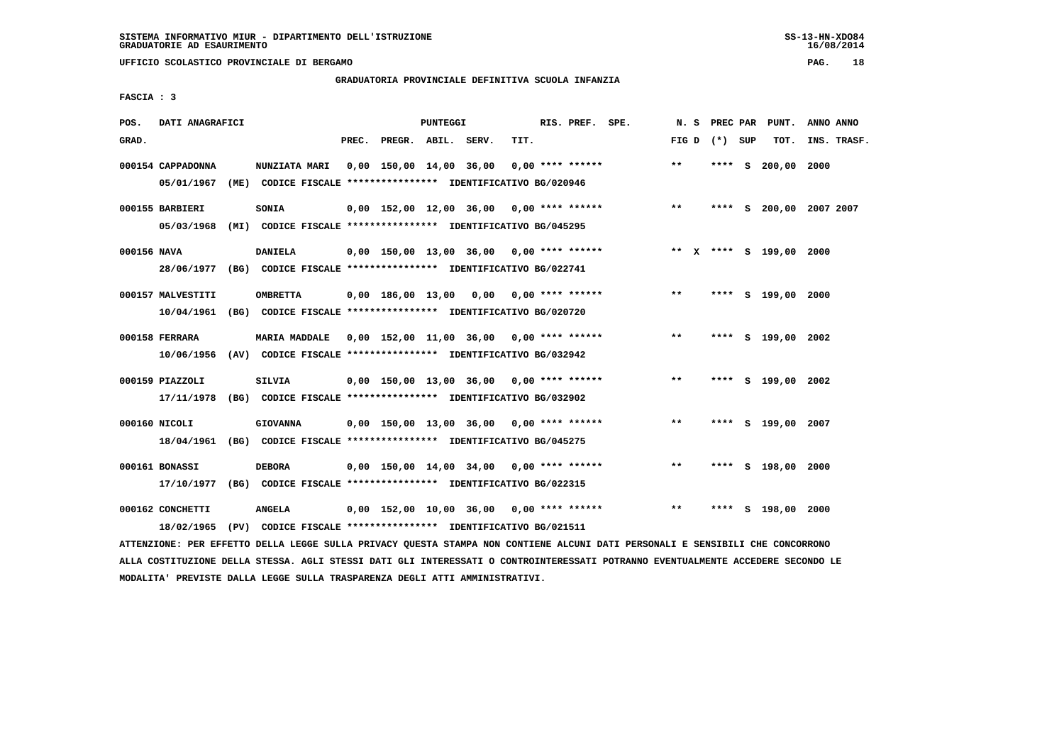SISTEMA INFORMATIVO MIUR - DIPARTIMENTO DELL'ISTRUZIONE
GRADUATORIE AD ESAURIMENTO

UFFICIO SCOLASTICO PROVINCIALE DI BERGAMO

GRADUATORIA PROVINCIALE DEFINITIVA SCUOLA INFANZIA

FASCIA : 3

| POS. GRAD. | DATI ANAGRAFICI | | PREC. | PREGR. | ABIL. | SERV. | TIT. | RIS. PREF. SPE. | N. S FIG D | PREC PAR (*) SUP | PUNT. TOT. | ANNO ANNO INS. TRASF. |
|---|---|---|---|---|---|---|---|---|---|---|---|---|
| 000154 | CAPPADONNA | NUNZIATA MARI | 0,00 | 150,00 | 14,00 | 36,00 | 0,00 | **** ****** | ** | **** S | 200,00 | 2000 |
| | 05/01/1967 (ME) CODICE FISCALE **************** IDENTIFICATIVO BG/020946 | | | | | | | | | | | |
| 000155 | BARBIERI | SONIA | 0,00 | 152,00 | 12,00 | 36,00 | 0,00 | **** ****** | ** | **** S | 200,00 | 2007 2007 |
| | 05/03/1968 (MI) CODICE FISCALE **************** IDENTIFICATIVO BG/045295 | | | | | | | | | | | |
| 000156 | NAVA | DANIELA | 0,00 | 150,00 | 13,00 | 36,00 | 0,00 | **** ****** | ** X | **** S | 199,00 | 2000 |
| | 28/06/1977 (BG) CODICE FISCALE **************** IDENTIFICATIVO BG/022741 | | | | | | | | | | | |
| 000157 | MALVESTITI | OMBRETTA | 0,00 | 186,00 | 13,00 | 0,00 | 0,00 | **** ****** | ** | **** S | 199,00 | 2000 |
| | 10/04/1961 (BG) CODICE FISCALE **************** IDENTIFICATIVO BG/020720 | | | | | | | | | | | |
| 000158 | FERRARA | MARIA MADDALE | 0,00 | 152,00 | 11,00 | 36,00 | 0,00 | **** ****** | ** | **** S | 199,00 | 2002 |
| | 10/06/1956 (AV) CODICE FISCALE **************** IDENTIFICATIVO BG/032942 | | | | | | | | | | | |
| 000159 | PIAZZOLI | SILVIA | 0,00 | 150,00 | 13,00 | 36,00 | 0,00 | **** ****** | ** | **** S | 199,00 | 2002 |
| | 17/11/1978 (BG) CODICE FISCALE **************** IDENTIFICATIVO BG/032902 | | | | | | | | | | | |
| 000160 | NICOLI | GIOVANNA | 0,00 | 150,00 | 13,00 | 36,00 | 0,00 | **** ****** | ** | **** S | 199,00 | 2007 |
| | 18/04/1961 (BG) CODICE FISCALE **************** IDENTIFICATIVO BG/045275 | | | | | | | | | | | |
| 000161 | BONASSI | DEBORA | 0,00 | 150,00 | 14,00 | 34,00 | 0,00 | **** ****** | ** | **** S | 198,00 | 2000 |
| | 17/10/1977 (BG) CODICE FISCALE **************** IDENTIFICATIVO BG/022315 | | | | | | | | | | | |
| 000162 | CONCHETTI | ANGELA | 0,00 | 152,00 | 10,00 | 36,00 | 0,00 | **** ****** | ** | **** S | 198,00 | 2000 |
| | 18/02/1965 (PV) CODICE FISCALE **************** IDENTIFICATIVO BG/021511 | | | | | | | | | | | |

ATTENZIONE: PER EFFETTO DELLA LEGGE SULLA PRIVACY QUESTA STAMPA NON CONTIENE ALCUNI DATI PERSONALI E SENSIBILI CHE CONCORRONO ALLA COSTITUZIONE DELLA STESSA. AGLI STESSI DATI GLI INTERESSATI O CONTROINTERESSATI POTRANNO EVENTUALMENTE ACCEDERE SECONDO LE MODALITA' PREVISTE DALLA LEGGE SULLA TRASPARENZA DEGLI ATTI AMMINISTRATIVI.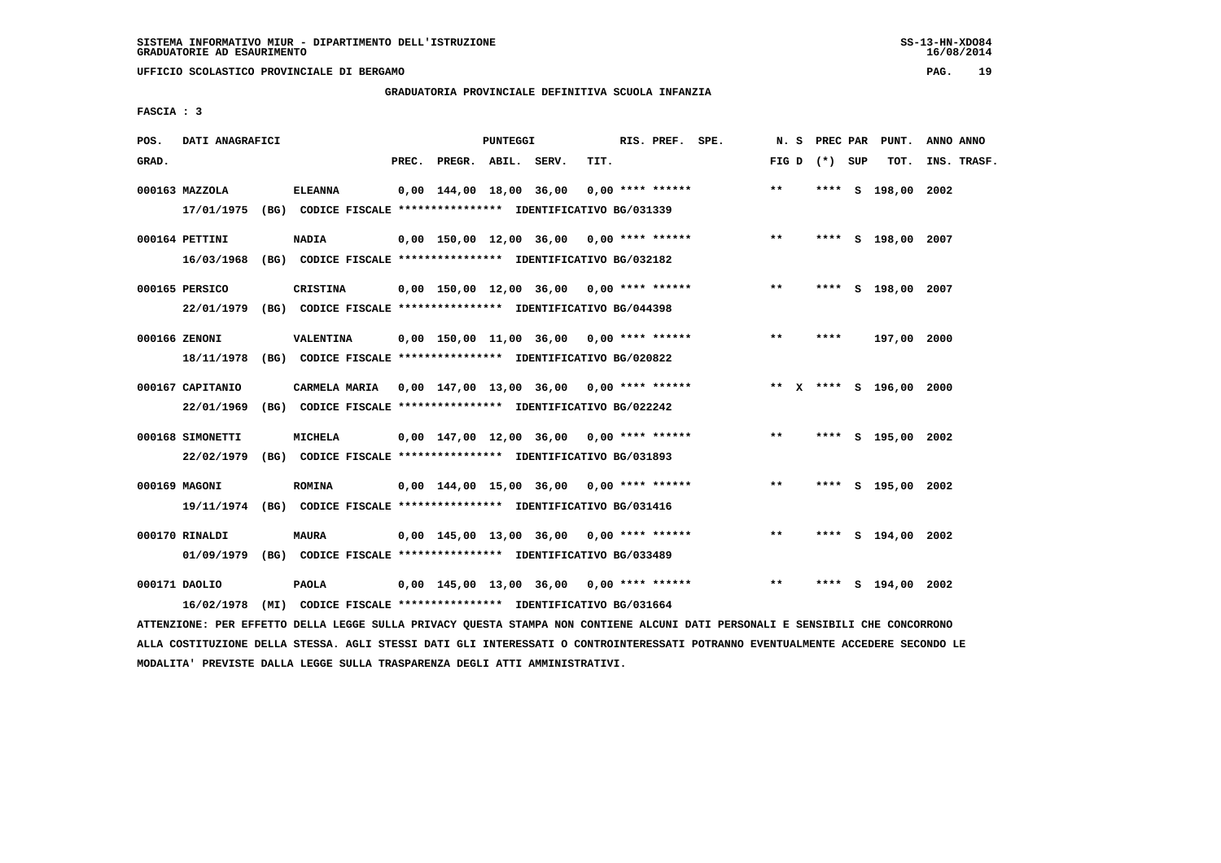SISTEMA INFORMATIVO MIUR - DIPARTIMENTO DELL'ISTRUZIONE
GRADUATORIE AD ESAURIMENTO

UFFICIO SCOLASTICO PROVINCIALE DI BERGAMO

## GRADUATORIA PROVINCIALE DEFINITIVA SCUOLA INFANZIA

FASCIA : 3

| POS. GRAD. | DATI ANAGRAFICI | | PREC. | PREGR. | ABIL. | SERV. | TIT. | RIS. PREF. SPE. | N. S FIG D | PREC PAR (*) SUP | PUNT. TOT. | ANNO ANNO INS. TRASF. |
|---|---|---|---|---|---|---|---|---|---|---|---|---|
| 000163 | MAZZOLA | ELEANNA | 0,00 | 144,00 | 18,00 | 36,00 | 0,00 | **** ****** | ** | **** S | 198,00 | 2002 |
| | 17/01/1975 (BG) CODICE FISCALE **************** IDENTIFICATIVO BG/031339 | | | | | | | | | | | |
| 000164 | PETTINI | NADIA | 0,00 | 150,00 | 12,00 | 36,00 | 0,00 | **** ****** | ** | **** S | 198,00 | 2007 |
| | 16/03/1968 (BG) CODICE FISCALE **************** IDENTIFICATIVO BG/032182 | | | | | | | | | | | |
| 000165 | PERSICO | CRISTINA | 0,00 | 150,00 | 12,00 | 36,00 | 0,00 | **** ****** | ** | **** S | 198,00 | 2007 |
| | 22/01/1979 (BG) CODICE FISCALE **************** IDENTIFICATIVO BG/044398 | | | | | | | | | | | |
| 000166 | ZENONI | VALENTINA | 0,00 | 150,00 | 11,00 | 36,00 | 0,00 | **** ****** | ** | **** | 197,00 | 2000 |
| | 18/11/1978 (BG) CODICE FISCALE **************** IDENTIFICATIVO BG/020822 | | | | | | | | | | | |
| 000167 | CAPITANIO | CARMELA MARIA | 0,00 | 147,00 | 13,00 | 36,00 | 0,00 | **** ****** | ** X | **** S | 196,00 | 2000 |
| | 22/01/1969 (BG) CODICE FISCALE **************** IDENTIFICATIVO BG/022242 | | | | | | | | | | | |
| 000168 | SIMONETTI | MICHELA | 0,00 | 147,00 | 12,00 | 36,00 | 0,00 | **** ****** | ** | **** S | 195,00 | 2002 |
| | 22/02/1979 (BG) CODICE FISCALE **************** IDENTIFICATIVO BG/031893 | | | | | | | | | | | |
| 000169 | MAGONI | ROMINA | 0,00 | 144,00 | 15,00 | 36,00 | 0,00 | **** ****** | ** | **** S | 195,00 | 2002 |
| | 19/11/1974 (BG) CODICE FISCALE **************** IDENTIFICATIVO BG/031416 | | | | | | | | | | | |
| 000170 | RINALDI | MAURA | 0,00 | 145,00 | 13,00 | 36,00 | 0,00 | **** ****** | ** | **** S | 194,00 | 2002 |
| | 01/09/1979 (BG) CODICE FISCALE **************** IDENTIFICATIVO BG/033489 | | | | | | | | | | | |
| 000171 | DAOLIO | PAOLA | 0,00 | 145,00 | 13,00 | 36,00 | 0,00 | **** ****** | ** | **** S | 194,00 | 2002 |
| | 16/02/1978 (MI) CODICE FISCALE **************** IDENTIFICATIVO BG/031664 | | | | | | | | | | | |

ATTENZIONE: PER EFFETTO DELLA LEGGE SULLA PRIVACY QUESTA STAMPA NON CONTIENE ALCUNI DATI PERSONALI E SENSIBILI CHE CONCORRONO ALLA COSTITUZIONE DELLA STESSA. AGLI STESSI DATI GLI INTERESSATI O CONTROINTERESSATI POTRANNO EVENTUALMENTE ACCEDERE SECONDO LE MODALITA' PREVISTE DALLA LEGGE SULLA TRASPARENZA DEGLI ATTI AMMINISTRATIVI.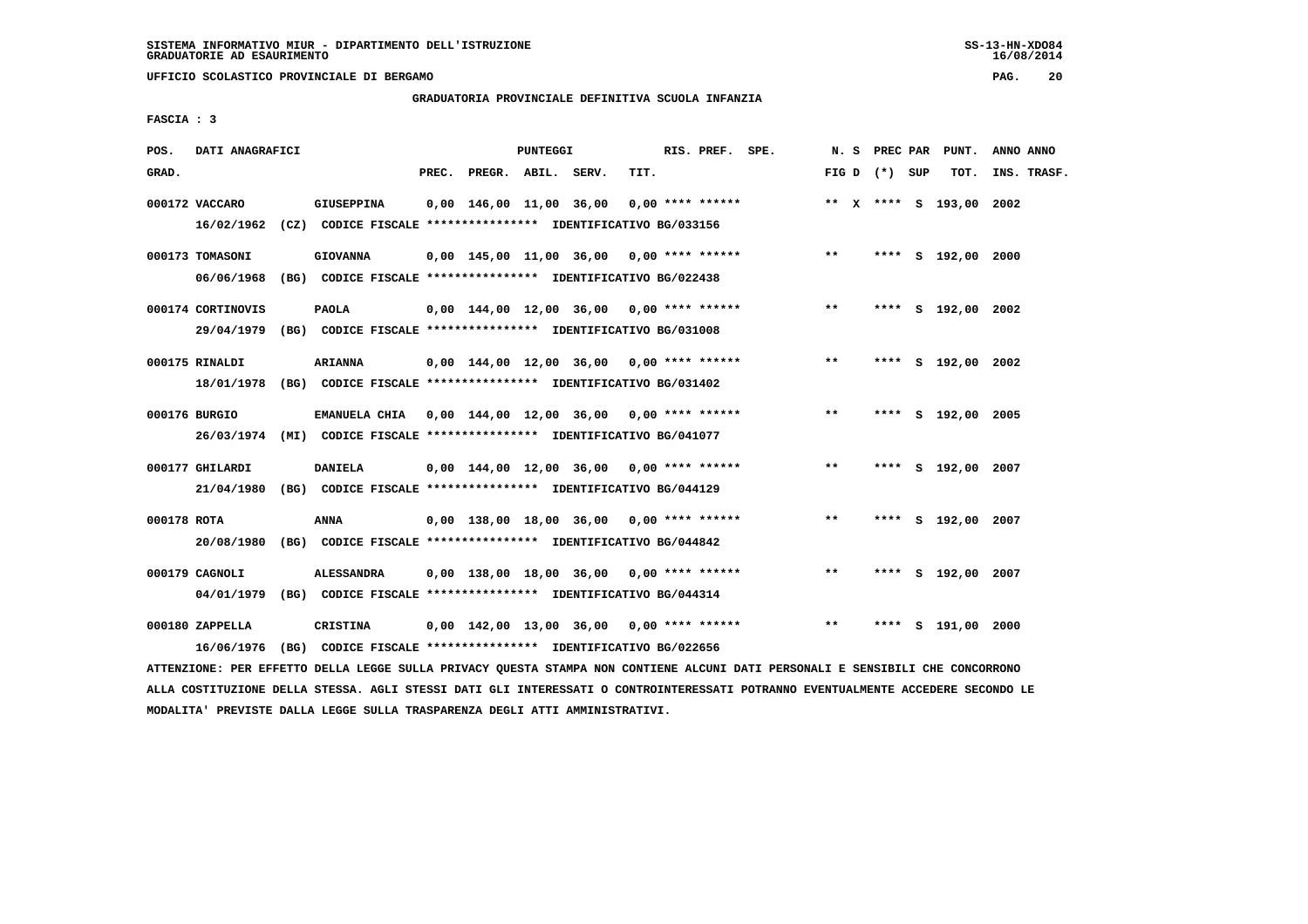SISTEMA INFORMATIVO MIUR - DIPARTIMENTO DELL'ISTRUZIONE
GRADUATORIE AD ESAURIMENTO

UFFICIO SCOLASTICO PROVINCIALE DI BERGAMO

GRADUATORIA PROVINCIALE DEFINITIVA SCUOLA INFANZIA

FASCIA : 3

| POS. GRAD. | DATI ANAGRAFICI | | PREC. | PREGR. | ABIL. | SERV. | TIT. | RIS. PREF. SPE. | N. S FIG D | PREC (*) | PAR SUP | PUNT. TOT. | ANNO INS. | ANNO TRASF. |
|---|---|---|---|---|---|---|---|---|---|---|---|---|---|---|
| 000172 | VACCARO | GIUSEPPINA | 0,00 | 146,00 | 11,00 | 36,00 | 0,00 | **** ****** | ** X | **** | S | 193,00 | 2002 | |
| | 16/02/1962 (CZ) | CODICE FISCALE **************** IDENTIFICATIVO BG/033156 | | | | | | | | | | | | |
| 000173 | TOMASONI | GIOVANNA | 0,00 | 145,00 | 11,00 | 36,00 | 0,00 | **** ****** | ** | **** | S | 192,00 | 2000 | |
| | 06/06/1968 (BG) | CODICE FISCALE **************** IDENTIFICATIVO BG/022438 | | | | | | | | | | | | |
| 000174 | CORTINOVIS | PAOLA | 0,00 | 144,00 | 12,00 | 36,00 | 0,00 | **** ****** | ** | **** | S | 192,00 | 2002 | |
| | 29/04/1979 (BG) | CODICE FISCALE **************** IDENTIFICATIVO BG/031008 | | | | | | | | | | | | |
| 000175 | RINALDI | ARIANNA | 0,00 | 144,00 | 12,00 | 36,00 | 0,00 | **** ****** | ** | **** | S | 192,00 | 2002 | |
| | 18/01/1978 (BG) | CODICE FISCALE **************** IDENTIFICATIVO BG/031402 | | | | | | | | | | | | |
| 000176 | BURGIO | EMANUELA CHIA | 0,00 | 144,00 | 12,00 | 36,00 | 0,00 | **** ****** | ** | **** | S | 192,00 | 2005 | |
| | 26/03/1974 (MI) | CODICE FISCALE **************** IDENTIFICATIVO BG/041077 | | | | | | | | | | | | |
| 000177 | GHILARDI | DANIELA | 0,00 | 144,00 | 12,00 | 36,00 | 0,00 | **** ****** | ** | **** | S | 192,00 | 2007 | |
| | 21/04/1980 (BG) | CODICE FISCALE **************** IDENTIFICATIVO BG/044129 | | | | | | | | | | | | |
| 000178 | ROTA | ANNA | 0,00 | 138,00 | 18,00 | 36,00 | 0,00 | **** ****** | ** | **** | S | 192,00 | 2007 | |
| | 20/08/1980 (BG) | CODICE FISCALE **************** IDENTIFICATIVO BG/044842 | | | | | | | | | | | | |
| 000179 | CAGNOLI | ALESSANDRA | 0,00 | 138,00 | 18,00 | 36,00 | 0,00 | **** ****** | ** | **** | S | 192,00 | 2007 | |
| | 04/01/1979 (BG) | CODICE FISCALE **************** IDENTIFICATIVO BG/044314 | | | | | | | | | | | | |
| 000180 | ZAPPELLA | CRISTINA | 0,00 | 142,00 | 13,00 | 36,00 | 0,00 | **** ****** | ** | **** | S | 191,00 | 2000 | |
| | 16/06/1976 (BG) | CODICE FISCALE **************** IDENTIFICATIVO BG/022656 | | | | | | | | | | | | |

ATTENZIONE: PER EFFETTO DELLA LEGGE SULLA PRIVACY QUESTA STAMPA NON CONTIENE ALCUNI DATI PERSONALI E SENSIBILI CHE CONCORRONO ALLA COSTITUZIONE DELLA STESSA. AGLI STESSI DATI GLI INTERESSATI O CONTROINTERESSATI POTRANNO EVENTUALMENTE ACCEDERE SECONDO LE MODALITA' PREVISTE DALLA LEGGE SULLA TRASPARENZA DEGLI ATTI AMMINISTRATIVI.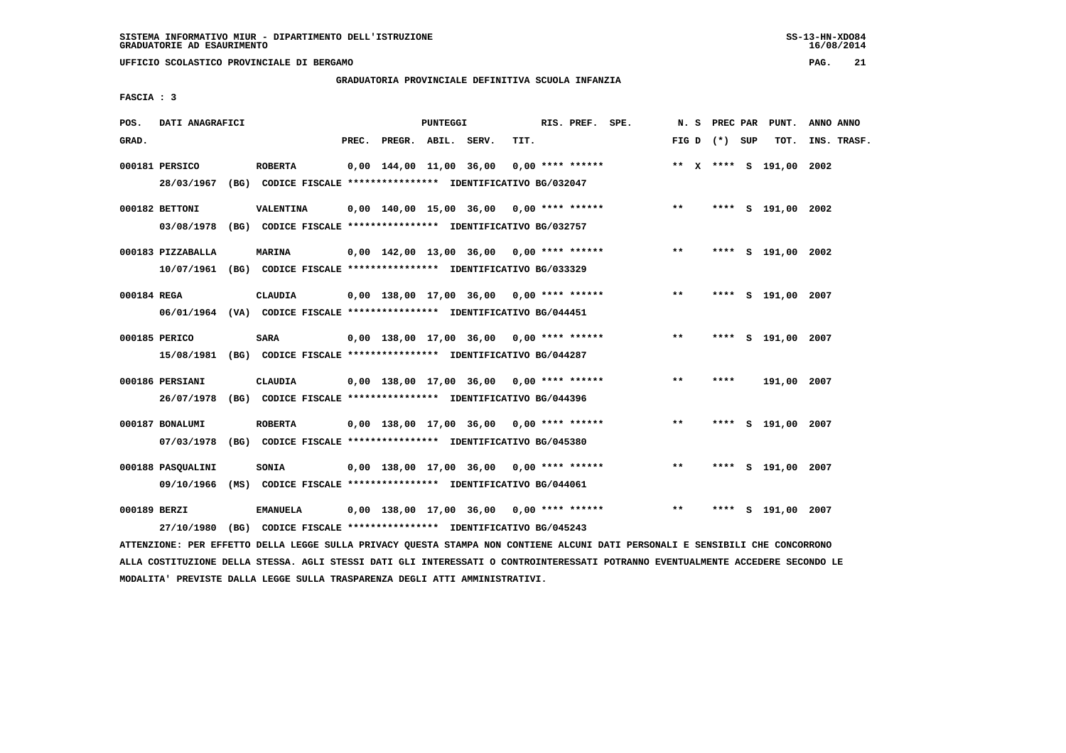SISTEMA INFORMATIVO MIUR - DIPARTIMENTO DELL'ISTRUZIONE
GRADUATORIE AD ESAURIMENTO

UFFICIO SCOLASTICO PROVINCIALE DI BERGAMO

GRADUATORIA PROVINCIALE DEFINITIVA SCUOLA INFANZIA

FASCIA : 3

| POS. GRAD. | DATI ANAGRAFICI | | PREC. | PREGR. | ABIL. | SERV. | TIT. | RIS. PREF. | SPE. | N. S FIG D | PREC PAR (*) SUP | PUNT. TOT. | ANNO INS. | ANNO TRASF. |
|---|---|---|---|---|---|---|---|---|---|---|---|---|---|---|
| 000181 | PERSICO | ROBERTA | 0,00 | 144,00 | 11,00 | 36,00 | 0,00 | **** ****** | | ** X | **** S | 191,00 | 2002 | |
| | 28/03/1967 (BG) CODICE FISCALE **************** IDENTIFICATIVO BG/032047 | | | | | | | | | | | | | |
| 000182 | BETTONI | VALENTINA | 0,00 | 140,00 | 15,00 | 36,00 | 0,00 | **** ****** | | ** | **** S | 191,00 | 2002 | |
| | 03/08/1978 (BG) CODICE FISCALE **************** IDENTIFICATIVO BG/032757 | | | | | | | | | | | | | |
| 000183 | PIZZABALLA | MARINA | 0,00 | 142,00 | 13,00 | 36,00 | 0,00 | **** ****** | | ** | **** S | 191,00 | 2002 | |
| | 10/07/1961 (BG) CODICE FISCALE **************** IDENTIFICATIVO BG/033329 | | | | | | | | | | | | | |
| 000184 | REGA | CLAUDIA | 0,00 | 138,00 | 17,00 | 36,00 | 0,00 | **** ****** | | ** | **** S | 191,00 | 2007 | |
| | 06/01/1964 (VA) CODICE FISCALE **************** IDENTIFICATIVO BG/044451 | | | | | | | | | | | | | |
| 000185 | PERICO | SARA | 0,00 | 138,00 | 17,00 | 36,00 | 0,00 | **** ****** | | ** | **** S | 191,00 | 2007 | |
| | 15/08/1981 (BG) CODICE FISCALE **************** IDENTIFICATIVO BG/044287 | | | | | | | | | | | | | |
| 000186 | PERSIANI | CLAUDIA | 0,00 | 138,00 | 17,00 | 36,00 | 0,00 | **** ****** | | ** | **** | 191,00 | 2007 | |
| | 26/07/1978 (BG) CODICE FISCALE **************** IDENTIFICATIVO BG/044396 | | | | | | | | | | | | | |
| 000187 | BONALUMI | ROBERTA | 0,00 | 138,00 | 17,00 | 36,00 | 0,00 | **** ****** | | ** | **** S | 191,00 | 2007 | |
| | 07/03/1978 (BG) CODICE FISCALE **************** IDENTIFICATIVO BG/045380 | | | | | | | | | | | | | |
| 000188 | PASQUALINI | SONIA | 0,00 | 138,00 | 17,00 | 36,00 | 0,00 | **** ****** | | ** | **** S | 191,00 | 2007 | |
| | 09/10/1966 (MS) CODICE FISCALE **************** IDENTIFICATIVO BG/044061 | | | | | | | | | | | | | |
| 000189 | BERZI | EMANUELA | 0,00 | 138,00 | 17,00 | 36,00 | 0,00 | **** ****** | | ** | **** S | 191,00 | 2007 | |
| | 27/10/1980 (BG) CODICE FISCALE **************** IDENTIFICATIVO BG/045243 | | | | | | | | | | | | | |

ATTENZIONE: PER EFFETTO DELLA LEGGE SULLA PRIVACY QUESTA STAMPA NON CONTIENE ALCUNI DATI PERSONALI E SENSIBILI CHE CONCORRONO ALLA COSTITUZIONE DELLA STESSA. AGLI STESSI DATI GLI INTERESSATI O CONTROINTERESSATI POTRANNO EVENTUALMENTE ACCEDERE SECONDO LE MODALITA' PREVISTE DALLA LEGGE SULLA TRASPARENZA DEGLI ATTI AMMINISTRATIVI.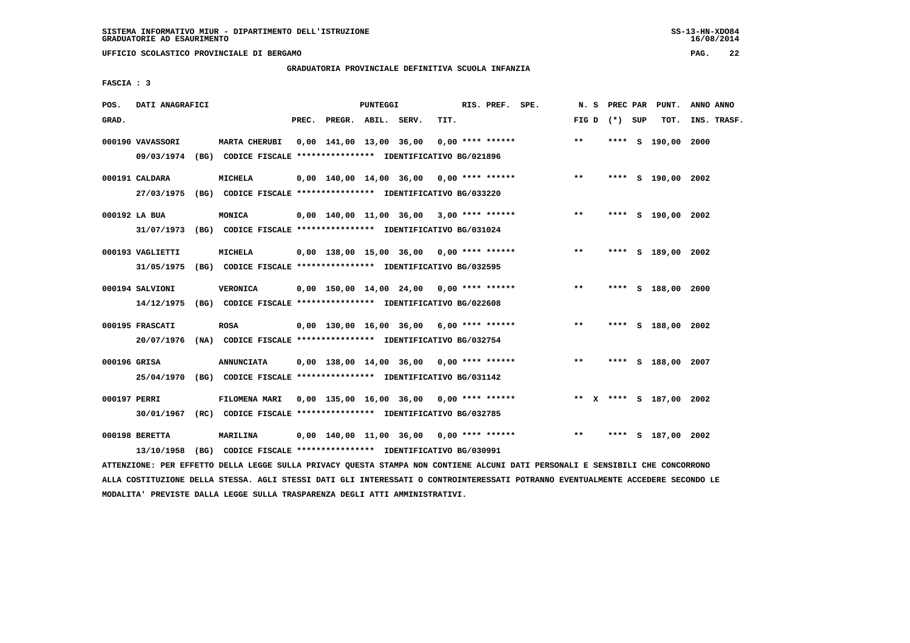SISTEMA INFORMATIVO MIUR - DIPARTIMENTO DELL'ISTRUZIONE
GRADUATORIE AD ESAURIMENTO

UFFICIO SCOLASTICO PROVINCIALE DI BERGAMO

## GRADUATORIA PROVINCIALE DEFINITIVA SCUOLA INFANZIA

FASCIA : 3

| POS. GRAD. | DATI ANAGRAFICI | | PREC. | PREGR. | ABIL. | SERV. | TIT. | RIS. PREF. SPE. | N. S FIG D | PREC PAR (*) SUP | PUNT. TOT. | ANNO INS. | ANNO TRASF. |
|---|---|---|---|---|---|---|---|---|---|---|---|---|---|
| 000190 | VAVASSORI | MARTA CHERUBI | 0,00 | 141,00 | 13,00 | 36,00 | 0,00 | **** ****** | ** | **** S | 190,00 | 2000 | |
| | 09/03/1974 (BG) CODICE FISCALE **************** IDENTIFICATIVO BG/021896 | | | | | | | | | | | | |
| 000191 | CALDARA | MICHELA | 0,00 | 140,00 | 14,00 | 36,00 | 0,00 | **** ****** | ** | **** S | 190,00 | 2002 | |
| | 27/03/1975 (BG) CODICE FISCALE **************** IDENTIFICATIVO BG/033220 | | | | | | | | | | | | |
| 000192 | LA BUA | MONICA | 0,00 | 140,00 | 11,00 | 36,00 | 3,00 | **** ****** | ** | **** S | 190,00 | 2002 | |
| | 31/07/1973 (BG) CODICE FISCALE **************** IDENTIFICATIVO BG/031024 | | | | | | | | | | | | |
| 000193 | VAGLIETTI | MICHELA | 0,00 | 138,00 | 15,00 | 36,00 | 0,00 | **** ****** | ** | **** S | 189,00 | 2002 | |
| | 31/05/1975 (BG) CODICE FISCALE **************** IDENTIFICATIVO BG/032595 | | | | | | | | | | | | |
| 000194 | SALVIONI | VERONICA | 0,00 | 150,00 | 14,00 | 24,00 | 0,00 | **** ****** | ** | **** S | 188,00 | 2000 | |
| | 14/12/1975 (BG) CODICE FISCALE **************** IDENTIFICATIVO BG/022608 | | | | | | | | | | | | |
| 000195 | FRASCATI | ROSA | 0,00 | 130,00 | 16,00 | 36,00 | 6,00 | **** ****** | ** | **** S | 188,00 | 2002 | |
| | 20/07/1976 (NA) CODICE FISCALE **************** IDENTIFICATIVO BG/032754 | | | | | | | | | | | | |
| 000196 | GRISA | ANNUNCIATA | 0,00 | 138,00 | 14,00 | 36,00 | 0,00 | **** ****** | ** | **** S | 188,00 | 2007 | |
| | 25/04/1970 (BG) CODICE FISCALE **************** IDENTIFICATIVO BG/031142 | | | | | | | | | | | | |
| 000197 | PERRI | FILOMENA MARI | 0,00 | 135,00 | 16,00 | 36,00 | 0,00 | **** ****** | ** X | **** S | 187,00 | 2002 | |
| | 30/01/1967 (RC) CODICE FISCALE **************** IDENTIFICATIVO BG/032785 | | | | | | | | | | | | |
| 000198 | BERETTA | MARILINA | 0,00 | 140,00 | 11,00 | 36,00 | 0,00 | **** ****** | ** | **** S | 187,00 | 2002 | |
| | 13/10/1958 (BG) CODICE FISCALE **************** IDENTIFICATIVO BG/030991 | | | | | | | | | | | | |

ATTENZIONE: PER EFFETTO DELLA LEGGE SULLA PRIVACY QUESTA STAMPA NON CONTIENE ALCUNI DATI PERSONALI E SENSIBILI CHE CONCORRONO ALLA COSTITUZIONE DELLA STESSA. AGLI STESSI DATI GLI INTERESSATI O CONTROINTERESSATI POTRANNO EVENTUALMENTE ACCEDERE SECONDO LE MODALITA' PREVISTE DALLA LEGGE SULLA TRASPARENZA DEGLI ATTI AMMINISTRATIVI.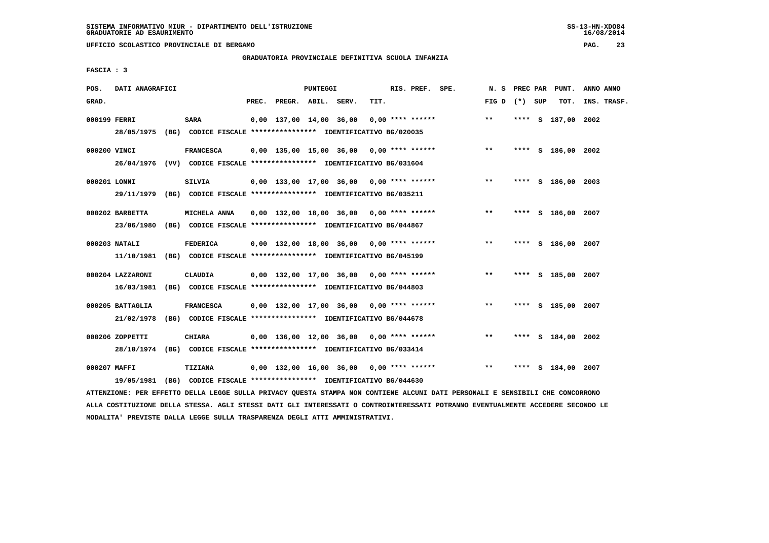UFFICIO SCOLASTICO PROVINCIALE DI BERGAMO

GRADUATORIA PROVINCIALE DEFINITIVA SCUOLA INFANZIA

FASCIA : 3

| POS. GRAD. | DATI ANAGRAFICI | | PREC. | PREGR. | ABIL. | SERV. | TIT. | RIS. PREF. | SPE. | N. S FIG D | PREC PAR (*) | SUP | PUNT. TOT. | ANNO INS. | ANNO TRASF. |
|---|---|---|---|---|---|---|---|---|---|---|---|---|---|---|---|
| 000199 | FERRI | SARA | 0,00 | 137,00 | 14,00 | 36,00 | 0,00 | **** ****** | | ** | **** | S | 187,00 | 2002 | |
| | 28/05/1975 (BG) CODICE FISCALE **************** IDENTIFICATIVO BG/020035 | | | | | | | | | | | | | | |
| 000200 | VINCI | FRANCESCA | 0,00 | 135,00 | 15,00 | 36,00 | 0,00 | **** ****** | | ** | **** | S | 186,00 | 2002 | |
| | 26/04/1976 (VV) CODICE FISCALE **************** IDENTIFICATIVO BG/031604 | | | | | | | | | | | | | | |
| 000201 | LONNI | SILVIA | 0,00 | 133,00 | 17,00 | 36,00 | 0,00 | **** ****** | | ** | **** | S | 186,00 | 2003 | |
| | 29/11/1979 (BG) CODICE FISCALE **************** IDENTIFICATIVO BG/035211 | | | | | | | | | | | | | | |
| 000202 | BARBETTA | MICHELA ANNA | 0,00 | 132,00 | 18,00 | 36,00 | 0,00 | **** ****** | | ** | **** | S | 186,00 | 2007 | |
| | 23/06/1980 (BG) CODICE FISCALE **************** IDENTIFICATIVO BG/044867 | | | | | | | | | | | | | | |
| 000203 | NATALI | FEDERICA | 0,00 | 132,00 | 18,00 | 36,00 | 0,00 | **** ****** | | ** | **** | S | 186,00 | 2007 | |
| | 11/10/1981 (BG) CODICE FISCALE **************** IDENTIFICATIVO BG/045199 | | | | | | | | | | | | | | |
| 000204 | LAZZARONI | CLAUDIA | 0,00 | 132,00 | 17,00 | 36,00 | 0,00 | **** ****** | | ** | **** | S | 185,00 | 2007 | |
| | 16/03/1981 (BG) CODICE FISCALE **************** IDENTIFICATIVO BG/044803 | | | | | | | | | | | | | | |
| 000205 | BATTAGLIA | FRANCESCA | 0,00 | 132,00 | 17,00 | 36,00 | 0,00 | **** ****** | | ** | **** | S | 185,00 | 2007 | |
| | 21/02/1978 (BG) CODICE FISCALE **************** IDENTIFICATIVO BG/044678 | | | | | | | | | | | | | | |
| 000206 | ZOPPETTI | CHIARA | 0,00 | 136,00 | 12,00 | 36,00 | 0,00 | **** ****** | | ** | **** | S | 184,00 | 2002 | |
| | 28/10/1974 (BG) CODICE FISCALE **************** IDENTIFICATIVO BG/033414 | | | | | | | | | | | | | | |
| 000207 | MAFFI | TIZIANA | 0,00 | 132,00 | 16,00 | 36,00 | 0,00 | **** ****** | | ** | **** | S | 184,00 | 2007 | |
| | 19/05/1981 (BG) CODICE FISCALE **************** IDENTIFICATIVO BG/044630 | | | | | | | | | | | | | | |

ATTENZIONE: PER EFFETTO DELLA LEGGE SULLA PRIVACY QUESTA STAMPA NON CONTIENE ALCUNI DATI PERSONALI E SENSIBILI CHE CONCORRONO ALLA COSTITUZIONE DELLA STESSA. AGLI STESSI DATI GLI INTERESSATI O CONTROINTERESSATI POTRANNO EVENTUALMENTE ACCEDERE SECONDO LE MODALITA' PREVISTE DALLA LEGGE SULLA TRASPARENZA DEGLI ATTI AMMINISTRATIVI.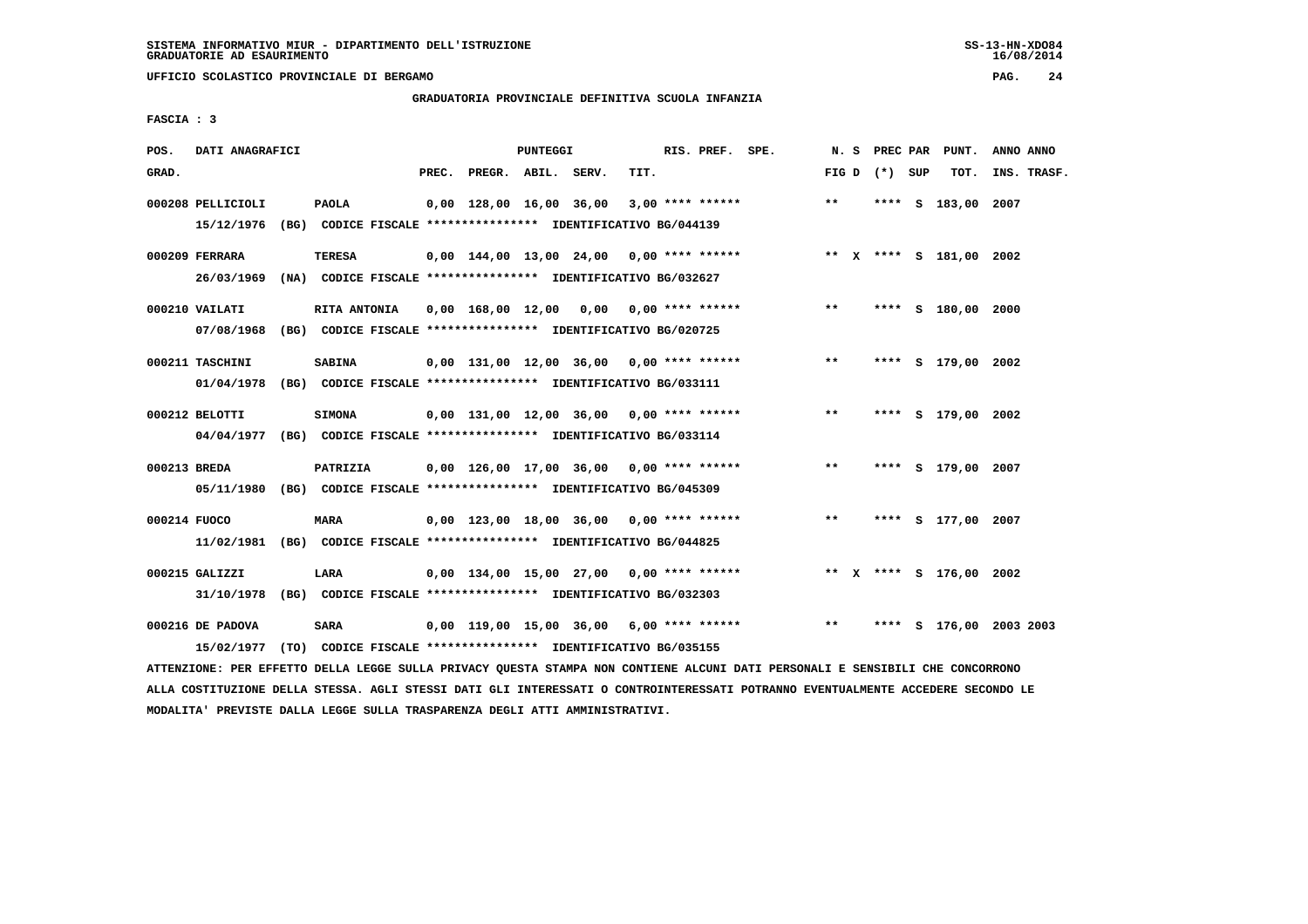SISTEMA INFORMATIVO MIUR - DIPARTIMENTO DELL'ISTRUZIONE
GRADUATORIE AD ESAURIMENTO

UFFICIO SCOLASTICO PROVINCIALE DI BERGAMO

GRADUATORIA PROVINCIALE DEFINITIVA SCUOLA INFANZIA

FASCIA : 3

| POS. GRAD. | DATI ANAGRAFICI | | PREC. | PREGR. | ABIL. | SERV. | TIT. | RIS. PREF. SPE. | N. S FIG D | PREC PAR (*) SUP | PUNT. TOT. | ANNO INS. | ANNO TRASF. |
|---|---|---|---|---|---|---|---|---|---|---|---|---|---|
| 000208 | PELLICIOLI | PAOLA | 0,00 | 128,00 | 16,00 | 36,00 | 3,00 | **** ****** | ** | **** S | 183,00 | 2007 | |
| | 15/12/1976 (BG) CODICE FISCALE **************** IDENTIFICATIVO BG/044139 | | | | | | | | | | | | |
| 000209 | FERRARA | TERESA | 0,00 | 144,00 | 13,00 | 24,00 | 0,00 | **** ****** | ** X | **** S | 181,00 | 2002 | |
| | 26/03/1969 (NA) CODICE FISCALE **************** IDENTIFICATIVO BG/032627 | | | | | | | | | | | | |
| 000210 | VAILATI | RITA ANTONIA | 0,00 | 168,00 | 12,00 | 0,00 | 0,00 | **** ****** | ** | **** S | 180,00 | 2000 | |
| | 07/08/1968 (BG) CODICE FISCALE **************** IDENTIFICATIVO BG/020725 | | | | | | | | | | | | |
| 000211 | TASCHINI | SABINA | 0,00 | 131,00 | 12,00 | 36,00 | 0,00 | **** ****** | ** | **** S | 179,00 | 2002 | |
| | 01/04/1978 (BG) CODICE FISCALE **************** IDENTIFICATIVO BG/033111 | | | | | | | | | | | | |
| 000212 | BELOTTI | SIMONA | 0,00 | 131,00 | 12,00 | 36,00 | 0,00 | **** ****** | ** | **** S | 179,00 | 2002 | |
| | 04/04/1977 (BG) CODICE FISCALE **************** IDENTIFICATIVO BG/033114 | | | | | | | | | | | | |
| 000213 | BREDA | PATRIZIA | 0,00 | 126,00 | 17,00 | 36,00 | 0,00 | **** ****** | ** | **** S | 179,00 | 2007 | |
| | 05/11/1980 (BG) CODICE FISCALE **************** IDENTIFICATIVO BG/045309 | | | | | | | | | | | | |
| 000214 | FUOCO | MARA | 0,00 | 123,00 | 18,00 | 36,00 | 0,00 | **** ****** | ** | **** S | 177,00 | 2007 | |
| | 11/02/1981 (BG) CODICE FISCALE **************** IDENTIFICATIVO BG/044825 | | | | | | | | | | | | |
| 000215 | GALIZZI | LARA | 0,00 | 134,00 | 15,00 | 27,00 | 0,00 | **** ****** | ** X | **** S | 176,00 | 2002 | |
| | 31/10/1978 (BG) CODICE FISCALE **************** IDENTIFICATIVO BG/032303 | | | | | | | | | | | | |
| 000216 | DE PADOVA | SARA | 0,00 | 119,00 | 15,00 | 36,00 | 6,00 | **** ****** | ** | **** S | 176,00 | 2003 | 2003 |
| | 15/02/1977 (TO) CODICE FISCALE **************** IDENTIFICATIVO BG/035155 | | | | | | | | | | | | |

ATTENZIONE: PER EFFETTO DELLA LEGGE SULLA PRIVACY QUESTA STAMPA NON CONTIENE ALCUNI DATI PERSONALI E SENSIBILI CHE CONCORRONO ALLA COSTITUZIONE DELLA STESSA. AGLI STESSI DATI GLI INTERESSATI O CONTROINTERESSATI POTRANNO EVENTUALMENTE ACCEDERE SECONDO LE MODALITA' PREVISTE DALLA LEGGE SULLA TRASPARENZA DEGLI ATTI AMMINISTRATIVI.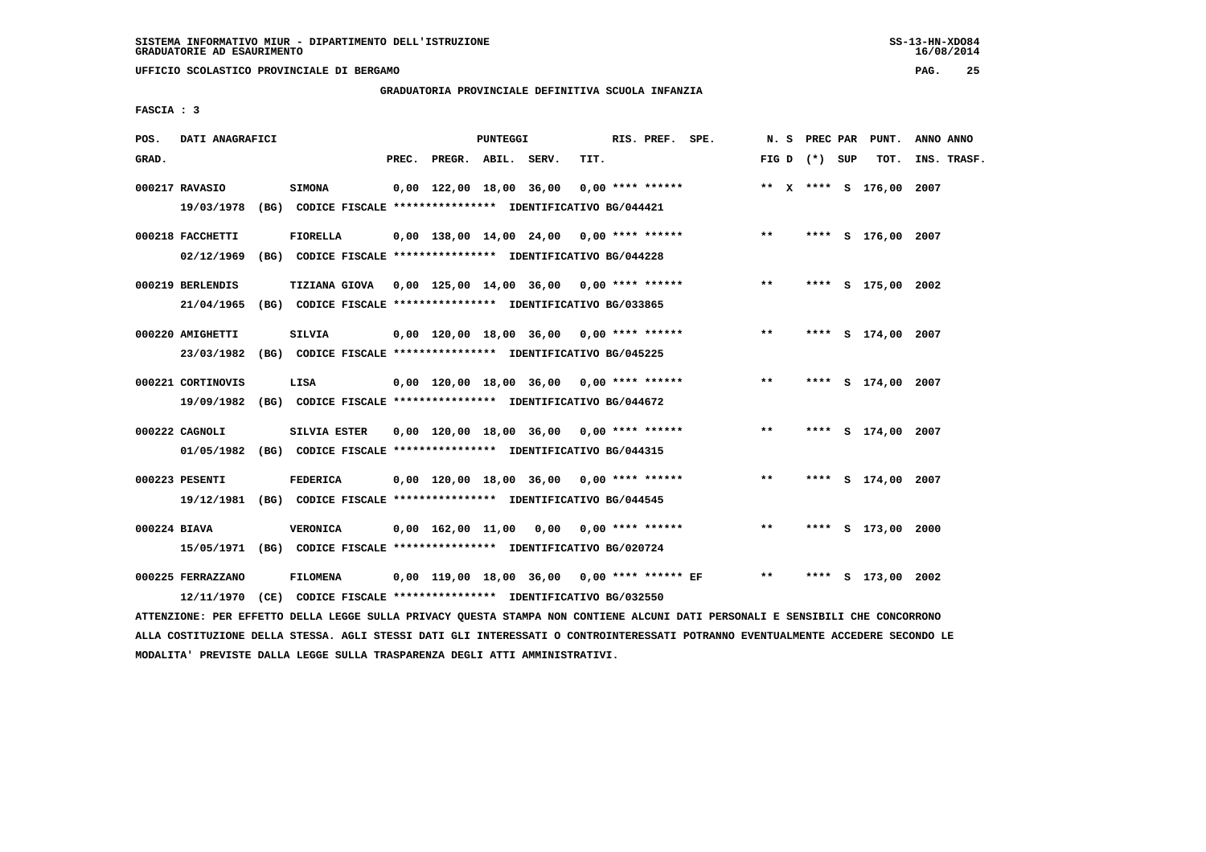SISTEMA INFORMATIVO MIUR - DIPARTIMENTO DELL'ISTRUZIONE
GRADUATORIE AD ESAURIMENTO

UFFICIO SCOLASTICO PROVINCIALE DI BERGAMO

GRADUATORIA PROVINCIALE DEFINITIVA SCUOLA INFANZIA

FASCIA : 3

| POS. GRAD. | DATI ANAGRAFICI | | PREC. | PREGR. | ABIL. | SERV. | TIT. | RIS. PREF. SPE. | N. S FIG D | PREC PAR (*) SUP | PUNT. TOT. | ANNO ANNO INS. TRASF. |
|---|---|---|---|---|---|---|---|---|---|---|---|---|
| 000217 | RAVASIO | SIMONA | 0,00 | 122,00 | 18,00 | 36,00 | 0,00 | **** ****** | ** X | **** S | 176,00 | 2007 |
| | 19/03/1978 (BG) CODICE FISCALE **************** IDENTIFICATIVO BG/044421 | | | | | | | | | | | |
| 000218 | FACCHETTI | FIORELLA | 0,00 | 138,00 | 14,00 | 24,00 | 0,00 | **** ****** | ** | **** S | 176,00 | 2007 |
| | 02/12/1969 (BG) CODICE FISCALE **************** IDENTIFICATIVO BG/044228 | | | | | | | | | | | |
| 000219 | BERLENDIS | TIZIANA GIOVA | 0,00 | 125,00 | 14,00 | 36,00 | 0,00 | **** ****** | ** | **** S | 175,00 | 2002 |
| | 21/04/1965 (BG) CODICE FISCALE **************** IDENTIFICATIVO BG/033865 | | | | | | | | | | | |
| 000220 | AMIGHETTI | SILVIA | 0,00 | 120,00 | 18,00 | 36,00 | 0,00 | **** ****** | ** | **** S | 174,00 | 2007 |
| | 23/03/1982 (BG) CODICE FISCALE **************** IDENTIFICATIVO BG/045225 | | | | | | | | | | | |
| 000221 | CORTINOVIS | LISA | 0,00 | 120,00 | 18,00 | 36,00 | 0,00 | **** ****** | ** | **** S | 174,00 | 2007 |
| | 19/09/1982 (BG) CODICE FISCALE **************** IDENTIFICATIVO BG/044672 | | | | | | | | | | | |
| 000222 | CAGNOLI | SILVIA ESTER | 0,00 | 120,00 | 18,00 | 36,00 | 0,00 | **** ****** | ** | **** S | 174,00 | 2007 |
| | 01/05/1982 (BG) CODICE FISCALE **************** IDENTIFICATIVO BG/044315 | | | | | | | | | | | |
| 000223 | PESENTI | FEDERICA | 0,00 | 120,00 | 18,00 | 36,00 | 0,00 | **** ****** | ** | **** S | 174,00 | 2007 |
| | 19/12/1981 (BG) CODICE FISCALE **************** IDENTIFICATIVO BG/044545 | | | | | | | | | | | |
| 000224 | BIAVA | VERONICA | 0,00 | 162,00 | 11,00 | 0,00 | 0,00 | **** ****** | ** | **** S | 173,00 | 2000 |
| | 15/05/1971 (BG) CODICE FISCALE **************** IDENTIFICATIVO BG/020724 | | | | | | | | | | | |
| 000225 | FERRAZZANO | FILOMENA | 0,00 | 119,00 | 18,00 | 36,00 | 0,00 | **** ****** EF | ** | **** S | 173,00 | 2002 |
| | 12/11/1970 (CE) CODICE FISCALE **************** IDENTIFICATIVO BG/032550 | | | | | | | | | | | |

ATTENZIONE: PER EFFETTO DELLA LEGGE SULLA PRIVACY QUESTA STAMPA NON CONTIENE ALCUNI DATI PERSONALI E SENSIBILI CHE CONCORRONO ALLA COSTITUZIONE DELLA STESSA. AGLI STESSI DATI GLI INTERESSATI O CONTROINTERESSATI POTRANNO EVENTUALMENTE ACCEDERE SECONDO LE MODALITA' PREVISTE DALLA LEGGE SULLA TRASPARENZA DEGLI ATTI AMMINISTRATIVI.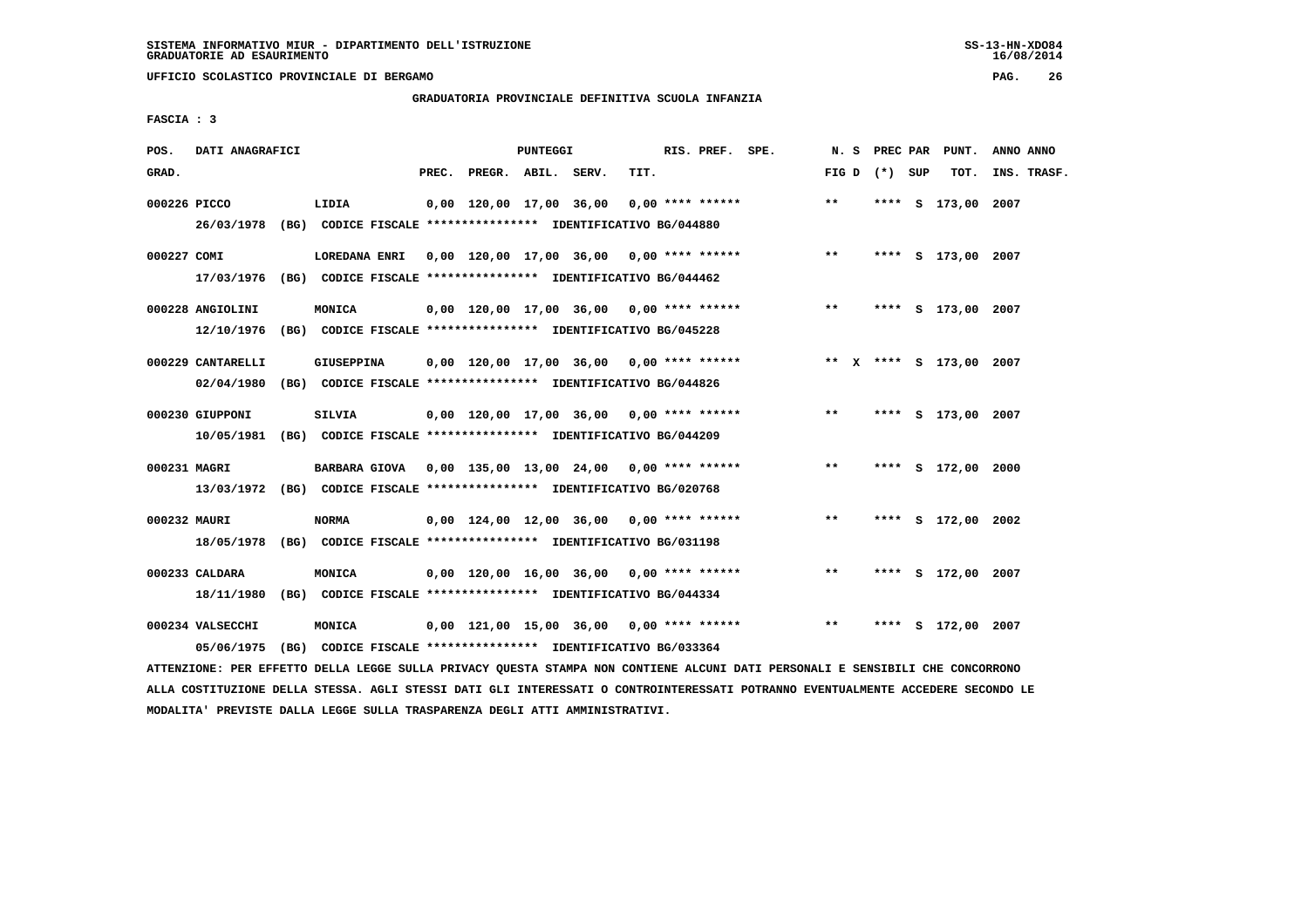SISTEMA INFORMATIVO MIUR - DIPARTIMENTO DELL'ISTRUZIONE
GRADUATORIE AD ESAURIMENTO

UFFICIO SCOLASTICO PROVINCIALE DI BERGAMO

GRADUATORIA PROVINCIALE DEFINITIVA SCUOLA INFANZIA

FASCIA : 3

| POS. GRAD. | DATI ANAGRAFICI | | PREC. | PREGR. | ABIL. | SERV. | TIT. | RIS. PREF. | SPE. | N. S FIG D | PREC PAR (*) | SUP | PUNT. TOT. | ANNO INS. | ANNO TRASF. |
|---|---|---|---|---|---|---|---|---|---|---|---|---|---|---|---|
| 000226 | PICCO | LIDIA | 0,00 | 120,00 | 17,00 | 36,00 | 0,00 | **** ****** | | ** | **** | S | 173,00 | 2007 | |
| | 26/03/1978 (BG) | CODICE FISCALE **************** IDENTIFICATIVO BG/044880 | | | | | | | | | | | | | |
| 000227 | COMI | LOREDANA ENRI | 0,00 | 120,00 | 17,00 | 36,00 | 0,00 | **** ****** | | ** | **** | S | 173,00 | 2007 | |
| | 17/03/1976 (BG) | CODICE FISCALE **************** IDENTIFICATIVO BG/044462 | | | | | | | | | | | | | |
| 000228 | ANGIOLINI | MONICA | 0,00 | 120,00 | 17,00 | 36,00 | 0,00 | **** ****** | | ** | **** | S | 173,00 | 2007 | |
| | 12/10/1976 (BG) | CODICE FISCALE **************** IDENTIFICATIVO BG/045228 | | | | | | | | | | | | | |
| 000229 | CANTARELLI | GIUSEPPINA | 0,00 | 120,00 | 17,00 | 36,00 | 0,00 | **** ****** | | ** X | **** | S | 173,00 | 2007 | |
| | 02/04/1980 (BG) | CODICE FISCALE **************** IDENTIFICATIVO BG/044826 | | | | | | | | | | | | | |
| 000230 | GIUPPONI | SILVIA | 0,00 | 120,00 | 17,00 | 36,00 | 0,00 | **** ****** | | ** | **** | S | 173,00 | 2007 | |
| | 10/05/1981 (BG) | CODICE FISCALE **************** IDENTIFICATIVO BG/044209 | | | | | | | | | | | | | |
| 000231 | MAGRI | BARBARA GIOVA | 0,00 | 135,00 | 13,00 | 24,00 | 0,00 | **** ****** | | ** | **** | S | 172,00 | 2000 | |
| | 13/03/1972 (BG) | CODICE FISCALE **************** IDENTIFICATIVO BG/020768 | | | | | | | | | | | | | |
| 000232 | MAURI | NORMA | 0,00 | 124,00 | 12,00 | 36,00 | 0,00 | **** ****** | | ** | **** | S | 172,00 | 2002 | |
| | 18/05/1978 (BG) | CODICE FISCALE **************** IDENTIFICATIVO BG/031198 | | | | | | | | | | | | | |
| 000233 | CALDARA | MONICA | 0,00 | 120,00 | 16,00 | 36,00 | 0,00 | **** ****** | | ** | **** | S | 172,00 | 2007 | |
| | 18/11/1980 (BG) | CODICE FISCALE **************** IDENTIFICATIVO BG/044334 | | | | | | | | | | | | | |
| 000234 | VALSECCHI | MONICA | 0,00 | 121,00 | 15,00 | 36,00 | 0,00 | **** ****** | | ** | **** | S | 172,00 | 2007 | |
| | 05/06/1975 (BG) | CODICE FISCALE **************** IDENTIFICATIVO BG/033364 | | | | | | | | | | | | | |

ATTENZIONE: PER EFFETTO DELLA LEGGE SULLA PRIVACY QUESTA STAMPA NON CONTIENE ALCUNI DATI PERSONALI E SENSIBILI CHE CONCORRONO ALLA COSTITUZIONE DELLA STESSA. AGLI STESSI DATI GLI INTERESSATI O CONTROINTERESSATI POTRANNO EVENTUALMENTE ACCEDERE SECONDO LE MODALITA' PREVISTE DALLA LEGGE SULLA TRASPARENZA DEGLI ATTI AMMINISTRATIVI.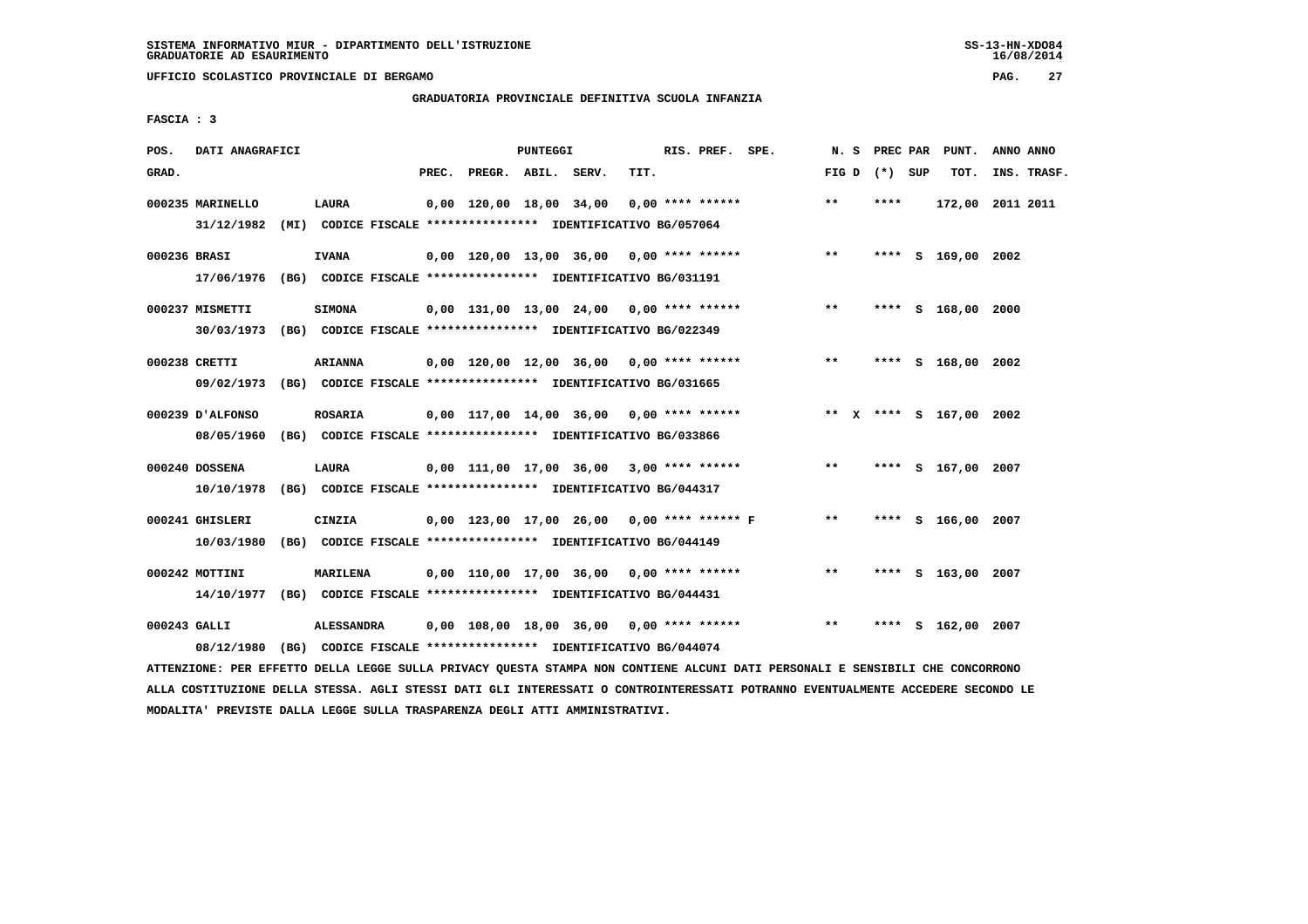SISTEMA INFORMATIVO MIUR - DIPARTIMENTO DELL'ISTRUZIONE
GRADUATORIE AD ESAURIMENTO

UFFICIO SCOLASTICO PROVINCIALE DI BERGAMO

GRADUATORIA PROVINCIALE DEFINITIVA SCUOLA INFANZIA

FASCIA : 3

| POS. GRAD. | DATI ANAGRAFICI | | PREC. | PREGR. | ABIL. | SERV. | TIT. | RIS. PREF. | SPE. | N. S FIG D | (*) | PREC PAR SUP | PUNT. TOT. | ANNO INS. | ANNO TRASF. |
|---|---|---|---|---|---|---|---|---|---|---|---|---|---|---|---|
| 000235 | MARINELLO | LAURA | 0,00 | 120,00 | 18,00 | 34,00 | 0,00 | **** ****** | | ** | **** | | 172,00 | 2011 | 2011 |
| | 31/12/1982 (MI) CODICE FISCALE **************** IDENTIFICATIVO BG/057064 | | | | | | | | | | | | | | |
| 000236 | BRASI | IVANA | 0,00 | 120,00 | 13,00 | 36,00 | 0,00 | **** ****** | | ** | **** | S | 169,00 | 2002 | |
| | 17/06/1976 (BG) CODICE FISCALE **************** IDENTIFICATIVO BG/031191 | | | | | | | | | | | | | | |
| 000237 | MISMETTI | SIMONA | 0,00 | 131,00 | 13,00 | 24,00 | 0,00 | **** ****** | | ** | **** | S | 168,00 | 2000 | |
| | 30/03/1973 (BG) CODICE FISCALE **************** IDENTIFICATIVO BG/022349 | | | | | | | | | | | | | | |
| 000238 | CRETTI | ARIANNA | 0,00 | 120,00 | 12,00 | 36,00 | 0,00 | **** ****** | | ** | **** | S | 168,00 | 2002 | |
| | 09/02/1973 (BG) CODICE FISCALE **************** IDENTIFICATIVO BG/031665 | | | | | | | | | | | | | | |
| 000239 | D'ALFONSO | ROSARIA | 0,00 | 117,00 | 14,00 | 36,00 | 0,00 | **** ****** | | ** X | **** | S | 167,00 | 2002 | |
| | 08/05/1960 (BG) CODICE FISCALE **************** IDENTIFICATIVO BG/033866 | | | | | | | | | | | | | | |
| 000240 | DOSSENA | LAURA | 0,00 | 111,00 | 17,00 | 36,00 | 3,00 | **** ****** | | ** | **** | S | 167,00 | 2007 | |
| | 10/10/1978 (BG) CODICE FISCALE **************** IDENTIFICATIVO BG/044317 | | | | | | | | | | | | | | |
| 000241 | GHISLERI | CINZIA | 0,00 | 123,00 | 17,00 | 26,00 | 0,00 | **** ****** | F | ** | **** | S | 166,00 | 2007 | |
| | 10/03/1980 (BG) CODICE FISCALE **************** IDENTIFICATIVO BG/044149 | | | | | | | | | | | | | | |
| 000242 | MOTTINI | MARILENA | 0,00 | 110,00 | 17,00 | 36,00 | 0,00 | **** ****** | | ** | **** | S | 163,00 | 2007 | |
| | 14/10/1977 (BG) CODICE FISCALE **************** IDENTIFICATIVO BG/044431 | | | | | | | | | | | | | | |
| 000243 | GALLI | ALESSANDRA | 0,00 | 108,00 | 18,00 | 36,00 | 0,00 | **** ****** | | ** | **** | S | 162,00 | 2007 | |
| | 08/12/1980 (BG) CODICE FISCALE **************** IDENTIFICATIVO BG/044074 | | | | | | | | | | | | | | |

ATTENZIONE: PER EFFETTO DELLA LEGGE SULLA PRIVACY QUESTA STAMPA NON CONTIENE ALCUNI DATI PERSONALI E SENSIBILI CHE CONCORRONO ALLA COSTITUZIONE DELLA STESSA. AGLI STESSI DATI GLI INTERESSATI O CONTROINTERESSATI POTRANNO EVENTUALMENTE ACCEDERE SECONDO LE MODALITA' PREVISTE DALLA LEGGE SULLA TRASPARENZA DEGLI ATTI AMMINISTRATIVI.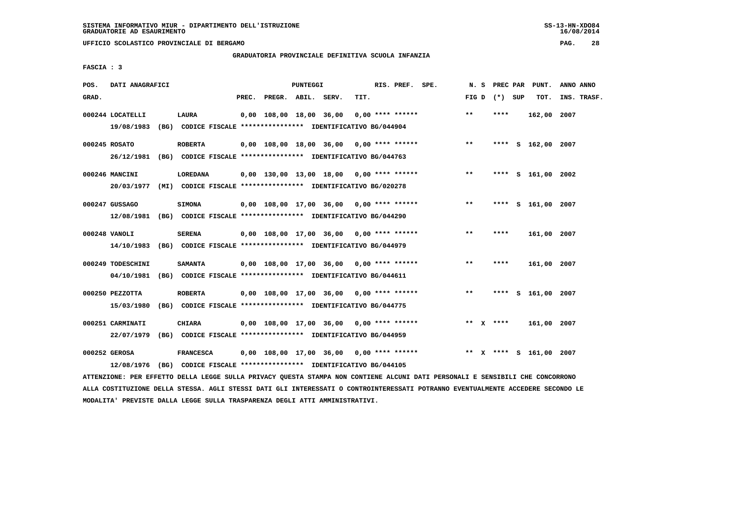SISTEMA INFORMATIVO MIUR - DIPARTIMENTO DELL'ISTRUZIONE
GRADUATORIE AD ESAURIMENTO

UFFICIO SCOLASTICO PROVINCIALE DI BERGAMO

GRADUATORIA PROVINCIALE DEFINITIVA SCUOLA INFANZIA

FASCIA : 3

| POS. GRAD. | DATI ANAGRAFICI | | PREC. | PREGR. | ABIL. | SERV. | TIT. | RIS. PREF. SPE. | N. S FIG D | PREC PAR (*) SUP | PUNT. TOT. | ANNO ANNO INS. TRASF. |
|---|---|---|---|---|---|---|---|---|---|---|---|---|
| 000244 | LOCATELLI | LAURA | 0,00 | 108,00 | 18,00 | 36,00 | 0,00 | **** ****** | ** | **** | 162,00 | 2007 |
| | 19/08/1983 (BG) CODICE FISCALE **************** IDENTIFICATIVO BG/044904 | | | | | | | | | | | |
| 000245 | ROSATO | ROBERTA | 0,00 | 108,00 | 18,00 | 36,00 | 0,00 | **** ****** | ** | **** S | 162,00 | 2007 |
| | 26/12/1981 (BG) CODICE FISCALE **************** IDENTIFICATIVO BG/044763 | | | | | | | | | | | |
| 000246 | MANCINI | LOREDANA | 0,00 | 130,00 | 13,00 | 18,00 | 0,00 | **** ****** | ** | **** S | 161,00 | 2002 |
| | 20/03/1977 (MI) CODICE FISCALE **************** IDENTIFICATIVO BG/020278 | | | | | | | | | | | |
| 000247 | GUSSAGO | SIMONA | 0,00 | 108,00 | 17,00 | 36,00 | 0,00 | **** ****** | ** | **** S | 161,00 | 2007 |
| | 12/08/1981 (BG) CODICE FISCALE **************** IDENTIFICATIVO BG/044290 | | | | | | | | | | | |
| 000248 | VANOLI | SERENA | 0,00 | 108,00 | 17,00 | 36,00 | 0,00 | **** ****** | ** | **** | 161,00 | 2007 |
| | 14/10/1983 (BG) CODICE FISCALE **************** IDENTIFICATIVO BG/044979 | | | | | | | | | | | |
| 000249 | TODESCHINI | SAMANTA | 0,00 | 108,00 | 17,00 | 36,00 | 0,00 | **** ****** | ** | **** | 161,00 | 2007 |
| | 04/10/1981 (BG) CODICE FISCALE **************** IDENTIFICATIVO BG/044611 | | | | | | | | | | | |
| 000250 | PEZZOTTA | ROBERTA | 0,00 | 108,00 | 17,00 | 36,00 | 0,00 | **** ****** | ** | **** S | 161,00 | 2007 |
| | 15/03/1980 (BG) CODICE FISCALE **************** IDENTIFICATIVO BG/044775 | | | | | | | | | | | |
| 000251 | CARMINATI | CHIARA | 0,00 | 108,00 | 17,00 | 36,00 | 0,00 | **** ****** | ** X | **** | 161,00 | 2007 |
| | 22/07/1979 (BG) CODICE FISCALE **************** IDENTIFICATIVO BG/044959 | | | | | | | | | | | |
| 000252 | GEROSA | FRANCESCA | 0,00 | 108,00 | 17,00 | 36,00 | 0,00 | **** ****** | ** X | **** S | 161,00 | 2007 |
| | 12/08/1976 (BG) CODICE FISCALE **************** IDENTIFICATIVO BG/044105 | | | | | | | | | | | |

ATTENZIONE: PER EFFETTO DELLA LEGGE SULLA PRIVACY QUESTA STAMPA NON CONTIENE ALCUNI DATI PERSONALI E SENSIBILI CHE CONCORRONO ALLA COSTITUZIONE DELLA STESSA. AGLI STESSI DATI GLI INTERESSATI O CONTROINTERESSATI POTRANNO EVENTUALMENTE ACCEDERE SECONDO LE MODALITA' PREVISTE DALLA LEGGE SULLA TRASPARENZA DEGLI ATTI AMMINISTRATIVI.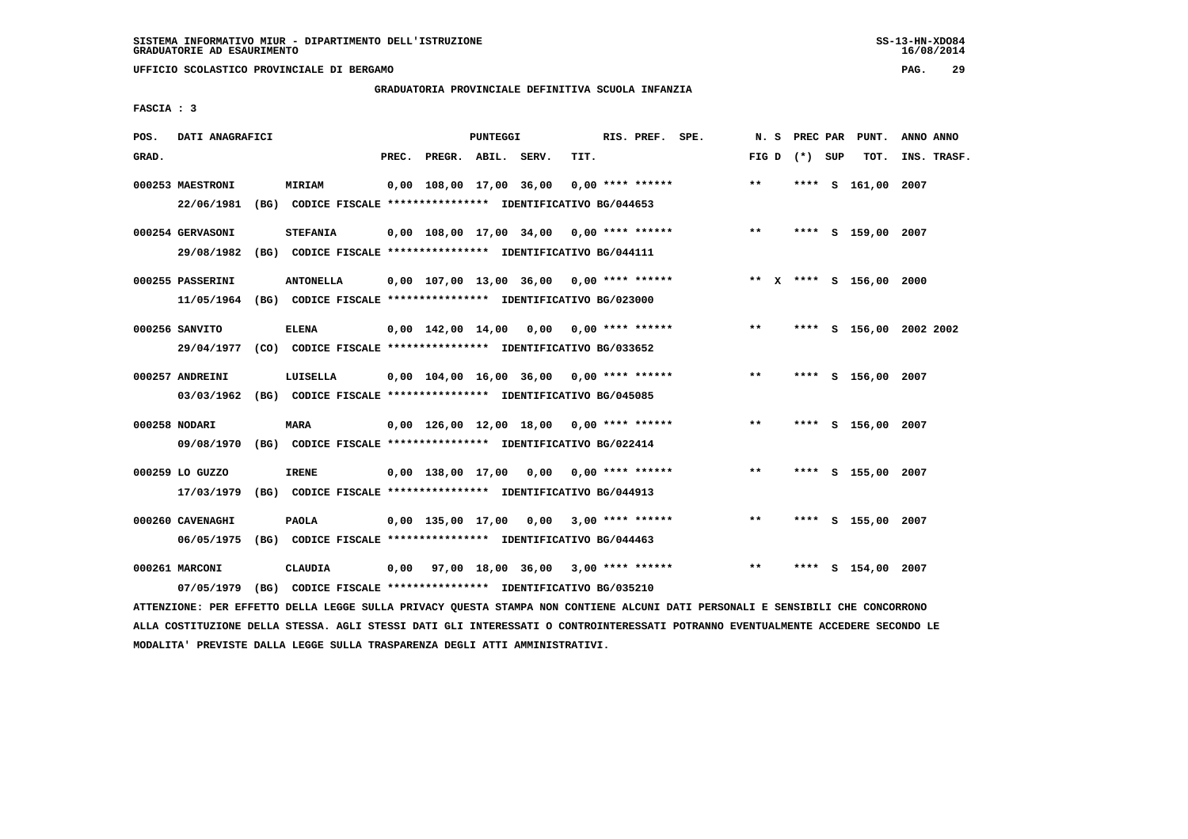SISTEMA INFORMATIVO MIUR - DIPARTIMENTO DELL'ISTRUZIONE
GRADUATORIE AD ESAURIMENTO

UFFICIO SCOLASTICO PROVINCIALE DI BERGAMO

GRADUATORIA PROVINCIALE DEFINITIVA SCUOLA INFANZIA

FASCIA : 3

| POS. GRAD. | DATI ANAGRAFICI | | PREC. | PREGR. | ABIL. | SERV. | TIT. | RIS. PREF. | SPE. | N. S FIG D | PREC (*) | PAR SUP | PUNT. TOT. | ANNO INS. | ANNO TRASF. |
|---|---|---|---|---|---|---|---|---|---|---|---|---|---|---|---|
| 000253 | MAESTRONI | MIRIAM | 0,00 | 108,00 | 17,00 | 36,00 | 0,00 | **** ****** | | ** | **** | S | 161,00 | 2007 | |
| | 22/06/1981 (BG) CODICE FISCALE **************** IDENTIFICATIVO BG/044653 | | | | | | | | | | | | | | |
| 000254 | GERVASONI | STEFANIA | 0,00 | 108,00 | 17,00 | 34,00 | 0,00 | **** ****** | | ** | **** | S | 159,00 | 2007 | |
| | 29/08/1982 (BG) CODICE FISCALE **************** IDENTIFICATIVO BG/044111 | | | | | | | | | | | | | | |
| 000255 | PASSERINI | ANTONELLA | 0,00 | 107,00 | 13,00 | 36,00 | 0,00 | **** ****** | | ** X | **** | S | 156,00 | 2000 | |
| | 11/05/1964 (BG) CODICE FISCALE **************** IDENTIFICATIVO BG/023000 | | | | | | | | | | | | | | |
| 000256 | SANVITO | ELENA | 0,00 | 142,00 | 14,00 | 0,00 | 0,00 | **** ****** | | ** | **** | S | 156,00 | 2002 | 2002 |
| | 29/04/1977 (CO) CODICE FISCALE **************** IDENTIFICATIVO BG/033652 | | | | | | | | | | | | | | |
| 000257 | ANDREINI | LUISELLA | 0,00 | 104,00 | 16,00 | 36,00 | 0,00 | **** ****** | | ** | **** | S | 156,00 | 2007 | |
| | 03/03/1962 (BG) CODICE FISCALE **************** IDENTIFICATIVO BG/045085 | | | | | | | | | | | | | | |
| 000258 | NODARI | MARA | 0,00 | 126,00 | 12,00 | 18,00 | 0,00 | **** ****** | | ** | **** | S | 156,00 | 2007 | |
| | 09/08/1970 (BG) CODICE FISCALE **************** IDENTIFICATIVO BG/022414 | | | | | | | | | | | | | | |
| 000259 | LO GUZZO | IRENE | 0,00 | 138,00 | 17,00 | 0,00 | 0,00 | **** ****** | | ** | **** | S | 155,00 | 2007 | |
| | 17/03/1979 (BG) CODICE FISCALE **************** IDENTIFICATIVO BG/044913 | | | | | | | | | | | | | | |
| 000260 | CAVENAGHI | PAOLA | 0,00 | 135,00 | 17,00 | 0,00 | 3,00 | **** ****** | | ** | **** | S | 155,00 | 2007 | |
| | 06/05/1975 (BG) CODICE FISCALE **************** IDENTIFICATIVO BG/044463 | | | | | | | | | | | | | | |
| 000261 | MARCONI | CLAUDIA | 0,00 | 97,00 | 18,00 | 36,00 | 3,00 | **** ****** | | ** | **** | S | 154,00 | 2007 | |
| | 07/05/1979 (BG) CODICE FISCALE **************** IDENTIFICATIVO BG/035210 | | | | | | | | | | | | | | |

ATTENZIONE: PER EFFETTO DELLA LEGGE SULLA PRIVACY QUESTA STAMPA NON CONTIENE ALCUNI DATI PERSONALI E SENSIBILI CHE CONCORRONO ALLA COSTITUZIONE DELLA STESSA. AGLI STESSI DATI GLI INTERESSATI O CONTROINTERESSATI POTRANNO EVENTUALMENTE ACCEDERE SECONDO LE MODALITA' PREVISTE DALLA LEGGE SULLA TRASPARENZA DEGLI ATTI AMMINISTRATIVI.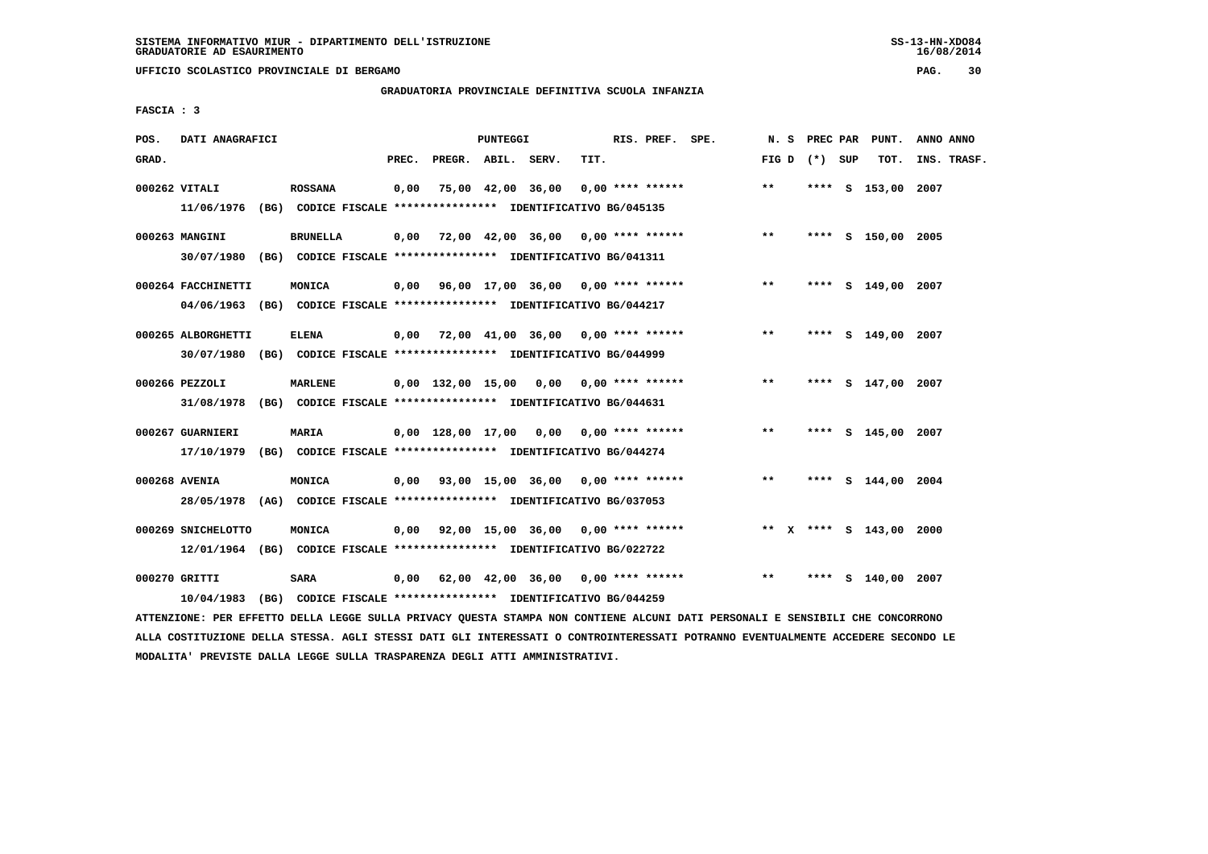SISTEMA INFORMATIVO MIUR - DIPARTIMENTO DELL'ISTRUZIONE
GRADUATORIE AD ESAURIMENTO

UFFICIO SCOLASTICO PROVINCIALE DI BERGAMO

GRADUATORIA PROVINCIALE DEFINITIVA SCUOLA INFANZIA

FASCIA : 3

| POS. GRAD. | DATI ANAGRAFICI | | PREC. | PREGR. | ABIL. | SERV. | TIT. | RIS. PREF. SPE. | N. S FIG D | PREC PAR (*) SUP | PUNT. TOT. | ANNO ANNO INS. TRASF. |
|---|---|---|---|---|---|---|---|---|---|---|---|---|
| 000262 | VITALI | ROSSANA | 0,00 | 75,00 | 42,00 | 36,00 | 0,00 | **** ****** | ** | **** S | 153,00 | 2007 |
| | 11/06/1976 (BG) CODICE FISCALE **************** IDENTIFICATIVO BG/045135 | | | | | | | | | | | |
| 000263 | MANGINI | BRUNELLA | 0,00 | 72,00 | 42,00 | 36,00 | 0,00 | **** ****** | ** | **** S | 150,00 | 2005 |
| | 30/07/1980 (BG) CODICE FISCALE **************** IDENTIFICATIVO BG/041311 | | | | | | | | | | | |
| 000264 | FACCHINETTI | MONICA | 0,00 | 96,00 | 17,00 | 36,00 | 0,00 | **** ****** | ** | **** S | 149,00 | 2007 |
| | 04/06/1963 (BG) CODICE FISCALE **************** IDENTIFICATIVO BG/044217 | | | | | | | | | | | |
| 000265 | ALBORGHETTI | ELENA | 0,00 | 72,00 | 41,00 | 36,00 | 0,00 | **** ****** | ** | **** S | 149,00 | 2007 |
| | 30/07/1980 (BG) CODICE FISCALE **************** IDENTIFICATIVO BG/044999 | | | | | | | | | | | |
| 000266 | PEZZOLI | MARLENE | 0,00 | 132,00 | 15,00 | 0,00 | 0,00 | **** ****** | ** | **** S | 147,00 | 2007 |
| | 31/08/1978 (BG) CODICE FISCALE **************** IDENTIFICATIVO BG/044631 | | | | | | | | | | | |
| 000267 | GUARNIERI | MARIA | 0,00 | 128,00 | 17,00 | 0,00 | 0,00 | **** ****** | ** | **** S | 145,00 | 2007 |
| | 17/10/1979 (BG) CODICE FISCALE **************** IDENTIFICATIVO BG/044274 | | | | | | | | | | | |
| 000268 | AVENIA | MONICA | 0,00 | 93,00 | 15,00 | 36,00 | 0,00 | **** ****** | ** | **** S | 144,00 | 2004 |
| | 28/05/1978 (AG) CODICE FISCALE **************** IDENTIFICATIVO BG/037053 | | | | | | | | | | | |
| 000269 | SNICHELOTTO | MONICA | 0,00 | 92,00 | 15,00 | 36,00 | 0,00 | **** ****** | ** X | **** S | 143,00 | 2000 |
| | 12/01/1964 (BG) CODICE FISCALE **************** IDENTIFICATIVO BG/022722 | | | | | | | | | | | |
| 000270 | GRITTI | SARA | 0,00 | 62,00 | 42,00 | 36,00 | 0,00 | **** ****** | ** | **** S | 140,00 | 2007 |
| | 10/04/1983 (BG) CODICE FISCALE **************** IDENTIFICATIVO BG/044259 | | | | | | | | | | | |

ATTENZIONE: PER EFFETTO DELLA LEGGE SULLA PRIVACY QUESTA STAMPA NON CONTIENE ALCUNI DATI PERSONALI E SENSIBILI CHE CONCORRONO ALLA COSTITUZIONE DELLA STESSA. AGLI STESSI DATI GLI INTERESSATI O CONTROINTERESSATI POTRANNO EVENTUALMENTE ACCEDERE SECONDO LE MODALITA' PREVISTE DALLA LEGGE SULLA TRASPARENZA DEGLI ATTI AMMINISTRATIVI.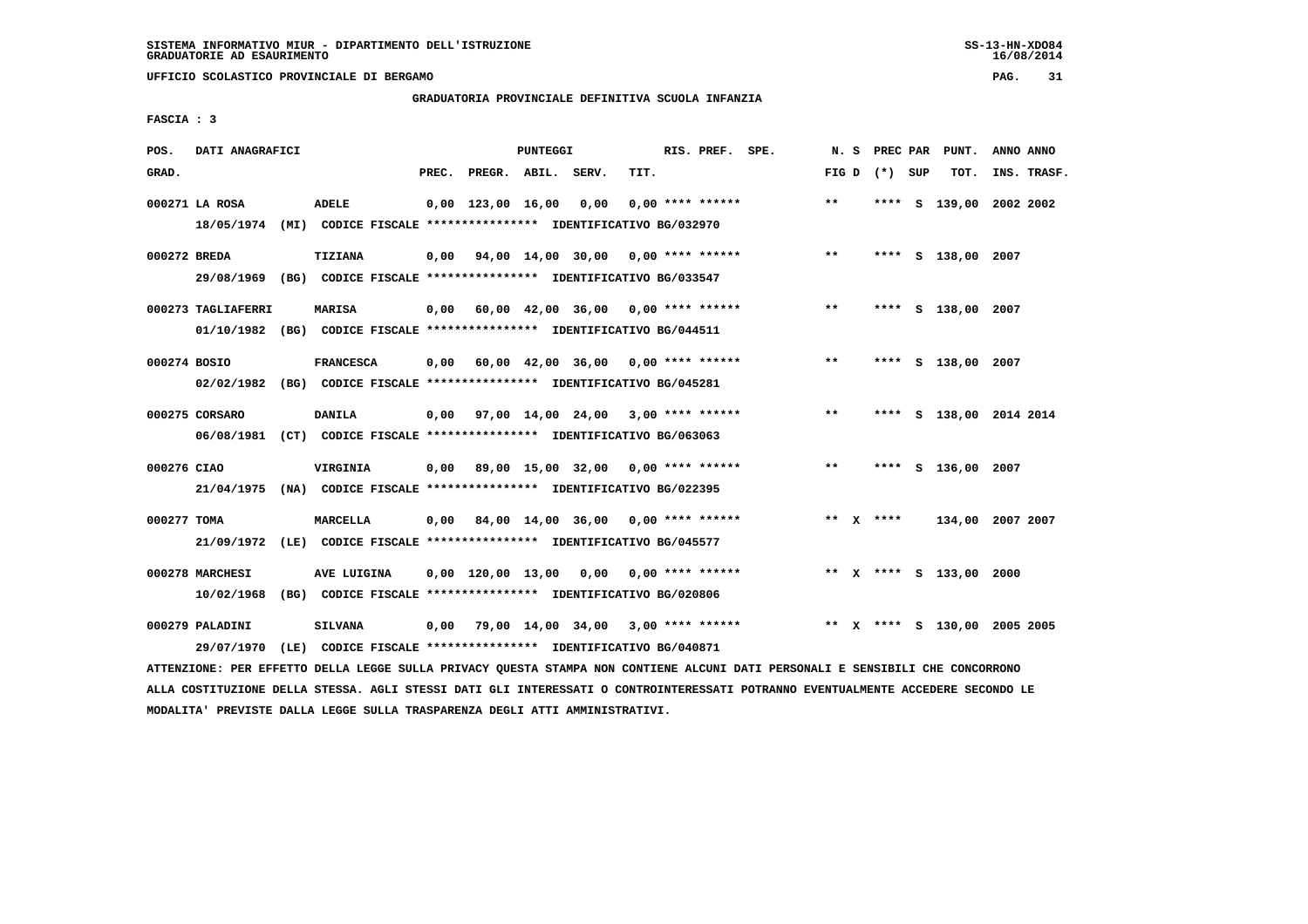SISTEMA INFORMATIVO MIUR - DIPARTIMENTO DELL'ISTRUZIONE
GRADUATORIE AD ESAURIMENTO

UFFICIO SCOLASTICO PROVINCIALE DI BERGAMO

GRADUATORIA PROVINCIALE DEFINITIVA SCUOLA INFANZIA

FASCIA : 3

| POS. GRAD. | DATI ANAGRAFICI | | PREC. | PREGR. | ABIL. | SERV. | TIT. | RIS. PREF. | SPE. | N. S FIG D | PREC PAR (*) | SUP | PUNT. TOT. | ANNO INS. | ANNO TRASF. |
|---|---|---|---|---|---|---|---|---|---|---|---|---|---|---|---|
| 000271 | LA ROSA | ADELE | 0,00 | 123,00 | 16,00 | 0,00 | 0,00 | **** ****** | | ** | **** | S | 139,00 | 2002 | 2002 |
| | 18/05/1974 (MI) CODICE FISCALE **************** IDENTIFICATIVO BG/032970 | | | | | | | | | | | | | | |
| 000272 | BREDA | TIZIANA | 0,00 | 94,00 | 14,00 | 30,00 | 0,00 | **** ****** | | ** | **** | S | 138,00 | 2007 | |
| | 29/08/1969 (BG) CODICE FISCALE **************** IDENTIFICATIVO BG/033547 | | | | | | | | | | | | | | |
| 000273 | TAGLIAFERRI | MARISA | 0,00 | 60,00 | 42,00 | 36,00 | 0,00 | **** ****** | | ** | **** | S | 138,00 | 2007 | |
| | 01/10/1982 (BG) CODICE FISCALE **************** IDENTIFICATIVO BG/044511 | | | | | | | | | | | | | | |
| 000274 | BOSIO | FRANCESCA | 0,00 | 60,00 | 42,00 | 36,00 | 0,00 | **** ****** | | ** | **** | S | 138,00 | 2007 | |
| | 02/02/1982 (BG) CODICE FISCALE **************** IDENTIFICATIVO BG/045281 | | | | | | | | | | | | | | |
| 000275 | CORSARO | DANILA | 0,00 | 97,00 | 14,00 | 24,00 | 3,00 | **** ****** | | ** | **** | S | 138,00 | 2014 | 2014 |
| | 06/08/1981 (CT) CODICE FISCALE **************** IDENTIFICATIVO BG/063063 | | | | | | | | | | | | | | |
| 000276 | CIAO | VIRGINIA | 0,00 | 89,00 | 15,00 | 32,00 | 0,00 | **** ****** | | ** | **** | S | 136,00 | 2007 | |
| | 21/04/1975 (NA) CODICE FISCALE **************** IDENTIFICATIVO BG/022395 | | | | | | | | | | | | | | |
| 000277 | TOMA | MARCELLA | 0,00 | 84,00 | 14,00 | 36,00 | 0,00 | **** ****** | | ** X | **** | | 134,00 | 2007 | 2007 |
| | 21/09/1972 (LE) CODICE FISCALE **************** IDENTIFICATIVO BG/045577 | | | | | | | | | | | | | | |
| 000278 | MARCHESI | AVE LUIGINA | 0,00 | 120,00 | 13,00 | 0,00 | 0,00 | **** ****** | | ** X | **** | S | 133,00 | 2000 | |
| | 10/02/1968 (BG) CODICE FISCALE **************** IDENTIFICATIVO BG/020806 | | | | | | | | | | | | | | |
| 000279 | PALADINI | SILVANA | 0,00 | 79,00 | 14,00 | 34,00 | 3,00 | **** ****** | | ** X | **** | S | 130,00 | 2005 | 2005 |
| | 29/07/1970 (LE) CODICE FISCALE **************** IDENTIFICATIVO BG/040871 | | | | | | | | | | | | | | |

ATTENZIONE: PER EFFETTO DELLA LEGGE SULLA PRIVACY QUESTA STAMPA NON CONTIENE ALCUNI DATI PERSONALI E SENSIBILI CHE CONCORRONO ALLA COSTITUZIONE DELLA STESSA. AGLI STESSI DATI GLI INTERESSATI O CONTROINTERESSATI POTRANNO EVENTUALMENTE ACCEDERE SECONDO LE MODALITA' PREVISTE DALLA LEGGE SULLA TRASPARENZA DEGLI ATTI AMMINISTRATIVI.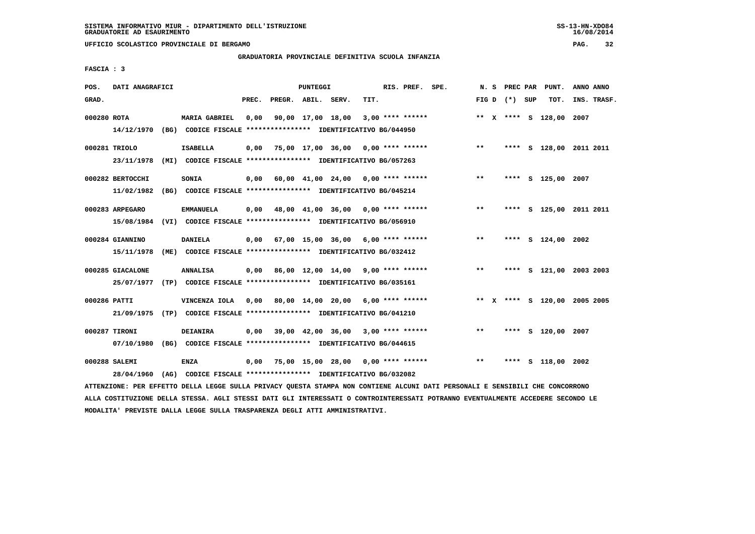SISTEMA INFORMATIVO MIUR - DIPARTIMENTO DELL'ISTRUZIONE
GRADUATORIE AD ESAURIMENTO

UFFICIO SCOLASTICO PROVINCIALE DI BERGAMO

GRADUATORIA PROVINCIALE DEFINITIVA SCUOLA INFANZIA

FASCIA : 3

| POS. GRAD. | DATI ANAGRAFICI | | PREC. | PREGR. | ABIL. | SERV. | TIT. | RIS. PREF. | SPE. | N. S FIG D | PREC (*) | PAR SUP | PUNT. TOT. | ANNO INS. | ANNO TRASF. |
|---|---|---|---|---|---|---|---|---|---|---|---|---|---|---|---|
| 000280 | ROTA | MARIA GABRIEL | 0,00 | 90,00 | 17,00 | 18,00 | 3,00 | **** ****** | | ** X | **** | S | 128,00 | 2007 | |
| | 14/12/1970 (BG) | CODICE FISCALE **************** IDENTIFICATIVO BG/044950 | | | | | | | | | | | | | |
| 000281 | TRIOLO | ISABELLA | 0,00 | 75,00 | 17,00 | 36,00 | 0,00 | **** ****** | | ** | **** | S | 128,00 | 2011 | 2011 |
| | 23/11/1978 (MI) | CODICE FISCALE **************** IDENTIFICATIVO BG/057263 | | | | | | | | | | | | | |
| 000282 | BERTOCCHI | SONIA | 0,00 | 60,00 | 41,00 | 24,00 | 0,00 | **** ****** | | ** | **** | S | 125,00 | 2007 | |
| | 11/02/1982 (BG) | CODICE FISCALE **************** IDENTIFICATIVO BG/045214 | | | | | | | | | | | | | |
| 000283 | ARPEGARO | EMMANUELA | 0,00 | 48,00 | 41,00 | 36,00 | 0,00 | **** ****** | | ** | **** | S | 125,00 | 2011 | 2011 |
| | 15/08/1984 (VI) | CODICE FISCALE **************** IDENTIFICATIVO BG/056910 | | | | | | | | | | | | | |
| 000284 | GIANNINO | DANIELA | 0,00 | 67,00 | 15,00 | 36,00 | 6,00 | **** ****** | | ** | **** | S | 124,00 | 2002 | |
| | 15/11/1978 (ME) | CODICE FISCALE **************** IDENTIFICATIVO BG/032412 | | | | | | | | | | | | | |
| 000285 | GIACALONE | ANNALISA | 0,00 | 86,00 | 12,00 | 14,00 | 9,00 | **** ****** | | ** | **** | S | 121,00 | 2003 | 2003 |
| | 25/07/1977 (TP) | CODICE FISCALE **************** IDENTIFICATIVO BG/035161 | | | | | | | | | | | | | |
| 000286 | PATTI | VINCENZA IOLA | 0,00 | 80,00 | 14,00 | 20,00 | 6,00 | **** ****** | | ** X | **** | S | 120,00 | 2005 | 2005 |
| | 21/09/1975 (TP) | CODICE FISCALE **************** IDENTIFICATIVO BG/041210 | | | | | | | | | | | | | |
| 000287 | TIRONI | DEIANIRA | 0,00 | 39,00 | 42,00 | 36,00 | 3,00 | **** ****** | | ** | **** | S | 120,00 | 2007 | |
| | 07/10/1980 (BG) | CODICE FISCALE **************** IDENTIFICATIVO BG/044615 | | | | | | | | | | | | | |
| 000288 | SALEMI | ENZA | 0,00 | 75,00 | 15,00 | 28,00 | 0,00 | **** ****** | | ** | **** | S | 118,00 | 2002 | |
| | 28/04/1960 (AG) | CODICE FISCALE **************** IDENTIFICATIVO BG/032082 | | | | | | | | | | | | | |

ATTENZIONE: PER EFFETTO DELLA LEGGE SULLA PRIVACY QUESTA STAMPA NON CONTIENE ALCUNI DATI PERSONALI E SENSIBILI CHE CONCORRONO ALLA COSTITUZIONE DELLA STESSA. AGLI STESSI DATI GLI INTERESSATI O CONTROINTERESSATI POTRANNO EVENTUALMENTE ACCEDERE SECONDO LE MODALITA' PREVISTE DALLA LEGGE SULLA TRASPARENZA DEGLI ATTI AMMINISTRATIVI.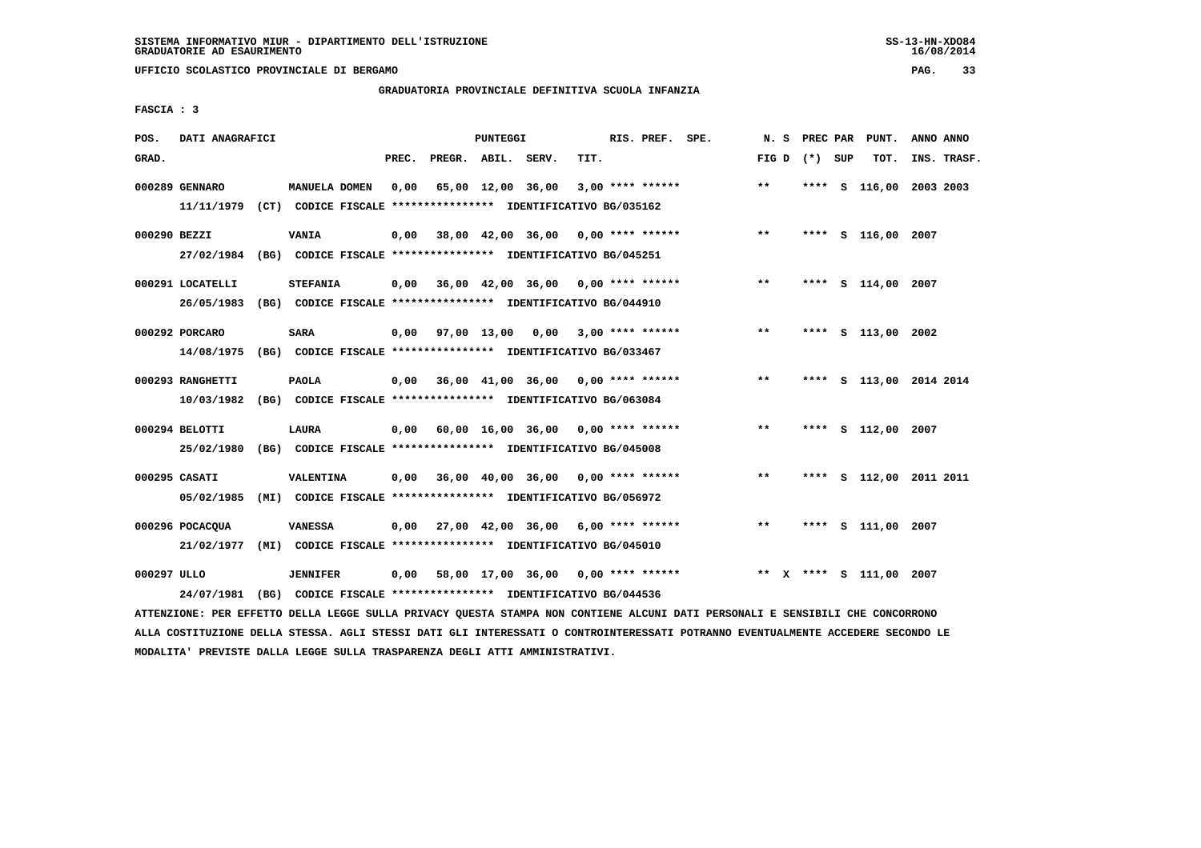SISTEMA INFORMATIVO MIUR - DIPARTIMENTO DELL'ISTRUZIONE
GRADUATORIE AD ESAURIMENTO

UFFICIO SCOLASTICO PROVINCIALE DI BERGAMO

GRADUATORIA PROVINCIALE DEFINITIVA SCUOLA INFANZIA

FASCIA : 3

| POS. GRAD. | DATI ANAGRAFICI | | PREC. | PREGR. | ABIL. | SERV. | TIT. | RIS. PREF. | SPE. | N. S FIG D | PREC PAR (*) | SUP | PUNT. TOT. | ANNO INS. | ANNO TRASF. |
|---|---|---|---|---|---|---|---|---|---|---|---|---|---|---|---|
| 000289 | GENNARO | MANUELA DOMEN | 0,00 | 65,00 | 12,00 | 36,00 | 3,00 | **** ****** | | ** | **** | S | 116,00 | 2003 | 2003 |
| | 11/11/1979 (CT) CODICE FISCALE **************** IDENTIFICATIVO BG/035162 | | | | | | | | | | | | | | |
| 000290 | BEZZI | VANIA | 0,00 | 38,00 | 42,00 | 36,00 | 0,00 | **** ****** | | ** | **** | S | 116,00 | 2007 | |
| | 27/02/1984 (BG) CODICE FISCALE **************** IDENTIFICATIVO BG/045251 | | | | | | | | | | | | | | |
| 000291 | LOCATELLI | STEFANIA | 0,00 | 36,00 | 42,00 | 36,00 | 0,00 | **** ****** | | ** | **** | S | 114,00 | 2007 | |
| | 26/05/1983 (BG) CODICE FISCALE **************** IDENTIFICATIVO BG/044910 | | | | | | | | | | | | | | |
| 000292 | PORCARO | SARA | 0,00 | 97,00 | 13,00 | 0,00 | 3,00 | **** ****** | | ** | **** | S | 113,00 | 2002 | |
| | 14/08/1975 (BG) CODICE FISCALE **************** IDENTIFICATIVO BG/033467 | | | | | | | | | | | | | | |
| 000293 | RANGHETTI | PAOLA | 0,00 | 36,00 | 41,00 | 36,00 | 0,00 | **** ****** | | ** | **** | S | 113,00 | 2014 | 2014 |
| | 10/03/1982 (BG) CODICE FISCALE **************** IDENTIFICATIVO BG/063084 | | | | | | | | | | | | | | |
| 000294 | BELOTTI | LAURA | 0,00 | 60,00 | 16,00 | 36,00 | 0,00 | **** ****** | | ** | **** | S | 112,00 | 2007 | |
| | 25/02/1980 (BG) CODICE FISCALE **************** IDENTIFICATIVO BG/045008 | | | | | | | | | | | | | | |
| 000295 | CASATI | VALENTINA | 0,00 | 36,00 | 40,00 | 36,00 | 0,00 | **** ****** | | ** | **** | S | 112,00 | 2011 | 2011 |
| | 05/02/1985 (MI) CODICE FISCALE **************** IDENTIFICATIVO BG/056972 | | | | | | | | | | | | | | |
| 000296 | POCACQUA | VANESSA | 0,00 | 27,00 | 42,00 | 36,00 | 6,00 | **** ****** | | ** | **** | S | 111,00 | 2007 | |
| | 21/02/1977 (MI) CODICE FISCALE **************** IDENTIFICATIVO BG/045010 | | | | | | | | | | | | | | |
| 000297 | ULLO | JENNIFER | 0,00 | 58,00 | 17,00 | 36,00 | 0,00 | **** ****** | | ** X | **** | S | 111,00 | 2007 | |
| | 24/07/1981 (BG) CODICE FISCALE **************** IDENTIFICATIVO BG/044536 | | | | | | | | | | | | | | |

ATTENZIONE: PER EFFETTO DELLA LEGGE SULLA PRIVACY QUESTA STAMPA NON CONTIENE ALCUNI DATI PERSONALI E SENSIBILI CHE CONCORRONO ALLA COSTITUZIONE DELLA STESSA. AGLI STESSI DATI GLI INTERESSATI O CONTROINTERESSATI POTRANNO EVENTUALMENTE ACCEDERE SECONDO LE MODALITA' PREVISTE DALLA LEGGE SULLA TRASPARENZA DEGLI ATTI AMMINISTRATIVI.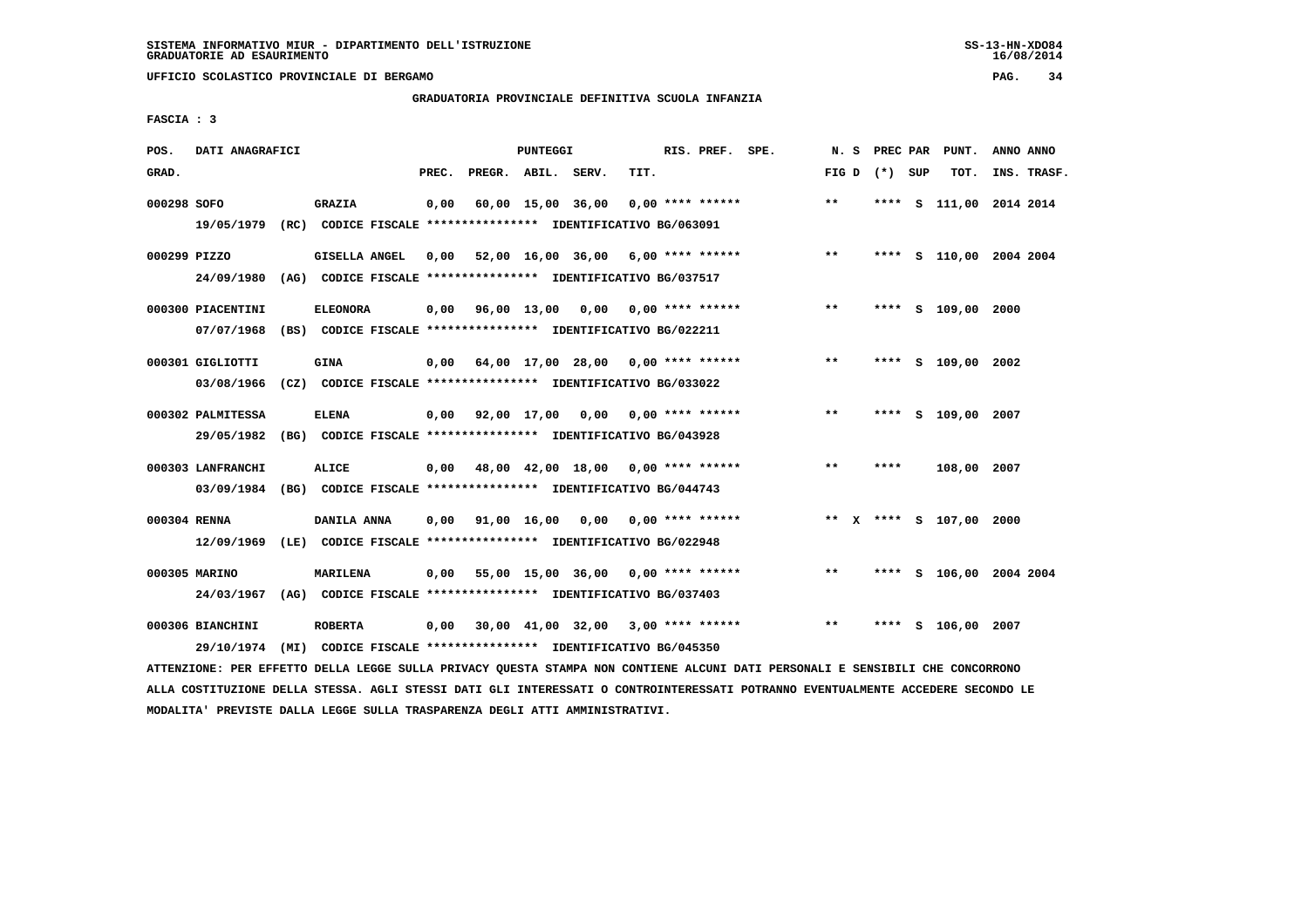SISTEMA INFORMATIVO MIUR - DIPARTIMENTO DELL'ISTRUZIONE
GRADUATORIE AD ESAURIMENTO

UFFICIO SCOLASTICO PROVINCIALE DI BERGAMO

GRADUATORIA PROVINCIALE DEFINITIVA SCUOLA INFANZIA

FASCIA : 3

| POS. GRAD. | DATI ANAGRAFICI | | PREC. | PREGR. | ABIL. | SERV. | TIT. | RIS. PREF. | SPE. | N. S FIG D | PREC (*) | PAR SUP | PUNT. TOT. | ANNO INS. | ANNO TRASF. |
|---|---|---|---|---|---|---|---|---|---|---|---|---|---|---|---|
| 000298 | SOFO | GRAZIA | 0,00 | 60,00 | 15,00 | 36,00 | 0,00 | **** ****** | | ** | **** | S | 111,00 | 2014 | 2014 |
| | 19/05/1979 (RC) | CODICE FISCALE **************** IDENTIFICATIVO BG/063091 | | | | | | | | | | | | | |
| 000299 | PIZZO | GISELLA ANGEL | 0,00 | 52,00 | 16,00 | 36,00 | 6,00 | **** ****** | | ** | **** | S | 110,00 | 2004 | 2004 |
| | 24/09/1980 (AG) | CODICE FISCALE **************** IDENTIFICATIVO BG/037517 | | | | | | | | | | | | | |
| 000300 | PIACENTINI | ELEONORA | 0,00 | 96,00 | 13,00 | 0,00 | 0,00 | **** ****** | | ** | **** | S | 109,00 | 2000 | |
| | 07/07/1968 (BS) | CODICE FISCALE **************** IDENTIFICATIVO BG/022211 | | | | | | | | | | | | | |
| 000301 | GIGLIOTTI | GINA | 0,00 | 64,00 | 17,00 | 28,00 | 0,00 | **** ****** | | ** | **** | S | 109,00 | 2002 | |
| | 03/08/1966 (CZ) | CODICE FISCALE **************** IDENTIFICATIVO BG/033022 | | | | | | | | | | | | | |
| 000302 | PALMITESSA | ELENA | 0,00 | 92,00 | 17,00 | 0,00 | 0,00 | **** ****** | | ** | **** | S | 109,00 | 2007 | |
| | 29/05/1982 (BG) | CODICE FISCALE **************** IDENTIFICATIVO BG/043928 | | | | | | | | | | | | | |
| 000303 | LANFRANCHI | ALICE | 0,00 | 48,00 | 42,00 | 18,00 | 0,00 | **** ****** | | ** | **** | | 108,00 | 2007 | |
| | 03/09/1984 (BG) | CODICE FISCALE **************** IDENTIFICATIVO BG/044743 | | | | | | | | | | | | | |
| 000304 | RENNA | DANILA ANNA | 0,00 | 91,00 | 16,00 | 0,00 | 0,00 | **** ****** | | ** X | **** | S | 107,00 | 2000 | |
| | 12/09/1969 (LE) | CODICE FISCALE **************** IDENTIFICATIVO BG/022948 | | | | | | | | | | | | | |
| 000305 | MARINO | MARILENA | 0,00 | 55,00 | 15,00 | 36,00 | 0,00 | **** ****** | | ** | **** | S | 106,00 | 2004 | 2004 |
| | 24/03/1967 (AG) | CODICE FISCALE **************** IDENTIFICATIVO BG/037403 | | | | | | | | | | | | | |
| 000306 | BIANCHINI | ROBERTA | 0,00 | 30,00 | 41,00 | 32,00 | 3,00 | **** ****** | | ** | **** | S | 106,00 | 2007 | |
| | 29/10/1974 (MI) | CODICE FISCALE **************** IDENTIFICATIVO BG/045350 | | | | | | | | | | | | | |

ATTENZIONE: PER EFFETTO DELLA LEGGE SULLA PRIVACY QUESTA STAMPA NON CONTIENE ALCUNI DATI PERSONALI E SENSIBILI CHE CONCORRONO ALLA COSTITUZIONE DELLA STESSA. AGLI STESSI DATI GLI INTERESSATI O CONTROINTERESSATI POTRANNO EVENTUALMENTE ACCEDERE SECONDO LE MODALITA' PREVISTE DALLA LEGGE SULLA TRASPARENZA DEGLI ATTI AMMINISTRATIVI.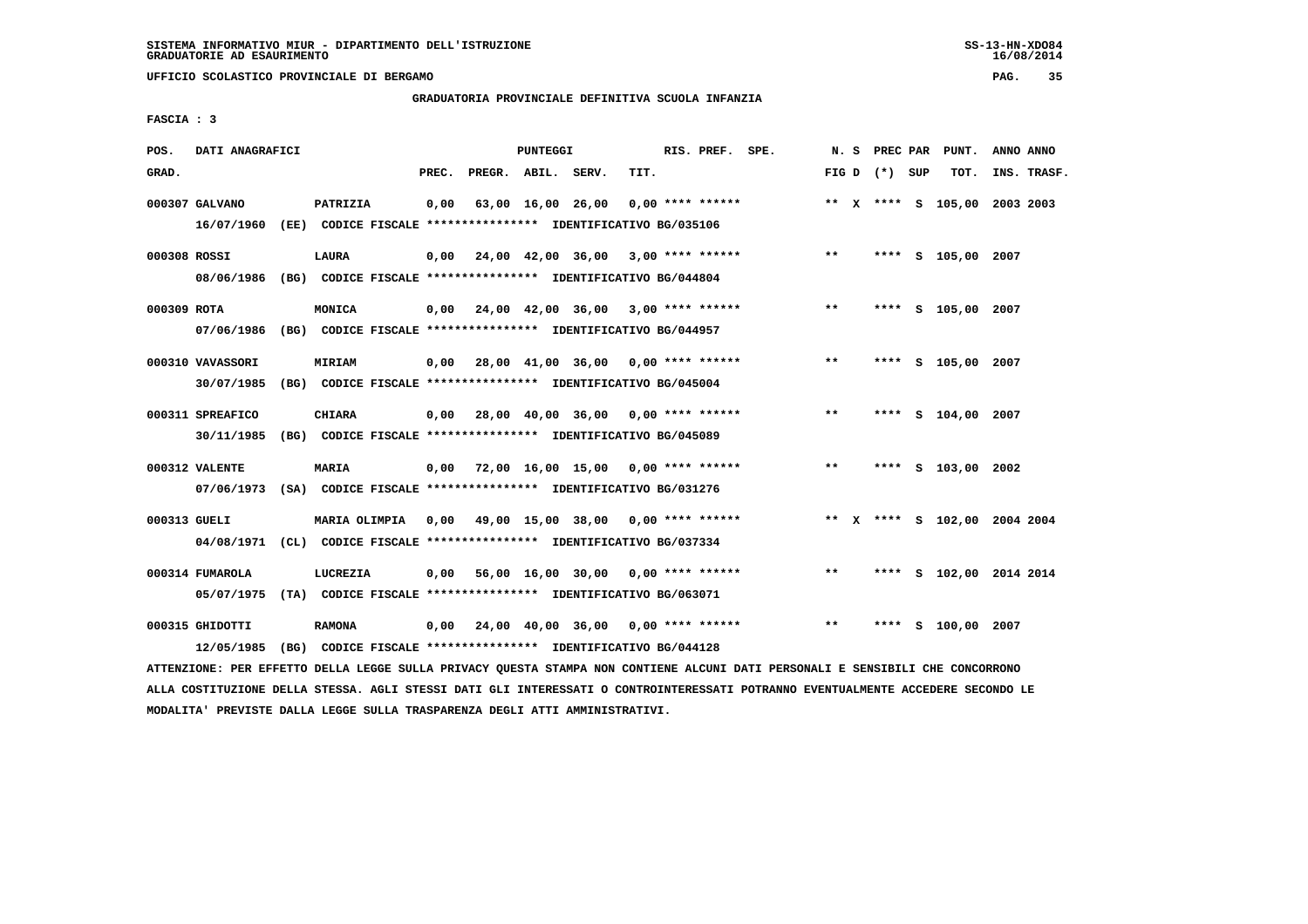SISTEMA INFORMATIVO MIUR - DIPARTIMENTO DELL'ISTRUZIONE
GRADUATORIE AD ESAURIMENTO

UFFICIO SCOLASTICO PROVINCIALE DI BERGAMO

GRADUATORIA PROVINCIALE DEFINITIVA SCUOLA INFANZIA

FASCIA : 3

| POS. GRAD. | DATI ANAGRAFICI | | PREC. | PREGR. | ABIL. | SERV. | TIT. | RIS. PREF. | SPE. | N. S FIG D | PREC PAR (*) | SUP | PUNT. TOT. | ANNO INS. | ANNO TRASF. |
|---|---|---|---|---|---|---|---|---|---|---|---|---|---|---|---|
| 000307 | GALVANO | PATRIZIA | 0,00 | 63,00 | 16,00 | 26,00 | 0,00 | **** ****** | | ** X | **** | S | 105,00 | 2003 | 2003 |
| | 16/07/1960 (EE) CODICE FISCALE **************** IDENTIFICATIVO BG/035106 | | | | | | | | | | | | | | |
| 000308 | ROSSI | LAURA | 0,00 | 24,00 | 42,00 | 36,00 | 3,00 | **** ****** | | ** | **** | S | 105,00 | 2007 | |
| | 08/06/1986 (BG) CODICE FISCALE **************** IDENTIFICATIVO BG/044804 | | | | | | | | | | | | | | |
| 000309 | ROTA | MONICA | 0,00 | 24,00 | 42,00 | 36,00 | 3,00 | **** ****** | | ** | **** | S | 105,00 | 2007 | |
| | 07/06/1986 (BG) CODICE FISCALE **************** IDENTIFICATIVO BG/044957 | | | | | | | | | | | | | | |
| 000310 | VAVASSORI | MIRIAM | 0,00 | 28,00 | 41,00 | 36,00 | 0,00 | **** ****** | | ** | **** | S | 105,00 | 2007 | |
| | 30/07/1985 (BG) CODICE FISCALE **************** IDENTIFICATIVO BG/045004 | | | | | | | | | | | | | | |
| 000311 | SPREAFICO | CHIARA | 0,00 | 28,00 | 40,00 | 36,00 | 0,00 | **** ****** | | ** | **** | S | 104,00 | 2007 | |
| | 30/11/1985 (BG) CODICE FISCALE **************** IDENTIFICATIVO BG/045089 | | | | | | | | | | | | | | |
| 000312 | VALENTE | MARIA | 0,00 | 72,00 | 16,00 | 15,00 | 0,00 | **** ****** | | ** | **** | S | 103,00 | 2002 | |
| | 07/06/1973 (SA) CODICE FISCALE **************** IDENTIFICATIVO BG/031276 | | | | | | | | | | | | | | |
| 000313 | GUELI | MARIA OLIMPIA | 0,00 | 49,00 | 15,00 | 38,00 | 0,00 | **** ****** | | ** X | **** | S | 102,00 | 2004 | 2004 |
| | 04/08/1971 (CL) CODICE FISCALE **************** IDENTIFICATIVO BG/037334 | | | | | | | | | | | | | | |
| 000314 | FUMAROLA | LUCREZIA | 0,00 | 56,00 | 16,00 | 30,00 | 0,00 | **** ****** | | ** | **** | S | 102,00 | 2014 | 2014 |
| | 05/07/1975 (TA) CODICE FISCALE **************** IDENTIFICATIVO BG/063071 | | | | | | | | | | | | | | |
| 000315 | GHIDOTTI | RAMONA | 0,00 | 24,00 | 40,00 | 36,00 | 0,00 | **** ****** | | ** | **** | S | 100,00 | 2007 | |
| | 12/05/1985 (BG) CODICE FISCALE **************** IDENTIFICATIVO BG/044128 | | | | | | | | | | | | | | |

ATTENZIONE: PER EFFETTO DELLA LEGGE SULLA PRIVACY QUESTA STAMPA NON CONTIENE ALCUNI DATI PERSONALI E SENSIBILI CHE CONCORRONO ALLA COSTITUZIONE DELLA STESSA. AGLI STESSI DATI GLI INTERESSATI O CONTROINTERESSATI POTRANNO EVENTUALMENTE ACCEDERE SECONDO LE MODALITA' PREVISTE DALLA LEGGE SULLA TRASPARENZA DEGLI ATTI AMMINISTRATIVI.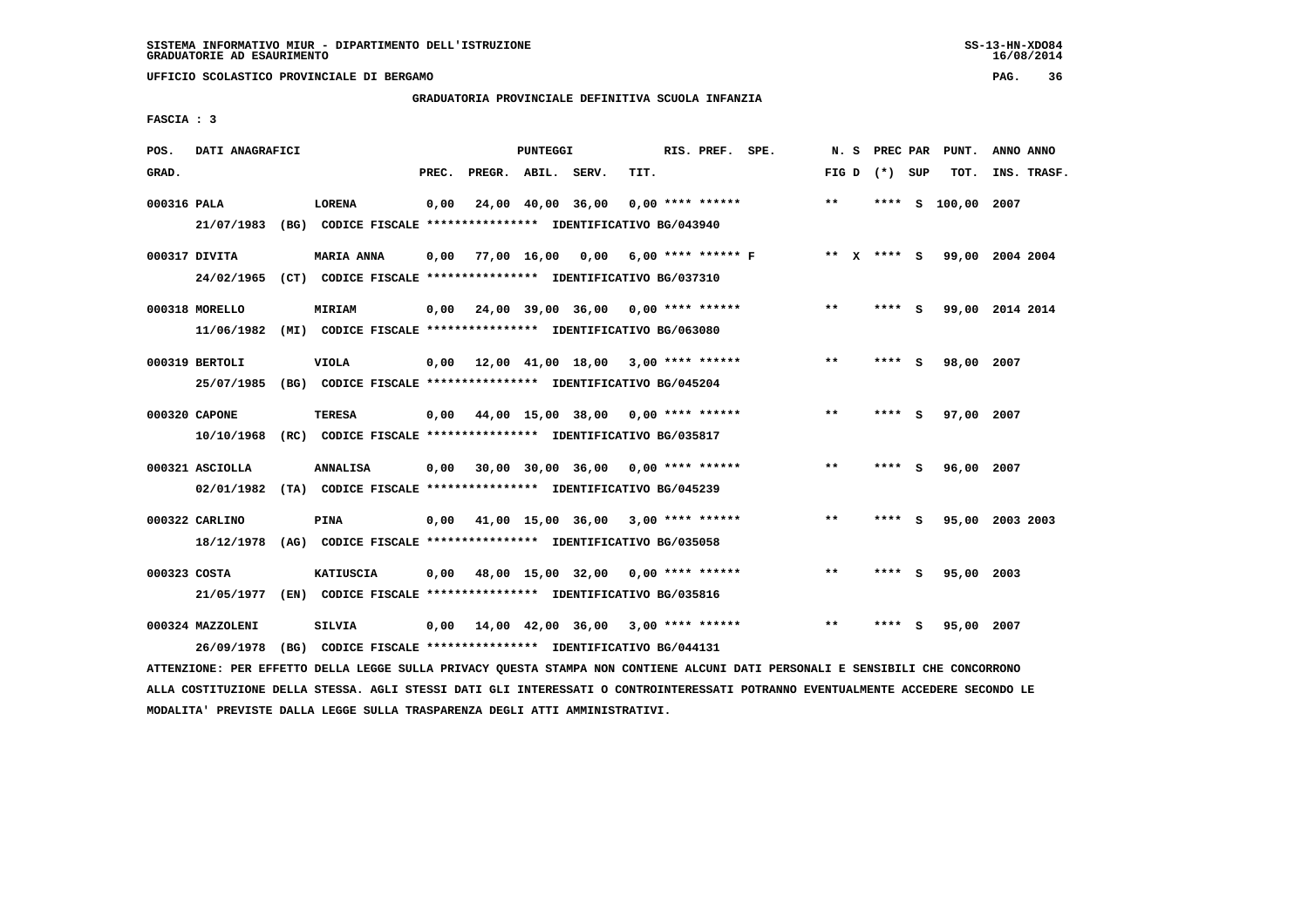SISTEMA INFORMATIVO MIUR - DIPARTIMENTO DELL'ISTRUZIONE
GRADUATORIE AD ESAURIMENTO

UFFICIO SCOLASTICO PROVINCIALE DI BERGAMO

GRADUATORIA PROVINCIALE DEFINITIVA SCUOLA INFANZIA

FASCIA : 3

| POS. GRAD. | DATI ANAGRAFICI | | PREC. | PREGR. | ABIL. | SERV. | TIT. | RIS. PREF. SPE. | N. S FIG D | PREC PAR (*) SUP | PUNT. TOT. | ANNO ANNO INS. TRASF. |
|---|---|---|---|---|---|---|---|---|---|---|---|---|
| 000316 | PALA | LORENA | 0,00 | 24,00 | 40,00 | 36,00 | 0,00 | **** ****** | ** | **** S | 100,00 | 2007 |
| | 21/07/1983 (BG) CODICE FISCALE **************** IDENTIFICATIVO BG/043940 | | | | | | | | | | | |
| 000317 | DIVITA | MARIA ANNA | 0,00 | 77,00 | 16,00 | 0,00 | 6,00 | **** ****** F | ** X | **** S | 99,00 | 2004 2004 |
| | 24/02/1965 (CT) CODICE FISCALE **************** IDENTIFICATIVO BG/037310 | | | | | | | | | | | |
| 000318 | MORELLO | MIRIAM | 0,00 | 24,00 | 39,00 | 36,00 | 0,00 | **** ****** | ** | **** S | 99,00 | 2014 2014 |
| | 11/06/1982 (MI) CODICE FISCALE **************** IDENTIFICATIVO BG/063080 | | | | | | | | | | | |
| 000319 | BERTOLI | VIOLA | 0,00 | 12,00 | 41,00 | 18,00 | 3,00 | **** ****** | ** | **** S | 98,00 | 2007 |
| | 25/07/1985 (BG) CODICE FISCALE **************** IDENTIFICATIVO BG/045204 | | | | | | | | | | | |
| 000320 | CAPONE | TERESA | 0,00 | 44,00 | 15,00 | 38,00 | 0,00 | **** ****** | ** | **** S | 97,00 | 2007 |
| | 10/10/1968 (RC) CODICE FISCALE **************** IDENTIFICATIVO BG/035817 | | | | | | | | | | | |
| 000321 | ASCIOLLA | ANNALISA | 0,00 | 30,00 | 30,00 | 36,00 | 0,00 | **** ****** | ** | **** S | 96,00 | 2007 |
| | 02/01/1982 (TA) CODICE FISCALE **************** IDENTIFICATIVO BG/045239 | | | | | | | | | | | |
| 000322 | CARLINO | PINA | 0,00 | 41,00 | 15,00 | 36,00 | 3,00 | **** ****** | ** | **** S | 95,00 | 2003 2003 |
| | 18/12/1978 (AG) CODICE FISCALE **************** IDENTIFICATIVO BG/035058 | | | | | | | | | | | |
| 000323 | COSTA | KATIUSCIA | 0,00 | 48,00 | 15,00 | 32,00 | 0,00 | **** ****** | ** | **** S | 95,00 | 2003 |
| | 21/05/1977 (EN) CODICE FISCALE **************** IDENTIFICATIVO BG/035816 | | | | | | | | | | | |
| 000324 | MAZZOLENI | SILVIA | 0,00 | 14,00 | 42,00 | 36,00 | 3,00 | **** ****** | ** | **** S | 95,00 | 2007 |
| | 26/09/1978 (BG) CODICE FISCALE **************** IDENTIFICATIVO BG/044131 | | | | | | | | | | | |

ATTENZIONE: PER EFFETTO DELLA LEGGE SULLA PRIVACY QUESTA STAMPA NON CONTIENE ALCUNI DATI PERSONALI E SENSIBILI CHE CONCORRONO ALLA COSTITUZIONE DELLA STESSA. AGLI STESSI DATI GLI INTERESSATI O CONTROINTERESSATI POTRANNO EVENTUALMENTE ACCEDERE SECONDO LE MODALITA' PREVISTE DALLA LEGGE SULLA TRASPARENZA DEGLI ATTI AMMINISTRATIVI.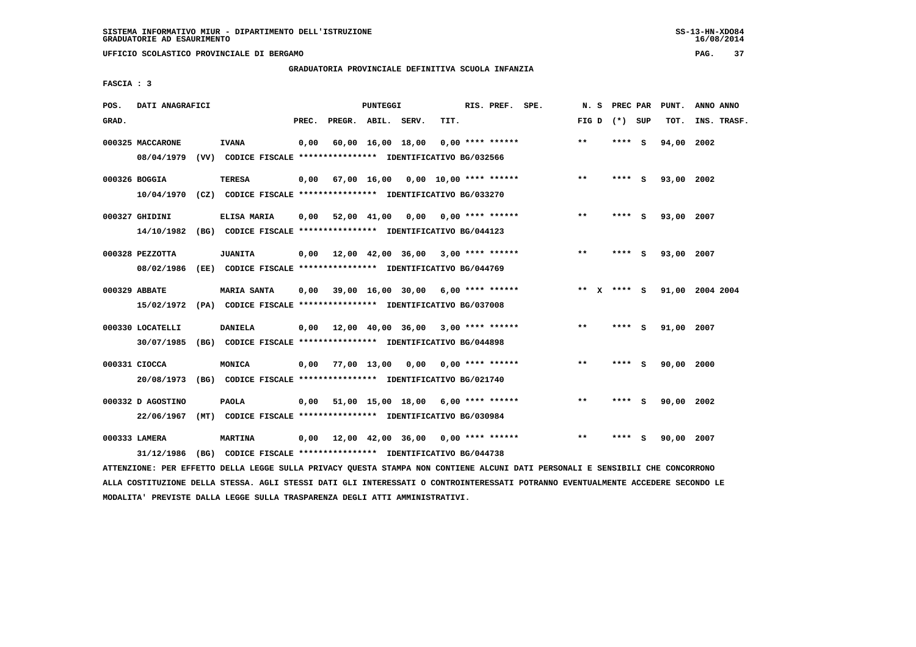SISTEMA INFORMATIVO MIUR - DIPARTIMENTO DELL'ISTRUZIONE
GRADUATORIE AD ESAURIMENTO

UFFICIO SCOLASTICO PROVINCIALE DI BERGAMO

GRADUATORIA PROVINCIALE DEFINITIVA SCUOLA INFANZIA

FASCIA : 3

| POS. GRAD. | DATI ANAGRAFICI | | PREC. | PREGR. | ABIL. | SERV. | TIT. | RIS. PREF. | SPE. | N. S FIG D | PREC PAR (*) SUP | PUNT. TOT. | ANNO ANNO INS. TRASF. |
|---|---|---|---|---|---|---|---|---|---|---|---|---|---|
| 000325 | MACCARONE | IVANA | 0,00 | 60,00 | 16,00 | 18,00 | 0,00 | **** ****** | | ** | **** S | 94,00 | 2002 |
| | 08/04/1979 (VV) CODICE FISCALE **************** IDENTIFICATIVO BG/032566 | | | | | | | | | | | | |
| 000326 | BOGGIA | TERESA | 0,00 | 67,00 | 16,00 | 0,00 | 10,00 | **** ****** | | ** | **** S | 93,00 | 2002 |
| | 10/04/1970 (CZ) CODICE FISCALE **************** IDENTIFICATIVO BG/033270 | | | | | | | | | | | | |
| 000327 | GHIDINI | ELISA MARIA | 0,00 | 52,00 | 41,00 | 0,00 | 0,00 | **** ****** | | ** | **** S | 93,00 | 2007 |
| | 14/10/1982 (BG) CODICE FISCALE **************** IDENTIFICATIVO BG/044123 | | | | | | | | | | | | |
| 000328 | PEZZOTTA | JUANITA | 0,00 | 12,00 | 42,00 | 36,00 | 3,00 | **** ****** | | ** | **** S | 93,00 | 2007 |
| | 08/02/1986 (EE) CODICE FISCALE **************** IDENTIFICATIVO BG/044769 | | | | | | | | | | | | |
| 000329 | ABBATE | MARIA SANTA | 0,00 | 39,00 | 16,00 | 30,00 | 6,00 | **** ****** | | ** X | **** S | 91,00 | 2004 2004 |
| | 15/02/1972 (PA) CODICE FISCALE **************** IDENTIFICATIVO BG/037008 | | | | | | | | | | | | |
| 000330 | LOCATELLI | DANIELA | 0,00 | 12,00 | 40,00 | 36,00 | 3,00 | **** ****** | | ** | **** S | 91,00 | 2007 |
| | 30/07/1985 (BG) CODICE FISCALE **************** IDENTIFICATIVO BG/044898 | | | | | | | | | | | | |
| 000331 | CIOCCA | MONICA | 0,00 | 77,00 | 13,00 | 0,00 | 0,00 | **** ****** | | ** | **** S | 90,00 | 2000 |
| | 20/08/1973 (BG) CODICE FISCALE **************** IDENTIFICATIVO BG/021740 | | | | | | | | | | | | |
| 000332 | D AGOSTINO | PAOLA | 0,00 | 51,00 | 15,00 | 18,00 | 6,00 | **** ****** | | ** | **** S | 90,00 | 2002 |
| | 22/06/1967 (MT) CODICE FISCALE **************** IDENTIFICATIVO BG/030984 | | | | | | | | | | | | |
| 000333 | LAMERA | MARTINA | 0,00 | 12,00 | 42,00 | 36,00 | 0,00 | **** ****** | | ** | **** S | 90,00 | 2007 |
| | 31/12/1986 (BG) CODICE FISCALE **************** IDENTIFICATIVO BG/044738 | | | | | | | | | | | | |

ATTENZIONE: PER EFFETTO DELLA LEGGE SULLA PRIVACY QUESTA STAMPA NON CONTIENE ALCUNI DATI PERSONALI E SENSIBILI CHE CONCORRONO ALLA COSTITUZIONE DELLA STESSA. AGLI STESSI DATI GLI INTERESSATI O CONTROINTERESSATI POTRANNO EVENTUALMENTE ACCEDERE SECONDO LE MODALITA' PREVISTE DALLA LEGGE SULLA TRASPARENZA DEGLI ATTI AMMINISTRATIVI.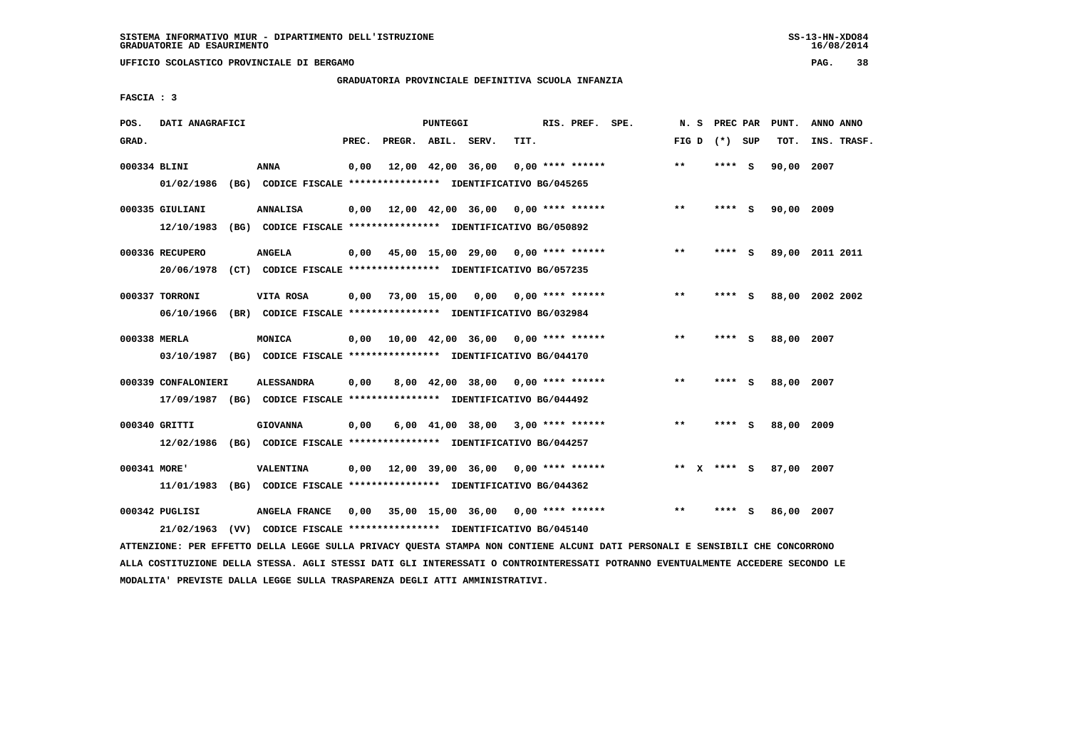SISTEMA INFORMATIVO MIUR - DIPARTIMENTO DELL'ISTRUZIONE
GRADUATORIE AD ESAURIMENTO

UFFICIO SCOLASTICO PROVINCIALE DI BERGAMO

GRADUATORIA PROVINCIALE DEFINITIVA SCUOLA INFANZIA

FASCIA : 3

| POS. GRAD. | DATI ANAGRAFICI | | PREC. | PREGR. | ABIL. | SERV. | TIT. | RIS. PREF. SPE. | N. S FIG D | PREC PAR (*) SUP | PUNT. TOT. | ANNO ANNO INS. TRASF. |
|---|---|---|---|---|---|---|---|---|---|---|---|---|
| 000334 | BLINI | ANNA | 0,00 | 12,00 | 42,00 | 36,00 | 0,00 | **** ****** | ** | **** S | 90,00 | 2007 |
| | 01/02/1986 (BG) CODICE FISCALE **************** IDENTIFICATIVO BG/045265 | | | | | | | | | | | |
| 000335 | GIULIANI | ANNALISA | 0,00 | 12,00 | 42,00 | 36,00 | 0,00 | **** ****** | ** | **** S | 90,00 | 2009 |
| | 12/10/1983 (BG) CODICE FISCALE **************** IDENTIFICATIVO BG/050892 | | | | | | | | | | | |
| 000336 | RECUPERO | ANGELA | 0,00 | 45,00 | 15,00 | 29,00 | 0,00 | **** ****** | ** | **** S | 89,00 | 2011 2011 |
| | 20/06/1978 (CT) CODICE FISCALE **************** IDENTIFICATIVO BG/057235 | | | | | | | | | | | |
| 000337 | TORRONI | VITA ROSA | 0,00 | 73,00 | 15,00 | 0,00 | 0,00 | **** ****** | ** | **** S | 88,00 | 2002 2002 |
| | 06/10/1966 (BR) CODICE FISCALE **************** IDENTIFICATIVO BG/032984 | | | | | | | | | | | |
| 000338 | MERLA | MONICA | 0,00 | 10,00 | 42,00 | 36,00 | 0,00 | **** ****** | ** | **** S | 88,00 | 2007 |
| | 03/10/1987 (BG) CODICE FISCALE **************** IDENTIFICATIVO BG/044170 | | | | | | | | | | | |
| 000339 | CONFALONIERI | ALESSANDRA | 0,00 | 8,00 | 42,00 | 38,00 | 0,00 | **** ****** | ** | **** S | 88,00 | 2007 |
| | 17/09/1987 (BG) CODICE FISCALE **************** IDENTIFICATIVO BG/044492 | | | | | | | | | | | |
| 000340 | GRITTI | GIOVANNA | 0,00 | 6,00 | 41,00 | 38,00 | 3,00 | **** ****** | ** | **** S | 88,00 | 2009 |
| | 12/02/1986 (BG) CODICE FISCALE **************** IDENTIFICATIVO BG/044257 | | | | | | | | | | | |
| 000341 | MORE' | VALENTINA | 0,00 | 12,00 | 39,00 | 36,00 | 0,00 | **** ****** | ** X | **** S | 87,00 | 2007 |
| | 11/01/1983 (BG) CODICE FISCALE **************** IDENTIFICATIVO BG/044362 | | | | | | | | | | | |
| 000342 | PUGLISI | ANGELA FRANCE | 0,00 | 35,00 | 15,00 | 36,00 | 0,00 | **** ****** | ** | **** S | 86,00 | 2007 |
| | 21/02/1963 (VV) CODICE FISCALE **************** IDENTIFICATIVO BG/045140 | | | | | | | | | | | |

ATTENZIONE: PER EFFETTO DELLA LEGGE SULLA PRIVACY QUESTA STAMPA NON CONTIENE ALCUNI DATI PERSONALI E SENSIBILI CHE CONCORRONO ALLA COSTITUZIONE DELLA STESSA. AGLI STESSI DATI GLI INTERESSATI O CONTROINTERESSATI POTRANNO EVENTUALMENTE ACCEDERE SECONDO LE MODALITA' PREVISTE DALLA LEGGE SULLA TRASPARENZA DEGLI ATTI AMMINISTRATIVI.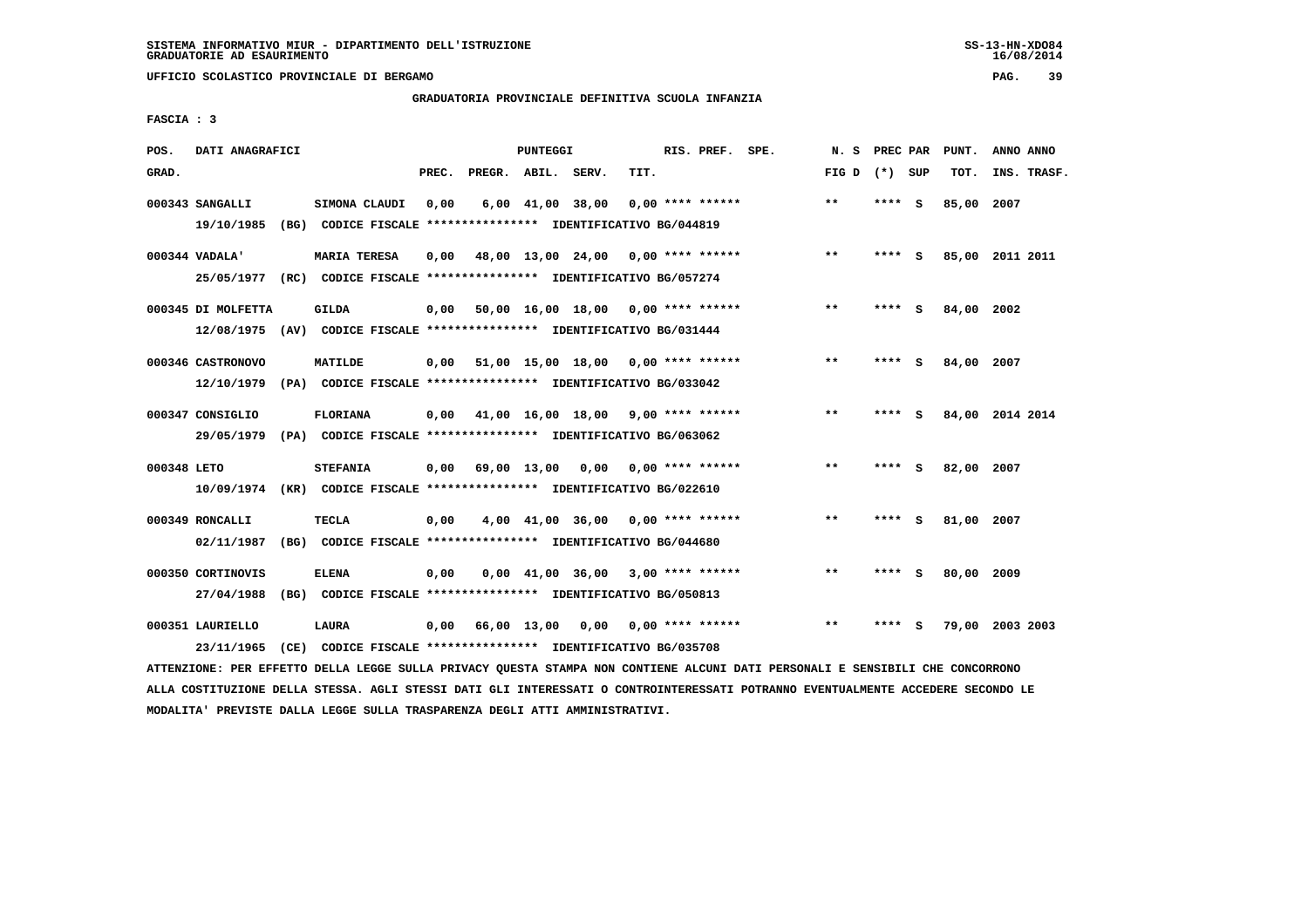SISTEMA INFORMATIVO MIUR - DIPARTIMENTO DELL'ISTRUZIONE
GRADUATORIE AD ESAURIMENTO

UFFICIO SCOLASTICO PROVINCIALE DI BERGAMO

GRADUATORIA PROVINCIALE DEFINITIVA SCUOLA INFANZIA

FASCIA : 3

| POS. GRAD. | DATI ANAGRAFICI | | PREC. | PREGR. | ABIL. | SERV. | TIT. | RIS. PREF. SPE. | N. S FIG D | PREC PAR (*) SUP | PUNT. TOT. | ANNO ANNO INS. TRASF. |
|---|---|---|---|---|---|---|---|---|---|---|---|---|
| 000343 | SANGALLI 19/10/1985 (BG) CODICE FISCALE **************** IDENTIFICATIVO BG/044819 | SIMONA CLAUDI | 0,00 | 6,00 | 41,00 | 38,00 | 0,00 | **** ****** | ** | **** S | 85,00 | 2007 |
| 000344 | VADALA' 25/05/1977 (RC) CODICE FISCALE **************** IDENTIFICATIVO BG/057274 | MARIA TERESA | 0,00 | 48,00 | 13,00 | 24,00 | 0,00 | **** ****** | ** | **** S | 85,00 | 2011 2011 |
| 000345 | DI MOLFETTA 12/08/1975 (AV) CODICE FISCALE **************** IDENTIFICATIVO BG/031444 | GILDA | 0,00 | 50,00 | 16,00 | 18,00 | 0,00 | **** ****** | ** | **** S | 84,00 | 2002 |
| 000346 | CASTRONOVO 12/10/1979 (PA) CODICE FISCALE **************** IDENTIFICATIVO BG/033042 | MATILDE | 0,00 | 51,00 | 15,00 | 18,00 | 0,00 | **** ****** | ** | **** S | 84,00 | 2007 |
| 000347 | CONSIGLIO 29/05/1979 (PA) CODICE FISCALE **************** IDENTIFICATIVO BG/063062 | FLORIANA | 0,00 | 41,00 | 16,00 | 18,00 | 9,00 | **** ****** | ** | **** S | 84,00 | 2014 2014 |
| 000348 | LETO 10/09/1974 (KR) CODICE FISCALE **************** IDENTIFICATIVO BG/022610 | STEFANIA | 0,00 | 69,00 | 13,00 | 0,00 | 0,00 | **** ****** | ** | **** S | 82,00 | 2007 |
| 000349 | RONCALLI 02/11/1987 (BG) CODICE FISCALE **************** IDENTIFICATIVO BG/044680 | TECLA | 0,00 | 4,00 | 41,00 | 36,00 | 0,00 | **** ****** | ** | **** S | 81,00 | 2007 |
| 000350 | CORTINOVIS 27/04/1988 (BG) CODICE FISCALE **************** IDENTIFICATIVO BG/050813 | ELENA | 0,00 | 0,00 | 41,00 | 36,00 | 3,00 | **** ****** | ** | **** S | 80,00 | 2009 |
| 000351 | LAURIELLO 23/11/1965 (CE) CODICE FISCALE **************** IDENTIFICATIVO BG/035708 | LAURA | 0,00 | 66,00 | 13,00 | 0,00 | 0,00 | **** ****** | ** | **** S | 79,00 | 2003 2003 |

ATTENZIONE: PER EFFETTO DELLA LEGGE SULLA PRIVACY QUESTA STAMPA NON CONTIENE ALCUNI DATI PERSONALI E SENSIBILI CHE CONCORRONO ALLA COSTITUZIONE DELLA STESSA. AGLI STESSI DATI GLI INTERESSATI O CONTROINTERESSATI POTRANNO EVENTUALMENTE ACCEDERE SECONDO LE MODALITA' PREVISTE DALLA LEGGE SULLA TRASPARENZA DEGLI ATTI AMMINISTRATIVI.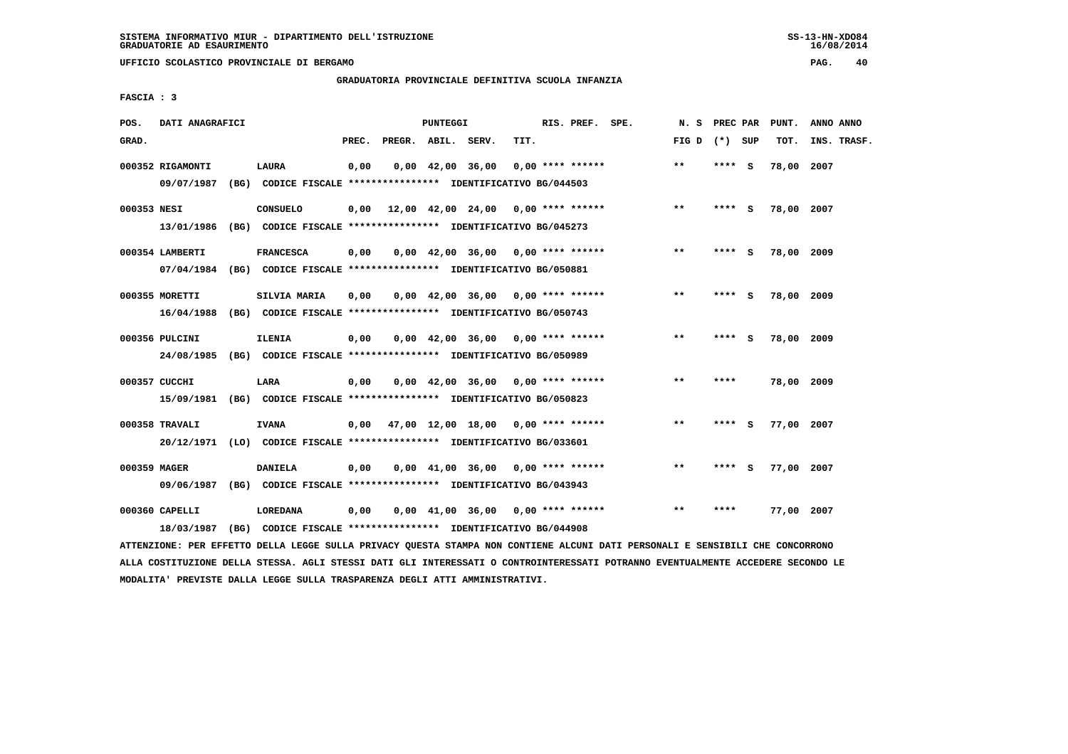SISTEMA INFORMATIVO MIUR - DIPARTIMENTO DELL'ISTRUZIONE
GRADUATORIE AD ESAURIMENTO

UFFICIO SCOLASTICO PROVINCIALE DI BERGAMO

GRADUATORIA PROVINCIALE DEFINITIVA SCUOLA INFANZIA

FASCIA : 3

| POS. GRAD. | DATI ANAGRAFICI | | PREC. | PREGR. | ABIL. | SERV. | TIT. | RIS. PREF. SPE. | N. S FIG D | PREC PAR (*) SUP | PUNT. TOT. | ANNO ANNO INS. TRASF. |
|---|---|---|---|---|---|---|---|---|---|---|---|---|
| 000352 | RIGAMONTI | LAURA | 0,00 | 0,00 | 42,00 | 36,00 | 0,00 | **** ****** | ** | **** S | 78,00 | 2007 |
| | 09/07/1987 (BG) CODICE FISCALE **************** IDENTIFICATIVO BG/044503 | | | | | | | | | | | |
| 000353 | NESI | CONSUELO | 0,00 | 12,00 | 42,00 | 24,00 | 0,00 | **** ****** | ** | **** S | 78,00 | 2007 |
| | 13/01/1986 (BG) CODICE FISCALE **************** IDENTIFICATIVO BG/045273 | | | | | | | | | | | |
| 000354 | LAMBERTI | FRANCESCA | 0,00 | 0,00 | 42,00 | 36,00 | 0,00 | **** ****** | ** | **** S | 78,00 | 2009 |
| | 07/04/1984 (BG) CODICE FISCALE **************** IDENTIFICATIVO BG/050881 | | | | | | | | | | | |
| 000355 | MORETTI | SILVIA MARIA | 0,00 | 0,00 | 42,00 | 36,00 | 0,00 | **** ****** | ** | **** S | 78,00 | 2009 |
| | 16/04/1988 (BG) CODICE FISCALE **************** IDENTIFICATIVO BG/050743 | | | | | | | | | | | |
| 000356 | PULCINI | ILENIA | 0,00 | 0,00 | 42,00 | 36,00 | 0,00 | **** ****** | ** | **** S | 78,00 | 2009 |
| | 24/08/1985 (BG) CODICE FISCALE **************** IDENTIFICATIVO BG/050989 | | | | | | | | | | | |
| 000357 | CUCCHI | LARA | 0,00 | 0,00 | 42,00 | 36,00 | 0,00 | **** ****** | ** | **** | 78,00 | 2009 |
| | 15/09/1981 (BG) CODICE FISCALE **************** IDENTIFICATIVO BG/050823 | | | | | | | | | | | |
| 000358 | TRAVALI | IVANA | 0,00 | 47,00 | 12,00 | 18,00 | 0,00 | **** ****** | ** | **** S | 77,00 | 2007 |
| | 20/12/1971 (LO) CODICE FISCALE **************** IDENTIFICATIVO BG/033601 | | | | | | | | | | | |
| 000359 | MAGER | DANIELA | 0,00 | 0,00 | 41,00 | 36,00 | 0,00 | **** ****** | ** | **** S | 77,00 | 2007 |
| | 09/06/1987 (BG) CODICE FISCALE **************** IDENTIFICATIVO BG/043943 | | | | | | | | | | | |
| 000360 | CAPELLI | LOREDANA | 0,00 | 0,00 | 41,00 | 36,00 | 0,00 | **** ****** | ** | **** | 77,00 | 2007 |
| | 18/03/1987 (BG) CODICE FISCALE **************** IDENTIFICATIVO BG/044908 | | | | | | | | | | | |

ATTENZIONE: PER EFFETTO DELLA LEGGE SULLA PRIVACY QUESTA STAMPA NON CONTIENE ALCUNI DATI PERSONALI E SENSIBILI CHE CONCORRONO ALLA COSTITUZIONE DELLA STESSA. AGLI STESSI DATI GLI INTERESSATI O CONTROINTERESSATI POTRANNO EVENTUALMENTE ACCEDERE SECONDO LE MODALITA' PREVISTE DALLA LEGGE SULLA TRASPARENZA DEGLI ATTI AMMINISTRATIVI.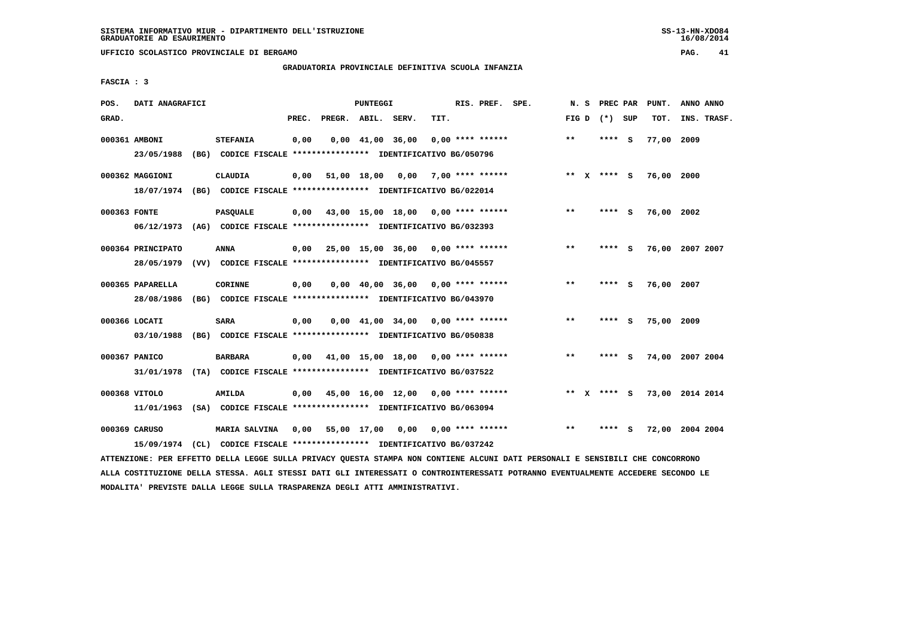SISTEMA INFORMATIVO MIUR - DIPARTIMENTO DELL'ISTRUZIONE
GRADUATORIE AD ESAURIMENTO

UFFICIO SCOLASTICO PROVINCIALE DI BERGAMO

## GRADUATORIA PROVINCIALE DEFINITIVA SCUOLA INFANZIA

FASCIA : 3

| POS. GRAD. | DATI ANAGRAFICI | | PREC. | PREGR. | ABIL. | SERV. | TIT. | RIS. PREF. SPE. | N. S FIG D | PREC PAR (*) SUP | PUNT. TOT. | ANNO INS. | ANNO TRASF. |
|---|---|---|---|---|---|---|---|---|---|---|---|---|---|
| 000361 | AMBONI | STEFANIA | 0,00 | 0,00 | 41,00 | 36,00 | 0,00 | **** ****** | ** | **** S | 77,00 | 2009 | |
| | 23/05/1988 (BG) CODICE FISCALE **************** IDENTIFICATIVO BG/050796 | | | | | | | | | | | | |
| 000362 | MAGGIONI | CLAUDIA | 0,00 | 51,00 | 18,00 | 0,00 | 7,00 | **** ****** | ** X | **** S | 76,00 | 2000 | |
| | 18/07/1974 (BG) CODICE FISCALE **************** IDENTIFICATIVO BG/022014 | | | | | | | | | | | | |
| 000363 | FONTE | PASQUALE | 0,00 | 43,00 | 15,00 | 18,00 | 0,00 | **** ****** | ** | **** S | 76,00 | 2002 | |
| | 06/12/1973 (AG) CODICE FISCALE **************** IDENTIFICATIVO BG/032393 | | | | | | | | | | | | |
| 000364 | PRINCIPATO | ANNA | 0,00 | 25,00 | 15,00 | 36,00 | 0,00 | **** ****** | ** | **** S | 76,00 | 2007 | 2007 |
| | 28/05/1979 (VV) CODICE FISCALE **************** IDENTIFICATIVO BG/045557 | | | | | | | | | | | | |
| 000365 | PAPARELLA | CORINNE | 0,00 | 0,00 | 40,00 | 36,00 | 0,00 | **** ****** | ** | **** S | 76,00 | 2007 | |
| | 28/08/1986 (BG) CODICE FISCALE **************** IDENTIFICATIVO BG/043970 | | | | | | | | | | | | |
| 000366 | LOCATI | SARA | 0,00 | 0,00 | 41,00 | 34,00 | 0,00 | **** ****** | ** | **** S | 75,00 | 2009 | |
| | 03/10/1988 (BG) CODICE FISCALE **************** IDENTIFICATIVO BG/050838 | | | | | | | | | | | | |
| 000367 | PANICO | BARBARA | 0,00 | 41,00 | 15,00 | 18,00 | 0,00 | **** ****** | ** | **** S | 74,00 | 2007 | 2004 |
| | 31/01/1978 (TA) CODICE FISCALE **************** IDENTIFICATIVO BG/037522 | | | | | | | | | | | | |
| 000368 | VITOLO | AMILDA | 0,00 | 45,00 | 16,00 | 12,00 | 0,00 | **** ****** | ** X | **** S | 73,00 | 2014 | 2014 |
| | 11/01/1963 (SA) CODICE FISCALE **************** IDENTIFICATIVO BG/063094 | | | | | | | | | | | | |
| 000369 | CARUSO | MARIA SALVINA | 0,00 | 55,00 | 17,00 | 0,00 | 0,00 | **** ****** | ** | **** S | 72,00 | 2004 | 2004 |
| | 15/09/1974 (CL) CODICE FISCALE **************** IDENTIFICATIVO BG/037242 | | | | | | | | | | | | |

ATTENZIONE: PER EFFETTO DELLA LEGGE SULLA PRIVACY QUESTA STAMPA NON CONTIENE ALCUNI DATI PERSONALI E SENSIBILI CHE CONCORRONO ALLA COSTITUZIONE DELLA STESSA. AGLI STESSI DATI GLI INTERESSATI O CONTROINTERESSATI POTRANNO EVENTUALMENTE ACCEDERE SECONDO LE MODALITA' PREVISTE DALLA LEGGE SULLA TRASPARENZA DEGLI ATTI AMMINISTRATIVI.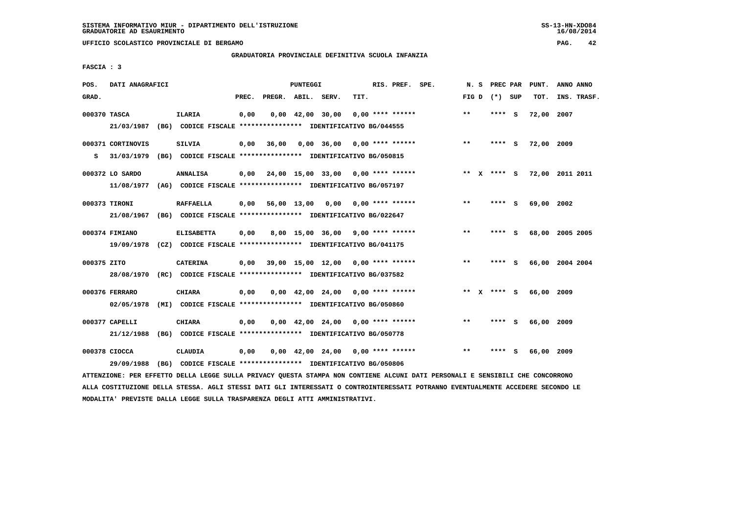SISTEMA INFORMATIVO MIUR - DIPARTIMENTO DELL'ISTRUZIONE
GRADUATORIE AD ESAURIMENTO

UFFICIO SCOLASTICO PROVINCIALE DI BERGAMO

GRADUATORIA PROVINCIALE DEFINITIVA SCUOLA INFANZIA

FASCIA : 3

| POS. GRAD. | DATI ANAGRAFICI | | PREC. | PREGR. | ABIL. | SERV. | TIT. | RIS. PREF. | SPE. | N. S FIG D | PREC PAR (*) SUP | PUNT. TOT. | ANNO ANNO INS. TRASF. |
|---|---|---|---|---|---|---|---|---|---|---|---|---|---|
| 000370 | TASCA | ILARIA | 0,00 | 0,00 | 42,00 | 30,00 | 0,00 | **** ****** | | ** | **** S | 72,00 | 2007 |
| | 21/03/1987 (BG) CODICE FISCALE **************** IDENTIFICATIVO BG/044555 | | | | | | | | | | | | |
| 000371 | CORTINOVIS | SILVIA | 0,00 | 36,00 | 0,00 | 36,00 | 0,00 | **** ****** | | ** | **** S | 72,00 | 2009 |
| S | 31/03/1979 (BG) CODICE FISCALE **************** IDENTIFICATIVO BG/050815 | | | | | | | | | | | | |
| 000372 | LO SARDO | ANNALISA | 0,00 | 24,00 | 15,00 | 33,00 | 0,00 | **** ****** | | ** X | **** S | 72,00 | 2011 2011 |
| | 11/08/1977 (AG) CODICE FISCALE **************** IDENTIFICATIVO BG/057197 | | | | | | | | | | | | |
| 000373 | TIRONI | RAFFAELLA | 0,00 | 56,00 | 13,00 | 0,00 | 0,00 | **** ****** | | ** | **** S | 69,00 | 2002 |
| | 21/08/1967 (BG) CODICE FISCALE **************** IDENTIFICATIVO BG/022647 | | | | | | | | | | | | |
| 000374 | FIMIANO | ELISABETTA | 0,00 | 8,00 | 15,00 | 36,00 | 9,00 | **** ****** | | ** | **** S | 68,00 | 2005 2005 |
| | 19/09/1978 (CZ) CODICE FISCALE **************** IDENTIFICATIVO BG/041175 | | | | | | | | | | | | |
| 000375 | ZITO | CATERINA | 0,00 | 39,00 | 15,00 | 12,00 | 0,00 | **** ****** | | ** | **** S | 66,00 | 2004 2004 |
| | 28/08/1970 (RC) CODICE FISCALE **************** IDENTIFICATIVO BG/037582 | | | | | | | | | | | | |
| 000376 | FERRARO | CHIARA | 0,00 | 0,00 | 42,00 | 24,00 | 0,00 | **** ****** | | ** X | **** S | 66,00 | 2009 |
| | 02/05/1978 (MI) CODICE FISCALE **************** IDENTIFICATIVO BG/050860 | | | | | | | | | | | | |
| 000377 | CAPELLI | CHIARA | 0,00 | 0,00 | 42,00 | 24,00 | 0,00 | **** ****** | | ** | **** S | 66,00 | 2009 |
| | 21/12/1988 (BG) CODICE FISCALE **************** IDENTIFICATIVO BG/050778 | | | | | | | | | | | | |
| 000378 | CIOCCA | CLAUDIA | 0,00 | 0,00 | 42,00 | 24,00 | 0,00 | **** ****** | | ** | **** S | 66,00 | 2009 |
| | 29/09/1988 (BG) CODICE FISCALE **************** IDENTIFICATIVO BG/050806 | | | | | | | | | | | | |

ATTENZIONE: PER EFFETTO DELLA LEGGE SULLA PRIVACY QUESTA STAMPA NON CONTIENE ALCUNI DATI PERSONALI E SENSIBILI CHE CONCORRONO ALLA COSTITUZIONE DELLA STESSA. AGLI STESSI DATI GLI INTERESSATI O CONTROINTERESSATI POTRANNO EVENTUALMENTE ACCEDERE SECONDO LE MODALITA' PREVISTE DALLA LEGGE SULLA TRASPARENZA DEGLI ATTI AMMINISTRATIVI.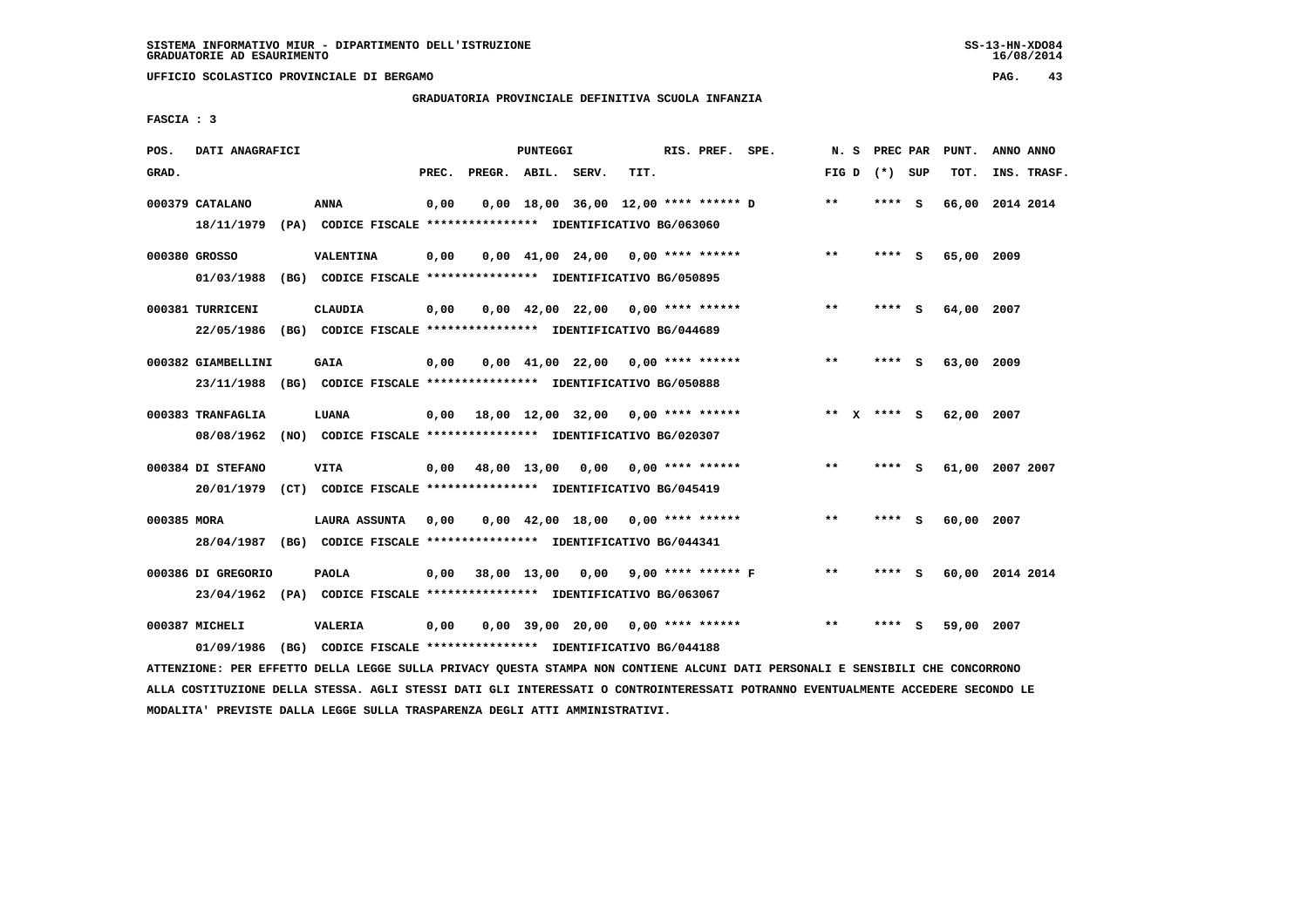SISTEMA INFORMATIVO MIUR - DIPARTIMENTO DELL'ISTRUZIONE
GRADUATORIE AD ESAURIMENTO

UFFICIO SCOLASTICO PROVINCIALE DI BERGAMO

GRADUATORIA PROVINCIALE DEFINITIVA SCUOLA INFANZIA

FASCIA : 3

| POS. GRAD. | DATI ANAGRAFICI | | PREC. | PREGR. | ABIL. | SERV. | TIT. | RIS. PREF. SPE. | N. S FIG D | PREC PAR (*) SUP | PUNT. TOT. | ANNO ANNO INS. TRASF. |
|---|---|---|---|---|---|---|---|---|---|---|---|---|
| 000379 | CATALANO | ANNA | 0,00 | 0,00 | 18,00 | 36,00 | 12,00 | **** ****** D | ** | **** S | 66,00 | 2014 2014 |
| | 18/11/1979 (PA) CODICE FISCALE **************** IDENTIFICATIVO BG/063060 | | | | | | | | | | | |
| 000380 | GROSSO | VALENTINA | 0,00 | 0,00 | 41,00 | 24,00 | 0,00 | **** ****** | ** | **** S | 65,00 | 2009 |
| | 01/03/1988 (BG) CODICE FISCALE **************** IDENTIFICATIVO BG/050895 | | | | | | | | | | | |
| 000381 | TURRICENI | CLAUDIA | 0,00 | 0,00 | 42,00 | 22,00 | 0,00 | **** ****** | ** | **** S | 64,00 | 2007 |
| | 22/05/1986 (BG) CODICE FISCALE **************** IDENTIFICATIVO BG/044689 | | | | | | | | | | | |
| 000382 | GIAMBELLINI | GAIA | 0,00 | 0,00 | 41,00 | 22,00 | 0,00 | **** ****** | ** | **** S | 63,00 | 2009 |
| | 23/11/1988 (BG) CODICE FISCALE **************** IDENTIFICATIVO BG/050888 | | | | | | | | | | | |
| 000383 | TRANFAGLIA | LUANA | 0,00 | 18,00 | 12,00 | 32,00 | 0,00 | **** ****** | ** X | **** S | 62,00 | 2007 |
| | 08/08/1962 (NO) CODICE FISCALE **************** IDENTIFICATIVO BG/020307 | | | | | | | | | | | |
| 000384 | DI STEFANO | VITA | 0,00 | 48,00 | 13,00 | 0,00 | 0,00 | **** ****** | ** | **** S | 61,00 | 2007 2007 |
| | 20/01/1979 (CT) CODICE FISCALE **************** IDENTIFICATIVO BG/045419 | | | | | | | | | | | |
| 000385 | MORA | LAURA ASSUNTA | 0,00 | 0,00 | 42,00 | 18,00 | 0,00 | **** ****** | ** | **** S | 60,00 | 2007 |
| | 28/04/1987 (BG) CODICE FISCALE **************** IDENTIFICATIVO BG/044341 | | | | | | | | | | | |
| 000386 | DI GREGORIO | PAOLA | 0,00 | 38,00 | 13,00 | 0,00 | 9,00 | **** ****** F | ** | **** S | 60,00 | 2014 2014 |
| | 23/04/1962 (PA) CODICE FISCALE **************** IDENTIFICATIVO BG/063067 | | | | | | | | | | | |
| 000387 | MICHELI | VALERIA | 0,00 | 0,00 | 39,00 | 20,00 | 0,00 | **** ****** | ** | **** S | 59,00 | 2007 |
| | 01/09/1986 (BG) CODICE FISCALE **************** IDENTIFICATIVO BG/044188 | | | | | | | | | | | |

ATTENZIONE: PER EFFETTO DELLA LEGGE SULLA PRIVACY QUESTA STAMPA NON CONTIENE ALCUNI DATI PERSONALI E SENSIBILI CHE CONCORRONO ALLA COSTITUZIONE DELLA STESSA. AGLI STESSI DATI GLI INTERESSATI O CONTROINTERESSATI POTRANNO EVENTUALMENTE ACCEDERE SECONDO LE MODALITA' PREVISTE DALLA LEGGE SULLA TRASPARENZA DEGLI ATTI AMMINISTRATIVI.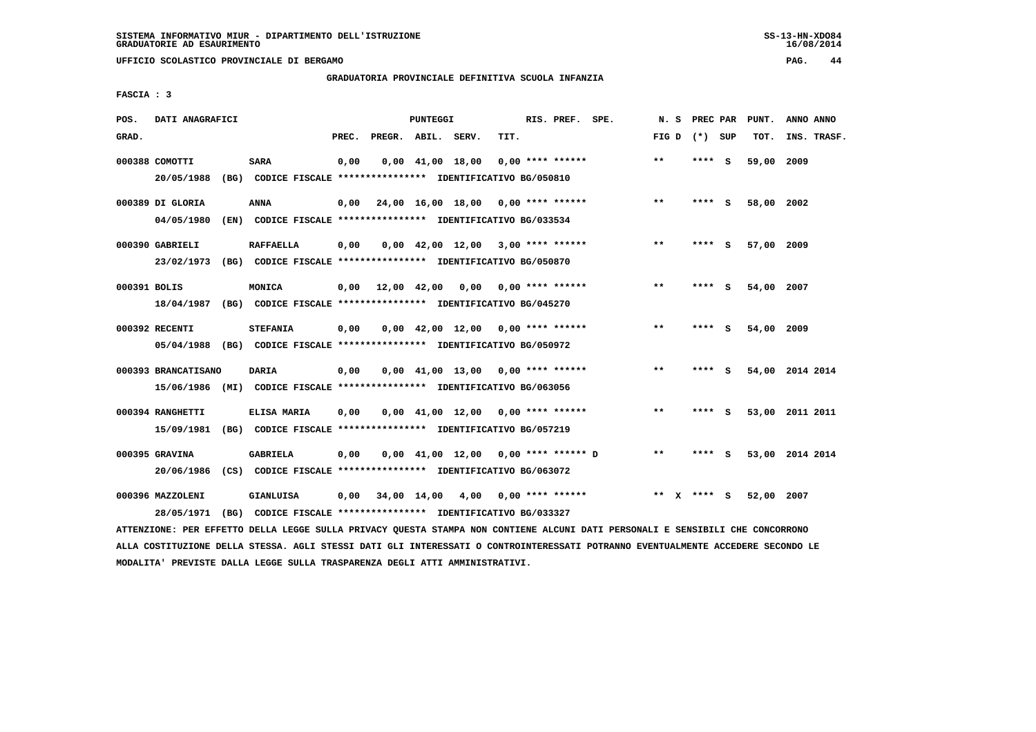SISTEMA INFORMATIVO MIUR - DIPARTIMENTO DELL'ISTRUZIONE
GRADUATORIE AD ESAURIMENTO

UFFICIO SCOLASTICO PROVINCIALE DI BERGAMO

GRADUATORIA PROVINCIALE DEFINITIVA SCUOLA INFANZIA

FASCIA : 3

| POS. GRAD. | DATI ANAGRAFICI | | PREC. | PREGR. | ABIL. | SERV. | TIT. | RIS. PREF. | SPE. | N. S FIG D | PREC PAR (*) SUP | PUNT. TOT. | ANNO ANNO INS. TRASF. |
|---|---|---|---|---|---|---|---|---|---|---|---|---|---|
| 000388 | COMOTTI | SARA | 0,00 | 0,00 | 41,00 | 18,00 | 0,00 | **** ****** | | ** | **** S | 59,00 | 2009 |
| | 20/05/1988 (BG) CODICE FISCALE **************** IDENTIFICATIVO BG/050810 | | | | | | | | | | | | |
| 000389 | DI GLORIA | ANNA | 0,00 | 24,00 | 16,00 | 18,00 | 0,00 | **** ****** | | ** | **** S | 58,00 | 2002 |
| | 04/05/1980 (EN) CODICE FISCALE **************** IDENTIFICATIVO BG/033534 | | | | | | | | | | | | |
| 000390 | GABRIELI | RAFFAELLA | 0,00 | 0,00 | 42,00 | 12,00 | 3,00 | **** ****** | | ** | **** S | 57,00 | 2009 |
| | 23/02/1973 (BG) CODICE FISCALE **************** IDENTIFICATIVO BG/050870 | | | | | | | | | | | | |
| 000391 | BOLIS | MONICA | 0,00 | 12,00 | 42,00 | 0,00 | 0,00 | **** ****** | | ** | **** S | 54,00 | 2007 |
| | 18/04/1987 (BG) CODICE FISCALE **************** IDENTIFICATIVO BG/045270 | | | | | | | | | | | | |
| 000392 | RECENTI | STEFANIA | 0,00 | 0,00 | 42,00 | 12,00 | 0,00 | **** ****** | | ** | **** S | 54,00 | 2009 |
| | 05/04/1988 (BG) CODICE FISCALE **************** IDENTIFICATIVO BG/050972 | | | | | | | | | | | | |
| 000393 | BRANCATISANO | DARIA | 0,00 | 0,00 | 41,00 | 13,00 | 0,00 | **** ****** | | ** | **** S | 54,00 | 2014 2014 |
| | 15/06/1986 (MI) CODICE FISCALE **************** IDENTIFICATIVO BG/063056 | | | | | | | | | | | | |
| 000394 | RANGHETTI | ELISA MARIA | 0,00 | 0,00 | 41,00 | 12,00 | 0,00 | **** ****** | | ** | **** S | 53,00 | 2011 2011 |
| | 15/09/1981 (BG) CODICE FISCALE **************** IDENTIFICATIVO BG/057219 | | | | | | | | | | | | |
| 000395 | GRAVINA | GABRIELA | 0,00 | 0,00 | 41,00 | 12,00 | 0,00 | **** ****** | D | ** | **** S | 53,00 | 2014 2014 |
| | 20/06/1986 (CS) CODICE FISCALE **************** IDENTIFICATIVO BG/063072 | | | | | | | | | | | | |
| 000396 | MAZZOLENI | GIANLUISA | 0,00 | 34,00 | 14,00 | 4,00 | 0,00 | **** ****** | | ** X | **** S | 52,00 | 2007 |
| | 28/05/1971 (BG) CODICE FISCALE **************** IDENTIFICATIVO BG/033327 | | | | | | | | | | | | |

ATTENZIONE: PER EFFETTO DELLA LEGGE SULLA PRIVACY QUESTA STAMPA NON CONTIENE ALCUNI DATI PERSONALI E SENSIBILI CHE CONCORRONO ALLA COSTITUZIONE DELLA STESSA. AGLI STESSI DATI GLI INTERESSATI O CONTROINTERESSATI POTRANNO EVENTUALMENTE ACCEDERE SECONDO LE MODALITA' PREVISTE DALLA LEGGE SULLA TRASPARENZA DEGLI ATTI AMMINISTRATIVI.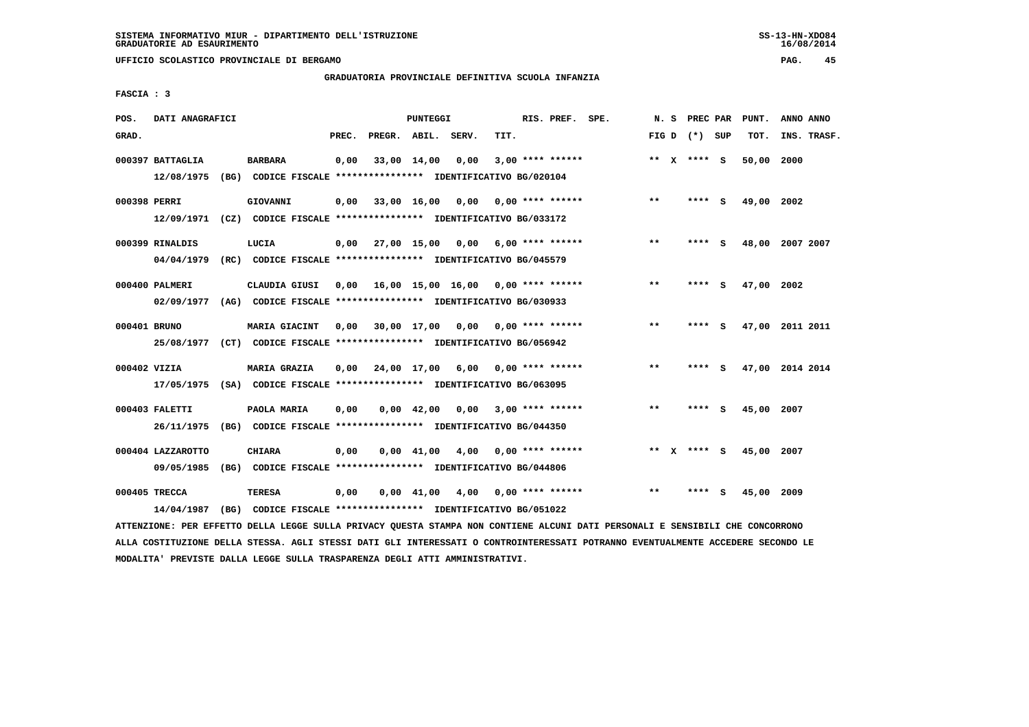SISTEMA INFORMATIVO MIUR - DIPARTIMENTO DELL'ISTRUZIONE
GRADUATORIE AD ESAURIMENTO

UFFICIO SCOLASTICO PROVINCIALE DI BERGAMO

GRADUATORIA PROVINCIALE DEFINITIVA SCUOLA INFANZIA

FASCIA : 3

| POS. GRAD. | DATI ANAGRAFICI | | PREC. | PREGR. | ABIL. | SERV. | TIT. | RIS. PREF. SPE. | N. S FIG D | PREC PAR (*) SUP | PUNT. TOT. | ANNO ANNO INS. TRASF. |
|---|---|---|---|---|---|---|---|---|---|---|---|---|
| 000397 | BATTAGLIA | BARBARA | 0,00 | 33,00 | 14,00 | 0,00 | 3,00 | **** ****** | ** X | **** S | 50,00 | 2000 |
| | 12/08/1975 (BG) | CODICE FISCALE **************** IDENTIFICATIVO BG/020104 | | | | | | | | | | |
| 000398 | PERRI | GIOVANNI | 0,00 | 33,00 | 16,00 | 0,00 | 0,00 | **** ****** | ** | **** S | 49,00 | 2002 |
| | 12/09/1971 (CZ) | CODICE FISCALE **************** IDENTIFICATIVO BG/033172 | | | | | | | | | | |
| 000399 | RINALDIS | LUCIA | 0,00 | 27,00 | 15,00 | 0,00 | 6,00 | **** ****** | ** | **** S | 48,00 | 2007 2007 |
| | 04/04/1979 (RC) | CODICE FISCALE **************** IDENTIFICATIVO BG/045579 | | | | | | | | | | |
| 000400 | PALMERI | CLAUDIA GIUSI | 0,00 | 16,00 | 15,00 | 16,00 | 0,00 | **** ****** | ** | **** S | 47,00 | 2002 |
| | 02/09/1977 (AG) | CODICE FISCALE **************** IDENTIFICATIVO BG/030933 | | | | | | | | | | |
| 000401 | BRUNO | MARIA GIACINT | 0,00 | 30,00 | 17,00 | 0,00 | 0,00 | **** ****** | ** | **** S | 47,00 | 2011 2011 |
| | 25/08/1977 (CT) | CODICE FISCALE **************** IDENTIFICATIVO BG/056942 | | | | | | | | | | |
| 000402 | VIZIA | MARIA GRAZIA | 0,00 | 24,00 | 17,00 | 6,00 | 0,00 | **** ****** | ** | **** S | 47,00 | 2014 2014 |
| | 17/05/1975 (SA) | CODICE FISCALE **************** IDENTIFICATIVO BG/063095 | | | | | | | | | | |
| 000403 | FALETTI | PAOLA MARIA | 0,00 | 0,00 | 42,00 | 0,00 | 3,00 | **** ****** | ** | **** S | 45,00 | 2007 |
| | 26/11/1975 (BG) | CODICE FISCALE **************** IDENTIFICATIVO BG/044350 | | | | | | | | | | |
| 000404 | LAZZAROTTO | CHIARA | 0,00 | 0,00 | 41,00 | 4,00 | 0,00 | **** ****** | ** X | **** S | 45,00 | 2007 |
| | 09/05/1985 (BG) | CODICE FISCALE **************** IDENTIFICATIVO BG/044806 | | | | | | | | | | |
| 000405 | TRECCA | TERESA | 0,00 | 0,00 | 41,00 | 4,00 | 0,00 | **** ****** | ** | **** S | 45,00 | 2009 |
| | 14/04/1987 (BG) | CODICE FISCALE **************** IDENTIFICATIVO BG/051022 | | | | | | | | | | |

ATTENZIONE: PER EFFETTO DELLA LEGGE SULLA PRIVACY QUESTA STAMPA NON CONTIENE ALCUNI DATI PERSONALI E SENSIBILI CHE CONCORRONO ALLA COSTITUZIONE DELLA STESSA. AGLI STESSI DATI GLI INTERESSATI O CONTROINTERESSATI POTRANNO EVENTUALMENTE ACCEDERE SECONDO LE MODALITA' PREVISTE DALLA LEGGE SULLA TRASPARENZA DEGLI ATTI AMMINISTRATIVI.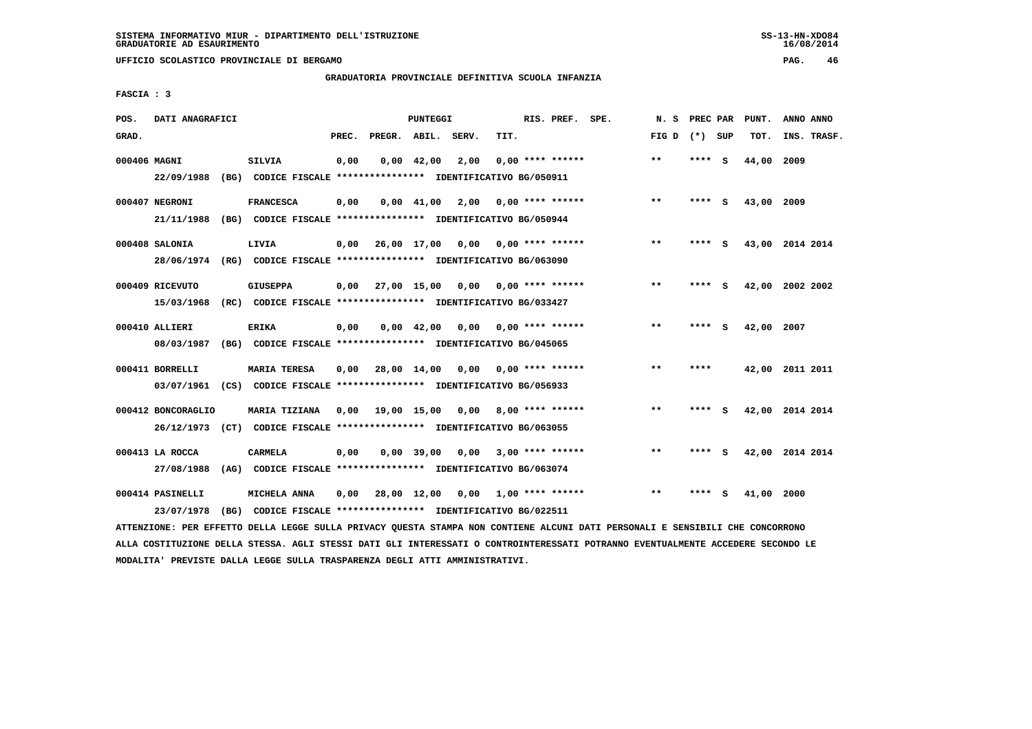SISTEMA INFORMATIVO MIUR - DIPARTIMENTO DELL'ISTRUZIONE
GRADUATORIE AD ESAURIMENTO

UFFICIO SCOLASTICO PROVINCIALE DI BERGAMO

GRADUATORIA PROVINCIALE DEFINITIVA SCUOLA INFANZIA

FASCIA : 3

| POS. GRAD. | DATI ANAGRAFICI | | PREC. | PREGR. | ABIL. | SERV. | TIT. | RIS. PREF. | SPE. | N. S FIG D | PREC PAR (*) SUP | | PUNT. TOT. | ANNO ANNO INS. TRASF. |
|---|---|---|---|---|---|---|---|---|---|---|---|---|---|---|
| 000406 | MAGNI | SILVIA | 0,00 | 0,00 | 42,00 | 2,00 | 0,00 | **** ****** | | ** | **** | S | 44,00 | 2009 |
| | 22/09/1988 (BG) CODICE FISCALE **************** IDENTIFICATIVO BG/050911 | | | | | | | | | | | | | |
| 000407 | NEGRONI | FRANCESCA | 0,00 | 0,00 | 41,00 | 2,00 | 0,00 | **** ****** | | ** | **** | S | 43,00 | 2009 |
| | 21/11/1988 (BG) CODICE FISCALE **************** IDENTIFICATIVO BG/050944 | | | | | | | | | | | | | |
| 000408 | SALONIA | LIVIA | 0,00 | 26,00 | 17,00 | 0,00 | 0,00 | **** ****** | | ** | **** | S | 43,00 | 2014 2014 |
| | 28/06/1974 (RG) CODICE FISCALE **************** IDENTIFICATIVO BG/063090 | | | | | | | | | | | | | |
| 000409 | RICEVUTO | GIUSEPPA | 0,00 | 27,00 | 15,00 | 0,00 | 0,00 | **** ****** | | ** | **** | S | 42,00 | 2002 2002 |
| | 15/03/1968 (RC) CODICE FISCALE **************** IDENTIFICATIVO BG/033427 | | | | | | | | | | | | | |
| 000410 | ALLIERI | ERIKA | 0,00 | 0,00 | 42,00 | 0,00 | 0,00 | **** ****** | | ** | **** | S | 42,00 | 2007 |
| | 08/03/1987 (BG) CODICE FISCALE **************** IDENTIFICATIVO BG/045065 | | | | | | | | | | | | | |
| 000411 | BORRELLI | MARIA TERESA | 0,00 | 28,00 | 14,00 | 0,00 | 0,00 | **** ****** | | ** | **** | | 42,00 | 2011 2011 |
| | 03/07/1961 (CS) CODICE FISCALE **************** IDENTIFICATIVO BG/056933 | | | | | | | | | | | | | |
| 000412 | BONCORAGLIO | MARIA TIZIANA | 0,00 | 19,00 | 15,00 | 0,00 | 8,00 | **** ****** | | ** | **** | S | 42,00 | 2014 2014 |
| | 26/12/1973 (CT) CODICE FISCALE **************** IDENTIFICATIVO BG/063055 | | | | | | | | | | | | | |
| 000413 | LA ROCCA | CARMELA | 0,00 | 0,00 | 39,00 | 0,00 | 3,00 | **** ****** | | ** | **** | S | 42,00 | 2014 2014 |
| | 27/08/1988 (AG) CODICE FISCALE **************** IDENTIFICATIVO BG/063074 | | | | | | | | | | | | | |
| 000414 | PASINELLI | MICHELA ANNA | 0,00 | 28,00 | 12,00 | 0,00 | 1,00 | **** ****** | | ** | **** | S | 41,00 | 2000 |
| | 23/07/1978 (BG) CODICE FISCALE **************** IDENTIFICATIVO BG/022511 | | | | | | | | | | | | | |

ATTENZIONE: PER EFFETTO DELLA LEGGE SULLA PRIVACY QUESTA STAMPA NON CONTIENE ALCUNI DATI PERSONALI E SENSIBILI CHE CONCORRONO ALLA COSTITUZIONE DELLA STESSA. AGLI STESSI DATI GLI INTERESSATI O CONTROINTERESSATI POTRANNO EVENTUALMENTE ACCEDERE SECONDO LE MODALITA' PREVISTE DALLA LEGGE SULLA TRASPARENZA DEGLI ATTI AMMINISTRATIVI.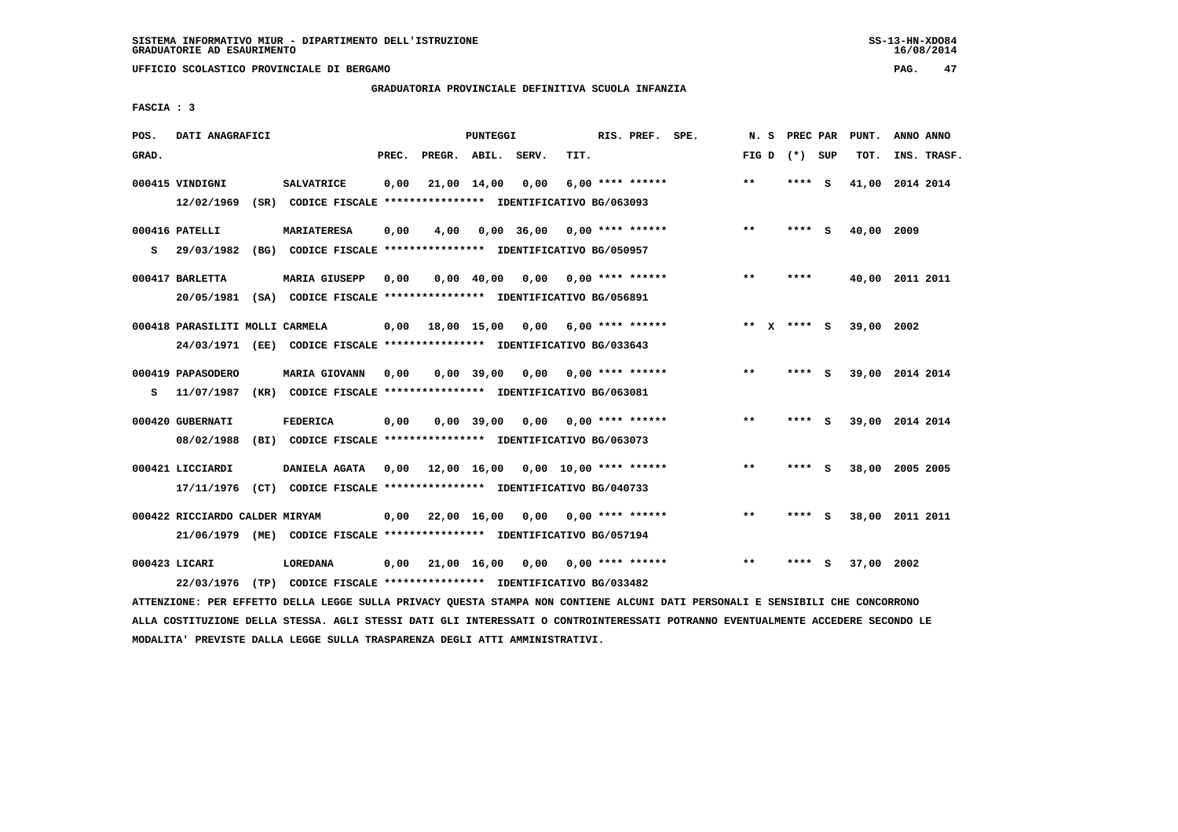UFFICIO SCOLASTICO PROVINCIALE DI BERGAMO

GRADUATORIA PROVINCIALE DEFINITIVA SCUOLA INFANZIA

FASCIA : 3

| POS. GRAD. | DATI ANAGRAFICI | | PREC. | PREGR. | ABIL. | SERV. | TIT. | RIS. PREF. SPE. | N. S FIG D | PREC PAR (*) SUP | PUNT. TOT. | ANNO ANNO INS. TRASF. |
|---|---|---|---|---|---|---|---|---|---|---|---|---|
| 000415 | VINDIGNI | SALVATRICE | 0,00 | 21,00 | 14,00 | 0,00 | 6,00 | **** ****** | ** | **** S | 41,00 | 2014 2014 |
| | 12/02/1969 (SR) CODICE FISCALE **************** IDENTIFICATIVO BG/063093 | | | | | | | | | | | |
| 000416 | PATELLI | MARIATERESA | 0,00 | 4,00 | 0,00 | 36,00 | 0,00 | **** ****** | ** | **** S | 40,00 | 2009 |
| S | 29/03/1982 (BG) CODICE FISCALE **************** IDENTIFICATIVO BG/050957 | | | | | | | | | | | |
| 000417 | BARLETTA | MARIA GIUSEPP | 0,00 | 0,00 | 40,00 | 0,00 | 0,00 | **** ****** | ** | **** | 40,00 | 2011 2011 |
| | 20/05/1981 (SA) CODICE FISCALE **************** IDENTIFICATIVO BG/056891 | | | | | | | | | | | |
| 000418 | PARASILITI MOLLI CARMELA | | 0,00 | 18,00 | 15,00 | 0,00 | 6,00 | **** ****** | ** X | **** S | 39,00 | 2002 |
| | 24/03/1971 (EE) CODICE FISCALE **************** IDENTIFICATIVO BG/033643 | | | | | | | | | | | |
| 000419 | PAPASODERO | MARIA GIOVANN | 0,00 | 0,00 | 39,00 | 0,00 | 0,00 | **** ****** | ** | **** S | 39,00 | 2014 2014 |
| S | 11/07/1987 (KR) CODICE FISCALE **************** IDENTIFICATIVO BG/063081 | | | | | | | | | | | |
| 000420 | GUBERNATI | FEDERICA | 0,00 | 0,00 | 39,00 | 0,00 | 0,00 | **** ****** | ** | **** S | 39,00 | 2014 2014 |
| | 08/02/1988 (BI) CODICE FISCALE **************** IDENTIFICATIVO BG/063073 | | | | | | | | | | | |
| 000421 | LICCIARDI | DANIELA AGATA | 0,00 | 12,00 | 16,00 | 0,00 | 10,00 | **** ****** | ** | **** S | 38,00 | 2005 2005 |
| | 17/11/1976 (CT) CODICE FISCALE **************** IDENTIFICATIVO BG/040733 | | | | | | | | | | | |
| 000422 | RICCIARDO CALDER MIRYAM | | 0,00 | 22,00 | 16,00 | 0,00 | 0,00 | **** ****** | ** | **** S | 38,00 | 2011 2011 |
| | 21/06/1979 (ME) CODICE FISCALE **************** IDENTIFICATIVO BG/057194 | | | | | | | | | | | |
| 000423 | LICARI | LOREDANA | 0,00 | 21,00 | 16,00 | 0,00 | 0,00 | **** ****** | ** | **** S | 37,00 | 2002 |
| | 22/03/1976 (TP) CODICE FISCALE **************** IDENTIFICATIVO BG/033482 | | | | | | | | | | | |

ATTENZIONE: PER EFFETTO DELLA LEGGE SULLA PRIVACY QUESTA STAMPA NON CONTIENE ALCUNI DATI PERSONALI E SENSIBILI CHE CONCORRONO ALLA COSTITUZIONE DELLA STESSA. AGLI STESSI DATI GLI INTERESSATI O CONTROINTERESSATI POTRANNO EVENTUALMENTE ACCEDERE SECONDO LE MODALITA' PREVISTE DALLA LEGGE SULLA TRASPARENZA DEGLI ATTI AMMINISTRATIVI.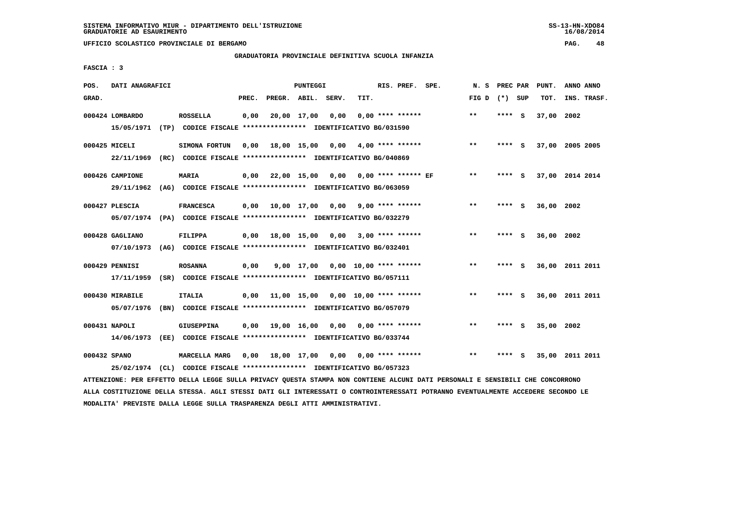SISTEMA INFORMATIVO MIUR - DIPARTIMENTO DELL'ISTRUZIONE
GRADUATORIE AD ESAURIMENTO

UFFICIO SCOLASTICO PROVINCIALE DI BERGAMO

GRADUATORIA PROVINCIALE DEFINITIVA SCUOLA INFANZIA

FASCIA : 3

| POS. GRAD. | DATI ANAGRAFICI | | PREC. | PREGR. | ABIL. | SERV. | TIT. | RIS. PREF. SPE. | N. S FIG D | PREC PAR (*) SUP | PUNT. TOT. | ANNO ANNO INS. TRASF. |
|---|---|---|---|---|---|---|---|---|---|---|---|---|
| 000424 | LOMBARDO 15/05/1971 (TP) | ROSSELLA CODICE FISCALE **************** IDENTIFICATIVO BG/031590 | 0,00 | 20,00 | 17,00 | 0,00 | 0,00 | **** ****** | ** | **** S | 37,00 | 2002 |
| 000425 | MICELI 22/11/1969 (RC) | SIMONA FORTUN CODICE FISCALE **************** IDENTIFICATIVO BG/040869 | 0,00 | 18,00 | 15,00 | 0,00 | 4,00 | **** ****** | ** | **** S | 37,00 | 2005 2005 |
| 000426 | CAMPIONE 29/11/1962 (AG) | MARIA CODICE FISCALE **************** IDENTIFICATIVO BG/063059 | 0,00 | 22,00 | 15,00 | 0,00 | 0,00 | **** ****** EF | ** | **** S | 37,00 | 2014 2014 |
| 000427 | PLESCIA 05/07/1974 (PA) | FRANCESCA CODICE FISCALE **************** IDENTIFICATIVO BG/032279 | 0,00 | 10,00 | 17,00 | 0,00 | 9,00 | **** ****** | ** | **** S | 36,00 | 2002 |
| 000428 | GAGLIANO 07/10/1973 (AG) | FILIPPA CODICE FISCALE **************** IDENTIFICATIVO BG/032401 | 0,00 | 18,00 | 15,00 | 0,00 | 3,00 | **** ****** | ** | **** S | 36,00 | 2002 |
| 000429 | PENNISI 17/11/1959 (SR) | ROSANNA CODICE FISCALE **************** IDENTIFICATIVO BG/057111 | 0,00 | 9,00 | 17,00 | 0,00 | 10,00 | **** ****** | ** | **** S | 36,00 | 2011 2011 |
| 000430 | MIRABILE 05/07/1976 (BN) | ITALIA CODICE FISCALE **************** IDENTIFICATIVO BG/057079 | 0,00 | 11,00 | 15,00 | 0,00 | 10,00 | **** ****** | ** | **** S | 36,00 | 2011 2011 |
| 000431 | NAPOLI 14/06/1973 (EE) | GIUSEPPINA CODICE FISCALE **************** IDENTIFICATIVO BG/033744 | 0,00 | 19,00 | 16,00 | 0,00 | 0,00 | **** ****** | ** | **** S | 35,00 | 2002 |
| 000432 | SPANO 25/02/1974 (CL) | MARCELLA MARG CODICE FISCALE **************** IDENTIFICATIVO BG/057323 | 0,00 | 18,00 | 17,00 | 0,00 | 0,00 | **** ****** | ** | **** S | 35,00 | 2011 2011 |

ATTENZIONE: PER EFFETTO DELLA LEGGE SULLA PRIVACY QUESTA STAMPA NON CONTIENE ALCUNI DATI PERSONALI E SENSIBILI CHE CONCORRONO ALLA COSTITUZIONE DELLA STESSA. AGLI STESSI DATI GLI INTERESSATI O CONTROINTERESSATI POTRANNO EVENTUALMENTE ACCEDERE SECONDO LE MODALITA' PREVISTE DALLA LEGGE SULLA TRASPARENZA DEGLI ATTI AMMINISTRATIVI.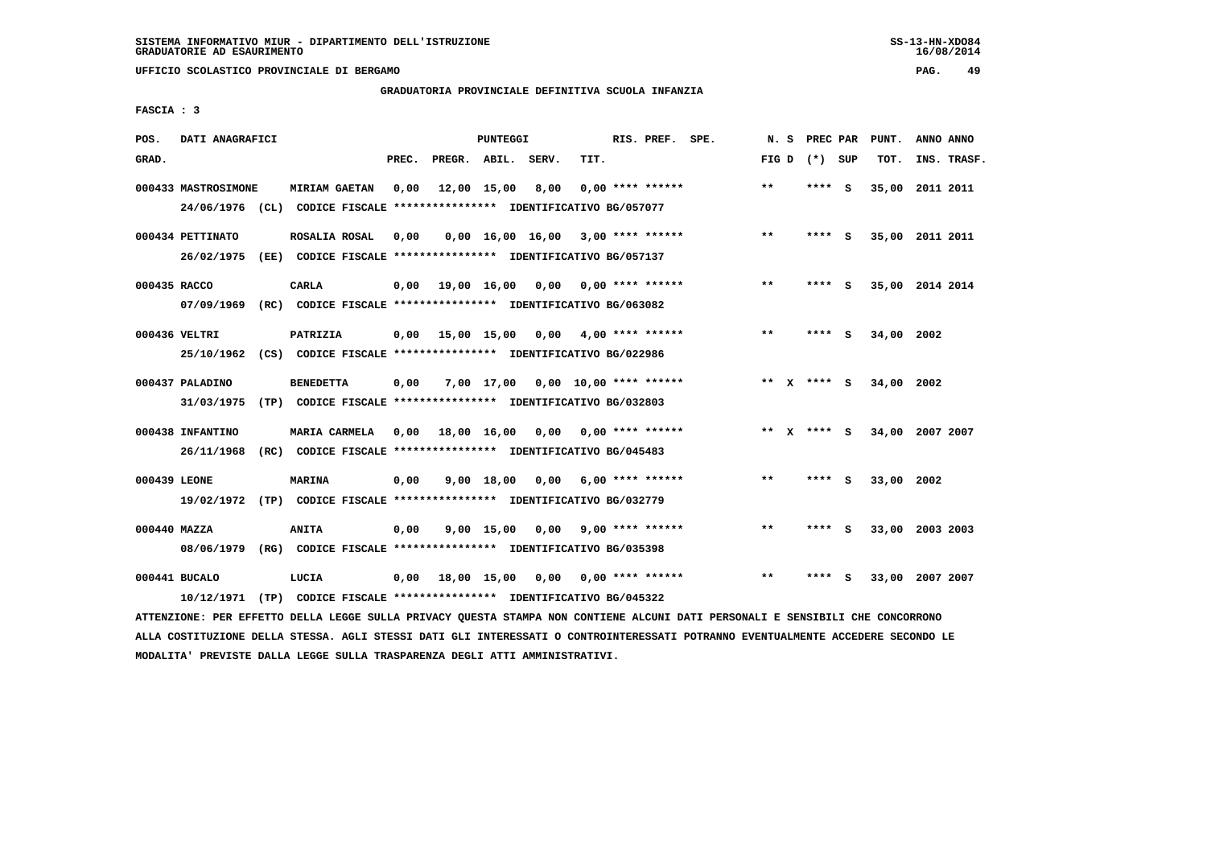SISTEMA INFORMATIVO MIUR - DIPARTIMENTO DELL'ISTRUZIONE
GRADUATORIE AD ESAURIMENTO

UFFICIO SCOLASTICO PROVINCIALE DI BERGAMO

GRADUATORIA PROVINCIALE DEFINITIVA SCUOLA INFANZIA

FASCIA : 3

| POS. GRAD. | DATI ANAGRAFICI | | PREC. | PREGR. | ABIL. | SERV. | TIT. | RIS. PREF. SPE. | N. S FIG D | PREC PAR (*) SUP | PUNT. TOT. | ANNO ANNO INS. TRASF. |
|---|---|---|---|---|---|---|---|---|---|---|---|---|
| 000433 | MASTROSIMONE 24/06/1976 (CL) CODICE FISCALE **************** IDENTIFICATIVO BG/057077 | MIRIAM GAETAN | 0,00 | 12,00 | 15,00 | 8,00 | 0,00 | **** ****** | ** | **** S | 35,00 | 2011 2011 |
| 000434 | PETTINATO 26/02/1975 (EE) CODICE FISCALE **************** IDENTIFICATIVO BG/057137 | ROSALIA ROSAL | 0,00 | 0,00 | 16,00 | 16,00 | 3,00 | **** ****** | ** | **** S | 35,00 | 2011 2011 |
| 000435 | RACCO 07/09/1969 (RC) CODICE FISCALE **************** IDENTIFICATIVO BG/063082 | CARLA | 0,00 | 19,00 | 16,00 | 0,00 | 0,00 | **** ****** | ** | **** S | 35,00 | 2014 2014 |
| 000436 | VELTRI 25/10/1962 (CS) CODICE FISCALE **************** IDENTIFICATIVO BG/022986 | PATRIZIA | 0,00 | 15,00 | 15,00 | 0,00 | 4,00 | **** ****** | ** | **** S | 34,00 | 2002 |
| 000437 | PALADINO 31/03/1975 (TP) CODICE FISCALE **************** IDENTIFICATIVO BG/032803 | BENEDETTA | 0,00 | 7,00 | 17,00 | 0,00 | 10,00 | **** ****** | ** X | **** S | 34,00 | 2002 |
| 000438 | INFANTINO 26/11/1968 (RC) CODICE FISCALE **************** IDENTIFICATIVO BG/045483 | MARIA CARMELA | 0,00 | 18,00 | 16,00 | 0,00 | 0,00 | **** ****** | ** X | **** S | 34,00 | 2007 2007 |
| 000439 | LEONE 19/02/1972 (TP) CODICE FISCALE **************** IDENTIFICATIVO BG/032779 | MARINA | 0,00 | 9,00 | 18,00 | 0,00 | 6,00 | **** ****** | ** | **** S | 33,00 | 2002 |
| 000440 | MAZZA 08/06/1979 (RG) CODICE FISCALE **************** IDENTIFICATIVO BG/035398 | ANITA | 0,00 | 9,00 | 15,00 | 0,00 | 9,00 | **** ****** | ** | **** S | 33,00 | 2003 2003 |
| 000441 | BUCALO 10/12/1971 (TP) CODICE FISCALE **************** IDENTIFICATIVO BG/045322 | LUCIA | 0,00 | 18,00 | 15,00 | 0,00 | 0,00 | **** ****** | ** | **** S | 33,00 | 2007 2007 |

ATTENZIONE: PER EFFETTO DELLA LEGGE SULLA PRIVACY QUESTA STAMPA NON CONTIENE ALCUNI DATI PERSONALI E SENSIBILI CHE CONCORRONO ALLA COSTITUZIONE DELLA STESSA. AGLI STESSI DATI GLI INTERESSATI O CONTROINTERESSATI POTRANNO EVENTUALMENTE ACCEDERE SECONDO LE MODALITA' PREVISTE DALLA LEGGE SULLA TRASPARENZA DEGLI ATTI AMMINISTRATIVI.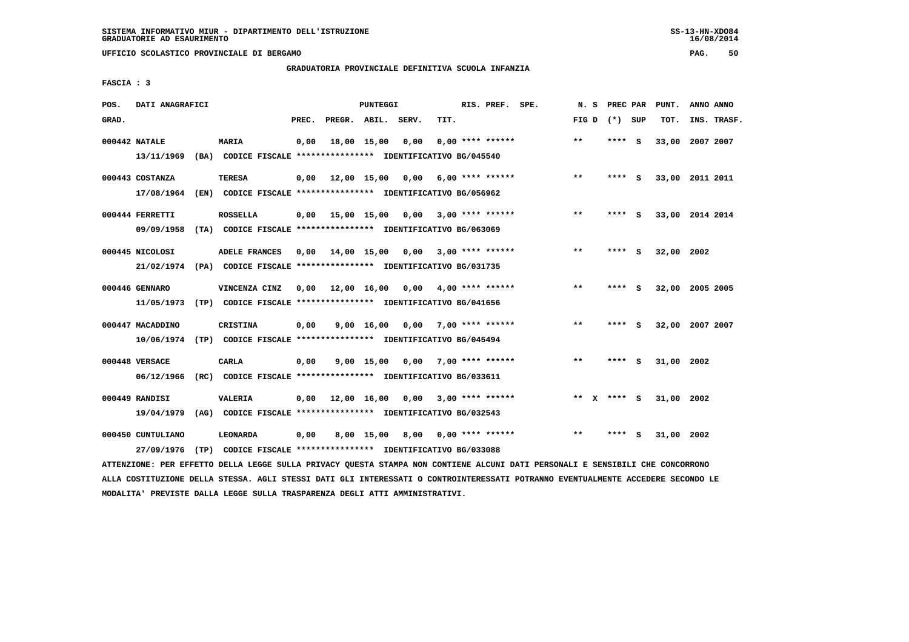SISTEMA INFORMATIVO MIUR - DIPARTIMENTO DELL'ISTRUZIONE
GRADUATORIE AD ESAURIMENTO

UFFICIO SCOLASTICO PROVINCIALE DI BERGAMO

GRADUATORIA PROVINCIALE DEFINITIVA SCUOLA INFANZIA

FASCIA : 3

| POS. GRAD. | DATI ANAGRAFICI | | PREC. | PREGR. | ABIL. | SERV. | TIT. | RIS. PREF. | SPE. | N. S FIG D | PREC PAR (*) | SUP | PUNT. TOT. | ANNO INS. | ANNO TRASF. |
|---|---|---|---|---|---|---|---|---|---|---|---|---|---|---|---|
| 000442 | NATALE | MARIA | 0,00 | 18,00 | 15,00 | 0,00 | 0,00 | **** ****** | | ** | **** | S | 33,00 | 2007 | 2007 |
| | 13/11/1969 (BA) CODICE FISCALE **************** IDENTIFICATIVO BG/045540 | | | | | | | | | | | | | | |
| 000443 | COSTANZA | TERESA | 0,00 | 12,00 | 15,00 | 0,00 | 6,00 | **** ****** | | ** | **** | S | 33,00 | 2011 | 2011 |
| | 17/08/1964 (EN) CODICE FISCALE **************** IDENTIFICATIVO BG/056962 | | | | | | | | | | | | | | |
| 000444 | FERRETTI | ROSSELLA | 0,00 | 15,00 | 15,00 | 0,00 | 3,00 | **** ****** | | ** | **** | S | 33,00 | 2014 | 2014 |
| | 09/09/1958 (TA) CODICE FISCALE **************** IDENTIFICATIVO BG/063069 | | | | | | | | | | | | | | |
| 000445 | NICOLOSI | ADELE FRANCES | 0,00 | 14,00 | 15,00 | 0,00 | 3,00 | **** ****** | | ** | **** | S | 32,00 | 2002 | |
| | 21/02/1974 (PA) CODICE FISCALE **************** IDENTIFICATIVO BG/031735 | | | | | | | | | | | | | | |
| 000446 | GENNARO | VINCENZA CINZ | 0,00 | 12,00 | 16,00 | 0,00 | 4,00 | **** ****** | | ** | **** | S | 32,00 | 2005 | 2005 |
| | 11/05/1973 (TP) CODICE FISCALE **************** IDENTIFICATIVO BG/041656 | | | | | | | | | | | | | | |
| 000447 | MACADDINO | CRISTINA | 0,00 | 9,00 | 16,00 | 0,00 | 7,00 | **** ****** | | ** | **** | S | 32,00 | 2007 | 2007 |
| | 10/06/1974 (TP) CODICE FISCALE **************** IDENTIFICATIVO BG/045494 | | | | | | | | | | | | | | |
| 000448 | VERSACE | CARLA | 0,00 | 9,00 | 15,00 | 0,00 | 7,00 | **** ****** | | ** | **** | S | 31,00 | 2002 | |
| | 06/12/1966 (RC) CODICE FISCALE **************** IDENTIFICATIVO BG/033611 | | | | | | | | | | | | | | |
| 000449 | RANDISI | VALERIA | 0,00 | 12,00 | 16,00 | 0,00 | 3,00 | **** ****** | | ** X | **** | S | 31,00 | 2002 | |
| | 19/04/1979 (AG) CODICE FISCALE **************** IDENTIFICATIVO BG/032543 | | | | | | | | | | | | | | |
| 000450 | CUNTULIANO | LEONARDA | 0,00 | 8,00 | 15,00 | 8,00 | 0,00 | **** ****** | | ** | **** | S | 31,00 | 2002 | |
| | 27/09/1976 (TP) CODICE FISCALE **************** IDENTIFICATIVO BG/033088 | | | | | | | | | | | | | | |

ATTENZIONE: PER EFFETTO DELLA LEGGE SULLA PRIVACY QUESTA STAMPA NON CONTIENE ALCUNI DATI PERSONALI E SENSIBILI CHE CONCORRONO ALLA COSTITUZIONE DELLA STESSA. AGLI STESSI DATI GLI INTERESSATI O CONTROINTERESSATI POTRANNO EVENTUALMENTE ACCEDERE SECONDO LE MODALITA' PREVISTE DALLA LEGGE SULLA TRASPARENZA DEGLI ATTI AMMINISTRATIVI.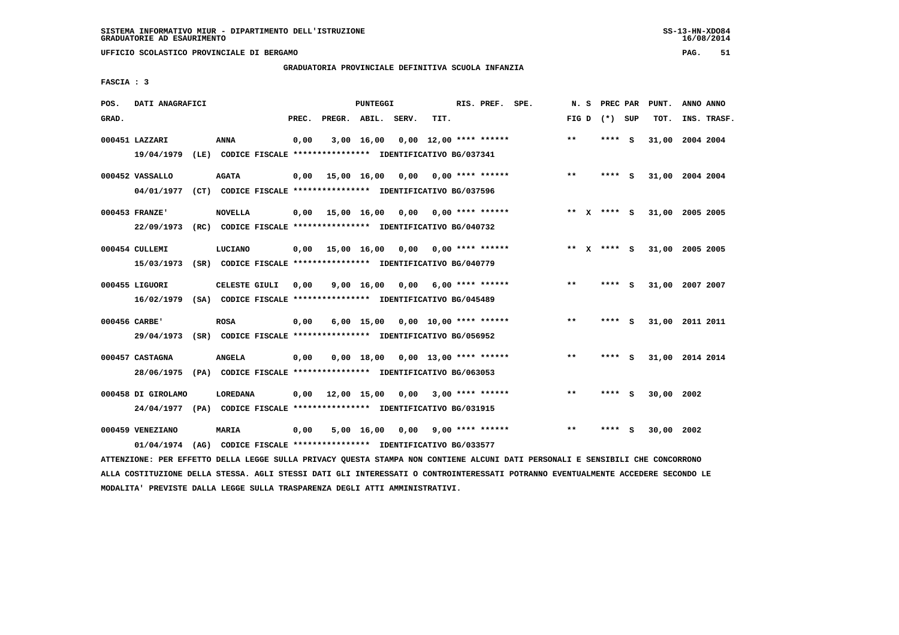SISTEMA INFORMATIVO MIUR - DIPARTIMENTO DELL'ISTRUZIONE
GRADUATORIE AD ESAURIMENTO

UFFICIO SCOLASTICO PROVINCIALE DI BERGAMO

GRADUATORIA PROVINCIALE DEFINITIVA SCUOLA INFANZIA

FASCIA : 3

| POS. GRAD. | DATI ANAGRAFICI | | PREC. | PREGR. | ABIL. | SERV. | TIT. | RIS. PREF. | SPE. | N. S FIG D | PREC PAR (*) SUP | PUNT. TOT. | ANNO INS. | ANNO TRASF. |
|---|---|---|---|---|---|---|---|---|---|---|---|---|---|---|
| 000451 | LAZZARI | ANNA | 0,00 | 3,00 | 16,00 | 0,00 | 12,00 | **** ****** | | ** | **** S | 31,00 | 2004 | 2004 |
| | 19/04/1979 (LE) CODICE FISCALE **************** IDENTIFICATIVO BG/037341 | | | | | | | | | | | | | |
| 000452 | VASSALLO | AGATA | 0,00 | 15,00 | 16,00 | 0,00 | 0,00 | **** ****** | | ** | **** S | 31,00 | 2004 | 2004 |
| | 04/01/1977 (CT) CODICE FISCALE **************** IDENTIFICATIVO BG/037596 | | | | | | | | | | | | | |
| 000453 | FRANZE' | NOVELLA | 0,00 | 15,00 | 16,00 | 0,00 | 0,00 | **** ****** | | ** X | **** S | 31,00 | 2005 | 2005 |
| | 22/09/1973 (RC) CODICE FISCALE **************** IDENTIFICATIVO BG/040732 | | | | | | | | | | | | | |
| 000454 | CULLEMI | LUCIANO | 0,00 | 15,00 | 16,00 | 0,00 | 0,00 | **** ****** | | ** X | **** S | 31,00 | 2005 | 2005 |
| | 15/03/1973 (SR) CODICE FISCALE **************** IDENTIFICATIVO BG/040779 | | | | | | | | | | | | | |
| 000455 | LIGUORI | CELESTE GIULI | 0,00 | 9,00 | 16,00 | 0,00 | 6,00 | **** ****** | | ** | **** S | 31,00 | 2007 | 2007 |
| | 16/02/1979 (SA) CODICE FISCALE **************** IDENTIFICATIVO BG/045489 | | | | | | | | | | | | | |
| 000456 | CARBE' | ROSA | 0,00 | 6,00 | 15,00 | 0,00 | 10,00 | **** ****** | | ** | **** S | 31,00 | 2011 | 2011 |
| | 29/04/1973 (SR) CODICE FISCALE **************** IDENTIFICATIVO BG/056952 | | | | | | | | | | | | | |
| 000457 | CASTAGNA | ANGELA | 0,00 | 0,00 | 18,00 | 0,00 | 13,00 | **** ****** | | ** | **** S | 31,00 | 2014 | 2014 |
| | 28/06/1975 (PA) CODICE FISCALE **************** IDENTIFICATIVO BG/063053 | | | | | | | | | | | | | |
| 000458 | DI GIROLAMO | LOREDANA | 0,00 | 12,00 | 15,00 | 0,00 | 3,00 | **** ****** | | ** | **** S | 30,00 | 2002 | |
| | 24/04/1977 (PA) CODICE FISCALE **************** IDENTIFICATIVO BG/031915 | | | | | | | | | | | | | |
| 000459 | VENEZIANO | MARIA | 0,00 | 5,00 | 16,00 | 0,00 | 9,00 | **** ****** | | ** | **** S | 30,00 | 2002 | |
| | 01/04/1974 (AG) CODICE FISCALE **************** IDENTIFICATIVO BG/033577 | | | | | | | | | | | | | |

ATTENZIONE: PER EFFETTO DELLA LEGGE SULLA PRIVACY QUESTA STAMPA NON CONTIENE ALCUNI DATI PERSONALI E SENSIBILI CHE CONCORRONO ALLA COSTITUZIONE DELLA STESSA. AGLI STESSI DATI GLI INTERESSATI O CONTROINTERESSATI POTRANNO EVENTUALMENTE ACCEDERE SECONDO LE MODALITA' PREVISTE DALLA LEGGE SULLA TRASPARENZA DEGLI ATTI AMMINISTRATIVI.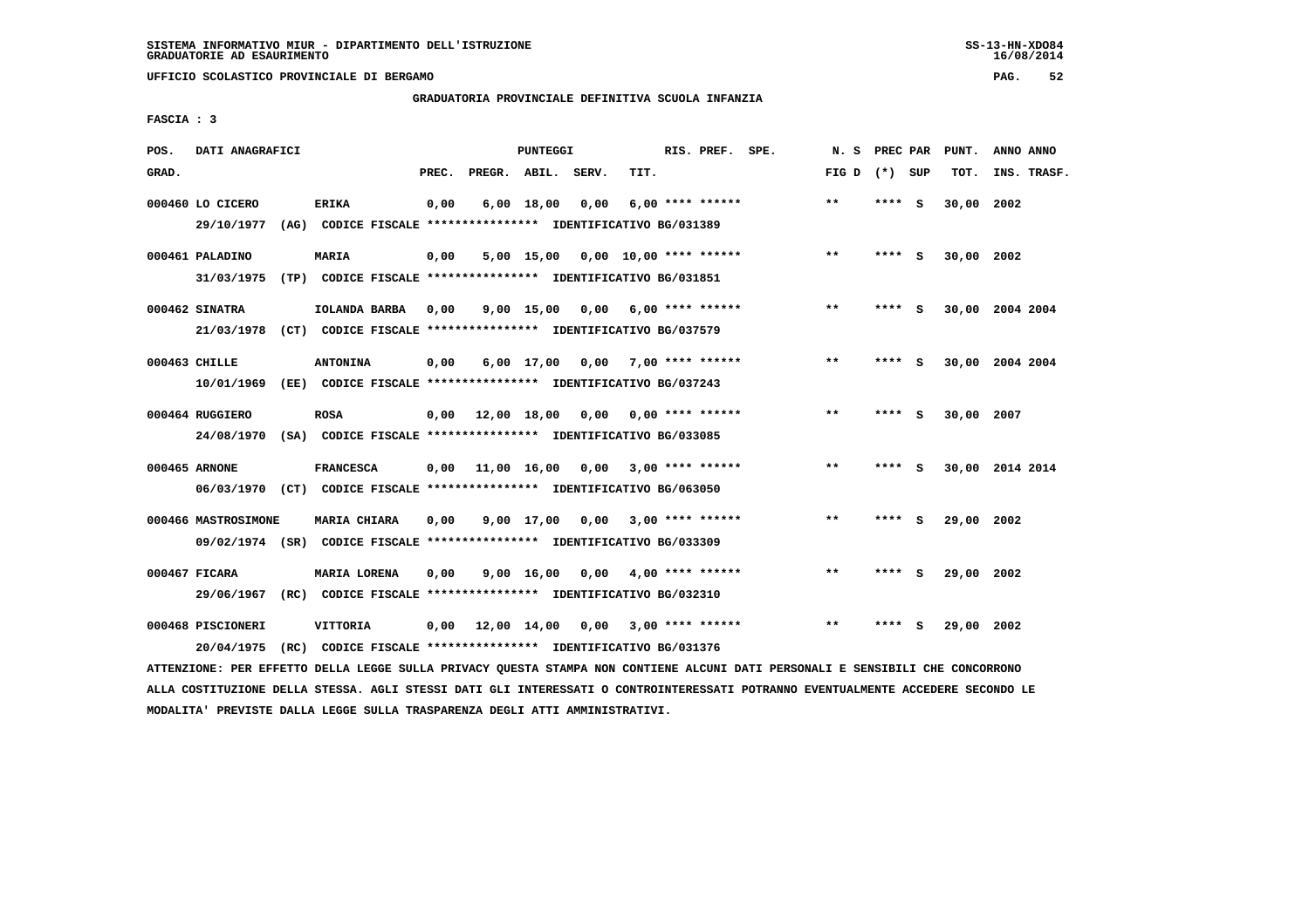SISTEMA INFORMATIVO MIUR - DIPARTIMENTO DELL'ISTRUZIONE
GRADUATORIE AD ESAURIMENTO

UFFICIO SCOLASTICO PROVINCIALE DI BERGAMO

GRADUATORIA PROVINCIALE DEFINITIVA SCUOLA INFANZIA

FASCIA : 3

| POS. GRAD. | DATI ANAGRAFICI | | PREC. | PREGR. | ABIL. | SERV. | TIT. | RIS. PREF. SPE. | N. S FIG D | PREC PAR (*) SUP | PUNT. TOT. | ANNO ANNO INS. TRASF. |
|---|---|---|---|---|---|---|---|---|---|---|---|---|
| 000460 | LO CICERO | ERIKA | 0,00 | 6,00 | 18,00 | 0,00 | 6,00 | **** ****** | ** | **** S | 30,00 | 2002 |
| | 29/10/1977 (AG) CODICE FISCALE **************** IDENTIFICATIVO BG/031389 | | | | | | | | | | | |
| 000461 | PALADINO | MARIA | 0,00 | 5,00 | 15,00 | 0,00 | 10,00 | **** ****** | ** | **** S | 30,00 | 2002 |
| | 31/03/1975 (TP) CODICE FISCALE **************** IDENTIFICATIVO BG/031851 | | | | | | | | | | | |
| 000462 | SINATRA | IOLANDA BARBA | 0,00 | 9,00 | 15,00 | 0,00 | 6,00 | **** ****** | ** | **** S | 30,00 | 2004 2004 |
| | 21/03/1978 (CT) CODICE FISCALE **************** IDENTIFICATIVO BG/037579 | | | | | | | | | | | |
| 000463 | CHILLE | ANTONINA | 0,00 | 6,00 | 17,00 | 0,00 | 7,00 | **** ****** | ** | **** S | 30,00 | 2004 2004 |
| | 10/01/1969 (EE) CODICE FISCALE **************** IDENTIFICATIVO BG/037243 | | | | | | | | | | | |
| 000464 | RUGGIERO | ROSA | 0,00 | 12,00 | 18,00 | 0,00 | 0,00 | **** ****** | ** | **** S | 30,00 | 2007 |
| | 24/08/1970 (SA) CODICE FISCALE **************** IDENTIFICATIVO BG/033085 | | | | | | | | | | | |
| 000465 | ARNONE | FRANCESCA | 0,00 | 11,00 | 16,00 | 0,00 | 3,00 | **** ****** | ** | **** S | 30,00 | 2014 2014 |
| | 06/03/1970 (CT) CODICE FISCALE **************** IDENTIFICATIVO BG/063050 | | | | | | | | | | | |
| 000466 | MASTROSIMONE | MARIA CHIARA | 0,00 | 9,00 | 17,00 | 0,00 | 3,00 | **** ****** | ** | **** S | 29,00 | 2002 |
| | 09/02/1974 (SR) CODICE FISCALE **************** IDENTIFICATIVO BG/033309 | | | | | | | | | | | |
| 000467 | FICARA | MARIA LORENA | 0,00 | 9,00 | 16,00 | 0,00 | 4,00 | **** ****** | ** | **** S | 29,00 | 2002 |
| | 29/06/1967 (RC) CODICE FISCALE **************** IDENTIFICATIVO BG/032310 | | | | | | | | | | | |
| 000468 | PISCIONERI | VITTORIA | 0,00 | 12,00 | 14,00 | 0,00 | 3,00 | **** ****** | ** | **** S | 29,00 | 2002 |
| | 20/04/1975 (RC) CODICE FISCALE **************** IDENTIFICATIVO BG/031376 | | | | | | | | | | | |

ATTENZIONE: PER EFFETTO DELLA LEGGE SULLA PRIVACY QUESTA STAMPA NON CONTIENE ALCUNI DATI PERSONALI E SENSIBILI CHE CONCORRONO ALLA COSTITUZIONE DELLA STESSA. AGLI STESSI DATI GLI INTERESSATI O CONTROINTERESSATI POTRANNO EVENTUALMENTE ACCEDERE SECONDO LE MODALITA' PREVISTE DALLA LEGGE SULLA TRASPARENZA DEGLI ATTI AMMINISTRATIVI.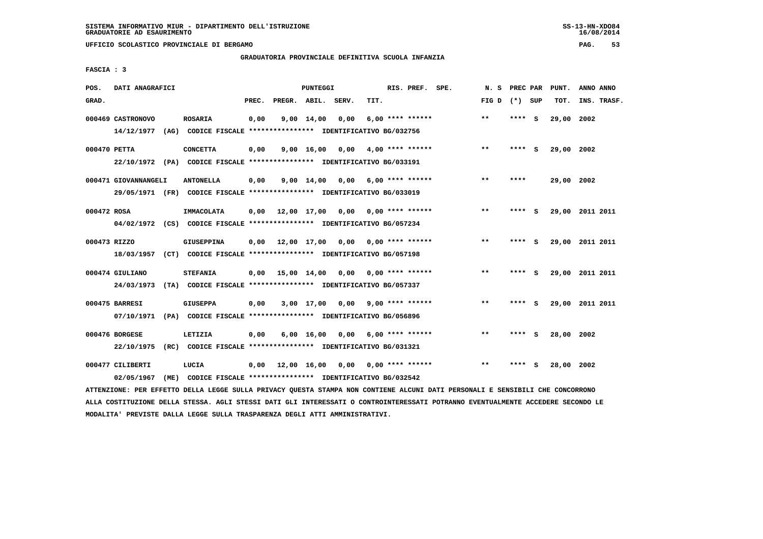SISTEMA INFORMATIVO MIUR - DIPARTIMENTO DELL'ISTRUZIONE
GRADUATORIE AD ESAURIMENTO

UFFICIO SCOLASTICO PROVINCIALE DI BERGAMO

GRADUATORIA PROVINCIALE DEFINITIVA SCUOLA INFANZIA

FASCIA : 3

| POS. GRAD. | DATI ANAGRAFICI | | PREC. | PREGR. | ABIL. | SERV. | TIT. | RIS. PREF. | SPE. | N. S FIG D | PREC PAR (*) | SUP | PUNT. TOT. | ANNO INS. | ANNO TRASF. |
|---|---|---|---|---|---|---|---|---|---|---|---|---|---|---|---|
| 000469 | CASTRONOVO | ROSARIA | 0,00 | 9,00 | 14,00 | 0,00 | 6,00 | **** ****** | | ** | **** | S | 29,00 | 2002 | |
| | 14/12/1977 (AG) CODICE FISCALE **************** IDENTIFICATIVO BG/032756 | | | | | | | | | | | | | | |
| 000470 | PETTA | CONCETTA | 0,00 | 9,00 | 16,00 | 0,00 | 4,00 | **** ****** | | ** | **** | S | 29,00 | 2002 | |
| | 22/10/1972 (PA) CODICE FISCALE **************** IDENTIFICATIVO BG/033191 | | | | | | | | | | | | | | |
| 000471 | GIOVANNANGELI | ANTONELLA | 0,00 | 9,00 | 14,00 | 0,00 | 6,00 | **** ****** | | ** | **** | | 29,00 | 2002 | |
| | 29/05/1971 (FR) CODICE FISCALE **************** IDENTIFICATIVO BG/033019 | | | | | | | | | | | | | | |
| 000472 | ROSA | IMMACOLATA | 0,00 | 12,00 | 17,00 | 0,00 | 0,00 | **** ****** | | ** | **** | S | 29,00 | 2011 | 2011 |
| | 04/02/1972 (CS) CODICE FISCALE **************** IDENTIFICATIVO BG/057234 | | | | | | | | | | | | | | |
| 000473 | RIZZO | GIUSEPPINA | 0,00 | 12,00 | 17,00 | 0,00 | 0,00 | **** ****** | | ** | **** | S | 29,00 | 2011 | 2011 |
| | 18/03/1957 (CT) CODICE FISCALE **************** IDENTIFICATIVO BG/057198 | | | | | | | | | | | | | | |
| 000474 | GIULIANO | STEFANIA | 0,00 | 15,00 | 14,00 | 0,00 | 0,00 | **** ****** | | ** | **** | S | 29,00 | 2011 | 2011 |
| | 24/03/1973 (TA) CODICE FISCALE **************** IDENTIFICATIVO BG/057337 | | | | | | | | | | | | | | |
| 000475 | BARRESI | GIUSEPPA | 0,00 | 3,00 | 17,00 | 0,00 | 9,00 | **** ****** | | ** | **** | S | 29,00 | 2011 | 2011 |
| | 07/10/1971 (PA) CODICE FISCALE **************** IDENTIFICATIVO BG/056896 | | | | | | | | | | | | | | |
| 000476 | BORGESE | LETIZIA | 0,00 | 6,00 | 16,00 | 0,00 | 6,00 | **** ****** | | ** | **** | S | 28,00 | 2002 | |
| | 22/10/1975 (RC) CODICE FISCALE **************** IDENTIFICATIVO BG/031321 | | | | | | | | | | | | | | |
| 000477 | CILIBERTI | LUCIA | 0,00 | 12,00 | 16,00 | 0,00 | 0,00 | **** ****** | | ** | **** | S | 28,00 | 2002 | |
| | 02/05/1967 (ME) CODICE FISCALE **************** IDENTIFICATIVO BG/032542 | | | | | | | | | | | | | | |

ATTENZIONE: PER EFFETTO DELLA LEGGE SULLA PRIVACY QUESTA STAMPA NON CONTIENE ALCUNI DATI PERSONALI E SENSIBILI CHE CONCORRONO ALLA COSTITUZIONE DELLA STESSA. AGLI STESSI DATI GLI INTERESSATI O CONTROINTERESSATI POTRANNO EVENTUALMENTE ACCEDERE SECONDO LE MODALITA' PREVISTE DALLA LEGGE SULLA TRASPARENZA DEGLI ATTI AMMINISTRATIVI.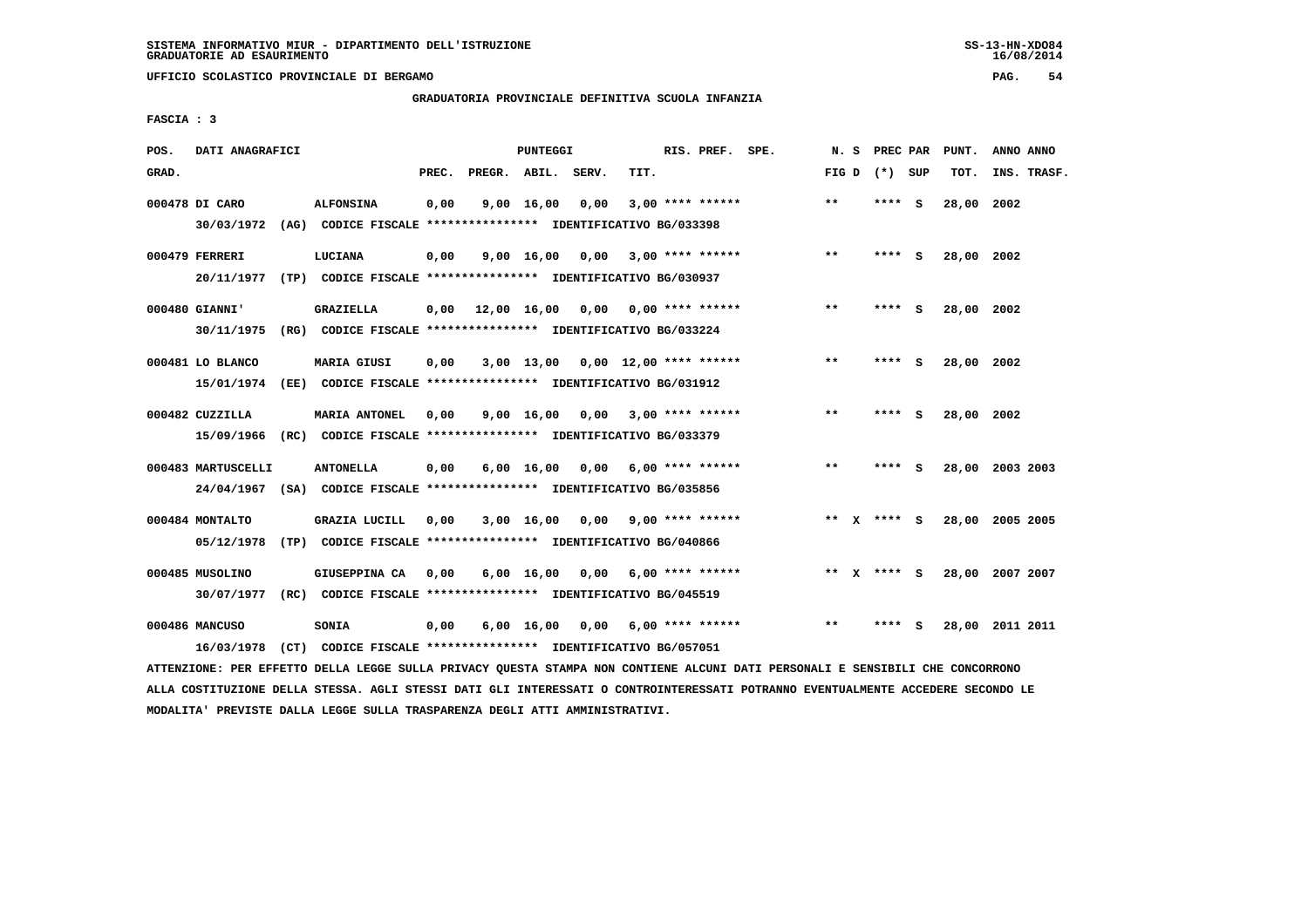SISTEMA INFORMATIVO MIUR - DIPARTIMENTO DELL'ISTRUZIONE
GRADUATORIE AD ESAURIMENTO

UFFICIO SCOLASTICO PROVINCIALE DI BERGAMO

GRADUATORIA PROVINCIALE DEFINITIVA SCUOLA INFANZIA

FASCIA : 3

| POS. GRAD. | DATI ANAGRAFICI | | PREC. | PREGR. | ABIL. | SERV. | TIT. | RIS. PREF. SPE. | N. S FIG D | PREC PAR (*) SUP | PUNT. TOT. | ANNO ANNO INS. TRASF. |
|---|---|---|---|---|---|---|---|---|---|---|---|---|
| 000478 | DI CARO | ALFONSINA | 0,00 | 9,00 | 16,00 | 0,00 | 3,00 | **** ****** | ** | **** S | 28,00 | 2002 |
| | 30/03/1972 (AG) CODICE FISCALE **************** IDENTIFICATIVO BG/033398 | | | | | | | | | | | |
| 000479 | FERRERI | LUCIANA | 0,00 | 9,00 | 16,00 | 0,00 | 3,00 | **** ****** | ** | **** S | 28,00 | 2002 |
| | 20/11/1977 (TP) CODICE FISCALE **************** IDENTIFICATIVO BG/030937 | | | | | | | | | | | |
| 000480 | GIANNI' | GRAZIELLA | 0,00 | 12,00 | 16,00 | 0,00 | 0,00 | **** ****** | ** | **** S | 28,00 | 2002 |
| | 30/11/1975 (RG) CODICE FISCALE **************** IDENTIFICATIVO BG/033224 | | | | | | | | | | | |
| 000481 | LO BLANCO | MARIA GIUSI | 0,00 | 3,00 | 13,00 | 0,00 | 12,00 | **** ****** | ** | **** S | 28,00 | 2002 |
| | 15/01/1974 (EE) CODICE FISCALE **************** IDENTIFICATIVO BG/031912 | | | | | | | | | | | |
| 000482 | CUZZILLA | MARIA ANTONEL | 0,00 | 9,00 | 16,00 | 0,00 | 3,00 | **** ****** | ** | **** S | 28,00 | 2002 |
| | 15/09/1966 (RC) CODICE FISCALE **************** IDENTIFICATIVO BG/033379 | | | | | | | | | | | |
| 000483 | MARTUSCELLI | ANTONELLA | 0,00 | 6,00 | 16,00 | 0,00 | 6,00 | **** ****** | ** | **** S | 28,00 | 2003 2003 |
| | 24/04/1967 (SA) CODICE FISCALE **************** IDENTIFICATIVO BG/035856 | | | | | | | | | | | |
| 000484 | MONTALTO | GRAZIA LUCILL | 0,00 | 3,00 | 16,00 | 0,00 | 9,00 | **** ****** | ** X | **** S | 28,00 | 2005 2005 |
| | 05/12/1978 (TP) CODICE FISCALE **************** IDENTIFICATIVO BG/040866 | | | | | | | | | | | |
| 000485 | MUSOLINO | GIUSEPPINA CA | 0,00 | 6,00 | 16,00 | 0,00 | 6,00 | **** ****** | ** X | **** S | 28,00 | 2007 2007 |
| | 30/07/1977 (RC) CODICE FISCALE **************** IDENTIFICATIVO BG/045519 | | | | | | | | | | | |
| 000486 | MANCUSO | SONIA | 0,00 | 6,00 | 16,00 | 0,00 | 6,00 | **** ****** | ** | **** S | 28,00 | 2011 2011 |
| | 16/03/1978 (CT) CODICE FISCALE **************** IDENTIFICATIVO BG/057051 | | | | | | | | | | | |

ATTENZIONE: PER EFFETTO DELLA LEGGE SULLA PRIVACY QUESTA STAMPA NON CONTIENE ALCUNI DATI PERSONALI E SENSIBILI CHE CONCORRONO ALLA COSTITUZIONE DELLA STESSA. AGLI STESSI DATI GLI INTERESSATI O CONTROINTERESSATI POTRANNO EVENTUALMENTE ACCEDERE SECONDO LE MODALITA' PREVISTE DALLA LEGGE SULLA TRASPARENZA DEGLI ATTI AMMINISTRATIVI.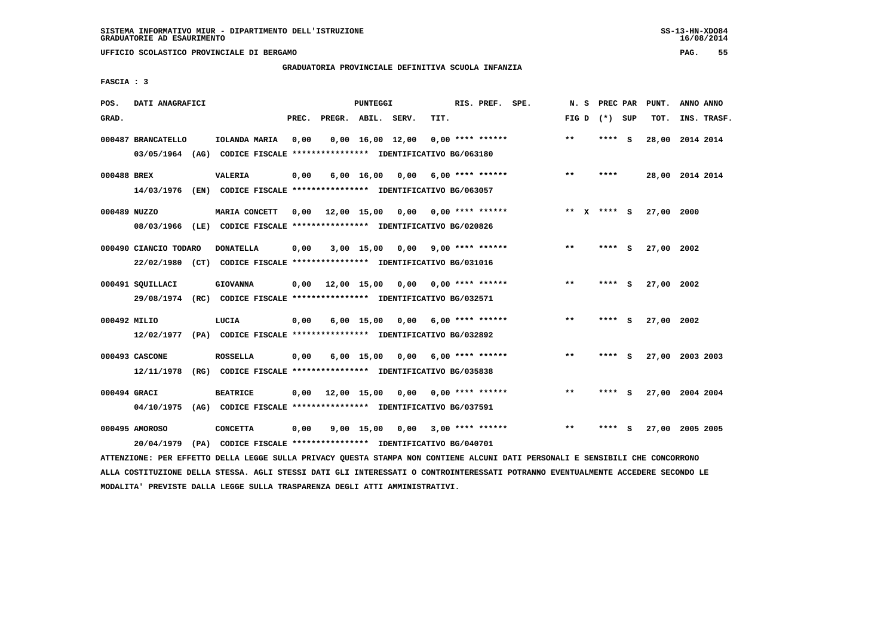SISTEMA INFORMATIVO MIUR - DIPARTIMENTO DELL'ISTRUZIONE
GRADUATORIE AD ESAURIMENTO

UFFICIO SCOLASTICO PROVINCIALE DI BERGAMO

GRADUATORIA PROVINCIALE DEFINITIVA SCUOLA INFANZIA

FASCIA : 3

| POS. GRAD. | DATI ANAGRAFICI | | PREC. | PREGR. | ABIL. | SERV. | TIT. | RIS. PREF. | SPE. | N. S FIG D | PREC PAR (*) SUP | PUNT. TOT. | ANNO ANNO INS. TRASF. |
|---|---|---|---|---|---|---|---|---|---|---|---|---|---|
| 000487 | BRANCATELLO | IOLANDA MARIA | 0,00 | 0,00 | 16,00 | 12,00 | 0,00 | **** ****** | | ** | **** S | 28,00 | 2014 2014 |
| | 03/05/1964 (AG) CODICE FISCALE **************** IDENTIFICATIVO BG/063180 | | | | | | | | | | | | |
| 000488 | BREX | VALERIA | 0,00 | 6,00 | 16,00 | 0,00 | 6,00 | **** ****** | | ** | **** | 28,00 | 2014 2014 |
| | 14/03/1976 (EN) CODICE FISCALE **************** IDENTIFICATIVO BG/063057 | | | | | | | | | | | | |
| 000489 | NUZZO | MARIA CONCETT | 0,00 | 12,00 | 15,00 | 0,00 | 0,00 | **** ****** | | ** X | **** S | 27,00 | 2000 |
| | 08/03/1966 (LE) CODICE FISCALE **************** IDENTIFICATIVO BG/020826 | | | | | | | | | | | | |
| 000490 | CIANCIO TODARO | DONATELLA | 0,00 | 3,00 | 15,00 | 0,00 | 9,00 | **** ****** | | ** | **** S | 27,00 | 2002 |
| | 22/02/1980 (CT) CODICE FISCALE **************** IDENTIFICATIVO BG/031016 | | | | | | | | | | | | |
| 000491 | SQUILLACI | GIOVANNA | 0,00 | 12,00 | 15,00 | 0,00 | 0,00 | **** ****** | | ** | **** S | 27,00 | 2002 |
| | 29/08/1974 (RC) CODICE FISCALE **************** IDENTIFICATIVO BG/032571 | | | | | | | | | | | | |
| 000492 | MILIO | LUCIA | 0,00 | 6,00 | 15,00 | 0,00 | 6,00 | **** ****** | | ** | **** S | 27,00 | 2002 |
| | 12/02/1977 (PA) CODICE FISCALE **************** IDENTIFICATIVO BG/032892 | | | | | | | | | | | | |
| 000493 | CASCONE | ROSSELLA | 0,00 | 6,00 | 15,00 | 0,00 | 6,00 | **** ****** | | ** | **** S | 27,00 | 2003 2003 |
| | 12/11/1978 (RG) CODICE FISCALE **************** IDENTIFICATIVO BG/035838 | | | | | | | | | | | | |
| 000494 | GRACI | BEATRICE | 0,00 | 12,00 | 15,00 | 0,00 | 0,00 | **** ****** | | ** | **** S | 27,00 | 2004 2004 |
| | 04/10/1975 (AG) CODICE FISCALE **************** IDENTIFICATIVO BG/037591 | | | | | | | | | | | | |
| 000495 | AMOROSO | CONCETTA | 0,00 | 9,00 | 15,00 | 0,00 | 3,00 | **** ****** | | ** | **** S | 27,00 | 2005 2005 |
| | 20/04/1979 (PA) CODICE FISCALE **************** IDENTIFICATIVO BG/040701 | | | | | | | | | | | | |

ATTENZIONE: PER EFFETTO DELLA LEGGE SULLA PRIVACY QUESTA STAMPA NON CONTIENE ALCUNI DATI PERSONALI E SENSIBILI CHE CONCORRONO ALLA COSTITUZIONE DELLA STESSA. AGLI STESSI DATI GLI INTERESSATI O CONTROINTERESSATI POTRANNO EVENTUALMENTE ACCEDERE SECONDO LE MODALITA' PREVISTE DALLA LEGGE SULLA TRASPARENZA DEGLI ATTI AMMINISTRATIVI.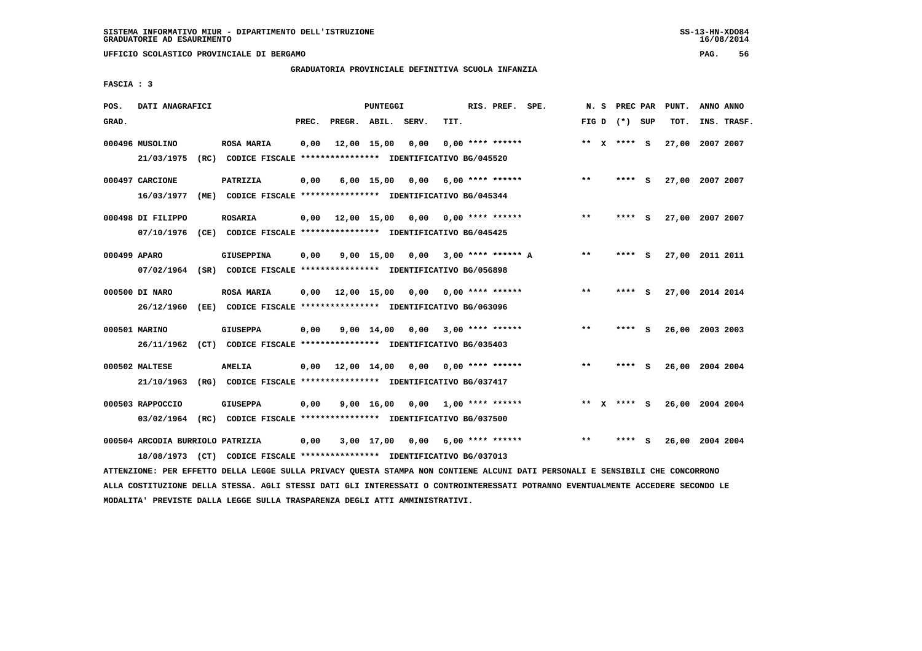SISTEMA INFORMATIVO MIUR - DIPARTIMENTO DELL'ISTRUZIONE
GRADUATORIE AD ESAURIMENTO

UFFICIO SCOLASTICO PROVINCIALE DI BERGAMO

GRADUATORIA PROVINCIALE DEFINITIVA SCUOLA INFANZIA

FASCIA : 3

| POS. GRAD. | DATI ANAGRAFICI | | PREC. | PREGR. | ABIL. | SERV. | TIT. | RIS. PREF. SPE. | N. S FIG D | PREC PAR (*) SUP | PUNT. TOT. | ANNO ANNO INS. TRASF. |
|---|---|---|---|---|---|---|---|---|---|---|---|---|
| 000496 | MUSOLINO | ROSA MARIA | 0,00 | 12,00 | 15,00 | 0,00 | 0,00 | **** ****** | ** X | **** S | 27,00 | 2007 2007 |
| | 21/03/1975 (RC) CODICE FISCALE **************** IDENTIFICATIVO BG/045520 | | | | | | | | | | | |
| 000497 | CARCIONE | PATRIZIA | 0,00 | 6,00 | 15,00 | 0,00 | 6,00 | **** ****** | ** | **** S | 27,00 | 2007 2007 |
| | 16/03/1977 (ME) CODICE FISCALE **************** IDENTIFICATIVO BG/045344 | | | | | | | | | | | |
| 000498 | DI FILIPPO | ROSARIA | 0,00 | 12,00 | 15,00 | 0,00 | 0,00 | **** ****** | ** | **** S | 27,00 | 2007 2007 |
| | 07/10/1976 (CE) CODICE FISCALE **************** IDENTIFICATIVO BG/045425 | | | | | | | | | | | |
| 000499 | APARO | GIUSEPPINA | 0,00 | 9,00 | 15,00 | 0,00 | 3,00 | **** ****** A | ** | **** S | 27,00 | 2011 2011 |
| | 07/02/1964 (SR) CODICE FISCALE **************** IDENTIFICATIVO BG/056898 | | | | | | | | | | | |
| 000500 | DI NARO | ROSA MARIA | 0,00 | 12,00 | 15,00 | 0,00 | 0,00 | **** ****** | ** | **** S | 27,00 | 2014 2014 |
| | 26/12/1960 (EE) CODICE FISCALE **************** IDENTIFICATIVO BG/063096 | | | | | | | | | | | |
| 000501 | MARINO | GIUSEPPA | 0,00 | 9,00 | 14,00 | 0,00 | 3,00 | **** ****** | ** | **** S | 26,00 | 2003 2003 |
| | 26/11/1962 (CT) CODICE FISCALE **************** IDENTIFICATIVO BG/035403 | | | | | | | | | | | |
| 000502 | MALTESE | AMELIA | 0,00 | 12,00 | 14,00 | 0,00 | 0,00 | **** ****** | ** | **** S | 26,00 | 2004 2004 |
| | 21/10/1963 (RG) CODICE FISCALE **************** IDENTIFICATIVO BG/037417 | | | | | | | | | | | |
| 000503 | RAPPOCCIO | GIUSEPPA | 0,00 | 9,00 | 16,00 | 0,00 | 1,00 | **** ****** | ** X | **** S | 26,00 | 2004 2004 |
| | 03/02/1964 (RC) CODICE FISCALE **************** IDENTIFICATIVO BG/037500 | | | | | | | | | | | |
| 000504 | ARCODIA BURRIOLO | PATRIZIA | 0,00 | 3,00 | 17,00 | 0,00 | 6,00 | **** ****** | ** | **** S | 26,00 | 2004 2004 |
| | 18/08/1973 (CT) CODICE FISCALE **************** IDENTIFICATIVO BG/037013 | | | | | | | | | | | |

ATTENZIONE: PER EFFETTO DELLA LEGGE SULLA PRIVACY QUESTA STAMPA NON CONTIENE ALCUNI DATI PERSONALI E SENSIBILI CHE CONCORRONO ALLA COSTITUZIONE DELLA STESSA. AGLI STESSI DATI GLI INTERESSATI O CONTROINTERESSATI POTRANNO EVENTUALMENTE ACCEDERE SECONDO LE MODALITA' PREVISTE DALLA LEGGE SULLA TRASPARENZA DEGLI ATTI AMMINISTRATIVI.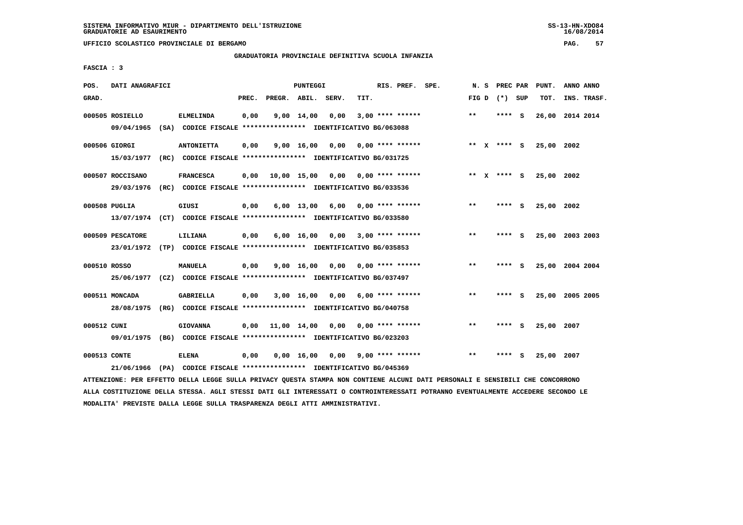SISTEMA INFORMATIVO MIUR - DIPARTIMENTO DELL'ISTRUZIONE
GRADUATORIE AD ESAURIMENTO

UFFICIO SCOLASTICO PROVINCIALE DI BERGAMO

GRADUATORIA PROVINCIALE DEFINITIVA SCUOLA INFANZIA

FASCIA : 3

| POS. GRAD. | DATI ANAGRAFICI | | PREC. | PREGR. | ABIL. | SERV. | TIT. | RIS. PREF. | SPE. | N. S FIG D | PREC PAR (*) | SUP | PUNT. TOT. | ANNO ANNO INS. TRASF. |
|---|---|---|---|---|---|---|---|---|---|---|---|---|---|---|
| 000505 | ROSIELLO | ELMELINDA | 0,00 | 9,00 | 14,00 | 0,00 | 3,00 | **** ****** | | ** | **** | S | 26,00 | 2014 2014 |
| | 09/04/1965 (SA) CODICE FISCALE **************** IDENTIFICATIVO BG/063088 | | | | | | | | | | | | | |
| 000506 | GIORGI | ANTONIETTA | 0,00 | 9,00 | 16,00 | 0,00 | 0,00 | **** ****** | | ** X | **** | S | 25,00 | 2002 |
| | 15/03/1977 (RC) CODICE FISCALE **************** IDENTIFICATIVO BG/031725 | | | | | | | | | | | | | |
| 000507 | ROCCISANO | FRANCESCA | 0,00 | 10,00 | 15,00 | 0,00 | 0,00 | **** ****** | | ** X | **** | S | 25,00 | 2002 |
| | 29/03/1976 (RC) CODICE FISCALE **************** IDENTIFICATIVO BG/033536 | | | | | | | | | | | | | |
| 000508 | PUGLIA | GIUSI | 0,00 | 6,00 | 13,00 | 6,00 | 0,00 | **** ****** | | ** | **** | S | 25,00 | 2002 |
| | 13/07/1974 (CT) CODICE FISCALE **************** IDENTIFICATIVO BG/033580 | | | | | | | | | | | | | |
| 000509 | PESCATORE | LILIANA | 0,00 | 6,00 | 16,00 | 0,00 | 3,00 | **** ****** | | ** | **** | S | 25,00 | 2003 2003 |
| | 23/01/1972 (TP) CODICE FISCALE **************** IDENTIFICATIVO BG/035853 | | | | | | | | | | | | | |
| 000510 | ROSSO | MANUELA | 0,00 | 9,00 | 16,00 | 0,00 | 0,00 | **** ****** | | ** | **** | S | 25,00 | 2004 2004 |
| | 25/06/1977 (CZ) CODICE FISCALE **************** IDENTIFICATIVO BG/037497 | | | | | | | | | | | | | |
| 000511 | MONCADA | GABRIELLA | 0,00 | 3,00 | 16,00 | 0,00 | 6,00 | **** ****** | | ** | **** | S | 25,00 | 2005 2005 |
| | 28/08/1975 (RG) CODICE FISCALE **************** IDENTIFICATIVO BG/040758 | | | | | | | | | | | | | |
| 000512 | CUNI | GIOVANNA | 0,00 | 11,00 | 14,00 | 0,00 | 0,00 | **** ****** | | ** | **** | S | 25,00 | 2007 |
| | 09/01/1975 (BG) CODICE FISCALE **************** IDENTIFICATIVO BG/023203 | | | | | | | | | | | | | |
| 000513 | CONTE | ELENA | 0,00 | 0,00 | 16,00 | 0,00 | 9,00 | **** ****** | | ** | **** | S | 25,00 | 2007 |
| | 21/06/1966 (PA) CODICE FISCALE **************** IDENTIFICATIVO BG/045369 | | | | | | | | | | | | | |

ATTENZIONE: PER EFFETTO DELLA LEGGE SULLA PRIVACY QUESTA STAMPA NON CONTIENE ALCUNI DATI PERSONALI E SENSIBILI CHE CONCORRONO ALLA COSTITUZIONE DELLA STESSA. AGLI STESSI DATI GLI INTERESSATI O CONTROINTERESSATI POTRANNO EVENTUALMENTE ACCEDERE SECONDO LE MODALITA' PREVISTE DALLA LEGGE SULLA TRASPARENZA DEGLI ATTI AMMINISTRATIVI.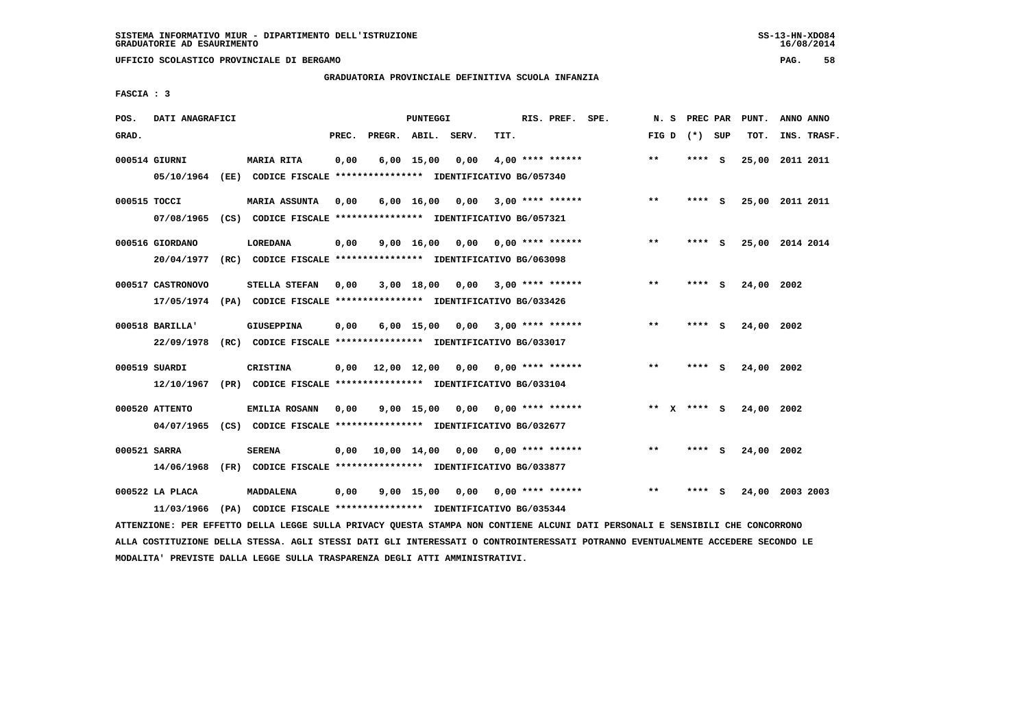SISTEMA INFORMATIVO MIUR - DIPARTIMENTO DELL'ISTRUZIONE
GRADUATORIE AD ESAURIMENTO

UFFICIO SCOLASTICO PROVINCIALE DI BERGAMO

GRADUATORIA PROVINCIALE DEFINITIVA SCUOLA INFANZIA

FASCIA : 3

| POS. GRAD. | DATI ANAGRAFICI | | PREC. | PREGR. | ABIL. | SERV. | TIT. | RIS. PREF. | SPE. | N. S FIG D | PREC PAR (*) SUP | PUNT. TOT. | ANNO ANNO INS. TRASF. |
|---|---|---|---|---|---|---|---|---|---|---|---|---|---|
| 000514 | GIURNI | MARIA RITA | 0,00 | 6,00 | 15,00 | 0,00 | 4,00 | **** ****** | | ** | **** S | 25,00 | 2011 2011 |
| | 05/10/1964 (EE) CODICE FISCALE **************** IDENTIFICATIVO BG/057340 | | | | | | | | | | | | |
| 000515 | TOCCI | MARIA ASSUNTA | 0,00 | 6,00 | 16,00 | 0,00 | 3,00 | **** ****** | | ** | **** S | 25,00 | 2011 2011 |
| | 07/08/1965 (CS) CODICE FISCALE **************** IDENTIFICATIVO BG/057321 | | | | | | | | | | | | |
| 000516 | GIORDANO | LOREDANA | 0,00 | 9,00 | 16,00 | 0,00 | 0,00 | **** ****** | | ** | **** S | 25,00 | 2014 2014 |
| | 20/04/1977 (RC) CODICE FISCALE **************** IDENTIFICATIVO BG/063098 | | | | | | | | | | | | |
| 000517 | CASTRONOVO | STELLA STEFAN | 0,00 | 3,00 | 18,00 | 0,00 | 3,00 | **** ****** | | ** | **** S | 24,00 | 2002 |
| | 17/05/1974 (PA) CODICE FISCALE **************** IDENTIFICATIVO BG/033426 | | | | | | | | | | | | |
| 000518 | BARILLA' | GIUSEPPINA | 0,00 | 6,00 | 15,00 | 0,00 | 3,00 | **** ****** | | ** | **** S | 24,00 | 2002 |
| | 22/09/1978 (RC) CODICE FISCALE **************** IDENTIFICATIVO BG/033017 | | | | | | | | | | | | |
| 000519 | SUARDI | CRISTINA | 0,00 | 12,00 | 12,00 | 0,00 | 0,00 | **** ****** | | ** | **** S | 24,00 | 2002 |
| | 12/10/1967 (PR) CODICE FISCALE **************** IDENTIFICATIVO BG/033104 | | | | | | | | | | | | |
| 000520 | ATTENTO | EMILIA ROSANN | 0,00 | 9,00 | 15,00 | 0,00 | 0,00 | **** ****** | | ** X | **** S | 24,00 | 2002 |
| | 04/07/1965 (CS) CODICE FISCALE **************** IDENTIFICATIVO BG/032677 | | | | | | | | | | | | |
| 000521 | SARRA | SERENA | 0,00 | 10,00 | 14,00 | 0,00 | 0,00 | **** ****** | | ** | **** S | 24,00 | 2002 |
| | 14/06/1968 (FR) CODICE FISCALE **************** IDENTIFICATIVO BG/033877 | | | | | | | | | | | | |
| 000522 | LA PLACA | MADDALENA | 0,00 | 9,00 | 15,00 | 0,00 | 0,00 | **** ****** | | ** | **** S | 24,00 | 2003 2003 |
| | 11/03/1966 (PA) CODICE FISCALE **************** IDENTIFICATIVO BG/035344 | | | | | | | | | | | | |

ATTENZIONE: PER EFFETTO DELLA LEGGE SULLA PRIVACY QUESTA STAMPA NON CONTIENE ALCUNI DATI PERSONALI E SENSIBILI CHE CONCORRONO ALLA COSTITUZIONE DELLA STESSA. AGLI STESSI DATI GLI INTERESSATI O CONTROINTERESSATI POTRANNO EVENTUALMENTE ACCEDERE SECONDO LE MODALITA' PREVISTE DALLA LEGGE SULLA TRASPARENZA DEGLI ATTI AMMINISTRATIVI.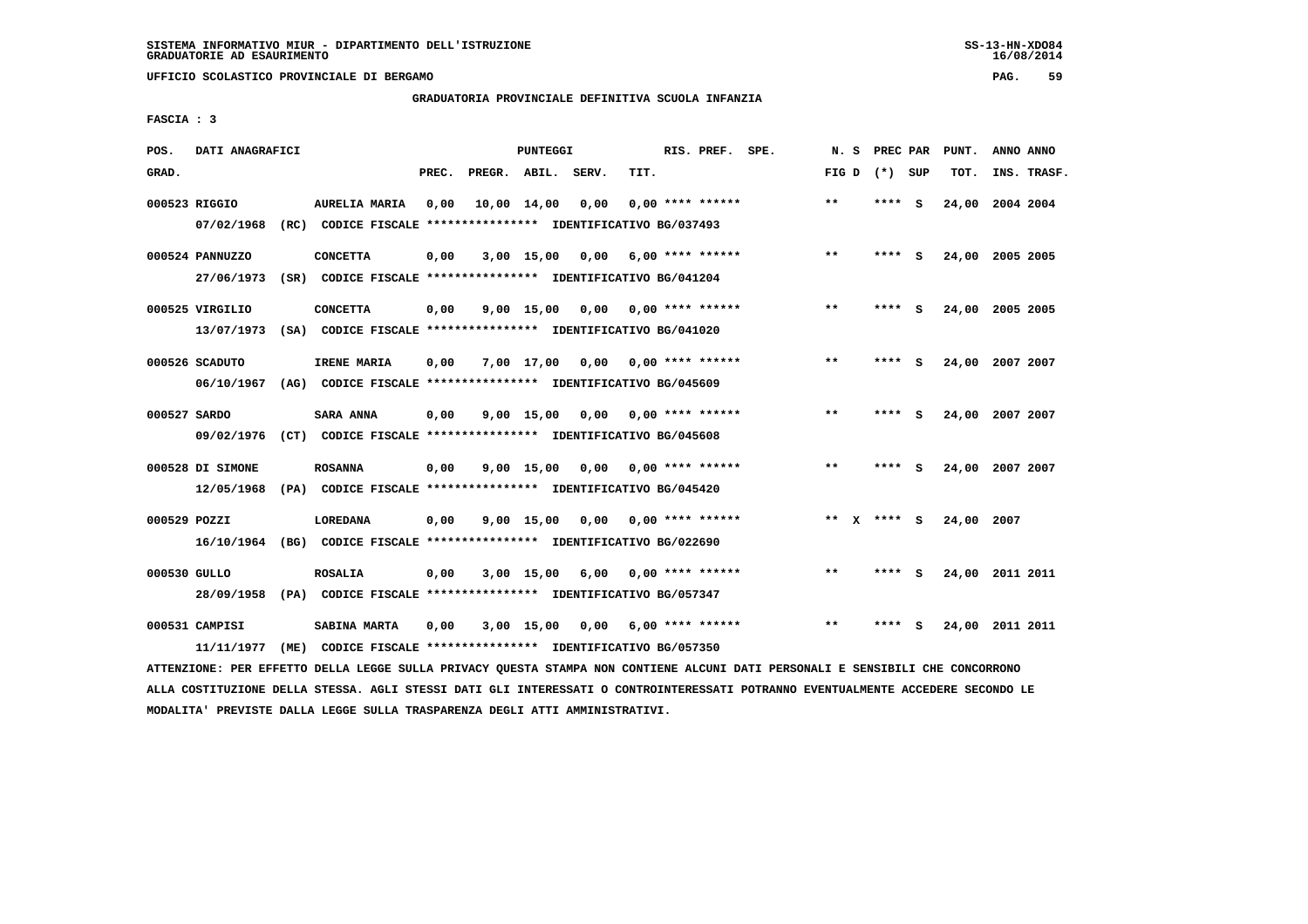SISTEMA INFORMATIVO MIUR - DIPARTIMENTO DELL'ISTRUZIONE
GRADUATORIE AD ESAURIMENTO

UFFICIO SCOLASTICO PROVINCIALE DI BERGAMO

GRADUATORIA PROVINCIALE DEFINITIVA SCUOLA INFANZIA

FASCIA : 3

| POS. GRAD. | DATI ANAGRAFICI | | PREC. | PREGR. | ABIL. | SERV. | TIT. | RIS. PREF. SPE. | N. S FIG D | PREC PAR (*) SUP | PUNT. TOT. | ANNO ANNO INS. TRASF. |
|---|---|---|---|---|---|---|---|---|---|---|---|---|
| 000523 | RIGGIO | AURELIA MARIA | 0,00 | 10,00 | 14,00 | 0,00 | 0,00 | **** ****** | ** | **** S | 24,00 | 2004 2004 |
| | 07/02/1968 (RC) | CODICE FISCALE **************** IDENTIFICATIVO BG/037493 | | | | | | | | | | |
| 000524 | PANNUZZO | CONCETTA | 0,00 | 3,00 | 15,00 | 0,00 | 6,00 | **** ****** | ** | **** S | 24,00 | 2005 2005 |
| | 27/06/1973 (SR) | CODICE FISCALE **************** IDENTIFICATIVO BG/041204 | | | | | | | | | | |
| 000525 | VIRGILIO | CONCETTA | 0,00 | 9,00 | 15,00 | 0,00 | 0,00 | **** ****** | ** | **** S | 24,00 | 2005 2005 |
| | 13/07/1973 (SA) | CODICE FISCALE **************** IDENTIFICATIVO BG/041020 | | | | | | | | | | |
| 000526 | SCADUTO | IRENE MARIA | 0,00 | 7,00 | 17,00 | 0,00 | 0,00 | **** ****** | ** | **** S | 24,00 | 2007 2007 |
| | 06/10/1967 (AG) | CODICE FISCALE **************** IDENTIFICATIVO BG/045609 | | | | | | | | | | |
| 000527 | SARDO | SARA ANNA | 0,00 | 9,00 | 15,00 | 0,00 | 0,00 | **** ****** | ** | **** S | 24,00 | 2007 2007 |
| | 09/02/1976 (CT) | CODICE FISCALE **************** IDENTIFICATIVO BG/045608 | | | | | | | | | | |
| 000528 | DI SIMONE | ROSANNA | 0,00 | 9,00 | 15,00 | 0,00 | 0,00 | **** ****** | ** | **** S | 24,00 | 2007 2007 |
| | 12/05/1968 (PA) | CODICE FISCALE **************** IDENTIFICATIVO BG/045420 | | | | | | | | | | |
| 000529 | POZZI | LOREDANA | 0,00 | 9,00 | 15,00 | 0,00 | 0,00 | **** ****** | ** X | **** S | 24,00 | 2007 |
| | 16/10/1964 (BG) | CODICE FISCALE **************** IDENTIFICATIVO BG/022690 | | | | | | | | | | |
| 000530 | GULLO | ROSALIA | 0,00 | 3,00 | 15,00 | 6,00 | 0,00 | **** ****** | ** | **** S | 24,00 | 2011 2011 |
| | 28/09/1958 (PA) | CODICE FISCALE **************** IDENTIFICATIVO BG/057347 | | | | | | | | | | |
| 000531 | CAMPISI | SABINA MARTA | 0,00 | 3,00 | 15,00 | 0,00 | 6,00 | **** ****** | ** | **** S | 24,00 | 2011 2011 |
| | 11/11/1977 (ME) | CODICE FISCALE **************** IDENTIFICATIVO BG/057350 | | | | | | | | | | |

ATTENZIONE: PER EFFETTO DELLA LEGGE SULLA PRIVACY QUESTA STAMPA NON CONTIENE ALCUNI DATI PERSONALI E SENSIBILI CHE CONCORRONO ALLA COSTITUZIONE DELLA STESSA. AGLI STESSI DATI GLI INTERESSATI O CONTROINTERESSATI POTRANNO EVENTUALMENTE ACCEDERE SECONDO LE MODALITA' PREVISTE DALLA LEGGE SULLA TRASPARENZA DEGLI ATTI AMMINISTRATIVI.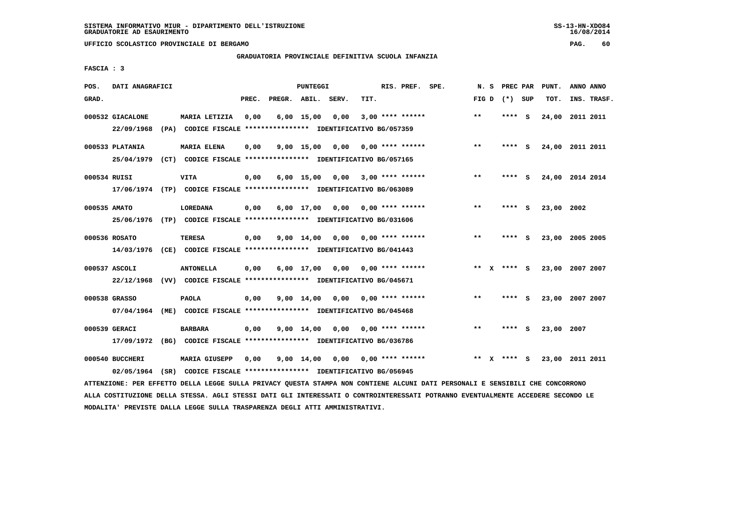SISTEMA INFORMATIVO MIUR - DIPARTIMENTO DELL'ISTRUZIONE
GRADUATORIE AD ESAURIMENTO

UFFICIO SCOLASTICO PROVINCIALE DI BERGAMO

GRADUATORIA PROVINCIALE DEFINITIVA SCUOLA INFANZIA

FASCIA : 3

| POS. GRAD. | DATI ANAGRAFICI | | PREC. | PREGR. | ABIL. | SERV. | TIT. | RIS. PREF. SPE. | N. S FIG D | PREC PAR (*) SUP | PUNT. TOT. | ANNO ANNO INS. TRASF. |
|---|---|---|---|---|---|---|---|---|---|---|---|---|
| 000532 | GIACALONE 22/09/1968 (PA) CODICE FISCALE **************** IDENTIFICATIVO BG/057359 | MARIA LETIZIA | 0,00 | 6,00 | 15,00 | 0,00 | 3,00 | **** ****** | ** | **** S | 24,00 | 2011 2011 |
| 000533 | PLATANIA 25/04/1979 (CT) CODICE FISCALE **************** IDENTIFICATIVO BG/057165 | MARIA ELENA | 0,00 | 9,00 | 15,00 | 0,00 | 0,00 | **** ****** | ** | **** S | 24,00 | 2011 2011 |
| 000534 | RUISI 17/06/1974 (TP) CODICE FISCALE **************** IDENTIFICATIVO BG/063089 | VITA | 0,00 | 6,00 | 15,00 | 0,00 | 3,00 | **** ****** | ** | **** S | 24,00 | 2014 2014 |
| 000535 | AMATO 25/06/1976 (TP) CODICE FISCALE **************** IDENTIFICATIVO BG/031606 | LOREDANA | 0,00 | 6,00 | 17,00 | 0,00 | 0,00 | **** ****** | ** | **** S | 23,00 | 2002 |
| 000536 | ROSATO 14/03/1976 (CE) CODICE FISCALE **************** IDENTIFICATIVO BG/041443 | TERESA | 0,00 | 9,00 | 14,00 | 0,00 | 0,00 | **** ****** | ** | **** S | 23,00 | 2005 2005 |
| 000537 | ASCOLI 22/12/1968 (VV) CODICE FISCALE **************** IDENTIFICATIVO BG/045671 | ANTONELLA | 0,00 | 6,00 | 17,00 | 0,00 | 0,00 | **** ****** | ** X | **** S | 23,00 | 2007 2007 |
| 000538 | GRASSO 07/04/1964 (ME) CODICE FISCALE **************** IDENTIFICATIVO BG/045468 | PAOLA | 0,00 | 9,00 | 14,00 | 0,00 | 0,00 | **** ****** | ** | **** S | 23,00 | 2007 2007 |
| 000539 | GERACI 17/09/1972 (BG) CODICE FISCALE **************** IDENTIFICATIVO BG/036786 | BARBARA | 0,00 | 9,00 | 14,00 | 0,00 | 0,00 | **** ****** | ** | **** S | 23,00 | 2007 |
| 000540 | BUCCHERI 02/05/1964 (SR) CODICE FISCALE **************** IDENTIFICATIVO BG/056945 | MARIA GIUSEPP | 0,00 | 9,00 | 14,00 | 0,00 | 0,00 | **** ****** | ** X | **** S | 23,00 | 2011 2011 |

ATTENZIONE: PER EFFETTO DELLA LEGGE SULLA PRIVACY QUESTA STAMPA NON CONTIENE ALCUNI DATI PERSONALI E SENSIBILI CHE CONCORRONO ALLA COSTITUZIONE DELLA STESSA. AGLI STESSI DATI GLI INTERESSATI O CONTROINTERESSATI POTRANNO EVENTUALMENTE ACCEDERE SECONDO LE MODALITA' PREVISTE DALLA LEGGE SULLA TRASPARENZA DEGLI ATTI AMMINISTRATIVI.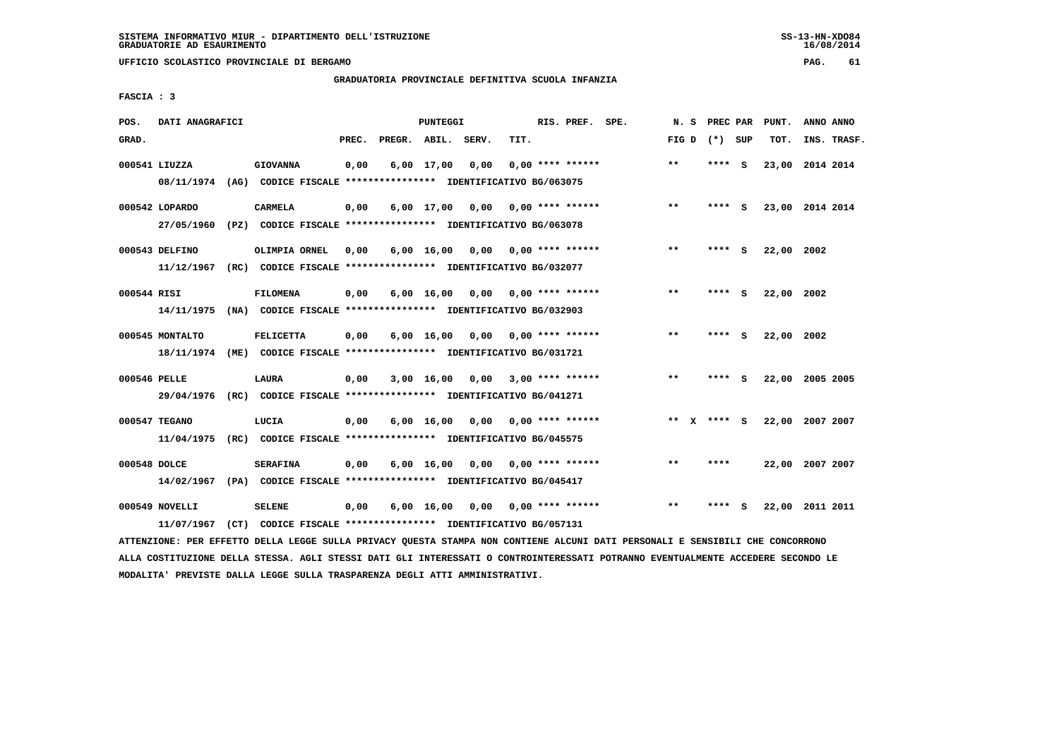SISTEMA INFORMATIVO MIUR - DIPARTIMENTO DELL'ISTRUZIONE
GRADUATORIE AD ESAURIMENTO

UFFICIO SCOLASTICO PROVINCIALE DI BERGAMO

GRADUATORIA PROVINCIALE DEFINITIVA SCUOLA INFANZIA

FASCIA : 3

| POS. GRAD. | DATI ANAGRAFICI | | PREC. | PREGR. | ABIL. | SERV. | TIT. | RIS. PREF. | SPE. | N. S FIG D | PREC PAR (*) | SUP | PUNT. TOT. | ANNO INS. | ANNO TRASF. |
|---|---|---|---|---|---|---|---|---|---|---|---|---|---|---|---|
| 000541 | LIUZZA | GIOVANNA | 0,00 | 6,00 | 17,00 | 0,00 | 0,00 | **** ****** | | ** | **** | S | 23,00 | 2014 | 2014 |
| | 08/11/1974 (AG) CODICE FISCALE **************** IDENTIFICATIVO BG/063075 | | | | | | | | | | | | | | |
| 000542 | LOPARDO | CARMELA | 0,00 | 6,00 | 17,00 | 0,00 | 0,00 | **** ****** | | ** | **** | S | 23,00 | 2014 | 2014 |
| | 27/05/1960 (PZ) CODICE FISCALE **************** IDENTIFICATIVO BG/063078 | | | | | | | | | | | | | | |
| 000543 | DELFINO | OLIMPIA ORNEL | 0,00 | 6,00 | 16,00 | 0,00 | 0,00 | **** ****** | | ** | **** | S | 22,00 | 2002 | |
| | 11/12/1967 (RC) CODICE FISCALE **************** IDENTIFICATIVO BG/032077 | | | | | | | | | | | | | | |
| 000544 | RISI | FILOMENA | 0,00 | 6,00 | 16,00 | 0,00 | 0,00 | **** ****** | | ** | **** | S | 22,00 | 2002 | |
| | 14/11/1975 (NA) CODICE FISCALE **************** IDENTIFICATIVO BG/032903 | | | | | | | | | | | | | | |
| 000545 | MONTALTO | FELICETTA | 0,00 | 6,00 | 16,00 | 0,00 | 0,00 | **** ****** | | ** | **** | S | 22,00 | 2002 | |
| | 18/11/1974 (ME) CODICE FISCALE **************** IDENTIFICATIVO BG/031721 | | | | | | | | | | | | | | |
| 000546 | PELLE | LAURA | 0,00 | 3,00 | 16,00 | 0,00 | 3,00 | **** ****** | | ** | **** | S | 22,00 | 2005 | 2005 |
| | 29/04/1976 (RC) CODICE FISCALE **************** IDENTIFICATIVO BG/041271 | | | | | | | | | | | | | | |
| 000547 | TEGANO | LUCIA | 0,00 | 6,00 | 16,00 | 0,00 | 0,00 | **** ****** | | ** X | **** | S | 22,00 | 2007 | 2007 |
| | 11/04/1975 (RC) CODICE FISCALE **************** IDENTIFICATIVO BG/045575 | | | | | | | | | | | | | | |
| 000548 | DOLCE | SERAFINA | 0,00 | 6,00 | 16,00 | 0,00 | 0,00 | **** ****** | | ** | **** | | 22,00 | 2007 | 2007 |
| | 14/02/1967 (PA) CODICE FISCALE **************** IDENTIFICATIVO BG/045417 | | | | | | | | | | | | | | |
| 000549 | NOVELLI | SELENE | 0,00 | 6,00 | 16,00 | 0,00 | 0,00 | **** ****** | | ** | **** | S | 22,00 | 2011 | 2011 |
| | 11/07/1967 (CT) CODICE FISCALE **************** IDENTIFICATIVO BG/057131 | | | | | | | | | | | | | | |

ATTENZIONE: PER EFFETTO DELLA LEGGE SULLA PRIVACY QUESTA STAMPA NON CONTIENE ALCUNI DATI PERSONALI E SENSIBILI CHE CONCORRONO ALLA COSTITUZIONE DELLA STESSA. AGLI STESSI DATI GLI INTERESSATI O CONTROINTERESSATI POTRANNO EVENTUALMENTE ACCEDERE SECONDO LE MODALITA' PREVISTE DALLA LEGGE SULLA TRASPARENZA DEGLI ATTI AMMINISTRATIVI.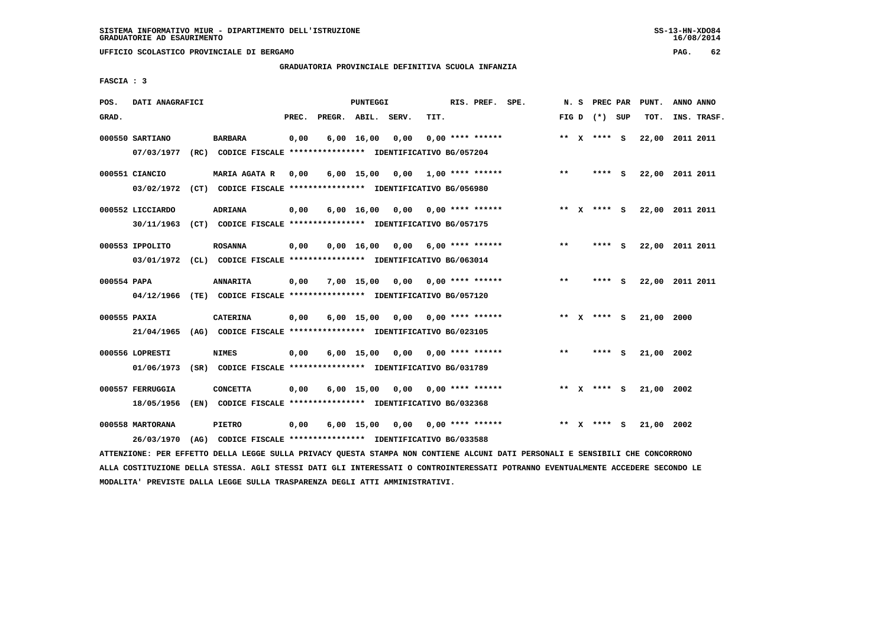SISTEMA INFORMATIVO MIUR - DIPARTIMENTO DELL'ISTRUZIONE
GRADUATORIE AD ESAURIMENTO

UFFICIO SCOLASTICO PROVINCIALE DI BERGAMO

GRADUATORIA PROVINCIALE DEFINITIVA SCUOLA INFANZIA

FASCIA : 3

| POS. GRAD. | DATI ANAGRAFICI | | PREC. | PREGR. | ABIL. | SERV. | TIT. | RIS. PREF. | SPE. | N. S FIG D | PREC PAR (*) | SUP | PUNT. TOT. | ANNO INS. | ANNO TRASF. |
|---|---|---|---|---|---|---|---|---|---|---|---|---|---|---|---|
| 000550 | SARTIANO | BARBARA | 0,00 | 6,00 | 16,00 | 0,00 | 0,00 | **** ****** | | ** X | **** | S | 22,00 | 2011 | 2011 |
| | 07/03/1977 (RC) CODICE FISCALE **************** IDENTIFICATIVO BG/057204 | | | | | | | | | | | | | | |
| 000551 | CIANCIO | MARIA AGATA R | 0,00 | 6,00 | 15,00 | 0,00 | 1,00 | **** ****** | | ** | **** | S | 22,00 | 2011 | 2011 |
| | 03/02/1972 (CT) CODICE FISCALE **************** IDENTIFICATIVO BG/056980 | | | | | | | | | | | | | | |
| 000552 | LICCIARDO | ADRIANA | 0,00 | 6,00 | 16,00 | 0,00 | 0,00 | **** ****** | | ** X | **** | S | 22,00 | 2011 | 2011 |
| | 30/11/1963 (CT) CODICE FISCALE **************** IDENTIFICATIVO BG/057175 | | | | | | | | | | | | | | |
| 000553 | IPPOLITO | ROSANNA | 0,00 | 0,00 | 16,00 | 0,00 | 6,00 | **** ****** | | ** | **** | S | 22,00 | 2011 | 2011 |
| | 03/01/1972 (CL) CODICE FISCALE **************** IDENTIFICATIVO BG/063014 | | | | | | | | | | | | | | |
| 000554 | PAPA | ANNARITA | 0,00 | 7,00 | 15,00 | 0,00 | 0,00 | **** ****** | | ** | **** | S | 22,00 | 2011 | 2011 |
| | 04/12/1966 (TE) CODICE FISCALE **************** IDENTIFICATIVO BG/057120 | | | | | | | | | | | | | | |
| 000555 | PAXIA | CATERINA | 0,00 | 6,00 | 15,00 | 0,00 | 0,00 | **** ****** | | ** X | **** | S | 21,00 | 2000 | |
| | 21/04/1965 (AG) CODICE FISCALE **************** IDENTIFICATIVO BG/023105 | | | | | | | | | | | | | | |
| 000556 | LOPRESTI | NIMES | 0,00 | 6,00 | 15,00 | 0,00 | 0,00 | **** ****** | | ** | **** | S | 21,00 | 2002 | |
| | 01/06/1973 (SR) CODICE FISCALE **************** IDENTIFICATIVO BG/031789 | | | | | | | | | | | | | | |
| 000557 | FERRUGGIA | CONCETTA | 0,00 | 6,00 | 15,00 | 0,00 | 0,00 | **** ****** | | ** X | **** | S | 21,00 | 2002 | |
| | 18/05/1956 (EN) CODICE FISCALE **************** IDENTIFICATIVO BG/032368 | | | | | | | | | | | | | | |
| 000558 | MARTORANA | PIETRO | 0,00 | 6,00 | 15,00 | 0,00 | 0,00 | **** ****** | | ** X | **** | S | 21,00 | 2002 | |
| | 26/03/1970 (AG) CODICE FISCALE **************** IDENTIFICATIVO BG/033588 | | | | | | | | | | | | | | |

ATTENZIONE: PER EFFETTO DELLA LEGGE SULLA PRIVACY QUESTA STAMPA NON CONTIENE ALCUNI DATI PERSONALI E SENSIBILI CHE CONCORRONO ALLA COSTITUZIONE DELLA STESSA. AGLI STESSI DATI GLI INTERESSATI O CONTROINTERESSATI POTRANNO EVENTUALMENTE ACCEDERE SECONDO LE MODALITA' PREVISTE DALLA LEGGE SULLA TRASPARENZA DEGLI ATTI AMMINISTRATIVI.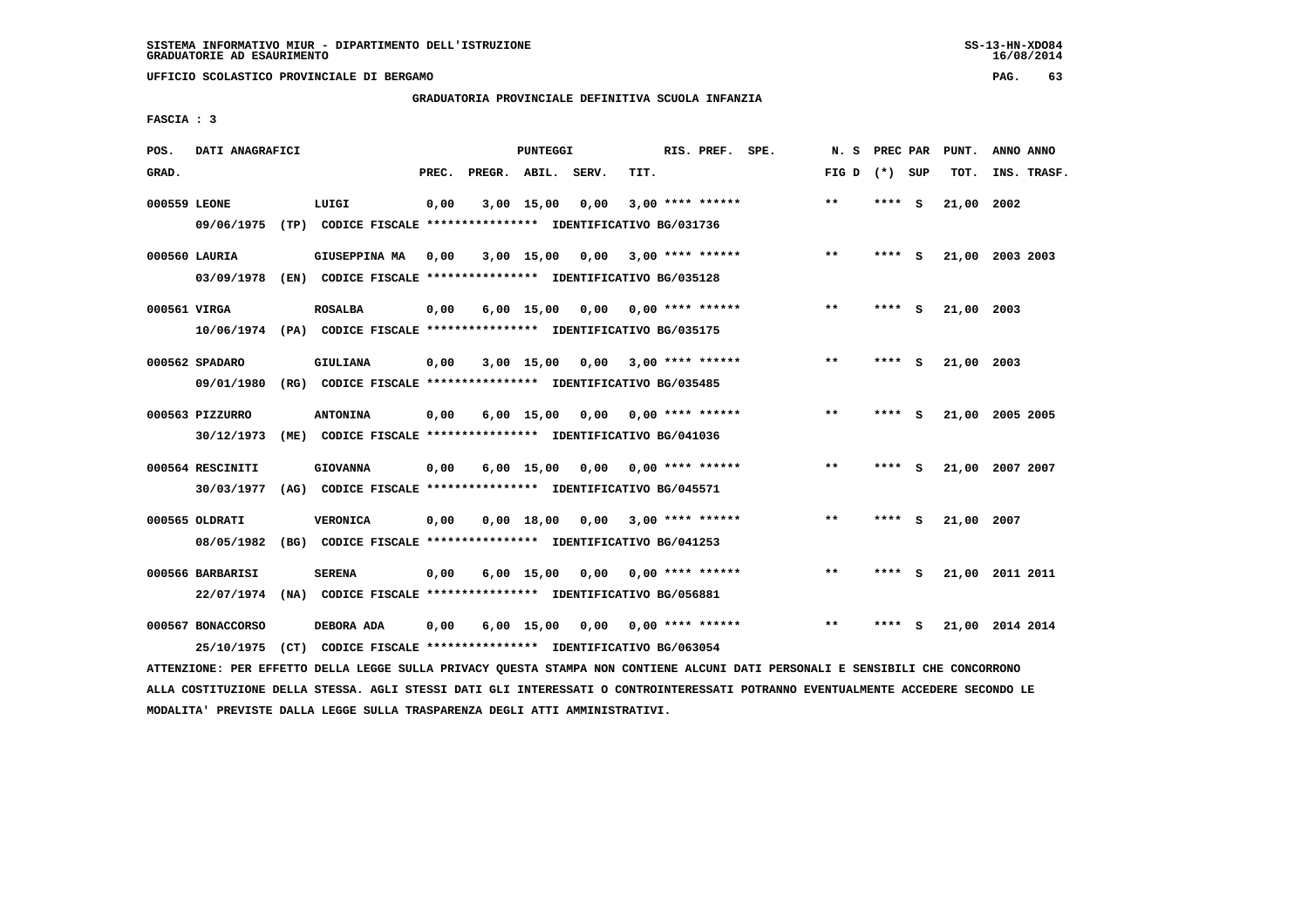SISTEMA INFORMATIVO MIUR - DIPARTIMENTO DELL'ISTRUZIONE
GRADUATORIE AD ESAURIMENTO

UFFICIO SCOLASTICO PROVINCIALE DI BERGAMO

GRADUATORIA PROVINCIALE DEFINITIVA SCUOLA INFANZIA

FASCIA : 3

| POS. GRAD. | DATI ANAGRAFICI | | PREC. | PREGR. | ABIL. | SERV. | TIT. | RIS. PREF. SPE. | N. S FIG D | PREC PAR (*) SUP | PUNT. TOT. | ANNO ANNO INS. TRASF. |
|---|---|---|---|---|---|---|---|---|---|---|---|---|
| 000559 | LEONE | LUIGI | 0,00 | 3,00 | 15,00 | 0,00 | 3,00 | **** ****** | ** | **** S | 21,00 | 2002 |
| | 09/06/1975 (TP) CODICE FISCALE **************** IDENTIFICATIVO BG/031736 | | | | | | | | | | | |
| 000560 | LAURIA | GIUSEPPINA MA | 0,00 | 3,00 | 15,00 | 0,00 | 3,00 | **** ****** | ** | **** S | 21,00 | 2003 2003 |
| | 03/09/1978 (EN) CODICE FISCALE **************** IDENTIFICATIVO BG/035128 | | | | | | | | | | | |
| 000561 | VIRGA | ROSALBA | 0,00 | 6,00 | 15,00 | 0,00 | 0,00 | **** ****** | ** | **** S | 21,00 | 2003 |
| | 10/06/1974 (PA) CODICE FISCALE **************** IDENTIFICATIVO BG/035175 | | | | | | | | | | | |
| 000562 | SPADARO | GIULIANA | 0,00 | 3,00 | 15,00 | 0,00 | 3,00 | **** ****** | ** | **** S | 21,00 | 2003 |
| | 09/01/1980 (RG) CODICE FISCALE **************** IDENTIFICATIVO BG/035485 | | | | | | | | | | | |
| 000563 | PIZZURRO | ANTONINA | 0,00 | 6,00 | 15,00 | 0,00 | 0,00 | **** ****** | ** | **** S | 21,00 | 2005 2005 |
| | 30/12/1973 (ME) CODICE FISCALE **************** IDENTIFICATIVO BG/041036 | | | | | | | | | | | |
| 000564 | RESCINITI | GIOVANNA | 0,00 | 6,00 | 15,00 | 0,00 | 0,00 | **** ****** | ** | **** S | 21,00 | 2007 2007 |
| | 30/03/1977 (AG) CODICE FISCALE **************** IDENTIFICATIVO BG/045571 | | | | | | | | | | | |
| 000565 | OLDRATI | VERONICA | 0,00 | 0,00 | 18,00 | 0,00 | 3,00 | **** ****** | ** | **** S | 21,00 | 2007 |
| | 08/05/1982 (BG) CODICE FISCALE **************** IDENTIFICATIVO BG/041253 | | | | | | | | | | | |
| 000566 | BARBARISI | SERENA | 0,00 | 6,00 | 15,00 | 0,00 | 0,00 | **** ****** | ** | **** S | 21,00 | 2011 2011 |
| | 22/07/1974 (NA) CODICE FISCALE **************** IDENTIFICATIVO BG/056881 | | | | | | | | | | | |
| 000567 | BONACCORSO | DEBORA ADA | 0,00 | 6,00 | 15,00 | 0,00 | 0,00 | **** ****** | ** | **** S | 21,00 | 2014 2014 |
| | 25/10/1975 (CT) CODICE FISCALE **************** IDENTIFICATIVO BG/063054 | | | | | | | | | | | |

ATTENZIONE: PER EFFETTO DELLA LEGGE SULLA PRIVACY QUESTA STAMPA NON CONTIENE ALCUNI DATI PERSONALI E SENSIBILI CHE CONCORRONO ALLA COSTITUZIONE DELLA STESSA. AGLI STESSI DATI GLI INTERESSATI O CONTROINTERESSATI POTRANNO EVENTUALMENTE ACCEDERE SECONDO LE MODALITA' PREVISTE DALLA LEGGE SULLA TRASPARENZA DEGLI ATTI AMMINISTRATIVI.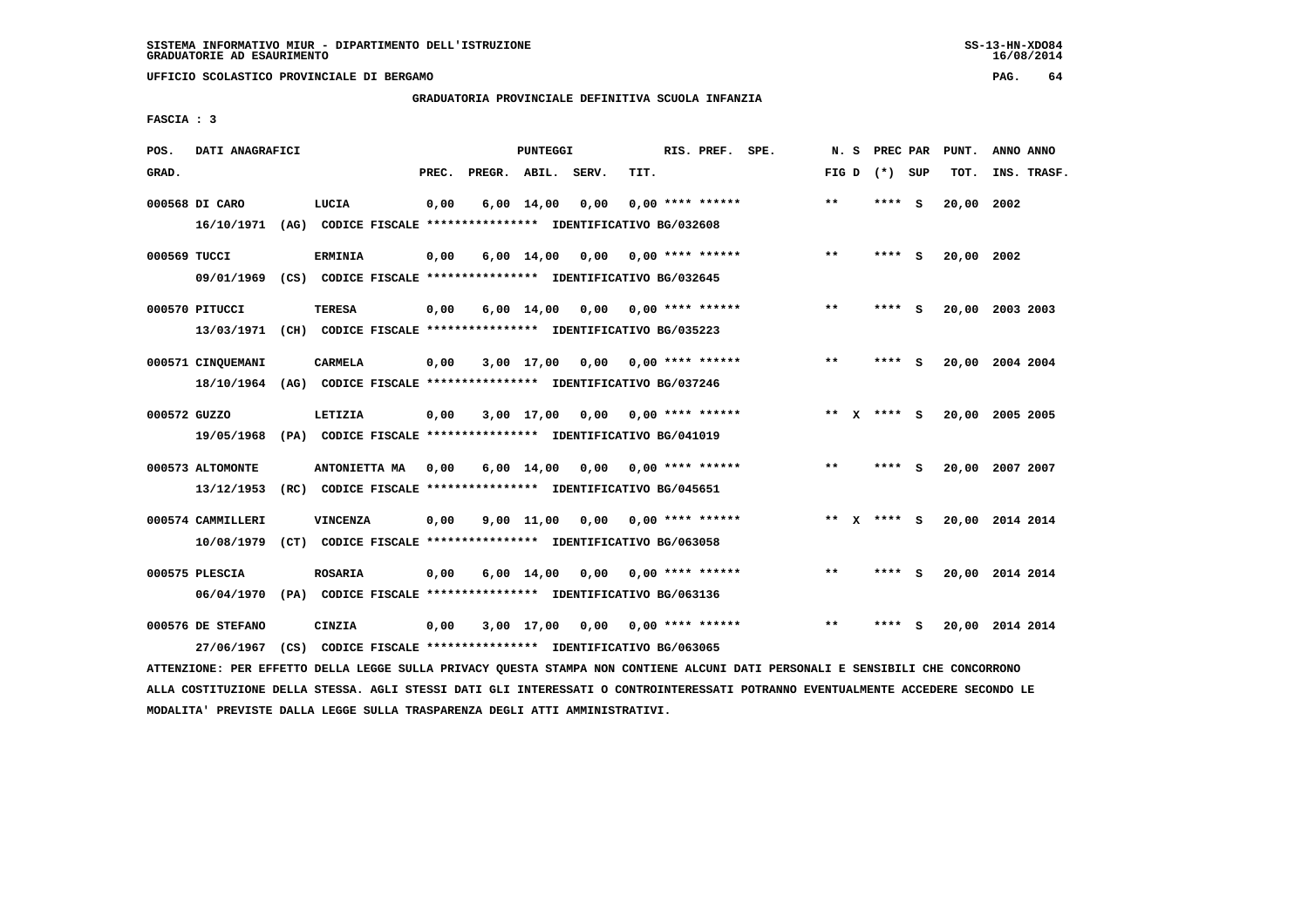SISTEMA INFORMATIVO MIUR - DIPARTIMENTO DELL'ISTRUZIONE
GRADUATORIE AD ESAURIMENTO

UFFICIO SCOLASTICO PROVINCIALE DI BERGAMO

GRADUATORIA PROVINCIALE DEFINITIVA SCUOLA INFANZIA

FASCIA : 3

| POS. GRAD. | DATI ANAGRAFICI | | PREC. | PREGR. | ABIL. | SERV. | TIT. | RIS. PREF. SPE. | N. S FIG D | PREC PAR (*) SUP | PUNT. TOT. | ANNO ANNO INS. TRASF. |
|---|---|---|---|---|---|---|---|---|---|---|---|---|
| 000568 | DI CARO | LUCIA | 0,00 | 6,00 | 14,00 | 0,00 | 0,00 | **** ****** | ** | **** S | 20,00 | 2002 |
| | 16/10/1971 (AG) CODICE FISCALE **************** IDENTIFICATIVO BG/032608 | | | | | | | | | | | |
| 000569 | TUCCI | ERMINIA | 0,00 | 6,00 | 14,00 | 0,00 | 0,00 | **** ****** | ** | **** S | 20,00 | 2002 |
| | 09/01/1969 (CS) CODICE FISCALE **************** IDENTIFICATIVO BG/032645 | | | | | | | | | | | |
| 000570 | PITUCCI | TERESA | 0,00 | 6,00 | 14,00 | 0,00 | 0,00 | **** ****** | ** | **** S | 20,00 | 2003 2003 |
| | 13/03/1971 (CH) CODICE FISCALE **************** IDENTIFICATIVO BG/035223 | | | | | | | | | | | |
| 000571 | CINQUEMANI | CARMELA | 0,00 | 3,00 | 17,00 | 0,00 | 0,00 | **** ****** | ** | **** S | 20,00 | 2004 2004 |
| | 18/10/1964 (AG) CODICE FISCALE **************** IDENTIFICATIVO BG/037246 | | | | | | | | | | | |
| 000572 | GUZZO | LETIZIA | 0,00 | 3,00 | 17,00 | 0,00 | 0,00 | **** ****** | ** X | **** S | 20,00 | 2005 2005 |
| | 19/05/1968 (PA) CODICE FISCALE **************** IDENTIFICATIVO BG/041019 | | | | | | | | | | | |
| 000573 | ALTOMONTE | ANTONIETTA MA | 0,00 | 6,00 | 14,00 | 0,00 | 0,00 | **** ****** | ** | **** S | 20,00 | 2007 2007 |
| | 13/12/1953 (RC) CODICE FISCALE **************** IDENTIFICATIVO BG/045651 | | | | | | | | | | | |
| 000574 | CAMMILLERI | VINCENZA | 0,00 | 9,00 | 11,00 | 0,00 | 0,00 | **** ****** | ** X | **** S | 20,00 | 2014 2014 |
| | 10/08/1979 (CT) CODICE FISCALE **************** IDENTIFICATIVO BG/063058 | | | | | | | | | | | |
| 000575 | PLESCIA | ROSARIA | 0,00 | 6,00 | 14,00 | 0,00 | 0,00 | **** ****** | ** | **** S | 20,00 | 2014 2014 |
| | 06/04/1970 (PA) CODICE FISCALE **************** IDENTIFICATIVO BG/063136 | | | | | | | | | | | |
| 000576 | DE STEFANO | CINZIA | 0,00 | 3,00 | 17,00 | 0,00 | 0,00 | **** ****** | ** | **** S | 20,00 | 2014 2014 |
| | 27/06/1967 (CS) CODICE FISCALE **************** IDENTIFICATIVO BG/063065 | | | | | | | | | | | |

ATTENZIONE: PER EFFETTO DELLA LEGGE SULLA PRIVACY QUESTA STAMPA NON CONTIENE ALCUNI DATI PERSONALI E SENSIBILI CHE CONCORRONO ALLA COSTITUZIONE DELLA STESSA. AGLI STESSI DATI GLI INTERESSATI O CONTROINTERESSATI POTRANNO EVENTUALMENTE ACCEDERE SECONDO LE MODALITA' PREVISTE DALLA LEGGE SULLA TRASPARENZA DEGLI ATTI AMMINISTRATIVI.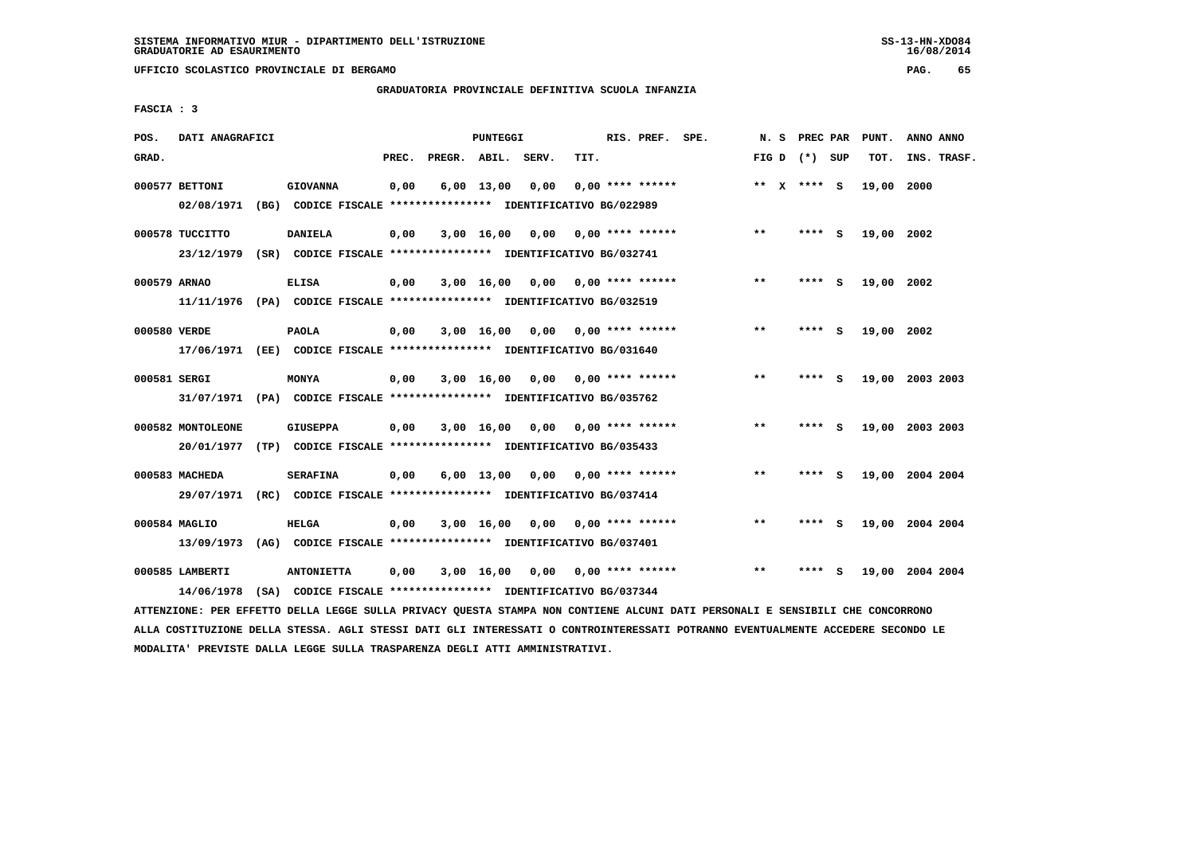SISTEMA INFORMATIVO MIUR - DIPARTIMENTO DELL'ISTRUZIONE
GRADUATORIE AD ESAURIMENTO

UFFICIO SCOLASTICO PROVINCIALE DI BERGAMO

GRADUATORIA PROVINCIALE DEFINITIVA SCUOLA INFANZIA

FASCIA : 3

| POS. GRAD. | DATI ANAGRAFICI | | PREC. | PREGR. | ABIL. | SERV. | TIT. | RIS. PREF. | SPE. | N. S FIG D | PREC PAR (*) | SUP | PUNT. TOT. | ANNO INS. | ANNO TRASF. |
|---|---|---|---|---|---|---|---|---|---|---|---|---|---|---|---|
| 000577 | BETTONI | GIOVANNA | 0,00 | 6,00 | 13,00 | 0,00 | 0,00 | **** ****** | | ** X | **** | S | 19,00 | 2000 | |
| | 02/08/1971 (BG) CODICE FISCALE **************** IDENTIFICATIVO BG/022989 | | | | | | | | | | | | | | |
| 000578 | TUCCITTO | DANIELA | 0,00 | 3,00 | 16,00 | 0,00 | 0,00 | **** ****** | | ** | **** | S | 19,00 | 2002 | |
| | 23/12/1979 (SR) CODICE FISCALE **************** IDENTIFICATIVO BG/032741 | | | | | | | | | | | | | | |
| 000579 | ARNAO | ELISA | 0,00 | 3,00 | 16,00 | 0,00 | 0,00 | **** ****** | | ** | **** | S | 19,00 | 2002 | |
| | 11/11/1976 (PA) CODICE FISCALE **************** IDENTIFICATIVO BG/032519 | | | | | | | | | | | | | | |
| 000580 | VERDE | PAOLA | 0,00 | 3,00 | 16,00 | 0,00 | 0,00 | **** ****** | | ** | **** | S | 19,00 | 2002 | |
| | 17/06/1971 (EE) CODICE FISCALE **************** IDENTIFICATIVO BG/031640 | | | | | | | | | | | | | | |
| 000581 | SERGI | MONYA | 0,00 | 3,00 | 16,00 | 0,00 | 0,00 | **** ****** | | ** | **** | S | 19,00 | 2003 | 2003 |
| | 31/07/1971 (PA) CODICE FISCALE **************** IDENTIFICATIVO BG/035762 | | | | | | | | | | | | | | |
| 000582 | MONTOLEONE | GIUSEPPA | 0,00 | 3,00 | 16,00 | 0,00 | 0,00 | **** ****** | | ** | **** | S | 19,00 | 2003 | 2003 |
| | 20/01/1977 (TP) CODICE FISCALE **************** IDENTIFICATIVO BG/035433 | | | | | | | | | | | | | | |
| 000583 | MACHEDA | SERAFINA | 0,00 | 6,00 | 13,00 | 0,00 | 0,00 | **** ****** | | ** | **** | S | 19,00 | 2004 | 2004 |
| | 29/07/1971 (RC) CODICE FISCALE **************** IDENTIFICATIVO BG/037414 | | | | | | | | | | | | | | |
| 000584 | MAGLIO | HELGA | 0,00 | 3,00 | 16,00 | 0,00 | 0,00 | **** ****** | | ** | **** | S | 19,00 | 2004 | 2004 |
| | 13/09/1973 (AG) CODICE FISCALE **************** IDENTIFICATIVO BG/037401 | | | | | | | | | | | | | | |
| 000585 | LAMBERTI | ANTONIETTA | 0,00 | 3,00 | 16,00 | 0,00 | 0,00 | **** ****** | | ** | **** | S | 19,00 | 2004 | 2004 |
| | 14/06/1978 (SA) CODICE FISCALE **************** IDENTIFICATIVO BG/037344 | | | | | | | | | | | | | | |

ATTENZIONE: PER EFFETTO DELLA LEGGE SULLA PRIVACY QUESTA STAMPA NON CONTIENE ALCUNI DATI PERSONALI E SENSIBILI CHE CONCORRONO ALLA COSTITUZIONE DELLA STESSA. AGLI STESSI DATI GLI INTERESSATI O CONTROINTERESSATI POTRANNO EVENTUALMENTE ACCEDERE SECONDO LE MODALITA' PREVISTE DALLA LEGGE SULLA TRASPARENZA DEGLI ATTI AMMINISTRATIVI.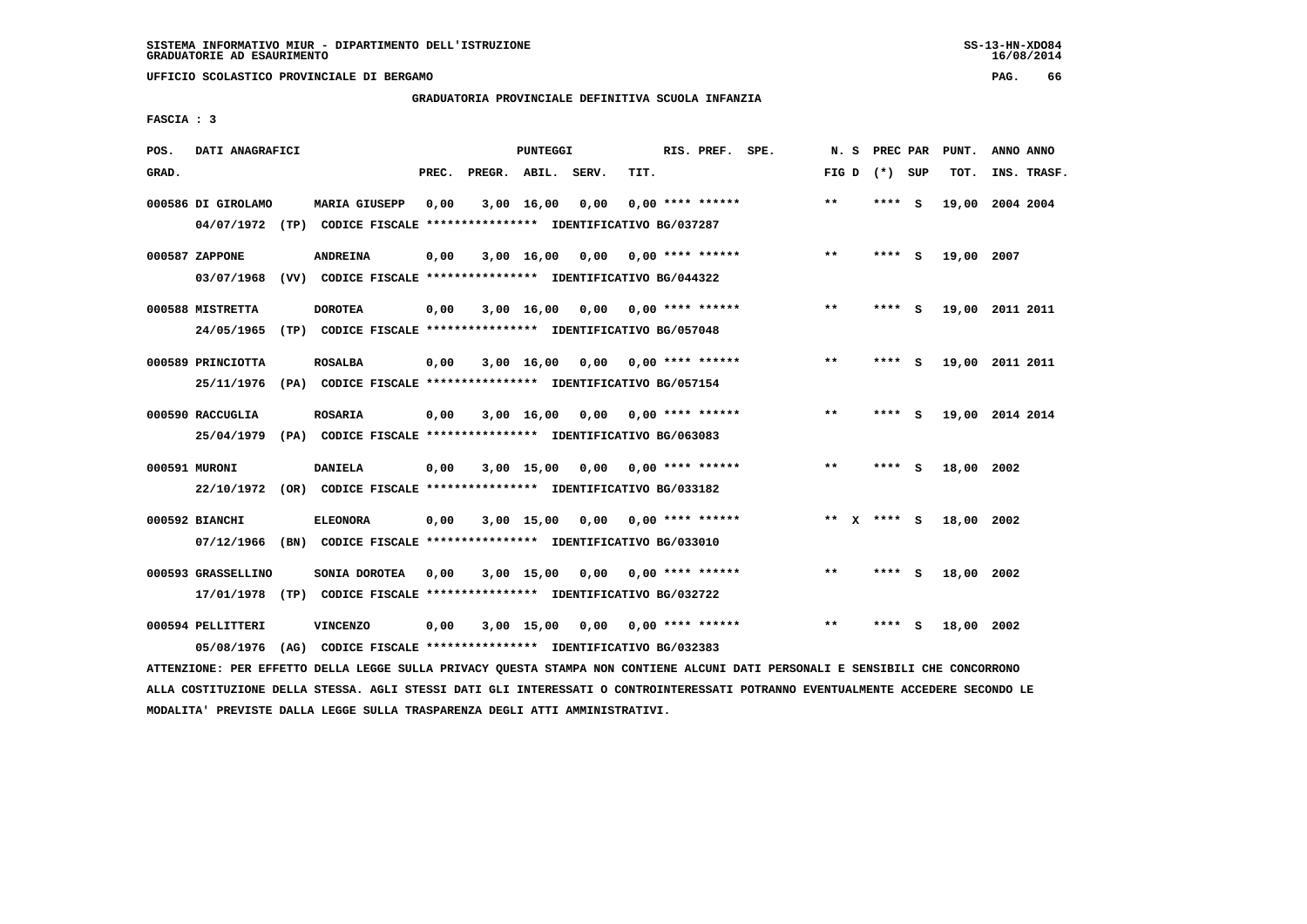SISTEMA INFORMATIVO MIUR - DIPARTIMENTO DELL'ISTRUZIONE
GRADUATORIE AD ESAURIMENTO

UFFICIO SCOLASTICO PROVINCIALE DI BERGAMO

GRADUATORIA PROVINCIALE DEFINITIVA SCUOLA INFANZIA

FASCIA : 3

| POS. GRAD. | DATI ANAGRAFICI | | PREC. | PREGR. | ABIL. | SERV. | TIT. | RIS. PREF. | SPE. | N. S FIG D | PREC PAR (*) | SUP | PUNT. TOT. | ANNO INS. | ANNO TRASF. |
|---|---|---|---|---|---|---|---|---|---|---|---|---|---|---|---|
| 000586 | DI GIROLAMO | MARIA GIUSEPP | 0,00 | 3,00 | 16,00 | 0,00 | 0,00 | **** ****** | | ** | **** | S | 19,00 | 2004 | 2004 |
| | 04/07/1972 (TP) CODICE FISCALE **************** IDENTIFICATIVO BG/037287 | | | | | | | | | | | | | | |
| 000587 | ZAPPONE | ANDREINA | 0,00 | 3,00 | 16,00 | 0,00 | 0,00 | **** ****** | | ** | **** | S | 19,00 | 2007 | |
| | 03/07/1968 (VV) CODICE FISCALE **************** IDENTIFICATIVO BG/044322 | | | | | | | | | | | | | | |
| 000588 | MISTRETTA | DOROTEA | 0,00 | 3,00 | 16,00 | 0,00 | 0,00 | **** ****** | | ** | **** | S | 19,00 | 2011 | 2011 |
| | 24/05/1965 (TP) CODICE FISCALE **************** IDENTIFICATIVO BG/057048 | | | | | | | | | | | | | | |
| 000589 | PRINCIOTTA | ROSALBA | 0,00 | 3,00 | 16,00 | 0,00 | 0,00 | **** ****** | | ** | **** | S | 19,00 | 2011 | 2011 |
| | 25/11/1976 (PA) CODICE FISCALE **************** IDENTIFICATIVO BG/057154 | | | | | | | | | | | | | | |
| 000590 | RACCUGLIA | ROSARIA | 0,00 | 3,00 | 16,00 | 0,00 | 0,00 | **** ****** | | ** | **** | S | 19,00 | 2014 | 2014 |
| | 25/04/1979 (PA) CODICE FISCALE **************** IDENTIFICATIVO BG/063083 | | | | | | | | | | | | | | |
| 000591 | MURONI | DANIELA | 0,00 | 3,00 | 15,00 | 0,00 | 0,00 | **** ****** | | ** | **** | S | 18,00 | 2002 | |
| | 22/10/1972 (OR) CODICE FISCALE **************** IDENTIFICATIVO BG/033182 | | | | | | | | | | | | | | |
| 000592 | BIANCHI | ELEONORA | 0,00 | 3,00 | 15,00 | 0,00 | 0,00 | **** ****** | | ** X | **** | S | 18,00 | 2002 | |
| | 07/12/1966 (BN) CODICE FISCALE **************** IDENTIFICATIVO BG/033010 | | | | | | | | | | | | | | |
| 000593 | GRASSELLINO | SONIA DOROTEA | 0,00 | 3,00 | 15,00 | 0,00 | 0,00 | **** ****** | | ** | **** | S | 18,00 | 2002 | |
| | 17/01/1978 (TP) CODICE FISCALE **************** IDENTIFICATIVO BG/032722 | | | | | | | | | | | | | | |
| 000594 | PELLITTERI | VINCENZO | 0,00 | 3,00 | 15,00 | 0,00 | 0,00 | **** ****** | | ** | **** | S | 18,00 | 2002 | |
| | 05/08/1976 (AG) CODICE FISCALE **************** IDENTIFICATIVO BG/032383 | | | | | | | | | | | | | | |

ATTENZIONE: PER EFFETTO DELLA LEGGE SULLA PRIVACY QUESTA STAMPA NON CONTIENE ALCUNI DATI PERSONALI E SENSIBILI CHE CONCORRONO ALLA COSTITUZIONE DELLA STESSA. AGLI STESSI DATI GLI INTERESSATI O CONTROINTERESSATI POTRANNO EVENTUALMENTE ACCEDERE SECONDO LE MODALITA' PREVISTE DALLA LEGGE SULLA TRASPARENZA DEGLI ATTI AMMINISTRATIVI.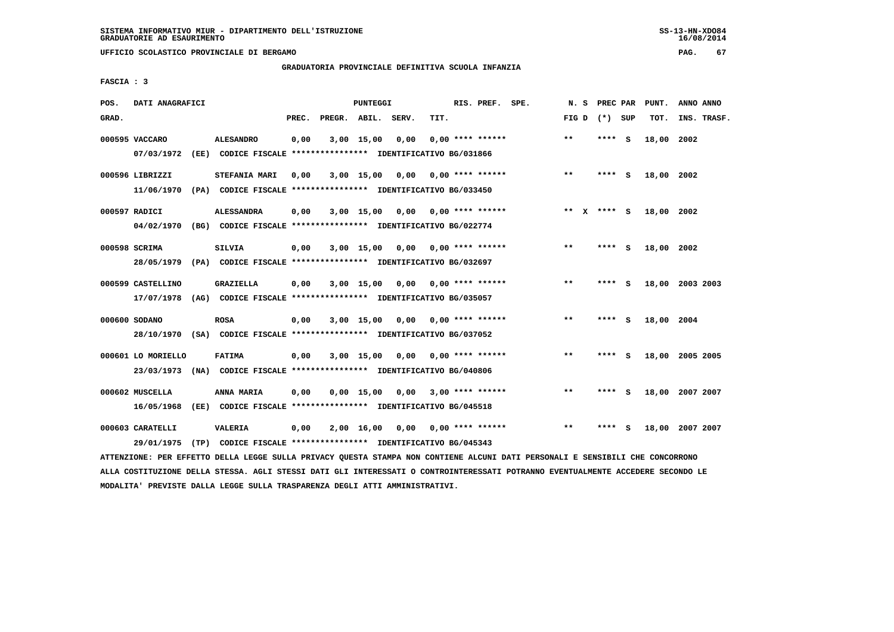SISTEMA INFORMATIVO MIUR - DIPARTIMENTO DELL'ISTRUZIONE
GRADUATORIE AD ESAURIMENTO

UFFICIO SCOLASTICO PROVINCIALE DI BERGAMO

GRADUATORIA PROVINCIALE DEFINITIVA SCUOLA INFANZIA

FASCIA : 3

| POS. GRAD. | DATI ANAGRAFICI | | PREC. | PREGR. | ABIL. | SERV. | TIT. | RIS. PREF. | SPE. | N. S FIG D | PREC PAR (*) SUP | PUNT. TOT. | ANNO ANNO INS. TRASF. |
|---|---|---|---|---|---|---|---|---|---|---|---|---|---|
| 000595 | VACCARO | ALESANDRO | 0,00 | 3,00 | 15,00 | 0,00 | 0,00 | **** ****** | | ** | **** S | 18,00 | 2002 |
| | 07/03/1972 (EE) CODICE FISCALE **************** IDENTIFICATIVO BG/031866 | | | | | | | | | | | | |
| 000596 | LIBRIZZI | STEFANIA MARI | 0,00 | 3,00 | 15,00 | 0,00 | 0,00 | **** ****** | | ** | **** S | 18,00 | 2002 |
| | 11/06/1970 (PA) CODICE FISCALE **************** IDENTIFICATIVO BG/033450 | | | | | | | | | | | | |
| 000597 | RADICI | ALESSANDRA | 0,00 | 3,00 | 15,00 | 0,00 | 0,00 | **** ****** | | ** X | **** S | 18,00 | 2002 |
| | 04/02/1970 (BG) CODICE FISCALE **************** IDENTIFICATIVO BG/022774 | | | | | | | | | | | | |
| 000598 | SCRIMA | SILVIA | 0,00 | 3,00 | 15,00 | 0,00 | 0,00 | **** ****** | | ** | **** S | 18,00 | 2002 |
| | 28/05/1979 (PA) CODICE FISCALE **************** IDENTIFICATIVO BG/032697 | | | | | | | | | | | | |
| 000599 | CASTELLINO | GRAZIELLA | 0,00 | 3,00 | 15,00 | 0,00 | 0,00 | **** ****** | | ** | **** S | 18,00 | 2003 2003 |
| | 17/07/1978 (AG) CODICE FISCALE **************** IDENTIFICATIVO BG/035057 | | | | | | | | | | | | |
| 000600 | SODANO | ROSA | 0,00 | 3,00 | 15,00 | 0,00 | 0,00 | **** ****** | | ** | **** S | 18,00 | 2004 |
| | 28/10/1970 (SA) CODICE FISCALE **************** IDENTIFICATIVO BG/037052 | | | | | | | | | | | | |
| 000601 | LO MORIELLO | FATIMA | 0,00 | 3,00 | 15,00 | 0,00 | 0,00 | **** ****** | | ** | **** S | 18,00 | 2005 2005 |
| | 23/03/1973 (NA) CODICE FISCALE **************** IDENTIFICATIVO BG/040806 | | | | | | | | | | | | |
| 000602 | MUSCELLA | ANNA MARIA | 0,00 | 0,00 | 15,00 | 0,00 | 3,00 | **** ****** | | ** | **** S | 18,00 | 2007 2007 |
| | 16/05/1968 (EE) CODICE FISCALE **************** IDENTIFICATIVO BG/045518 | | | | | | | | | | | | |
| 000603 | CARATELLI | VALERIA | 0,00 | 2,00 | 16,00 | 0,00 | 0,00 | **** ****** | | ** | **** S | 18,00 | 2007 2007 |
| | 29/01/1975 (TP) CODICE FISCALE **************** IDENTIFICATIVO BG/045343 | | | | | | | | | | | | |

ATTENZIONE: PER EFFETTO DELLA LEGGE SULLA PRIVACY QUESTA STAMPA NON CONTIENE ALCUNI DATI PERSONALI E SENSIBILI CHE CONCORRONO ALLA COSTITUZIONE DELLA STESSA. AGLI STESSI DATI GLI INTERESSATI O CONTROINTERESSATI POTRANNO EVENTUALMENTE ACCEDERE SECONDO LE MODALITA' PREVISTE DALLA LEGGE SULLA TRASPARENZA DEGLI ATTI AMMINISTRATIVI.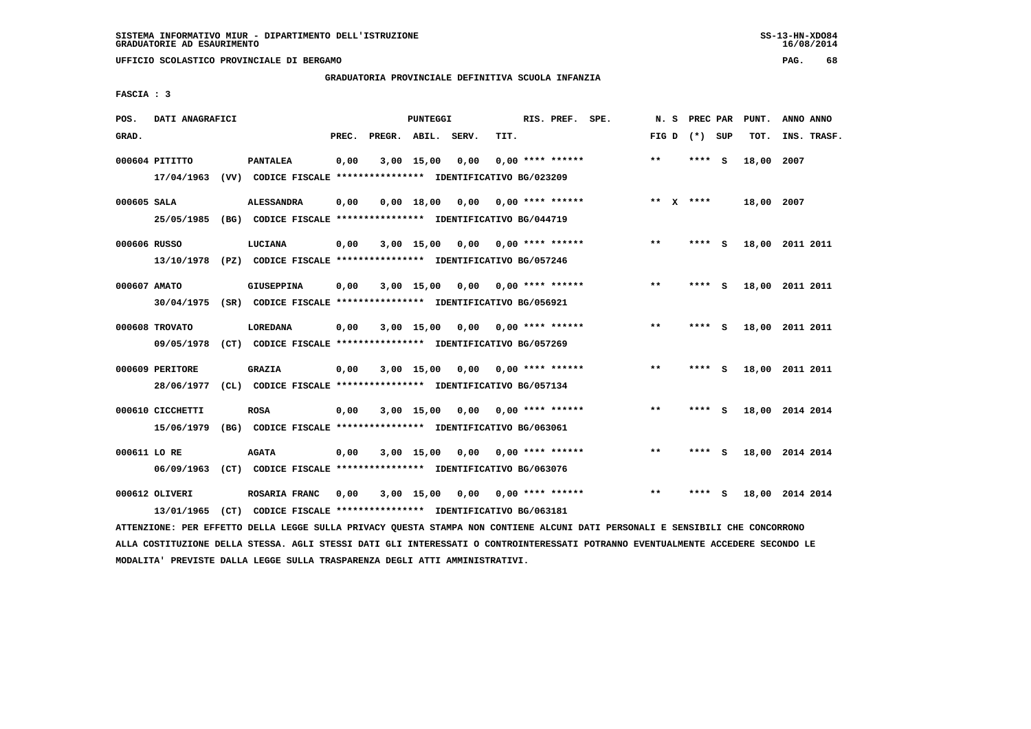SISTEMA INFORMATIVO MIUR - DIPARTIMENTO DELL'ISTRUZIONE
GRADUATORIE AD ESAURIMENTO

UFFICIO SCOLASTICO PROVINCIALE DI BERGAMO

GRADUATORIA PROVINCIALE DEFINITIVA SCUOLA INFANZIA

FASCIA : 3

| POS. GRAD. | DATI ANAGRAFICI | | PREC. | PREGR. | ABIL. | SERV. | TIT. | RIS. PREF. | SPE. | N. S FIG D | PREC PAR (*) SUP | PUNT. TOT. | ANNO ANNO INS. TRASF. |
|---|---|---|---|---|---|---|---|---|---|---|---|---|---|
| 000604 | PITITTO | PANTALEA | 0,00 | 3,00 | 15,00 | 0,00 | 0,00 | **** ****** | | ** | **** S | 18,00 | 2007 |
| | 17/04/1963 (VV) CODICE FISCALE **************** IDENTIFICATIVO BG/023209 | | | | | | | | | | | | |
| 000605 | SALA | ALESSANDRA | 0,00 | 0,00 | 18,00 | 0,00 | 0,00 | **** ****** | | ** X | **** | 18,00 | 2007 |
| | 25/05/1985 (BG) CODICE FISCALE **************** IDENTIFICATIVO BG/044719 | | | | | | | | | | | | |
| 000606 | RUSSO | LUCIANA | 0,00 | 3,00 | 15,00 | 0,00 | 0,00 | **** ****** | | ** | **** S | 18,00 | 2011 2011 |
| | 13/10/1978 (PZ) CODICE FISCALE **************** IDENTIFICATIVO BG/057246 | | | | | | | | | | | | |
| 000607 | AMATO | GIUSEPPINA | 0,00 | 3,00 | 15,00 | 0,00 | 0,00 | **** ****** | | ** | **** S | 18,00 | 2011 2011 |
| | 30/04/1975 (SR) CODICE FISCALE **************** IDENTIFICATIVO BG/056921 | | | | | | | | | | | | |
| 000608 | TROVATO | LOREDANA | 0,00 | 3,00 | 15,00 | 0,00 | 0,00 | **** ****** | | ** | **** S | 18,00 | 2011 2011 |
| | 09/05/1978 (CT) CODICE FISCALE **************** IDENTIFICATIVO BG/057269 | | | | | | | | | | | | |
| 000609 | PERITORE | GRAZIA | 0,00 | 3,00 | 15,00 | 0,00 | 0,00 | **** ****** | | ** | **** S | 18,00 | 2011 2011 |
| | 28/06/1977 (CL) CODICE FISCALE **************** IDENTIFICATIVO BG/057134 | | | | | | | | | | | | |
| 000610 | CICCHETTI | ROSA | 0,00 | 3,00 | 15,00 | 0,00 | 0,00 | **** ****** | | ** | **** S | 18,00 | 2014 2014 |
| | 15/06/1979 (BG) CODICE FISCALE **************** IDENTIFICATIVO BG/063061 | | | | | | | | | | | | |
| 000611 | LO RE | AGATA | 0,00 | 3,00 | 15,00 | 0,00 | 0,00 | **** ****** | | ** | **** S | 18,00 | 2014 2014 |
| | 06/09/1963 (CT) CODICE FISCALE **************** IDENTIFICATIVO BG/063076 | | | | | | | | | | | | |
| 000612 | OLIVERI | ROSARIA FRANC | 0,00 | 3,00 | 15,00 | 0,00 | 0,00 | **** ****** | | ** | **** S | 18,00 | 2014 2014 |
| | 13/01/1965 (CT) CODICE FISCALE **************** IDENTIFICATIVO BG/063181 | | | | | | | | | | | | |

ATTENZIONE: PER EFFETTO DELLA LEGGE SULLA PRIVACY QUESTA STAMPA NON CONTIENE ALCUNI DATI PERSONALI E SENSIBILI CHE CONCORRONO ALLA COSTITUZIONE DELLA STESSA. AGLI STESSI DATI GLI INTERESSATI O CONTROINTERESSATI POTRANNO EVENTUALMENTE ACCEDERE SECONDO LE MODALITA' PREVISTE DALLA LEGGE SULLA TRASPARENZA DEGLI ATTI AMMINISTRATIVI.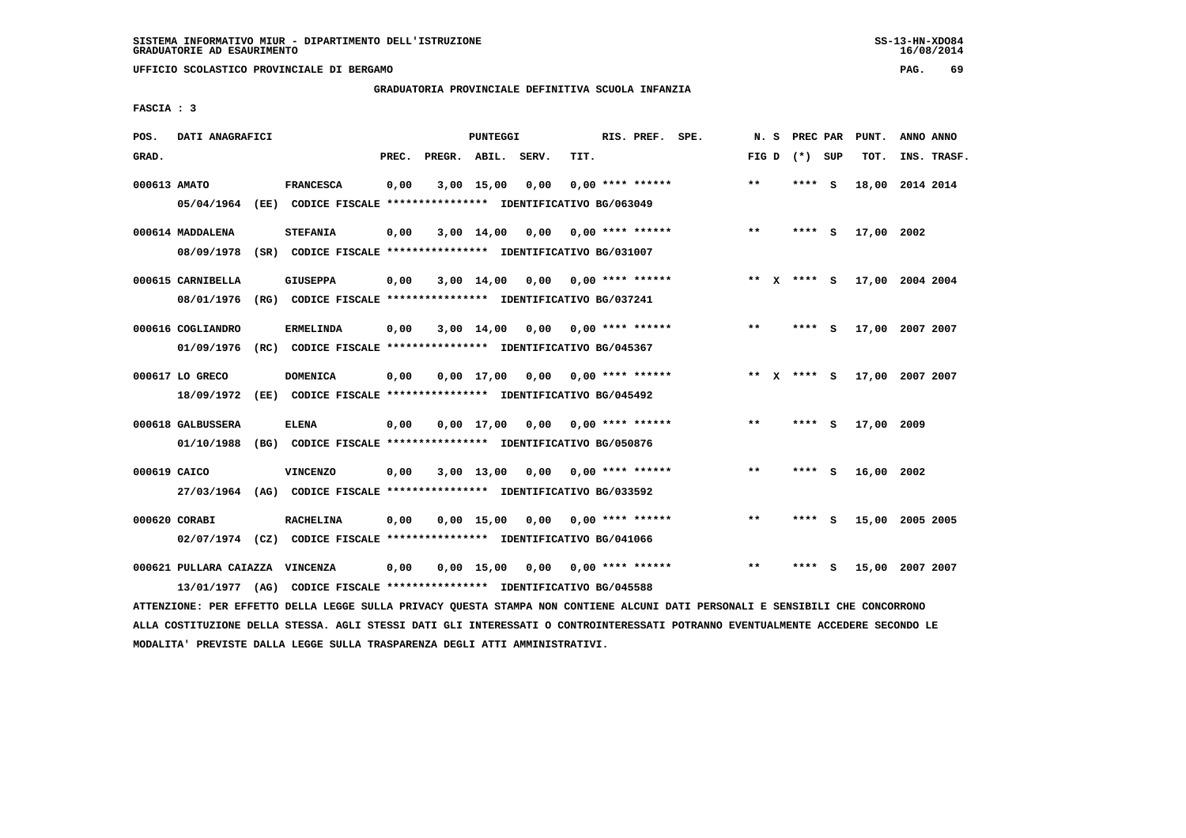SISTEMA INFORMATIVO MIUR - DIPARTIMENTO DELL'ISTRUZIONE
GRADUATORIE AD ESAURIMENTO

UFFICIO SCOLASTICO PROVINCIALE DI BERGAMO

GRADUATORIA PROVINCIALE DEFINITIVA SCUOLA INFANZIA

FASCIA : 3

| POS. GRAD. | DATI ANAGRAFICI | | PREC. | PREGR. | ABIL. | SERV. | TIT. | RIS. PREF. SPE. | N. S FIG D | PREC PAR (*) SUP | PUNT. TOT. | ANNO ANNO INS. TRASF. |
|---|---|---|---|---|---|---|---|---|---|---|---|---|
| 000613 | AMATO | FRANCESCA | 0,00 | 3,00 | 15,00 | 0,00 | 0,00 | **** ****** | ** | **** S | 18,00 | 2014 2014 |
| | 05/04/1964 (EE) CODICE FISCALE **************** IDENTIFICATIVO BG/063049 | | | | | | | | | | | |
| 000614 | MADDALENA | STEFANIA | 0,00 | 3,00 | 14,00 | 0,00 | 0,00 | **** ****** | ** | **** S | 17,00 | 2002 |
| | 08/09/1978 (SR) CODICE FISCALE **************** IDENTIFICATIVO BG/031007 | | | | | | | | | | | |
| 000615 | CARNIBELLA | GIUSEPPA | 0,00 | 3,00 | 14,00 | 0,00 | 0,00 | **** ****** | ** X | **** S | 17,00 | 2004 2004 |
| | 08/01/1976 (RG) CODICE FISCALE **************** IDENTIFICATIVO BG/037241 | | | | | | | | | | | |
| 000616 | COGLIANDRO | ERMELINDA | 0,00 | 3,00 | 14,00 | 0,00 | 0,00 | **** ****** | ** | **** S | 17,00 | 2007 2007 |
| | 01/09/1976 (RC) CODICE FISCALE **************** IDENTIFICATIVO BG/045367 | | | | | | | | | | | |
| 000617 | LO GRECO | DOMENICA | 0,00 | 0,00 | 17,00 | 0,00 | 0,00 | **** ****** | ** X | **** S | 17,00 | 2007 2007 |
| | 18/09/1972 (EE) CODICE FISCALE **************** IDENTIFICATIVO BG/045492 | | | | | | | | | | | |
| 000618 | GALBUSSERA | ELENA | 0,00 | 0,00 | 17,00 | 0,00 | 0,00 | **** ****** | ** | **** S | 17,00 | 2009 |
| | 01/10/1988 (BG) CODICE FISCALE **************** IDENTIFICATIVO BG/050876 | | | | | | | | | | | |
| 000619 | CAICO | VINCENZO | 0,00 | 3,00 | 13,00 | 0,00 | 0,00 | **** ****** | ** | **** S | 16,00 | 2002 |
| | 27/03/1964 (AG) CODICE FISCALE **************** IDENTIFICATIVO BG/033592 | | | | | | | | | | | |
| 000620 | CORABI | RACHELINA | 0,00 | 0,00 | 15,00 | 0,00 | 0,00 | **** ****** | ** | **** S | 15,00 | 2005 2005 |
| | 02/07/1974 (CZ) CODICE FISCALE **************** IDENTIFICATIVO BG/041066 | | | | | | | | | | | |
| 000621 | PULLARA CAIAZZA | VINCENZA | 0,00 | 0,00 | 15,00 | 0,00 | 0,00 | **** ****** | ** | **** S | 15,00 | 2007 2007 |
| | 13/01/1977 (AG) CODICE FISCALE **************** IDENTIFICATIVO BG/045588 | | | | | | | | | | | |

ATTENZIONE: PER EFFETTO DELLA LEGGE SULLA PRIVACY QUESTA STAMPA NON CONTIENE ALCUNI DATI PERSONALI E SENSIBILI CHE CONCORRONO ALLA COSTITUZIONE DELLA STESSA. AGLI STESSI DATI GLI INTERESSATI O CONTROINTERESSATI POTRANNO EVENTUALMENTE ACCEDERE SECONDO LE MODALITA' PREVISTE DALLA LEGGE SULLA TRASPARENZA DEGLI ATTI AMMINISTRATIVI.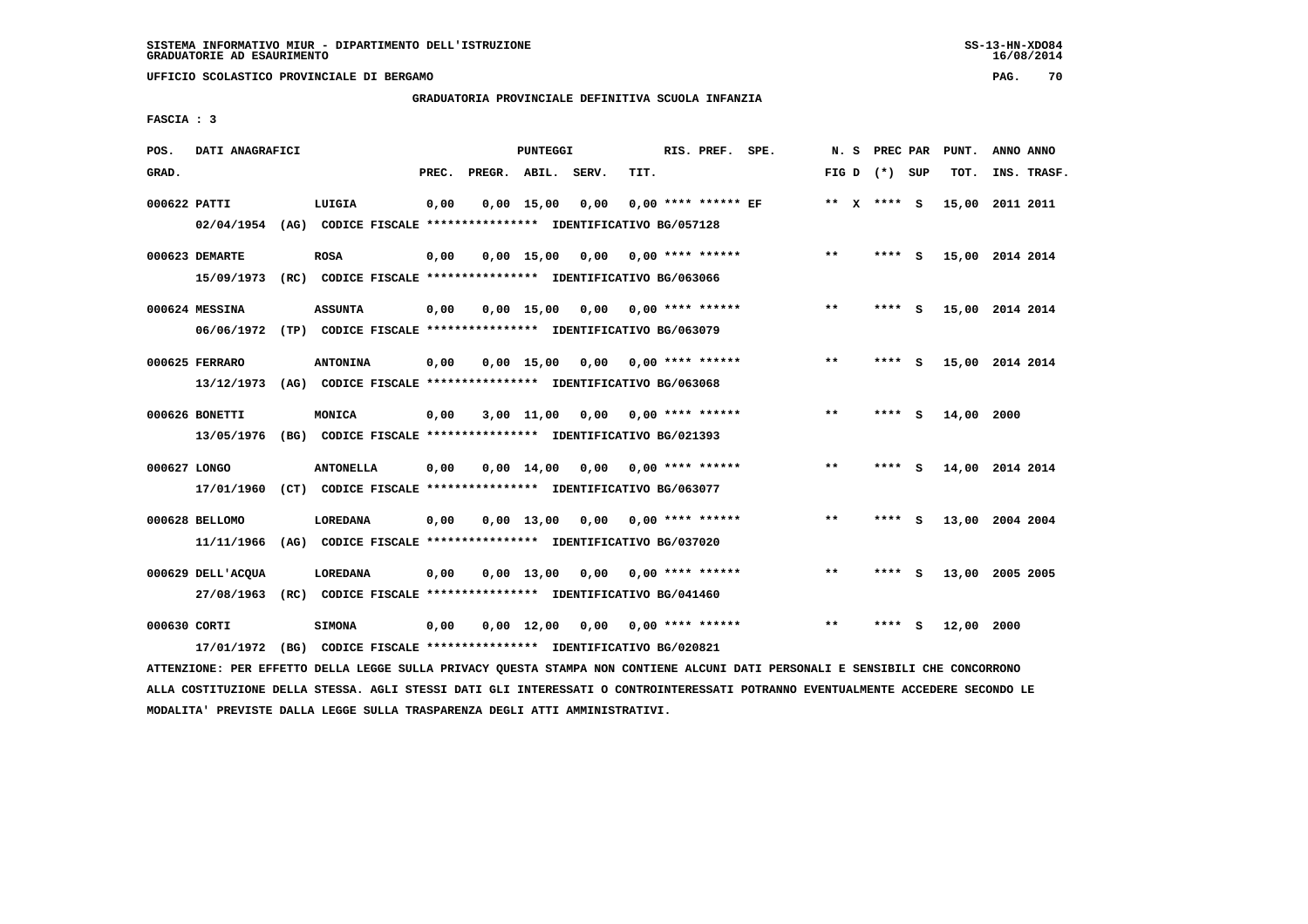SISTEMA INFORMATIVO MIUR - DIPARTIMENTO DELL'ISTRUZIONE
GRADUATORIE AD ESAURIMENTO

UFFICIO SCOLASTICO PROVINCIALE DI BERGAMO

GRADUATORIA PROVINCIALE DEFINITIVA SCUOLA INFANZIA

FASCIA : 3

| POS. GRAD. | DATI ANAGRAFICI | | PREC. | PREGR. | ABIL. | SERV. | TIT. | RIS. PREF. | SPE. | N. S FIG D | PREC PAR (*) | SUP | PUNT. TOT. | ANNO INS. | ANNO TRASF. |
|---|---|---|---|---|---|---|---|---|---|---|---|---|---|---|---|
| 000622 | PATTI | LUIGIA | 0,00 | 0,00 | 15,00 | 0,00 | 0,00 | **** ****** | EF | ** X | **** | S | 15,00 | 2011 | 2011 |
| | 02/04/1954 (AG) CODICE FISCALE **************** IDENTIFICATIVO BG/057128 | | | | | | | | | | | | | | |
| 000623 | DEMARTE | ROSA | 0,00 | 0,00 | 15,00 | 0,00 | 0,00 | **** ****** | | ** | **** | S | 15,00 | 2014 | 2014 |
| | 15/09/1973 (RC) CODICE FISCALE **************** IDENTIFICATIVO BG/063066 | | | | | | | | | | | | | | |
| 000624 | MESSINA | ASSUNTA | 0,00 | 0,00 | 15,00 | 0,00 | 0,00 | **** ****** | | ** | **** | S | 15,00 | 2014 | 2014 |
| | 06/06/1972 (TP) CODICE FISCALE **************** IDENTIFICATIVO BG/063079 | | | | | | | | | | | | | | |
| 000625 | FERRARO | ANTONINA | 0,00 | 0,00 | 15,00 | 0,00 | 0,00 | **** ****** | | ** | **** | S | 15,00 | 2014 | 2014 |
| | 13/12/1973 (AG) CODICE FISCALE **************** IDENTIFICATIVO BG/063068 | | | | | | | | | | | | | | |
| 000626 | BONETTI | MONICA | 0,00 | 3,00 | 11,00 | 0,00 | 0,00 | **** ****** | | ** | **** | S | 14,00 | 2000 | |
| | 13/05/1976 (BG) CODICE FISCALE **************** IDENTIFICATIVO BG/021393 | | | | | | | | | | | | | | |
| 000627 | LONGO | ANTONELLA | 0,00 | 0,00 | 14,00 | 0,00 | 0,00 | **** ****** | | ** | **** | S | 14,00 | 2014 | 2014 |
| | 17/01/1960 (CT) CODICE FISCALE **************** IDENTIFICATIVO BG/063077 | | | | | | | | | | | | | | |
| 000628 | BELLOMO | LOREDANA | 0,00 | 0,00 | 13,00 | 0,00 | 0,00 | **** ****** | | ** | **** | S | 13,00 | 2004 | 2004 |
| | 11/11/1966 (AG) CODICE FISCALE **************** IDENTIFICATIVO BG/037020 | | | | | | | | | | | | | | |
| 000629 | DELL'ACQUA | LOREDANA | 0,00 | 0,00 | 13,00 | 0,00 | 0,00 | **** ****** | | ** | **** | S | 13,00 | 2005 | 2005 |
| | 27/08/1963 (RC) CODICE FISCALE **************** IDENTIFICATIVO BG/041460 | | | | | | | | | | | | | | |
| 000630 | CORTI | SIMONA | 0,00 | 0,00 | 12,00 | 0,00 | 0,00 | **** ****** | | ** | **** | S | 12,00 | 2000 | |
| | 17/01/1972 (BG) CODICE FISCALE **************** IDENTIFICATIVO BG/020821 | | | | | | | | | | | | | | |

ATTENZIONE: PER EFFETTO DELLA LEGGE SULLA PRIVACY QUESTA STAMPA NON CONTIENE ALCUNI DATI PERSONALI E SENSIBILI CHE CONCORRONO ALLA COSTITUZIONE DELLA STESSA. AGLI STESSI DATI GLI INTERESSATI O CONTROINTERESSATI POTRANNO EVENTUALMENTE ACCEDERE SECONDO LE MODALITA' PREVISTE DALLA LEGGE SULLA TRASPARENZA DEGLI ATTI AMMINISTRATIVI.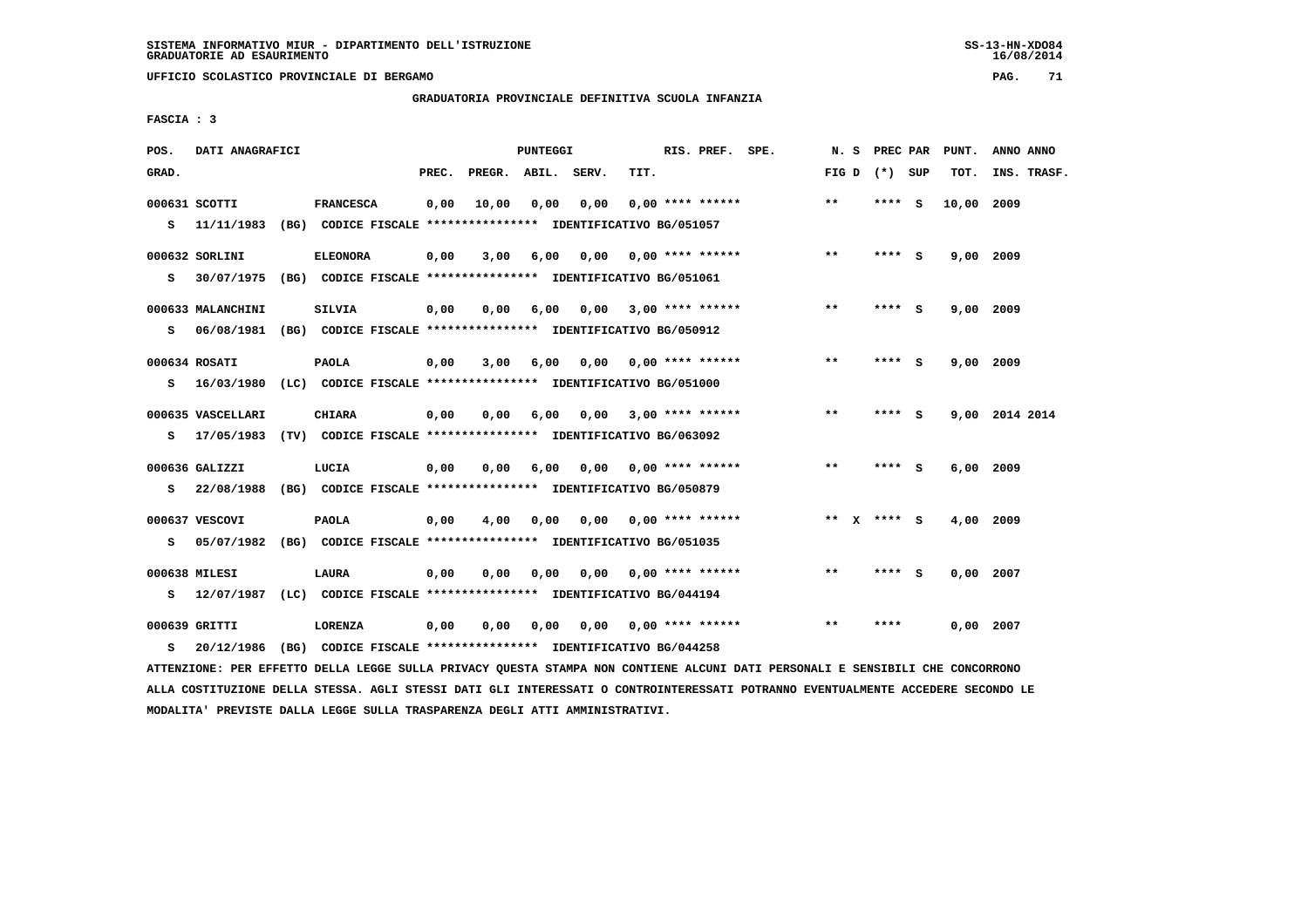SISTEMA INFORMATIVO MIUR - DIPARTIMENTO DELL'ISTRUZIONE
GRADUATORIE AD ESAURIMENTO

UFFICIO SCOLASTICO PROVINCIALE DI BERGAMO

GRADUATORIA PROVINCIALE DEFINITIVA SCUOLA INFANZIA

FASCIA : 3

| POS. GRAD. | DATI ANAGRAFICI | | PREC. | PREGR. | ABIL. | SERV. | TIT. | RIS. PREF. SPE. | N. S FIG D | PREC PAR (*) SUP | PUNT. TOT. | ANNO ANNO INS. TRASF. |
|---|---|---|---|---|---|---|---|---|---|---|---|---|
| 000631 | SCOTTI | FRANCESCA | 0,00 | 10,00 | 0,00 | 0,00 | 0,00 | **** ****** | ** | **** S | 10,00 | 2009 |
| S | 11/11/1983 (BG) CODICE FISCALE **************** IDENTIFICATIVO BG/051057 | | | | | | | | | | | |
| 000632 | SORLINI | ELEONORA | 0,00 | 3,00 | 6,00 | 0,00 | 0,00 | **** ****** | ** | **** S | 9,00 | 2009 |
| S | 30/07/1975 (BG) CODICE FISCALE **************** IDENTIFICATIVO BG/051061 | | | | | | | | | | | |
| 000633 | MALANCHINI | SILVIA | 0,00 | 0,00 | 6,00 | 0,00 | 3,00 | **** ****** | ** | **** S | 9,00 | 2009 |
| S | 06/08/1981 (BG) CODICE FISCALE **************** IDENTIFICATIVO BG/050912 | | | | | | | | | | | |
| 000634 | ROSATI | PAOLA | 0,00 | 3,00 | 6,00 | 0,00 | 0,00 | **** ****** | ** | **** S | 9,00 | 2009 |
| S | 16/03/1980 (LC) CODICE FISCALE **************** IDENTIFICATIVO BG/051000 | | | | | | | | | | | |
| 000635 | VASCELLARI | CHIARA | 0,00 | 0,00 | 6,00 | 0,00 | 3,00 | **** ****** | ** | **** S | 9,00 | 2014 2014 |
| S | 17/05/1983 (TV) CODICE FISCALE **************** IDENTIFICATIVO BG/063092 | | | | | | | | | | | |
| 000636 | GALIZZI | LUCIA | 0,00 | 0,00 | 6,00 | 0,00 | 0,00 | **** ****** | ** | **** S | 6,00 | 2009 |
| S | 22/08/1988 (BG) CODICE FISCALE **************** IDENTIFICATIVO BG/050879 | | | | | | | | | | | |
| 000637 | VESCOVI | PAOLA | 0,00 | 4,00 | 0,00 | 0,00 | 0,00 | **** ****** | ** X | **** S | 4,00 | 2009 |
| S | 05/07/1982 (BG) CODICE FISCALE **************** IDENTIFICATIVO BG/051035 | | | | | | | | | | | |
| 000638 | MILESI | LAURA | 0,00 | 0,00 | 0,00 | 0,00 | 0,00 | **** ****** | ** | **** S | 0,00 | 2007 |
| S | 12/07/1987 (LC) CODICE FISCALE **************** IDENTIFICATIVO BG/044194 | | | | | | | | | | | |
| 000639 | GRITTI | LORENZA | 0,00 | 0,00 | 0,00 | 0,00 | 0,00 | **** ****** | ** | **** | 0,00 | 2007 |
| S | 20/12/1986 (BG) CODICE FISCALE **************** IDENTIFICATIVO BG/044258 | | | | | | | | | | | |

ATTENZIONE: PER EFFETTO DELLA LEGGE SULLA PRIVACY QUESTA STAMPA NON CONTIENE ALCUNI DATI PERSONALI E SENSIBILI CHE CONCORRONO ALLA COSTITUZIONE DELLA STESSA. AGLI STESSI DATI GLI INTERESSATI O CONTROINTERESSATI POTRANNO EVENTUALMENTE ACCEDERE SECONDO LE MODALITA' PREVISTE DALLA LEGGE SULLA TRASPARENZA DEGLI ATTI AMMINISTRATIVI.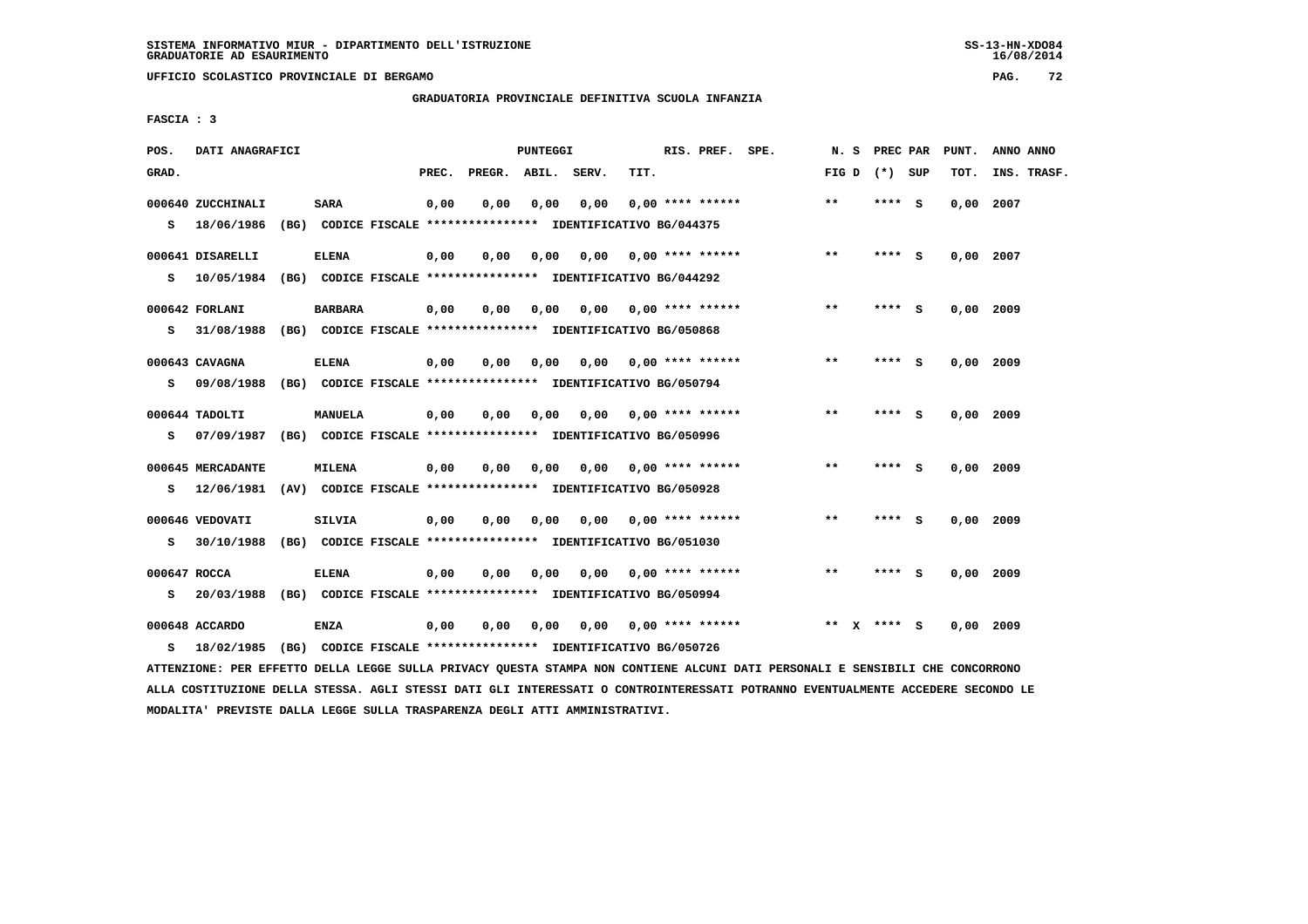SISTEMA INFORMATIVO MIUR - DIPARTIMENTO DELL'ISTRUZIONE
GRADUATORIE AD ESAURIMENTO

UFFICIO SCOLASTICO PROVINCIALE DI BERGAMO

GRADUATORIA PROVINCIALE DEFINITIVA SCUOLA INFANZIA

FASCIA : 3

| POS. GRAD. | DATI ANAGRAFICI | | PREC. | PREGR. | ABIL. | SERV. | TIT. | RIS. PREF. SPE. | N. S FIG D | PREC PAR (*) SUP | PUNT. TOT. | ANNO ANNO INS. TRASF. |
|---|---|---|---|---|---|---|---|---|---|---|---|---|
| 000640 | ZUCCHINALI | SARA | 0,00 | 0,00 | 0,00 | 0,00 | 0,00 | **** ****** | ** | **** S | 0,00 | 2007 |
| S | 18/06/1986 (BG) CODICE FISCALE **************** IDENTIFICATIVO BG/044375 | | | | | | | | | | | |
| 000641 | DISARELLI | ELENA | 0,00 | 0,00 | 0,00 | 0,00 | 0,00 | **** ****** | ** | **** S | 0,00 | 2007 |
| S | 10/05/1984 (BG) CODICE FISCALE **************** IDENTIFICATIVO BG/044292 | | | | | | | | | | | |
| 000642 | FORLANI | BARBARA | 0,00 | 0,00 | 0,00 | 0,00 | 0,00 | **** ****** | ** | **** S | 0,00 | 2009 |
| S | 31/08/1988 (BG) CODICE FISCALE **************** IDENTIFICATIVO BG/050868 | | | | | | | | | | | |
| 000643 | CAVAGNA | ELENA | 0,00 | 0,00 | 0,00 | 0,00 | 0,00 | **** ****** | ** | **** S | 0,00 | 2009 |
| S | 09/08/1988 (BG) CODICE FISCALE **************** IDENTIFICATIVO BG/050794 | | | | | | | | | | | |
| 000644 | TADOLTI | MANUELA | 0,00 | 0,00 | 0,00 | 0,00 | 0,00 | **** ****** | ** | **** S | 0,00 | 2009 |
| S | 07/09/1987 (BG) CODICE FISCALE **************** IDENTIFICATIVO BG/050996 | | | | | | | | | | | |
| 000645 | MERCADANTE | MILENA | 0,00 | 0,00 | 0,00 | 0,00 | 0,00 | **** ****** | ** | **** S | 0,00 | 2009 |
| S | 12/06/1981 (AV) CODICE FISCALE **************** IDENTIFICATIVO BG/050928 | | | | | | | | | | | |
| 000646 | VEDOVATI | SILVIA | 0,00 | 0,00 | 0,00 | 0,00 | 0,00 | **** ****** | ** | **** S | 0,00 | 2009 |
| S | 30/10/1988 (BG) CODICE FISCALE **************** IDENTIFICATIVO BG/051030 | | | | | | | | | | | |
| 000647 | ROCCA | ELENA | 0,00 | 0,00 | 0,00 | 0,00 | 0,00 | **** ****** | ** | **** S | 0,00 | 2009 |
| S | 20/03/1988 (BG) CODICE FISCALE **************** IDENTIFICATIVO BG/050994 | | | | | | | | | | | |
| 000648 | ACCARDO | ENZA | 0,00 | 0,00 | 0,00 | 0,00 | 0,00 | **** ****** | ** X | **** S | 0,00 | 2009 |
| S | 18/02/1985 (BG) CODICE FISCALE **************** IDENTIFICATIVO BG/050726 | | | | | | | | | | | |

ATTENZIONE: PER EFFETTO DELLA LEGGE SULLA PRIVACY QUESTA STAMPA NON CONTIENE ALCUNI DATI PERSONALI E SENSIBILI CHE CONCORRONO ALLA COSTITUZIONE DELLA STESSA. AGLI STESSI DATI GLI INTERESSATI O CONTROINTERESSATI POTRANNO EVENTUALMENTE ACCEDERE SECONDO LE MODALITA' PREVISTE DALLA LEGGE SULLA TRASPARENZA DEGLI ATTI AMMINISTRATIVI.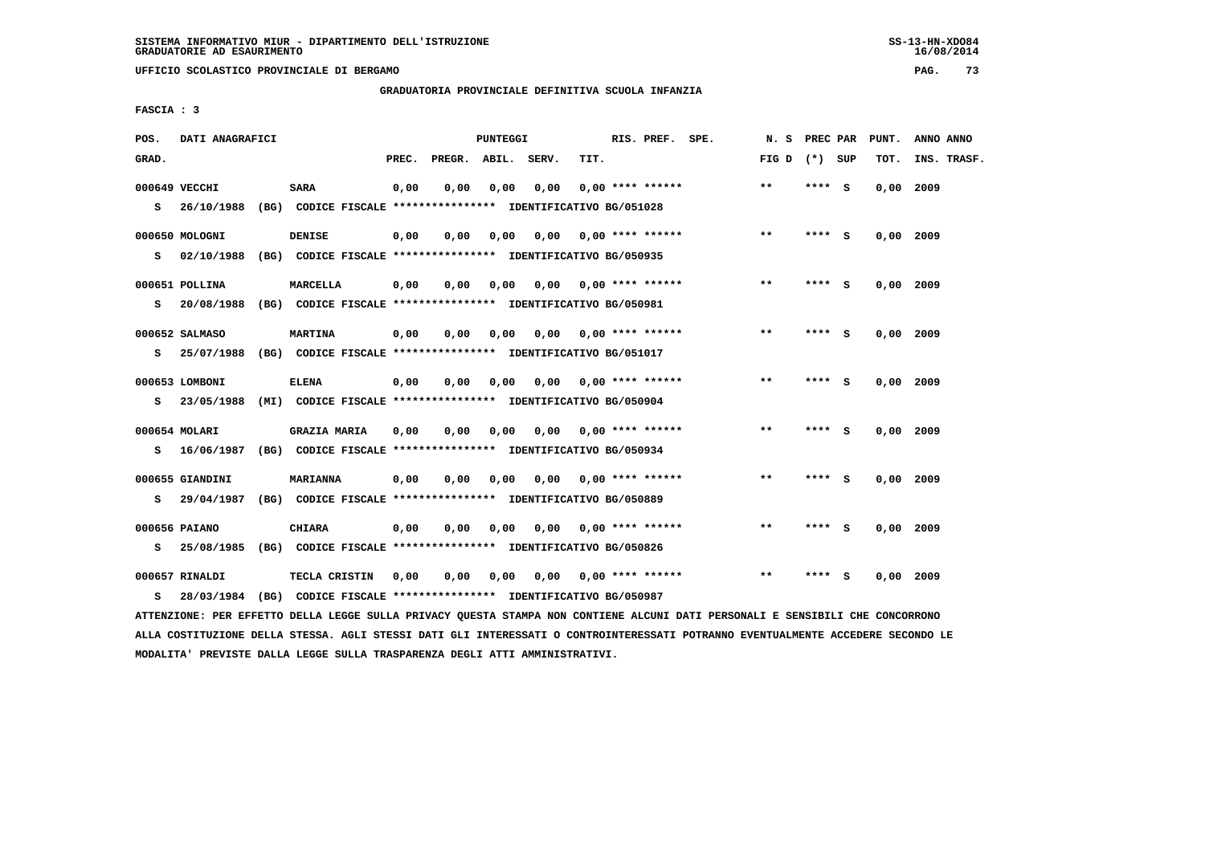SISTEMA INFORMATIVO MIUR - DIPARTIMENTO DELL'ISTRUZIONE
GRADUATORIE AD ESAURIMENTO

UFFICIO SCOLASTICO PROVINCIALE DI BERGAMO

GRADUATORIA PROVINCIALE DEFINITIVA SCUOLA INFANZIA

FASCIA : 3

| POS. GRAD. | DATI ANAGRAFICI | | PREC. | PREGR. | ABIL. | SERV. | TIT. | RIS. PREF. SPE. | N. S FIG D | PREC PAR (*) SUP | PUNT. TOT. | ANNO ANNO INS. TRASF. |
|---|---|---|---|---|---|---|---|---|---|---|---|---|
| 000649 | VECCHI | SARA | 0,00 | 0,00 | 0,00 | 0,00 | 0,00 | **** ****** | ** | **** S | 0,00 | 2009 |
| S | 26/10/1988 (BG) CODICE FISCALE **************** IDENTIFICATIVO BG/051028 | | | | | | | | | | | |
| 000650 | MOLOGNI | DENISE | 0,00 | 0,00 | 0,00 | 0,00 | 0,00 | **** ****** | ** | **** S | 0,00 | 2009 |
| S | 02/10/1988 (BG) CODICE FISCALE **************** IDENTIFICATIVO BG/050935 | | | | | | | | | | | |
| 000651 | POLLINA | MARCELLA | 0,00 | 0,00 | 0,00 | 0,00 | 0,00 | **** ****** | ** | **** S | 0,00 | 2009 |
| S | 20/08/1988 (BG) CODICE FISCALE **************** IDENTIFICATIVO BG/050981 | | | | | | | | | | | |
| 000652 | SALMASO | MARTINA | 0,00 | 0,00 | 0,00 | 0,00 | 0,00 | **** ****** | ** | **** S | 0,00 | 2009 |
| S | 25/07/1988 (BG) CODICE FISCALE **************** IDENTIFICATIVO BG/051017 | | | | | | | | | | | |
| 000653 | LOMBONI | ELENA | 0,00 | 0,00 | 0,00 | 0,00 | 0,00 | **** ****** | ** | **** S | 0,00 | 2009 |
| S | 23/05/1988 (MI) CODICE FISCALE **************** IDENTIFICATIVO BG/050904 | | | | | | | | | | | |
| 000654 | MOLARI | GRAZIA MARIA | 0,00 | 0,00 | 0,00 | 0,00 | 0,00 | **** ****** | ** | **** S | 0,00 | 2009 |
| S | 16/06/1987 (BG) CODICE FISCALE **************** IDENTIFICATIVO BG/050934 | | | | | | | | | | | |
| 000655 | GIANDINI | MARIANNA | 0,00 | 0,00 | 0,00 | 0,00 | 0,00 | **** ****** | ** | **** S | 0,00 | 2009 |
| S | 29/04/1987 (BG) CODICE FISCALE **************** IDENTIFICATIVO BG/050889 | | | | | | | | | | | |
| 000656 | PAIANO | CHIARA | 0,00 | 0,00 | 0,00 | 0,00 | 0,00 | **** ****** | ** | **** S | 0,00 | 2009 |
| S | 25/08/1985 (BG) CODICE FISCALE **************** IDENTIFICATIVO BG/050826 | | | | | | | | | | | |
| 000657 | RINALDI | TECLA CRISTIN | 0,00 | 0,00 | 0,00 | 0,00 | 0,00 | **** ****** | ** | **** S | 0,00 | 2009 |
| S | 28/03/1984 (BG) CODICE FISCALE **************** IDENTIFICATIVO BG/050987 | | | | | | | | | | | |

ATTENZIONE: PER EFFETTO DELLA LEGGE SULLA PRIVACY QUESTA STAMPA NON CONTIENE ALCUNI DATI PERSONALI E SENSIBILI CHE CONCORRONO ALLA COSTITUZIONE DELLA STESSA. AGLI STESSI DATI GLI INTERESSATI O CONTROINTERESSATI POTRANNO EVENTUALMENTE ACCEDERE SECONDO LE MODALITA' PREVISTE DALLA LEGGE SULLA TRASPARENZA DEGLI ATTI AMMINISTRATIVI.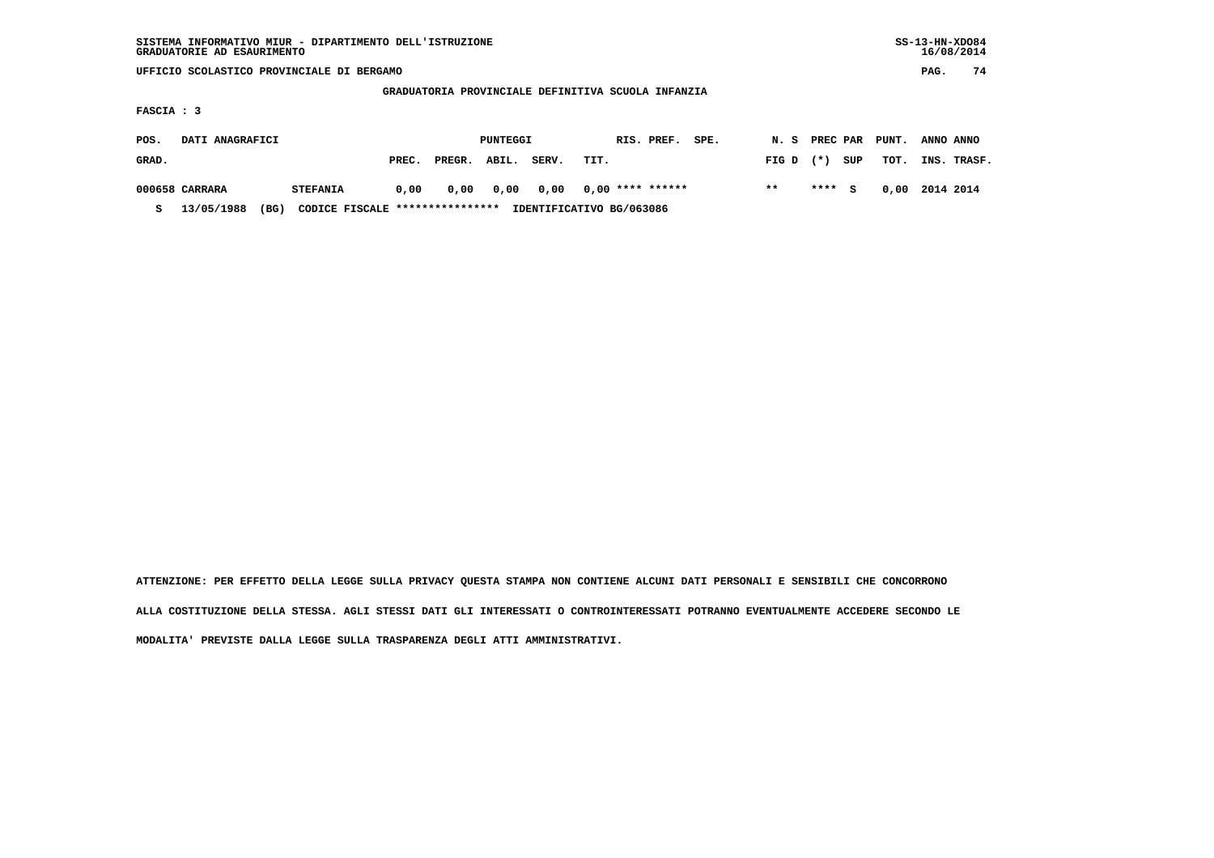SISTEMA INFORMATIVO MIUR - DIPARTIMENTO DELL'ISTRUZIONE
GRADUATORIE AD ESAURIMENTO

UFFICIO SCOLASTICO PROVINCIALE DI BERGAMO

GRADUATORIA PROVINCIALE DEFINITIVA SCUOLA INFANZIA

FASCIA : 3

| POS. GRAD. | DATI ANAGRAFICI | | PUNTEGGI PREC. | PREGR. | ABIL. | SERV. | TIT. | RIS. PREF. | SPE. | N. S FIG D | PREC (*) | PAR SUP | PUNT. TOT. | ANNO INS. | ANNO TRASF. |
|---|---|---|---|---|---|---|---|---|---|---|---|---|---|---|---|
| 000658 | CARRARA | STEFANIA | 0,00 | 0,00 | 0,00 | 0,00 | 0,00 | **** ****** | | ** | **** | S | 0,00 | 2014 | 2014 |
| S | 13/05/1988 (BG) | CODICE FISCALE **************** | IDENTIFICATIVO BG/063086 | | | | | | | | | | | | |

ATTENZIONE: PER EFFETTO DELLA LEGGE SULLA PRIVACY QUESTA STAMPA NON CONTIENE ALCUNI DATI PERSONALI E SENSIBILI CHE CONCORRONO ALLA COSTITUZIONE DELLA STESSA. AGLI STESSI DATI GLI INTERESSATI O CONTROINTERESSATI POTRANNO EVENTUALMENTE ACCEDERE SECONDO LE MODALITA' PREVISTE DALLA LEGGE SULLA TRASPARENZA DEGLI ATTI AMMINISTRATIVI.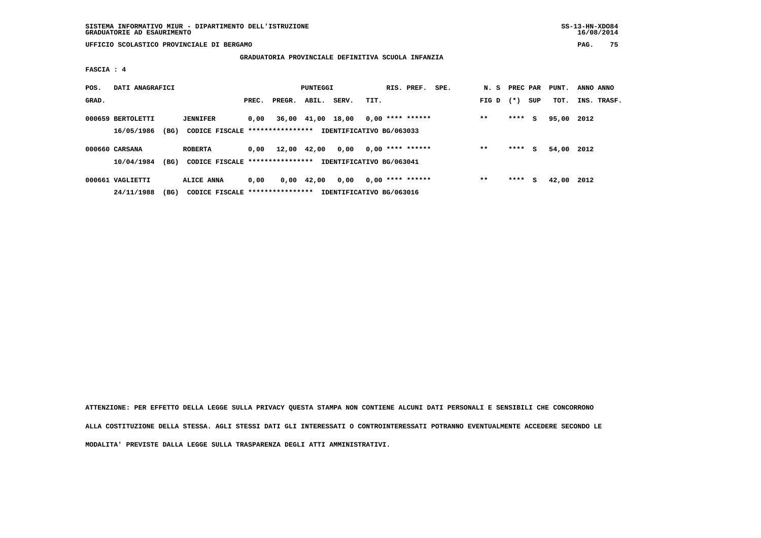SISTEMA INFORMATIVO MIUR - DIPARTIMENTO DELL'ISTRUZIONE
GRADUATORIE AD ESAURIMENTO

UFFICIO SCOLASTICO PROVINCIALE DI BERGAMO

GRADUATORIA PROVINCIALE DEFINITIVA SCUOLA INFANZIA

FASCIA : 4

| POS. GRAD. | DATI ANAGRAFICI | | | PREC. | PREGR. | ABIL. | SERV. | TIT. | RIS. PREF. | SPE. | N. S FIG D | PREC PAR (*) | SUP | PUNT. TOT. | ANNO INS. | ANNO TRASF. |
|---|---|---|---|---|---|---|---|---|---|---|---|---|---|---|---|---|
| 000659 | BERTOLETTI | | JENNIFER | 0,00 | 36,00 | 41,00 | 18,00 | 0,00 | **** ****** | | ** | **** | S | 95,00 | 2012 | |
| | 16/05/1986 | (BG) | CODICE FISCALE **************** IDENTIFICATIVO BG/063033 | | | | | | | | | | | | | |
| 000660 | CARSANA | | ROBERTA | 0,00 | 12,00 | 42,00 | 0,00 | 0,00 | **** ****** | | ** | **** | S | 54,00 | 2012 | |
| | 10/04/1984 | (BG) | CODICE FISCALE **************** IDENTIFICATIVO BG/063041 | | | | | | | | | | | | | |
| 000661 | VAGLIETTI | | ALICE ANNA | 0,00 | 0,00 | 42,00 | 0,00 | 0,00 | **** ****** | | ** | **** | S | 42,00 | 2012 | |
| | 24/11/1988 | (BG) | CODICE FISCALE **************** IDENTIFICATIVO BG/063016 | | | | | | | | | | | | | |

ATTENZIONE: PER EFFETTO DELLA LEGGE SULLA PRIVACY QUESTA STAMPA NON CONTIENE ALCUNI DATI PERSONALI E SENSIBILI CHE CONCORRONO ALLA COSTITUZIONE DELLA STESSA. AGLI STESSI DATI GLI INTERESSATI O CONTROINTERESSATI POTRANNO EVENTUALMENTE ACCEDERE SECONDO LE MODALITA' PREVISTE DALLA LEGGE SULLA TRASPARENZA DEGLI ATTI AMMINISTRATIVI.